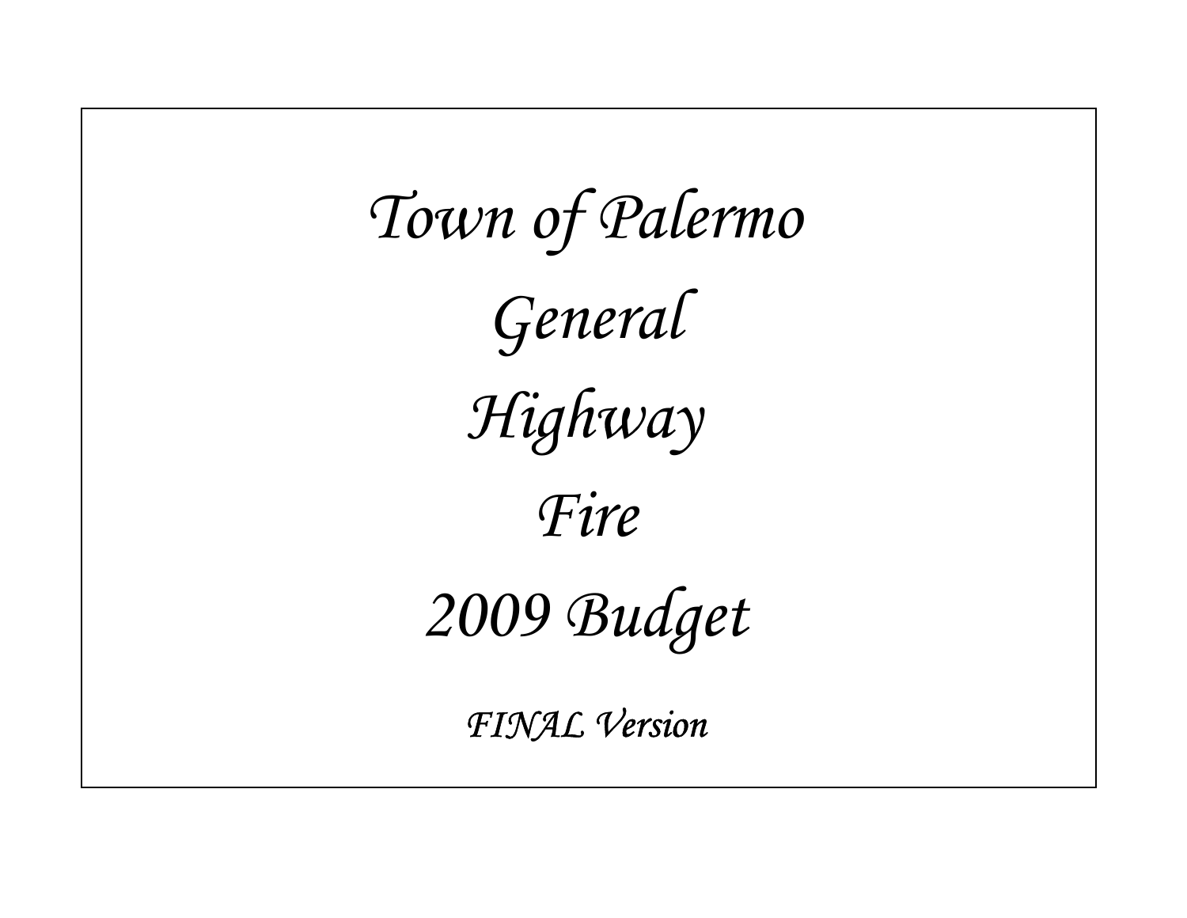# *Town of Palermo*

# *General*

# *Highway*

# *Fire*

# *2009 Budget*

*FINAL Version*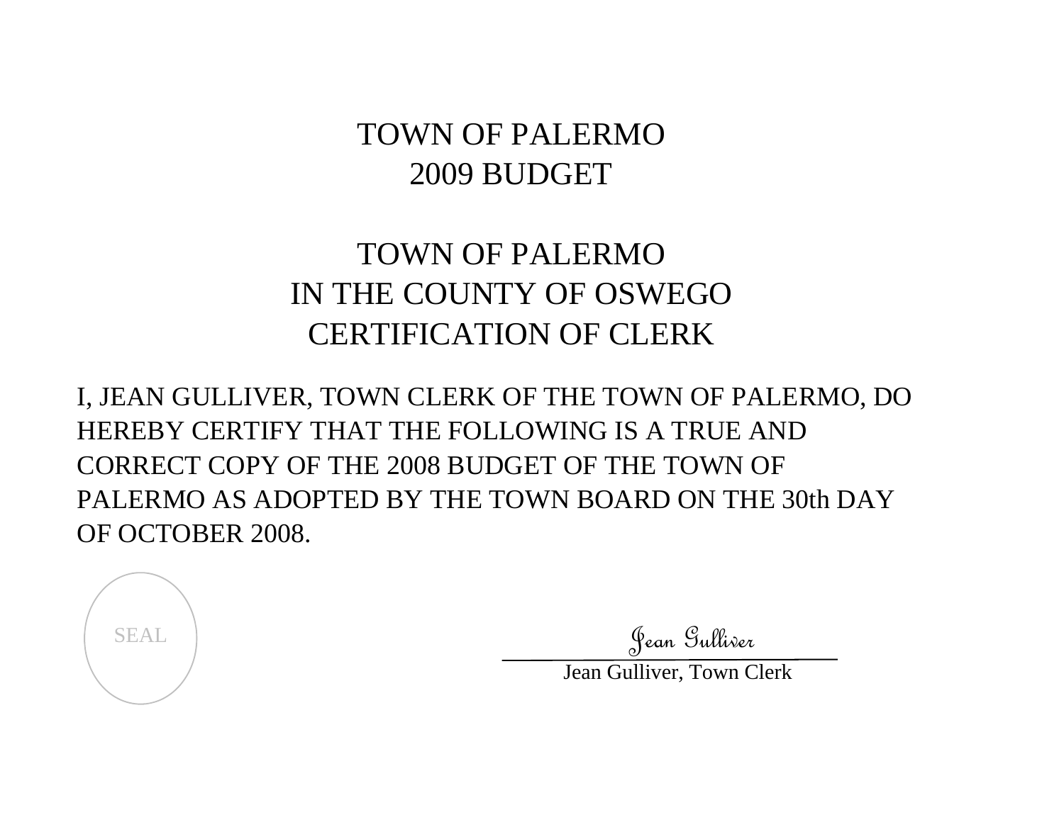# TOWN OF PALERMO
# 2009 BUDGET

## TOWN OF PALERMO
## IN THE COUNTY OF OSWEGO
## CERTIFICATION OF CLERK

I, JEAN GULLIVER, TOWN CLERK OF THE TOWN OF PALERMO, DO HEREBY CERTIFY THAT THE FOLLOWING IS A TRUE AND CORRECT COPY OF THE 2008 BUDGET OF THE TOWN OF PALERMO AS ADOPTED BY THE TOWN BOARD ON THE 30th DAY OF OCTOBER 2008.

SEAL

*Jean Gulliver*

Jean Gulliver, Town Clerk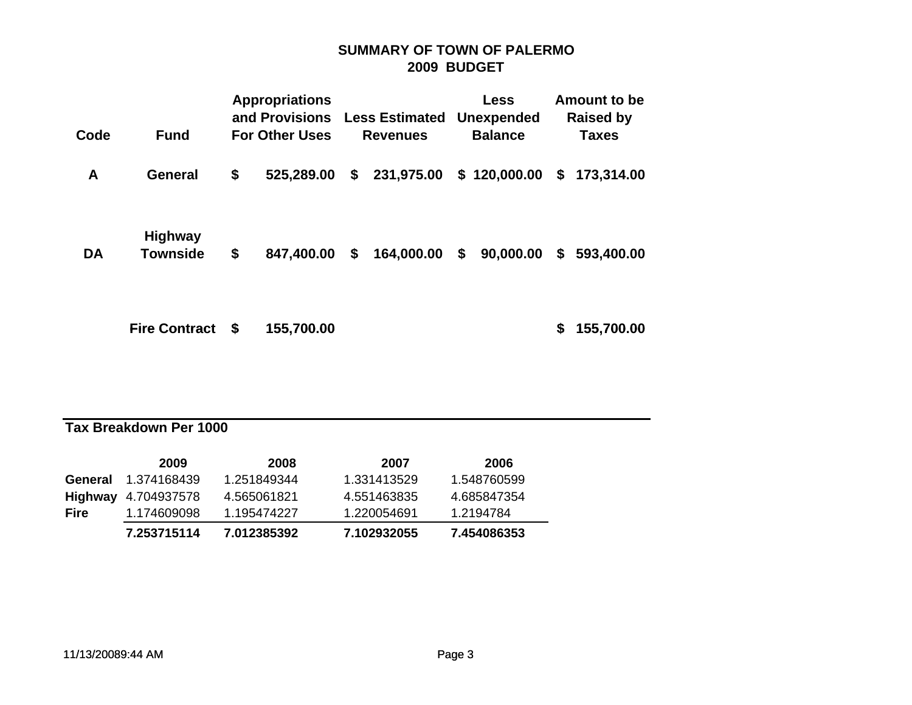# SUMMARY OF TOWN OF PALERMO
## 2009 BUDGET

| Code | Fund | Appropriations and Provisions For Other Uses | Less Estimated Revenues | Less Unexpended Balance | Amount to be Raised by Taxes |
|---|---|---|---|---|---|
| A | General | $ 525,289.00 | $ 231,975.00 | $ 120,000.00 | $ 173,314.00 |
| DA | Highway Townside | $ 847,400.00 | $ 164,000.00 | $ 90,000.00 | $ 593,400.00 |
| | Fire Contract | $ 155,700.00 | | | $ 155,700.00 |

**Tax Breakdown Per 1000**

| | 2009 | 2008 | 2007 | 2006 |
|---|---|---|---|---|
| **General** | 1.374168439 | 1.251849344 | 1.331413529 | 1.548760599 |
| **Highway** | 4.704937578 | 4.565061821 | 4.551463835 | 4.685847354 |
| **Fire** | 1.174609098 | 1.195474227 | 1.220054691 | 1.2194784 |
| | **7.253715114** | **7.012385392** | **7.102932055** | **7.454086353** |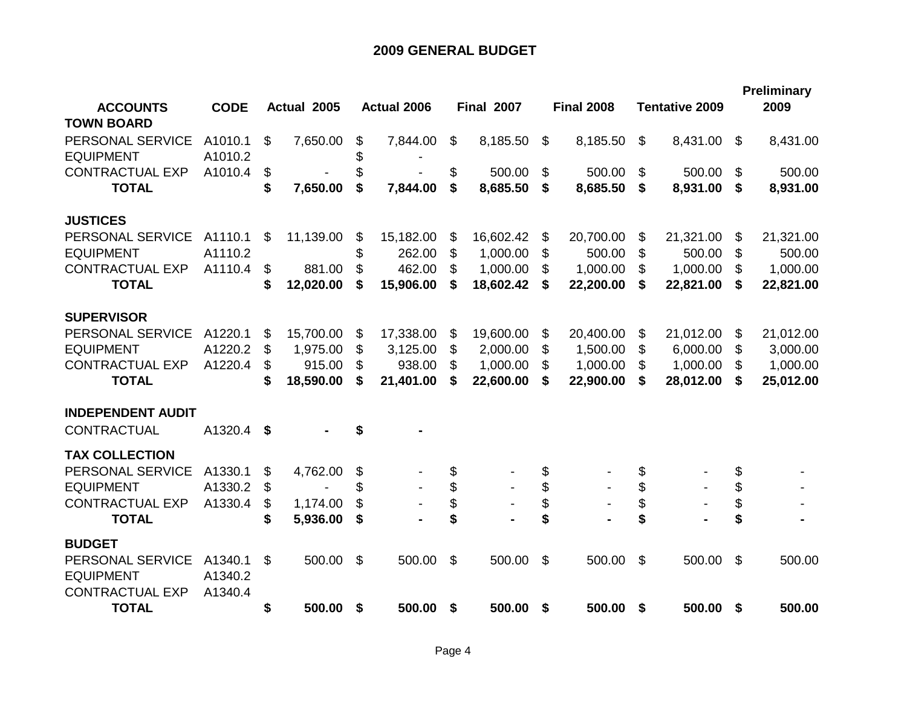# 2009 GENERAL BUDGET

| ACCOUNTS | CODE | Actual 2005 | Actual 2006 | Final 2007 | Final 2008 | Tentative 2009 | Preliminary 2009 |
|---|---|---|---|---|---|---|---|
| **TOWN BOARD** | | | | | | | |
| PERSONAL SERVICE | A1010.1 | $ 7,650.00 | $ 7,844.00 | $ 8,185.50 | $ 8,185.50 | $ 8,431.00 | $ 8,431.00 |
| EQUIPMENT | A1010.2 | | $ - | | | | |
| CONTRACTUAL EXP | A1010.4 | $ - | $ - | $ 500.00 | $ 500.00 | $ 500.00 | $ 500.00 |
| **TOTAL** | | **$ 7,650.00** | **$ 7,844.00** | **$ 8,685.50** | **$ 8,685.50** | **$ 8,931.00** | **$ 8,931.00** |
| | | | | | | | |
| **JUSTICES** | | | | | | | |
| PERSONAL SERVICE | A1110.1 | $ 11,139.00 | $ 15,182.00 | $ 16,602.42 | $ 20,700.00 | $ 21,321.00 | $ 21,321.00 |
| EQUIPMENT | A1110.2 | | $ 262.00 | $ 1,000.00 | $ 500.00 | $ 500.00 | $ 500.00 |
| CONTRACTUAL EXP | A1110.4 | $ 881.00 | $ 462.00 | $ 1,000.00 | $ 1,000.00 | $ 1,000.00 | $ 1,000.00 |
| **TOTAL** | | **$ 12,020.00** | **$ 15,906.00** | **$ 18,602.42** | **$ 22,200.00** | **$ 22,821.00** | **$ 22,821.00** |
| | | | | | | | |
| **SUPERVISOR** | | | | | | | |
| PERSONAL SERVICE | A1220.1 | $ 15,700.00 | $ 17,338.00 | $ 19,600.00 | $ 20,400.00 | $ 21,012.00 | $ 21,012.00 |
| EQUIPMENT | A1220.2 | $ 1,975.00 | $ 3,125.00 | $ 2,000.00 | $ 1,500.00 | $ 6,000.00 | $ 3,000.00 |
| CONTRACTUAL EXP | A1220.4 | $ 915.00 | $ 938.00 | $ 1,000.00 | $ 1,000.00 | $ 1,000.00 | $ 1,000.00 |
| **TOTAL** | | **$ 18,590.00** | **$ 21,401.00** | **$ 22,600.00** | **$ 22,900.00** | **$ 28,012.00** | **$ 25,012.00** |
| | | | | | | | |
| **INDEPENDENT AUDIT** | | | | | | | |
| CONTRACTUAL | A1320.4 | **$ -** | **$ -** | | | | |
| | | | | | | | |
| **TAX COLLECTION** | | | | | | | |
| PERSONAL SERVICE | A1330.1 | $ 4,762.00 | $ - | $ - | $ - | $ - | $ - |
| EQUIPMENT | A1330.2 | $ - | $ - | $ - | $ - | $ - | $ - |
| CONTRACTUAL EXP | A1330.4 | $ 1,174.00 | $ - | $ - | $ - | $ - | $ - |
| **TOTAL** | | **$ 5,936.00** | **$ -** | **$ -** | **$ -** | **$ -** | **$ -** |
| | | | | | | | |
| **BUDGET** | | | | | | | |
| PERSONAL SERVICE | A1340.1 | $ 500.00 | $ 500.00 | $ 500.00 | $ 500.00 | $ 500.00 | $ 500.00 |
| EQUIPMENT | A1340.2 | | | | | | |
| CONTRACTUAL EXP | A1340.4 | | | | | | |
| **TOTAL** | | **$ 500.00** | **$ 500.00** | **$ 500.00** | **$ 500.00** | **$ 500.00** | **$ 500.00** |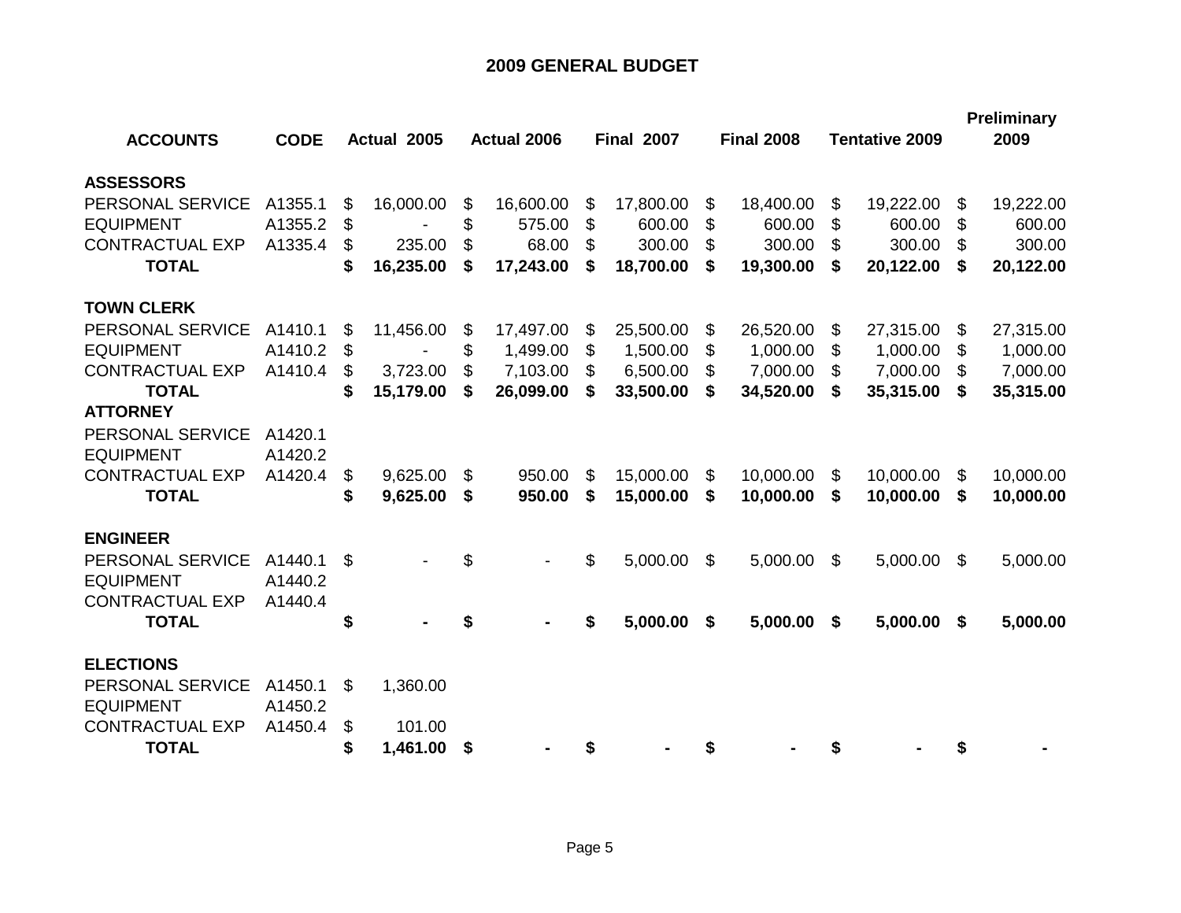# 2009 GENERAL BUDGET

| ACCOUNTS | CODE | Actual 2005 | Actual 2006 | Final 2007 | Final 2008 | Tentative 2009 | Preliminary 2009 |
|---|---|---|---|---|---|---|---|
| **ASSESSORS** | | | | | | | |
| PERSONAL SERVICE | A1355.1 | $ 16,000.00 | $ 16,600.00 | $ 17,800.00 | $ 18,400.00 | $ 19,222.00 | $ 19,222.00 |
| EQUIPMENT | A1355.2 | $ - | $ 575.00 | $ 600.00 | $ 600.00 | $ 600.00 | $ 600.00 |
| CONTRACTUAL EXP | A1335.4 | $ 235.00 | $ 68.00 | $ 300.00 | $ 300.00 | $ 300.00 | $ 300.00 |
| **TOTAL** | | **$ 16,235.00** | **$ 17,243.00** | **$ 18,700.00** | **$ 19,300.00** | **$ 20,122.00** | **$ 20,122.00** |
| **TOWN CLERK** | | | | | | | |
| PERSONAL SERVICE | A1410.1 | $ 11,456.00 | $ 17,497.00 | $ 25,500.00 | $ 26,520.00 | $ 27,315.00 | $ 27,315.00 |
| EQUIPMENT | A1410.2 | $ - | $ 1,499.00 | $ 1,500.00 | $ 1,000.00 | $ 1,000.00 | $ 1,000.00 |
| CONTRACTUAL EXP | A1410.4 | $ 3,723.00 | $ 7,103.00 | $ 6,500.00 | $ 7,000.00 | $ 7,000.00 | $ 7,000.00 |
| **TOTAL** | | **$ 15,179.00** | **$ 26,099.00** | **$ 33,500.00** | **$ 34,520.00** | **$ 35,315.00** | **$ 35,315.00** |
| **ATTORNEY** | | | | | | | |
| PERSONAL SERVICE | A1420.1 | | | | | | |
| EQUIPMENT | A1420.2 | | | | | | |
| CONTRACTUAL EXP | A1420.4 | $ 9,625.00 | $ 950.00 | $ 15,000.00 | $ 10,000.00 | $ 10,000.00 | $ 10,000.00 |
| **TOTAL** | | **$ 9,625.00** | **$ 950.00** | **$ 15,000.00** | **$ 10,000.00** | **$ 10,000.00** | **$ 10,000.00** |
| **ENGINEER** | | | | | | | |
| PERSONAL SERVICE | A1440.1 | $ - | $ - | $ 5,000.00 | $ 5,000.00 | $ 5,000.00 | $ 5,000.00 |
| EQUIPMENT | A1440.2 | | | | | | |
| CONTRACTUAL EXP | A1440.4 | | | | | | |
| **TOTAL** | | **$ -** | **$ -** | **$ 5,000.00** | **$ 5,000.00** | **$ 5,000.00** | **$ 5,000.00** |
| **ELECTIONS** | | | | | | | |
| PERSONAL SERVICE | A1450.1 | $ 1,360.00 | | | | | |
| EQUIPMENT | A1450.2 | | | | | | |
| CONTRACTUAL EXP | A1450.4 | $ 101.00 | | | | | |
| **TOTAL** | | **$ 1,461.00** | **$ -** | **$ -** | **$ -** | **$ -** | **$ -** |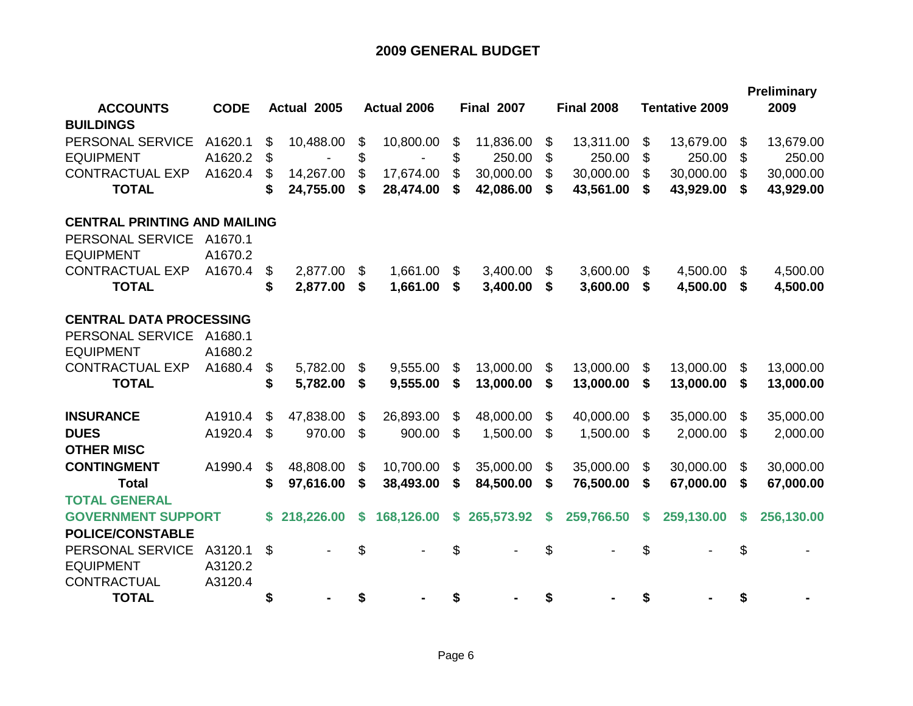## 2009 GENERAL BUDGET

| ACCOUNTS | CODE | Actual 2005 | Actual 2006 | Final 2007 | Final 2008 | Tentative 2009 | Preliminary 2009 |
|---|---|---|---|---|---|---|---|
| **BUILDINGS** | | | | | | | |
| PERSONAL SERVICE | A1620.1 | $ 10,488.00 | $ 10,800.00 | $ 11,836.00 | $ 13,311.00 | $ 13,679.00 | $ 13,679.00 |
| EQUIPMENT | A1620.2 | $ - | $ - | $ 250.00 | $ 250.00 | $ 250.00 | $ 250.00 |
| CONTRACTUAL EXP | A1620.4 | $ 14,267.00 | $ 17,674.00 | $ 30,000.00 | $ 30,000.00 | $ 30,000.00 | $ 30,000.00 |
| **TOTAL** | | **$ 24,755.00** | **$ 28,474.00** | **$ 42,086.00** | **$ 43,561.00** | **$ 43,929.00** | **$ 43,929.00** |
| | | | | | | | |
| **CENTRAL PRINTING AND MAILING** | | | | | | | |
| PERSONAL SERVICE | A1670.1 | | | | | | |
| EQUIPMENT | A1670.2 | | | | | | |
| CONTRACTUAL EXP | A1670.4 | $ 2,877.00 | $ 1,661.00 | $ 3,400.00 | $ 3,600.00 | $ 4,500.00 | $ 4,500.00 |
| **TOTAL** | | **$ 2,877.00** | **$ 1,661.00** | **$ 3,400.00** | **$ 3,600.00** | **$ 4,500.00** | **$ 4,500.00** |
| | | | | | | | |
| **CENTRAL DATA PROCESSING** | | | | | | | |
| PERSONAL SERVICE | A1680.1 | | | | | | |
| EQUIPMENT | A1680.2 | | | | | | |
| CONTRACTUAL EXP | A1680.4 | $ 5,782.00 | $ 9,555.00 | $ 13,000.00 | $ 13,000.00 | $ 13,000.00 | $ 13,000.00 |
| **TOTAL** | | **$ 5,782.00** | **$ 9,555.00** | **$ 13,000.00** | **$ 13,000.00** | **$ 13,000.00** | **$ 13,000.00** |
| | | | | | | | |
| **INSURANCE** | A1910.4 | $ 47,838.00 | $ 26,893.00 | $ 48,000.00 | $ 40,000.00 | $ 35,000.00 | $ 35,000.00 |
| **DUES** | A1920.4 | $ 970.00 | $ 900.00 | $ 1,500.00 | $ 1,500.00 | $ 2,000.00 | $ 2,000.00 |
| **OTHER MISC** | | | | | | | |
| **CONTINGMENT** | A1990.4 | $ 48,808.00 | $ 10,700.00 | $ 35,000.00 | $ 35,000.00 | $ 30,000.00 | $ 30,000.00 |
| **Total** | | **$ 97,616.00** | **$ 38,493.00** | **$ 84,500.00** | **$ 76,500.00** | **$ 67,000.00** | **$ 67,000.00** |
| **TOTAL GENERAL GOVERNMENT SUPPORT** | | **$ 218,226.00** | **$ 168,126.00** | **$ 265,573.92** | **$ 259,766.50** | **$ 259,130.00** | **$ 256,130.00** |
| **POLICE/CONSTABLE** | | | | | | | |
| PERSONAL SERVICE | A3120.1 | $ - | $ - | $ - | $ - | $ - | $ - |
| EQUIPMENT | A3120.2 | | | | | | |
| CONTRACTUAL | A3120.4 | | | | | | |
| **TOTAL** | | **$ -** | **$ -** | **$ -** | **$ -** | **$ -** | **$ -** |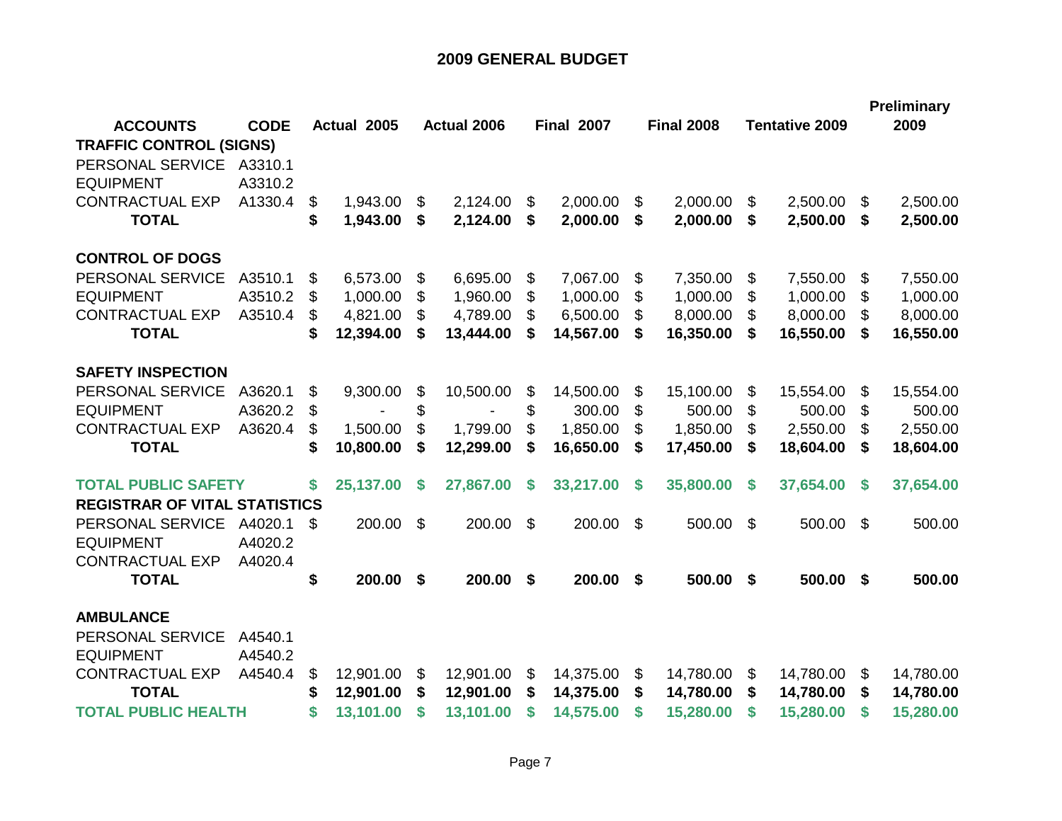# 2009 GENERAL BUDGET

| ACCOUNTS | CODE | Actual 2005 | Actual 2006 | Final 2007 | Final 2008 | Tentative 2009 | Preliminary 2009 |
|---|---|---|---|---|---|---|---|
| **TRAFFIC CONTROL (SIGNS)** | | | | | | | |
| PERSONAL SERVICE | A3310.1 | | | | | | |
| EQUIPMENT | A3310.2 | | | | | | |
| CONTRACTUAL EXP | A1330.4 | $ 1,943.00 | $ 2,124.00 | $ 2,000.00 | $ 2,000.00 | $ 2,500.00 | $ 2,500.00 |
| **TOTAL** | | **$ 1,943.00** | **$ 2,124.00** | **$ 2,000.00** | **$ 2,000.00** | **$ 2,500.00** | **$ 2,500.00** |
| | | | | | | | |
| **CONTROL OF DOGS** | | | | | | | |
| PERSONAL SERVICE | A3510.1 | $ 6,573.00 | $ 6,695.00 | $ 7,067.00 | $ 7,350.00 | $ 7,550.00 | $ 7,550.00 |
| EQUIPMENT | A3510.2 | $ 1,000.00 | $ 1,960.00 | $ 1,000.00 | $ 1,000.00 | $ 1,000.00 | $ 1,000.00 |
| CONTRACTUAL EXP | A3510.4 | $ 4,821.00 | $ 4,789.00 | $ 6,500.00 | $ 8,000.00 | $ 8,000.00 | $ 8,000.00 |
| **TOTAL** | | **$ 12,394.00** | **$ 13,444.00** | **$ 14,567.00** | **$ 16,350.00** | **$ 16,550.00** | **$ 16,550.00** |
| | | | | | | | |
| **SAFETY INSPECTION** | | | | | | | |
| PERSONAL SERVICE | A3620.1 | $ 9,300.00 | $ 10,500.00 | $ 14,500.00 | $ 15,100.00 | $ 15,554.00 | $ 15,554.00 |
| EQUIPMENT | A3620.2 | $ - | $ - | $ 300.00 | $ 500.00 | $ 500.00 | $ 500.00 |
| CONTRACTUAL EXP | A3620.4 | $ 1,500.00 | $ 1,799.00 | $ 1,850.00 | $ 1,850.00 | $ 2,550.00 | $ 2,550.00 |
| **TOTAL** | | **$ 10,800.00** | **$ 12,299.00** | **$ 16,650.00** | **$ 17,450.00** | **$ 18,604.00** | **$ 18,604.00** |
| | | | | | | | |
| **TOTAL PUBLIC SAFETY** | | **$ 25,137.00** | **$ 27,867.00** | **$ 33,217.00** | **$ 35,800.00** | **$ 37,654.00** | **$ 37,654.00** |
| **REGISTRAR OF VITAL STATISTICS** | | | | | | | |
| PERSONAL SERVICE | A4020.1 | $ 200.00 | $ 200.00 | $ 200.00 | $ 500.00 | $ 500.00 | $ 500.00 |
| EQUIPMENT | A4020.2 | | | | | | |
| CONTRACTUAL EXP | A4020.4 | | | | | | |
| **TOTAL** | | **$ 200.00** | **$ 200.00** | **$ 200.00** | **$ 500.00** | **$ 500.00** | **$ 500.00** |
| | | | | | | | |
| **AMBULANCE** | | | | | | | |
| PERSONAL SERVICE | A4540.1 | | | | | | |
| EQUIPMENT | A4540.2 | | | | | | |
| CONTRACTUAL EXP | A4540.4 | $ 12,901.00 | $ 12,901.00 | $ 14,375.00 | $ 14,780.00 | $ 14,780.00 | $ 14,780.00 |
| **TOTAL** | | **$ 12,901.00** | **$ 12,901.00** | **$ 14,375.00** | **$ 14,780.00** | **$ 14,780.00** | **$ 14,780.00** |
| **TOTAL PUBLIC HEALTH** | | **$ 13,101.00** | **$ 13,101.00** | **$ 14,575.00** | **$ 15,280.00** | **$ 15,280.00** | **$ 15,280.00** |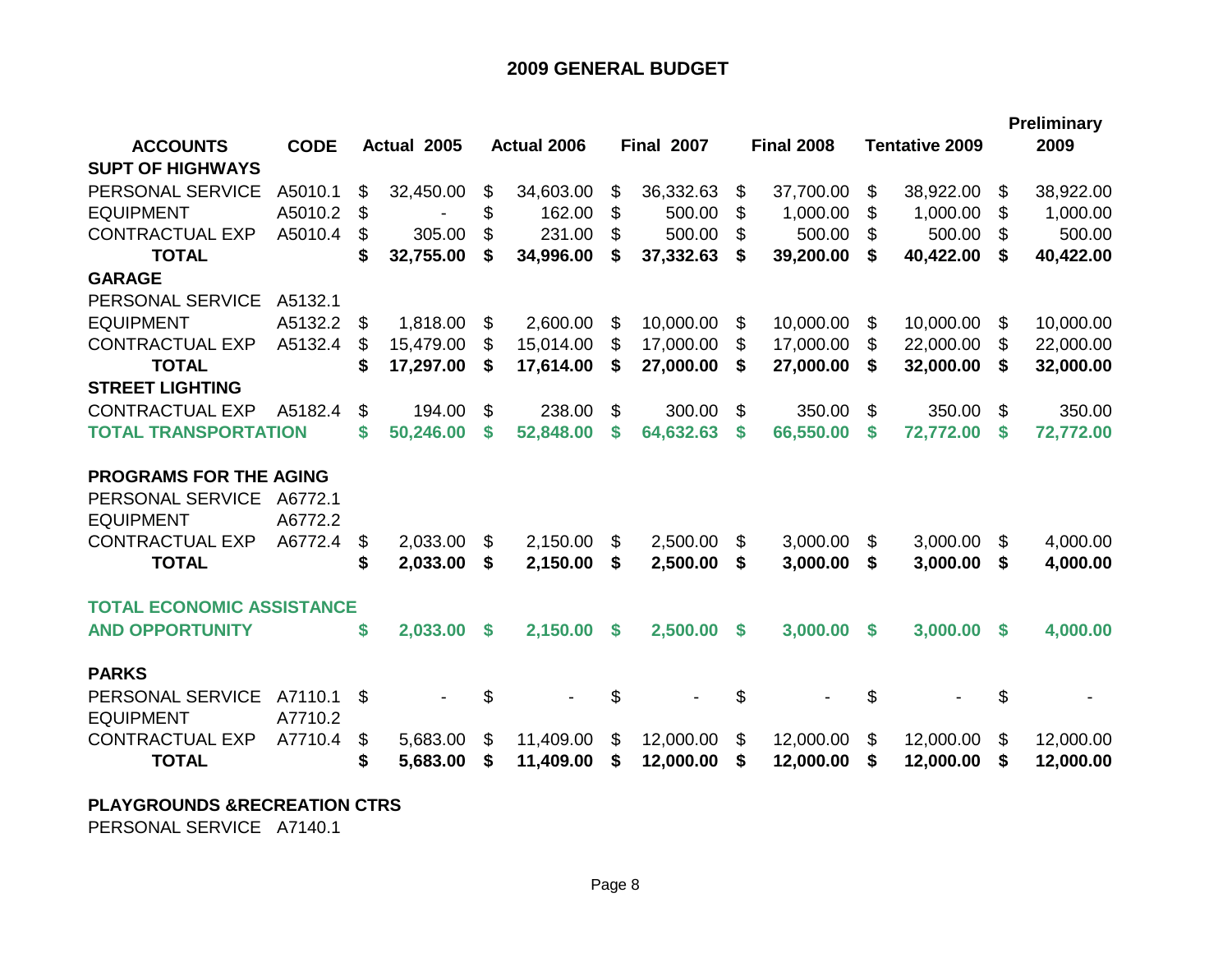# 2009 GENERAL BUDGET

| ACCOUNTS | CODE | Actual 2005 | Actual 2006 | Final 2007 | Final 2008 | Tentative 2009 | Preliminary 2009 |
|---|---|---|---|---|---|---|---|
| **SUPT OF HIGHWAYS** | | | | | | | |
| PERSONAL SERVICE | A5010.1 | $ 32,450.00 | $ 34,603.00 | $ 36,332.63 | $ 37,700.00 | $ 38,922.00 | $ 38,922.00 |
| EQUIPMENT | A5010.2 | $ - | $ 162.00 | $ 500.00 | $ 1,000.00 | $ 1,000.00 | $ 1,000.00 |
| CONTRACTUAL EXP | A5010.4 | $ 305.00 | $ 231.00 | $ 500.00 | $ 500.00 | $ 500.00 | $ 500.00 |
| **TOTAL** | | **$ 32,755.00** | **$ 34,996.00** | **$ 37,332.63** | **$ 39,200.00** | **$ 40,422.00** | **$ 40,422.00** |
| **GARAGE** | | | | | | | |
| PERSONAL SERVICE | A5132.1 | | | | | | |
| EQUIPMENT | A5132.2 | $ 1,818.00 | $ 2,600.00 | $ 10,000.00 | $ 10,000.00 | $ 10,000.00 | $ 10,000.00 |
| CONTRACTUAL EXP | A5132.4 | $ 15,479.00 | $ 15,014.00 | $ 17,000.00 | $ 17,000.00 | $ 22,000.00 | $ 22,000.00 |
| **TOTAL** | | **$ 17,297.00** | **$ 17,614.00** | **$ 27,000.00** | **$ 27,000.00** | **$ 32,000.00** | **$ 32,000.00** |
| **STREET LIGHTING** | | | | | | | |
| CONTRACTUAL EXP | A5182.4 | $ 194.00 | $ 238.00 | $ 300.00 | $ 350.00 | $ 350.00 | $ 350.00 |
| **TOTAL TRANSPORTATION** | | **$ 50,246.00** | **$ 52,848.00** | **$ 64,632.63** | **$ 66,550.00** | **$ 72,772.00** | **$ 72,772.00** |
| | | | | | | | |
| **PROGRAMS FOR THE AGING** | | | | | | | |
| PERSONAL SERVICE | A6772.1 | | | | | | |
| EQUIPMENT | A6772.2 | | | | | | |
| CONTRACTUAL EXP | A6772.4 | $ 2,033.00 | $ 2,150.00 | $ 2,500.00 | $ 3,000.00 | $ 3,000.00 | $ 4,000.00 |
| **TOTAL** | | **$ 2,033.00** | **$ 2,150.00** | **$ 2,500.00** | **$ 3,000.00** | **$ 3,000.00** | **$ 4,000.00** |
| | | | | | | | |
| **TOTAL ECONOMIC ASSISTANCE AND OPPORTUNITY** | | **$ 2,033.00** | **$ 2,150.00** | **$ 2,500.00** | **$ 3,000.00** | **$ 3,000.00** | **$ 4,000.00** |
| | | | | | | | |
| **PARKS** | | | | | | | |
| PERSONAL SERVICE | A7110.1 | $ - | $ - | $ - | $ - | $ - | $ - |
| EQUIPMENT | A7710.2 | | | | | | |
| CONTRACTUAL EXP | A7710.4 | $ 5,683.00 | $ 11,409.00 | $ 12,000.00 | $ 12,000.00 | $ 12,000.00 | $ 12,000.00 |
| **TOTAL** | | **$ 5,683.00** | **$ 11,409.00** | **$ 12,000.00** | **$ 12,000.00** | **$ 12,000.00** | **$ 12,000.00** |
| | | | | | | | |
| **PLAYGROUNDS &RECREATION CTRS** | | | | | | | |
| PERSONAL SERVICE | A7140.1 | | | | | | |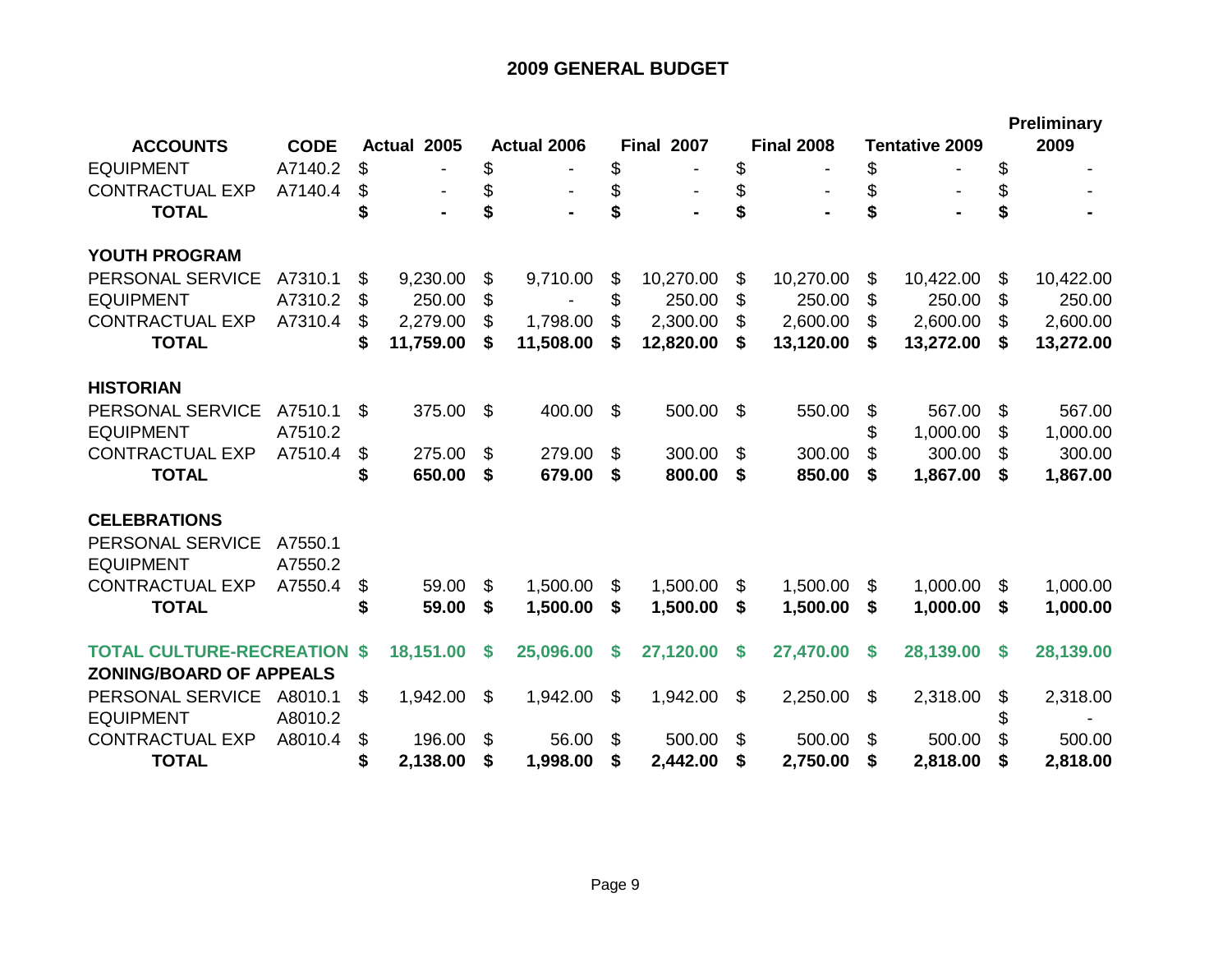# 2009 GENERAL BUDGET

| ACCOUNTS | CODE | Actual 2005 | Actual 2006 | Final 2007 | Final 2008 | Tentative 2009 | Preliminary 2009 |
|---|---|---|---|---|---|---|---|
| EQUIPMENT | A7140.2 | $ - | $ - | $ - | $ - | $ - | $ - |
| CONTRACTUAL EXP | A7140.4 | $ - | $ - | $ - | $ - | $ - | $ - |
| **TOTAL** | | **$ -** | **$ -** | **$ -** | **$ -** | **$ -** | **$ -** |
| | | | | | | | |
| **YOUTH PROGRAM** | | | | | | | |
| PERSONAL SERVICE | A7310.1 | $ 9,230.00 | $ 9,710.00 | $ 10,270.00 | $ 10,270.00 | $ 10,422.00 | $ 10,422.00 |
| EQUIPMENT | A7310.2 | $ 250.00 | $ - | $ 250.00 | $ 250.00 | $ 250.00 | $ 250.00 |
| CONTRACTUAL EXP | A7310.4 | $ 2,279.00 | $ 1,798.00 | $ 2,300.00 | $ 2,600.00 | $ 2,600.00 | $ 2,600.00 |
| **TOTAL** | | **$ 11,759.00** | **$ 11,508.00** | **$ 12,820.00** | **$ 13,120.00** | **$ 13,272.00** | **$ 13,272.00** |
| | | | | | | | |
| **HISTORIAN** | | | | | | | |
| PERSONAL SERVICE | A7510.1 | $ 375.00 | $ 400.00 | $ 500.00 | $ 550.00 | $ 567.00 | $ 567.00 |
| EQUIPMENT | A7510.2 | | | | | $ 1,000.00 | $ 1,000.00 |
| CONTRACTUAL EXP | A7510.4 | $ 275.00 | $ 279.00 | $ 300.00 | $ 300.00 | $ 300.00 | $ 300.00 |
| **TOTAL** | | **$ 650.00** | **$ 679.00** | **$ 800.00** | **$ 850.00** | **$ 1,867.00** | **$ 1,867.00** |
| | | | | | | | |
| **CELEBRATIONS** | | | | | | | |
| PERSONAL SERVICE | A7550.1 | | | | | | |
| EQUIPMENT | A7550.2 | | | | | | |
| CONTRACTUAL EXP | A7550.4 | $ 59.00 | $ 1,500.00 | $ 1,500.00 | $ 1,500.00 | $ 1,000.00 | $ 1,000.00 |
| **TOTAL** | | **$ 59.00** | **$ 1,500.00** | **$ 1,500.00** | **$ 1,500.00** | **$ 1,000.00** | **$ 1,000.00** |
| | | | | | | | |
| **TOTAL CULTURE-RECREATION** | | **$ 18,151.00** | **$ 25,096.00** | **$ 27,120.00** | **$ 27,470.00** | **$ 28,139.00** | **$ 28,139.00** |
| **ZONING/BOARD OF APPEALS** | | | | | | | |
| PERSONAL SERVICE | A8010.1 | $ 1,942.00 | $ 1,942.00 | $ 1,942.00 | $ 2,250.00 | $ 2,318.00 | $ 2,318.00 |
| EQUIPMENT | A8010.2 | | | | | | $ - |
| CONTRACTUAL EXP | A8010.4 | $ 196.00 | $ 56.00 | $ 500.00 | $ 500.00 | $ 500.00 | $ 500.00 |
| **TOTAL** | | **$ 2,138.00** | **$ 1,998.00** | **$ 2,442.00** | **$ 2,750.00** | **$ 2,818.00** | **$ 2,818.00** |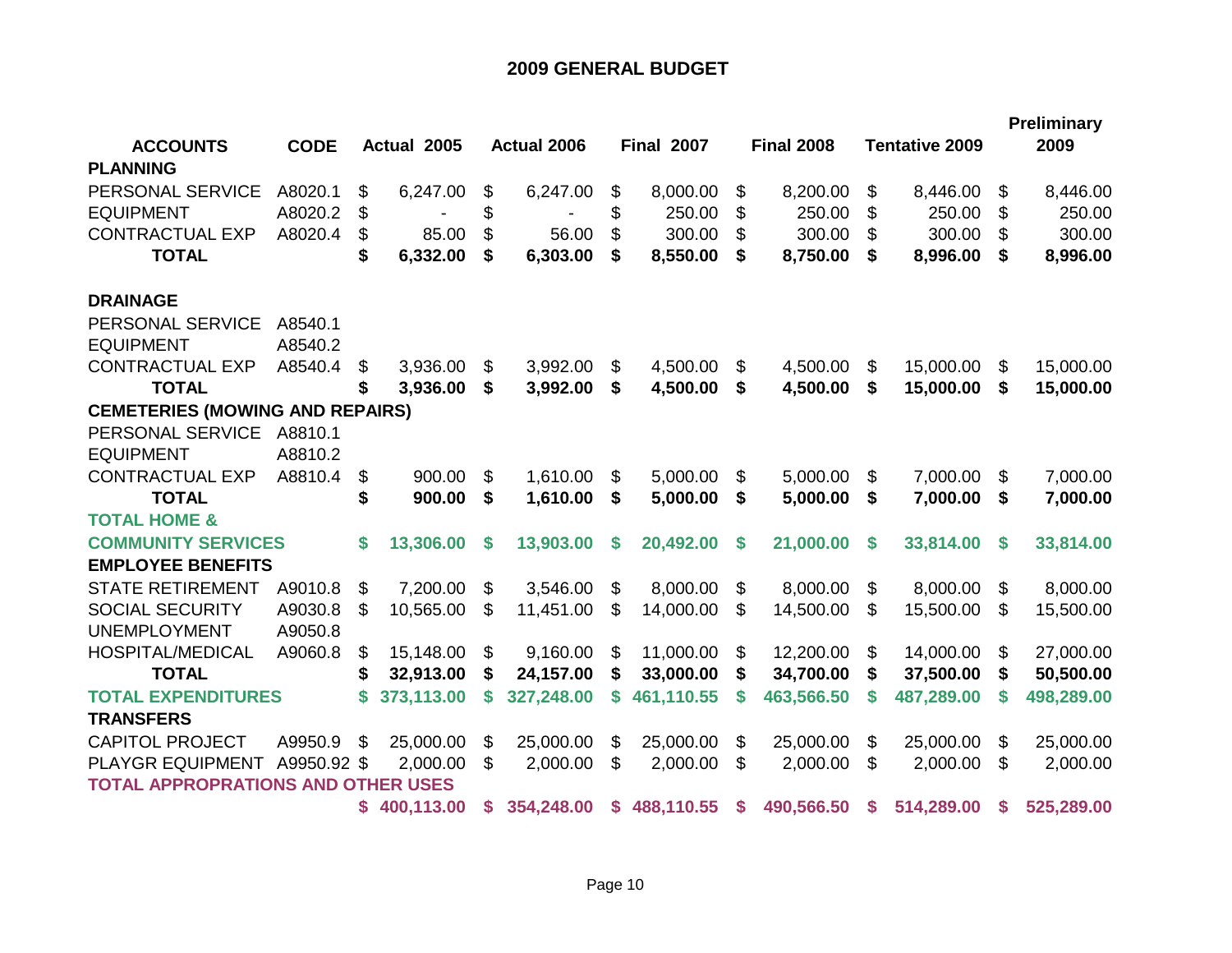# 2009 GENERAL BUDGET

| ACCOUNTS | CODE | Actual 2005 | Actual 2006 | Final 2007 | Final 2008 | Tentative 2009 | Preliminary 2009 |
|---|---|---|---|---|---|---|---|
| **PLANNING** | | | | | | | |
| PERSONAL SERVICE | A8020.1 | $ 6,247.00 | $ 6,247.00 | $ 8,000.00 | $ 8,200.00 | $ 8,446.00 | $ 8,446.00 |
| EQUIPMENT | A8020.2 | $ - | $ - | $ 250.00 | $ 250.00 | $ 250.00 | $ 250.00 |
| CONTRACTUAL EXP | A8020.4 | $ 85.00 | $ 56.00 | $ 300.00 | $ 300.00 | $ 300.00 | $ 300.00 |
| **TOTAL** | | **$ 6,332.00** | **$ 6,303.00** | **$ 8,550.00** | **$ 8,750.00** | **$ 8,996.00** | **$ 8,996.00** |
| **DRAINAGE** | | | | | | | |
| PERSONAL SERVICE | A8540.1 | | | | | | |
| EQUIPMENT | A8540.2 | | | | | | |
| CONTRACTUAL EXP | A8540.4 | $ 3,936.00 | $ 3,992.00 | $ 4,500.00 | $ 4,500.00 | $ 15,000.00 | $ 15,000.00 |
| **TOTAL** | | **$ 3,936.00** | **$ 3,992.00** | **$ 4,500.00** | **$ 4,500.00** | **$ 15,000.00** | **$ 15,000.00** |
| **CEMETERIES (MOWING AND REPAIRS)** | | | | | | | |
| PERSONAL SERVICE | A8810.1 | | | | | | |
| EQUIPMENT | A8810.2 | | | | | | |
| CONTRACTUAL EXP | A8810.4 | $ 900.00 | $ 1,610.00 | $ 5,000.00 | $ 5,000.00 | $ 7,000.00 | $ 7,000.00 |
| **TOTAL** | | **$ 900.00** | **$ 1,610.00** | **$ 5,000.00** | **$ 5,000.00** | **$ 7,000.00** | **$ 7,000.00** |
| **TOTAL HOME & COMMUNITY SERVICES** | | **$ 13,306.00** | **$ 13,903.00** | **$ 20,492.00** | **$ 21,000.00** | **$ 33,814.00** | **$ 33,814.00** |
| **EMPLOYEE BENEFITS** | | | | | | | |
| STATE RETIREMENT | A9010.8 | $ 7,200.00 | $ 3,546.00 | $ 8,000.00 | $ 8,000.00 | $ 8,000.00 | $ 8,000.00 |
| SOCIAL SECURITY | A9030.8 | $ 10,565.00 | $ 11,451.00 | $ 14,000.00 | $ 14,500.00 | $ 15,500.00 | $ 15,500.00 |
| UNEMPLOYMENT | A9050.8 | | | | | | |
| HOSPITAL/MEDICAL | A9060.8 | $ 15,148.00 | $ 9,160.00 | $ 11,000.00 | $ 12,200.00 | $ 14,000.00 | $ 27,000.00 |
| **TOTAL** | | **$ 32,913.00** | **$ 24,157.00** | **$ 33,000.00** | **$ 34,700.00** | **$ 37,500.00** | **$ 50,500.00** |
| **TOTAL EXPENDITURES** | | **$ 373,113.00** | **$ 327,248.00** | **$ 461,110.55** | **$ 463,566.50** | **$ 487,289.00** | **$ 498,289.00** |
| **TRANSFERS** | | | | | | | |
| CAPITOL PROJECT | A9950.9 | $ 25,000.00 | $ 25,000.00 | $ 25,000.00 | $ 25,000.00 | $ 25,000.00 | $ 25,000.00 |
| PLAYGR EQUIPMENT | A9950.92 | $ 2,000.00 | $ 2,000.00 | $ 2,000.00 | $ 2,000.00 | $ 2,000.00 | $ 2,000.00 |
| **TOTAL APPROPRATIONS AND OTHER USES** | | **$ 400,113.00** | **$ 354,248.00** | **$ 488,110.55** | **$ 490,566.50** | **$ 514,289.00** | **$ 525,289.00** |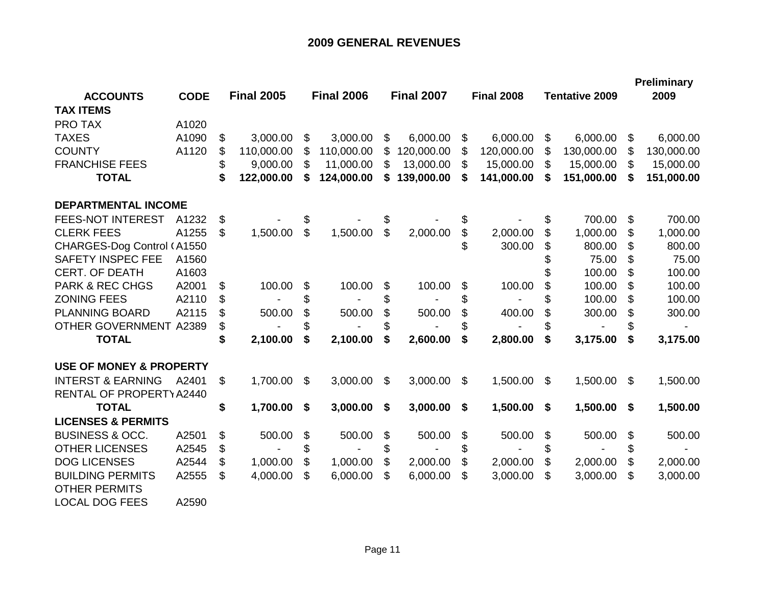# 2009 GENERAL REVENUES

| ACCOUNTS | CODE | Final 2005 | Final 2006 | Final 2007 | Final 2008 | Tentative 2009 | Preliminary 2009 |
|---|---|---|---|---|---|---|---|
| **TAX ITEMS** | | | | | | | |
| PRO TAX | A1020 | | | | | | |
| TAXES | A1090 | $ 3,000.00 | $ 3,000.00 | $ 6,000.00 | $ 6,000.00 | $ 6,000.00 | $ 6,000.00 |
| COUNTY | A1120 | $ 110,000.00 | $ 110,000.00 | $ 120,000.00 | $ 120,000.00 | $ 130,000.00 | $ 130,000.00 |
| FRANCHISE FEES | | $ 9,000.00 | $ 11,000.00 | $ 13,000.00 | $ 15,000.00 | $ 15,000.00 | $ 15,000.00 |
| **TOTAL** | | **$ 122,000.00** | **$ 124,000.00** | **$ 139,000.00** | **$ 141,000.00** | **$ 151,000.00** | **$ 151,000.00** |
| | | | | | | | |
| **DEPARTMENTAL INCOME** | | | | | | | |
| FEES-NOT INTEREST | A1232 | $ - | $ - | $ - | $ - | $ 700.00 | $ 700.00 |
| CLERK FEES | A1255 | $ 1,500.00 | $ 1,500.00 | $ 2,000.00 | $ 2,000.00 | $ 1,000.00 | $ 1,000.00 |
| CHARGES-Dog Control ( | A1550 | | | | $ 300.00 | $ 800.00 | $ 800.00 |
| SAFETY INSPEC FEE | A1560 | | | | | $ 75.00 | $ 75.00 |
| CERT. OF DEATH | A1603 | | | | | $ 100.00 | $ 100.00 |
| PARK & REC CHGS | A2001 | $ 100.00 | $ 100.00 | $ 100.00 | $ 100.00 | $ 100.00 | $ 100.00 |
| ZONING FEES | A2110 | $ - | $ - | $ - | $ - | $ 100.00 | $ 100.00 |
| PLANNING BOARD | A2115 | $ 500.00 | $ 500.00 | $ 500.00 | $ 400.00 | $ 300.00 | $ 300.00 |
| OTHER GOVERNMENT | A2389 | $ - | $ - | $ - | $ - | $ - | $ - |
| **TOTAL** | | **$ 2,100.00** | **$ 2,100.00** | **$ 2,600.00** | **$ 2,800.00** | **$ 3,175.00** | **$ 3,175.00** |
| | | | | | | | |
| **USE OF MONEY & PROPERTY** | | | | | | | |
| INTERST & EARNING | A2401 | $ 1,700.00 | $ 3,000.00 | $ 3,000.00 | $ 1,500.00 | $ 1,500.00 | $ 1,500.00 |
| RENTAL OF PROPERTY | A2440 | | | | | | |
| **TOTAL** | | **$ 1,700.00** | **$ 3,000.00** | **$ 3,000.00** | **$ 1,500.00** | **$ 1,500.00** | **$ 1,500.00** |
| **LICENSES & PERMITS** | | | | | | | |
| BUSINESS & OCC. | A2501 | $ 500.00 | $ 500.00 | $ 500.00 | $ 500.00 | $ 500.00 | $ 500.00 |
| OTHER LICENSES | A2545 | $ - | $ - | $ - | $ - | $ - | $ - |
| DOG LICENSES | A2544 | $ 1,000.00 | $ 1,000.00 | $ 2,000.00 | $ 2,000.00 | $ 2,000.00 | $ 2,000.00 |
| BUILDING PERMITS | A2555 | $ 4,000.00 | $ 6,000.00 | $ 6,000.00 | $ 3,000.00 | $ 3,000.00 | $ 3,000.00 |
| OTHER PERMITS | | | | | | | |
| LOCAL DOG FEES | A2590 | | | | | | |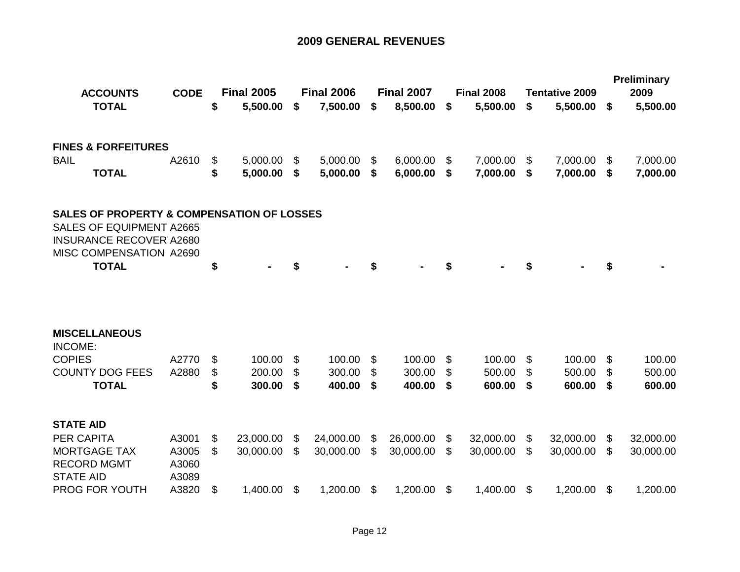## 2009 GENERAL REVENUES

| ACCOUNTS | CODE | Final 2005 | Final 2006 | Final 2007 | Final 2008 | Tentative 2009 | Preliminary 2009 |
|---|---|---|---|---|---|---|---|
| **TOTAL** | | **$ 5,500.00** | **$ 7,500.00** | **$ 8,500.00** | **$ 5,500.00** | **$ 5,500.00** | **$ 5,500.00** |
| | | | | | | | |
| **FINES & FORFEITURES** | | | | | | | |
| BAIL | A2610 | $ 5,000.00 | $ 5,000.00 | $ 6,000.00 | $ 7,000.00 | $ 7,000.00 | $ 7,000.00 |
| **TOTAL** | | **$ 5,000.00** | **$ 5,000.00** | **$ 6,000.00** | **$ 7,000.00** | **$ 7,000.00** | **$ 7,000.00** |
| | | | | | | | |
| **SALES OF PROPERTY & COMPENSATION OF LOSSES** | | | | | | | |
| SALES OF EQUIPMENT | A2665 | | | | | | |
| INSURANCE RECOVER | A2680 | | | | | | |
| MISC COMPENSATION | A2690 | | | | | | |
| **TOTAL** | | **$ -** | **$ -** | **$ -** | **$ -** | **$ -** | **$ -** |
| | | | | | | | |
| **MISCELLANEOUS** | | | | | | | |
| INCOME: | | | | | | | |
| COPIES | A2770 | $ 100.00 | $ 100.00 | $ 100.00 | $ 100.00 | $ 100.00 | $ 100.00 |
| COUNTY DOG FEES | A2880 | $ 200.00 | $ 300.00 | $ 300.00 | $ 500.00 | $ 500.00 | $ 500.00 |
| **TOTAL** | | **$ 300.00** | **$ 400.00** | **$ 400.00** | **$ 600.00** | **$ 600.00** | **$ 600.00** |
| | | | | | | | |
| **STATE AID** | | | | | | | |
| PER CAPITA | A3001 | $ 23,000.00 | $ 24,000.00 | $ 26,000.00 | $ 32,000.00 | $ 32,000.00 | $ 32,000.00 |
| MORTGAGE TAX | A3005 | $ 30,000.00 | $ 30,000.00 | $ 30,000.00 | $ 30,000.00 | $ 30,000.00 | $ 30,000.00 |
| RECORD MGMT | A3060 | | | | | | |
| STATE AID | A3089 | | | | | | |
| PROG FOR YOUTH | A3820 | $ 1,400.00 | $ 1,200.00 | $ 1,200.00 | $ 1,400.00 | $ 1,200.00 | $ 1,200.00 |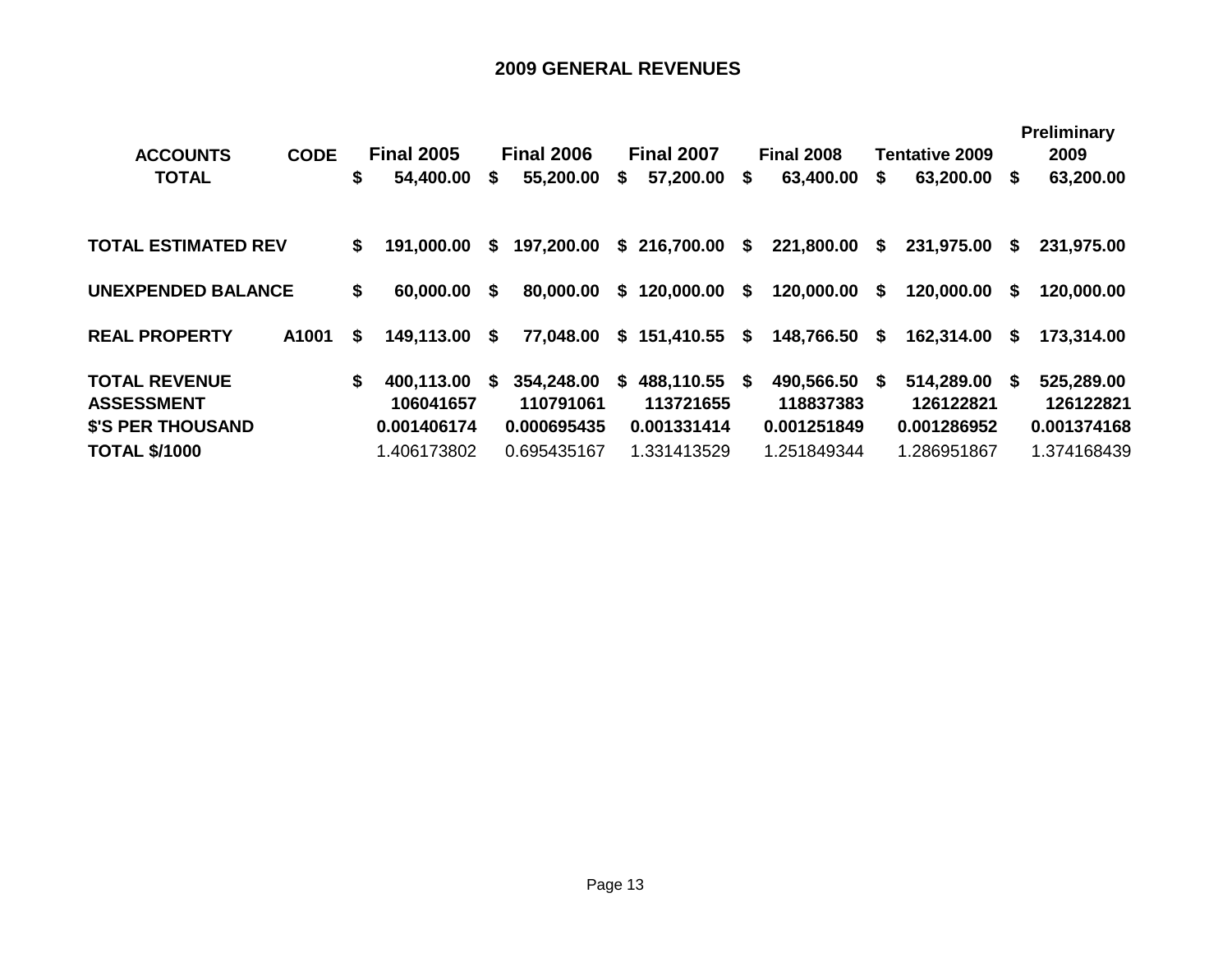## 2009 GENERAL REVENUES

| ACCOUNTS | CODE | Final 2005 | Final 2006 | Final 2007 | Final 2008 | Tentative 2009 | Preliminary 2009 |
|---|---|---|---|---|---|---|---|
| **TOTAL** | | **$ 54,400.00** | **$ 55,200.00** | **$ 57,200.00** | **$ 63,400.00** | **$ 63,200.00** | **$ 63,200.00** |
| **TOTAL ESTIMATED REV** | | **$ 191,000.00** | **$ 197,200.00** | **$ 216,700.00** | **$ 221,800.00** | **$ 231,975.00** | **$ 231,975.00** |
| **UNEXPENDED BALANCE** | | **$ 60,000.00** | **$ 80,000.00** | **$ 120,000.00** | **$ 120,000.00** | **$ 120,000.00** | **$ 120,000.00** |
| **REAL PROPERTY** | **A1001** | **$ 149,113.00** | **$ 77,048.00** | **$ 151,410.55** | **$ 148,766.50** | **$ 162,314.00** | **$ 173,314.00** |
| **TOTAL REVENUE** | | **$ 400,113.00** | **$ 354,248.00** | **$ 488,110.55** | **$ 490,566.50** | **$ 514,289.00** | **$ 525,289.00** |
| **ASSESSMENT** | | **106041657** | **110791061** | **113721655** | **118837383** | **126122821** | **126122821** |
| **$'S PER THOUSAND** | | **0.001406174** | **0.000695435** | **0.001331414** | **0.001251849** | **0.001286952** | **0.001374168** |
| **TOTAL $/1000** | | 1.406173802 | 0.695435167 | 1.331413529 | 1.251849344 | 1.286951867 | 1.374168439 |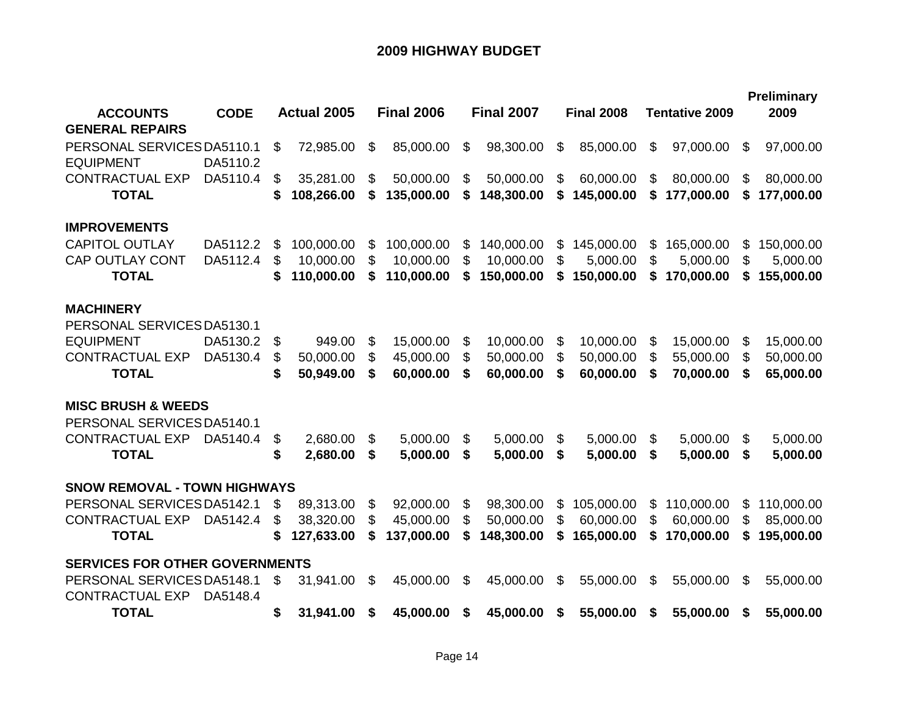# 2009 HIGHWAY BUDGET

| ACCOUNTS | CODE | Actual 2005 | Final 2006 | Final 2007 | Final 2008 | Tentative 2009 | Preliminary 2009 |
|---|---|---|---|---|---|---|---|
| **GENERAL REPAIRS** | | | | | | | |
| PERSONAL SERVICES | DA5110.1 | $ 72,985.00 | $ 85,000.00 | $ 98,300.00 | $ 85,000.00 | $ 97,000.00 | $ 97,000.00 |
| EQUIPMENT | DA5110.2 | | | | | | |
| CONTRACTUAL EXP | DA5110.4 | $ 35,281.00 | $ 50,000.00 | $ 50,000.00 | $ 60,000.00 | $ 80,000.00 | $ 80,000.00 |
| **TOTAL** | | **$ 108,266.00** | **$ 135,000.00** | **$ 148,300.00** | **$ 145,000.00** | **$ 177,000.00** | **$ 177,000.00** |
| | | | | | | | |
| **IMPROVEMENTS** | | | | | | | |
| CAPITOL OUTLAY | DA5112.2 | $ 100,000.00 | $ 100,000.00 | $ 140,000.00 | $ 145,000.00 | $ 165,000.00 | $ 150,000.00 |
| CAP OUTLAY CONT | DA5112.4 | $ 10,000.00 | $ 10,000.00 | $ 10,000.00 | $ 5,000.00 | $ 5,000.00 | $ 5,000.00 |
| **TOTAL** | | **$ 110,000.00** | **$ 110,000.00** | **$ 150,000.00** | **$ 150,000.00** | **$ 170,000.00** | **$ 155,000.00** |
| | | | | | | | |
| **MACHINERY** | | | | | | | |
| PERSONAL SERVICES | DA5130.1 | | | | | | |
| EQUIPMENT | DA5130.2 | $ 949.00 | $ 15,000.00 | $ 10,000.00 | $ 10,000.00 | $ 15,000.00 | $ 15,000.00 |
| CONTRACTUAL EXP | DA5130.4 | $ 50,000.00 | $ 45,000.00 | $ 50,000.00 | $ 50,000.00 | $ 55,000.00 | $ 50,000.00 |
| **TOTAL** | | **$ 50,949.00** | **$ 60,000.00** | **$ 60,000.00** | **$ 60,000.00** | **$ 70,000.00** | **$ 65,000.00** |
| | | | | | | | |
| **MISC BRUSH & WEEDS** | | | | | | | |
| PERSONAL SERVICES | DA5140.1 | | | | | | |
| CONTRACTUAL EXP | DA5140.4 | $ 2,680.00 | $ 5,000.00 | $ 5,000.00 | $ 5,000.00 | $ 5,000.00 | $ 5,000.00 |
| **TOTAL** | | **$ 2,680.00** | **$ 5,000.00** | **$ 5,000.00** | **$ 5,000.00** | **$ 5,000.00** | **$ 5,000.00** |
| | | | | | | | |
| **SNOW REMOVAL - TOWN HIGHWAYS** | | | | | | | |
| PERSONAL SERVICES | DA5142.1 | $ 89,313.00 | $ 92,000.00 | $ 98,300.00 | $ 105,000.00 | $ 110,000.00 | $ 110,000.00 |
| CONTRACTUAL EXP | DA5142.4 | $ 38,320.00 | $ 45,000.00 | $ 50,000.00 | $ 60,000.00 | $ 60,000.00 | $ 85,000.00 |
| **TOTAL** | | **$ 127,633.00** | **$ 137,000.00** | **$ 148,300.00** | **$ 165,000.00** | **$ 170,000.00** | **$ 195,000.00** |
| | | | | | | | |
| **SERVICES FOR OTHER GOVERNMENTS** | | | | | | | |
| PERSONAL SERVICES | DA5148.1 | $ 31,941.00 | $ 45,000.00 | $ 45,000.00 | $ 55,000.00 | $ 55,000.00 | $ 55,000.00 |
| CONTRACTUAL EXP | DA5148.4 | | | | | | |
| **TOTAL** | | **$ 31,941.00** | **$ 45,000.00** | **$ 45,000.00** | **$ 55,000.00** | **$ 55,000.00** | **$ 55,000.00** |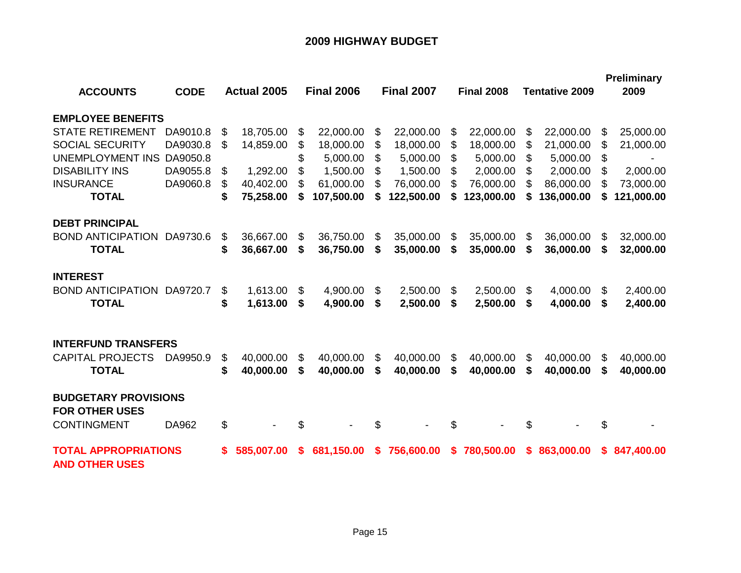# 2009 HIGHWAY BUDGET

| ACCOUNTS | CODE | Actual 2005 | Final 2006 | Final 2007 | Final 2008 | Tentative 2009 | Preliminary 2009 |
|---|---|---|---|---|---|---|---|
| **EMPLOYEE BENEFITS** | | | | | | | |
| STATE RETIREMENT | DA9010.8 | $ 18,705.00 | $ 22,000.00 | $ 22,000.00 | $ 22,000.00 | $ 22,000.00 | $ 25,000.00 |
| SOCIAL SECURITY | DA9030.8 | $ 14,859.00 | $ 18,000.00 | $ 18,000.00 | $ 18,000.00 | $ 21,000.00 | $ 21,000.00 |
| UNEMPLOYMENT INS | DA9050.8 | | $ 5,000.00 | $ 5,000.00 | $ 5,000.00 | $ 5,000.00 | $ - |
| DISABILITY INS | DA9055.8 | $ 1,292.00 | $ 1,500.00 | $ 1,500.00 | $ 2,000.00 | $ 2,000.00 | $ 2,000.00 |
| INSURANCE | DA9060.8 | $ 40,402.00 | $ 61,000.00 | $ 76,000.00 | $ 76,000.00 | $ 86,000.00 | $ 73,000.00 |
| **TOTAL** | | **$ 75,258.00** | **$ 107,500.00** | **$ 122,500.00** | **$ 123,000.00** | **$ 136,000.00** | **$ 121,000.00** |
| **DEBT PRINCIPAL** | | | | | | | |
| BOND ANTICIPATION | DA9730.6 | $ 36,667.00 | $ 36,750.00 | $ 35,000.00 | $ 35,000.00 | $ 36,000.00 | $ 32,000.00 |
| **TOTAL** | | **$ 36,667.00** | **$ 36,750.00** | **$ 35,000.00** | **$ 35,000.00** | **$ 36,000.00** | **$ 32,000.00** |
| **INTEREST** | | | | | | | |
| BOND ANTICIPATION | DA9720.7 | $ 1,613.00 | $ 4,900.00 | $ 2,500.00 | $ 2,500.00 | $ 4,000.00 | $ 2,400.00 |
| **TOTAL** | | **$ 1,613.00** | **$ 4,900.00** | **$ 2,500.00** | **$ 2,500.00** | **$ 4,000.00** | **$ 2,400.00** |
| **INTERFUND TRANSFERS** | | | | | | | |
| CAPITAL PROJECTS | DA9950.9 | $ 40,000.00 | $ 40,000.00 | $ 40,000.00 | $ 40,000.00 | $ 40,000.00 | $ 40,000.00 |
| **TOTAL** | | **$ 40,000.00** | **$ 40,000.00** | **$ 40,000.00** | **$ 40,000.00** | **$ 40,000.00** | **$ 40,000.00** |
| **BUDGETARY PROVISIONS FOR OTHER USES** | | | | | | | |
| CONTINGMENT | DA962 | $ - | $ - | $ - | $ - | $ - | $ - |
| **TOTAL APPROPRIATIONS AND OTHER USES** | | **$ 585,007.00** | **$ 681,150.00** | **$ 756,600.00** | **$ 780,500.00** | **$ 863,000.00** | **$ 847,400.00** |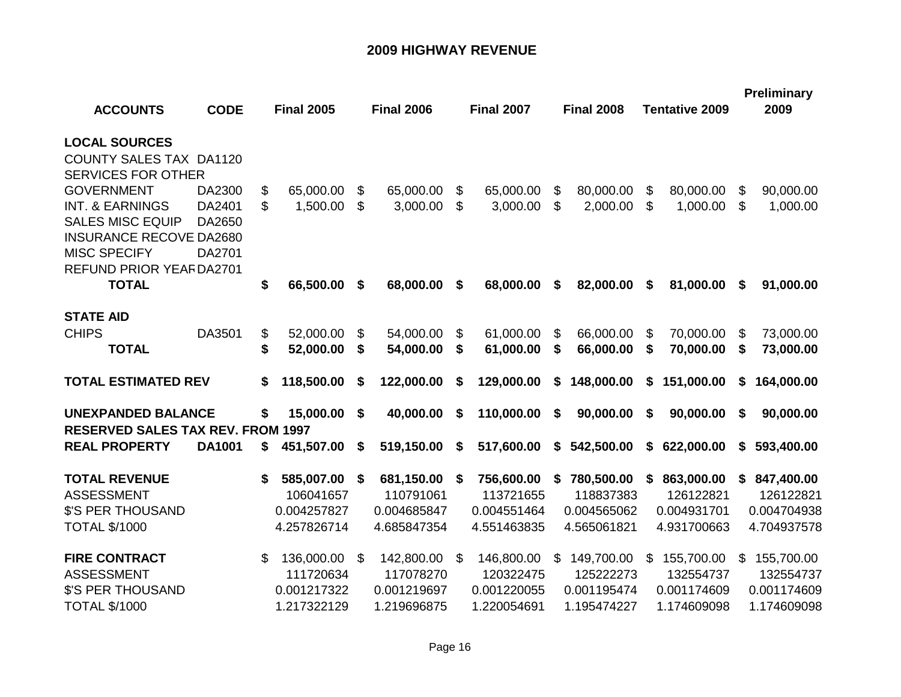# 2009 HIGHWAY REVENUE

| ACCOUNTS | CODE | Final 2005 | Final 2006 | Final 2007 | Final 2008 | Tentative 2009 | Preliminary 2009 |
|---|---|---|---|---|---|---|---|
| **LOCAL SOURCES** | | | | | | | |
| COUNTY SALES TAX | DA1120 | | | | | | |
| SERVICES FOR OTHER GOVERNMENT | DA2300 | $ 65,000.00 | $ 65,000.00 | $ 65,000.00 | $ 80,000.00 | $ 80,000.00 | $ 90,000.00 |
| INT. & EARNINGS | DA2401 | $ 1,500.00 | $ 3,000.00 | $ 3,000.00 | $ 2,000.00 | $ 1,000.00 | $ 1,000.00 |
| SALES MISC EQUIP | DA2650 | | | | | | |
| INSURANCE RECOVE | DA2680 | | | | | | |
| MISC SPECIFY | DA2701 | | | | | | |
| REFUND PRIOR YEAR | DA2701 | | | | | | |
| **TOTAL** | | **$ 66,500.00** | **$ 68,000.00** | **$ 68,000.00** | **$ 82,000.00** | **$ 81,000.00** | **$ 91,000.00** |
| **STATE AID** | | | | | | | |
| CHIPS | DA3501 | $ 52,000.00 | $ 54,000.00 | $ 61,000.00 | $ 66,000.00 | $ 70,000.00 | $ 73,000.00 |
| **TOTAL** | | **$ 52,000.00** | **$ 54,000.00** | **$ 61,000.00** | **$ 66,000.00** | **$ 70,000.00** | **$ 73,000.00** |
| **TOTAL ESTIMATED REV** | | **$ 118,500.00** | **$ 122,000.00** | **$ 129,000.00** | **$ 148,000.00** | **$ 151,000.00** | **$ 164,000.00** |
| **UNEXPANDED BALANCE** | | **$ 15,000.00** | **$ 40,000.00** | **$ 110,000.00** | **$ 90,000.00** | **$ 90,000.00** | **$ 90,000.00** |
| **RESERVED SALES TAX REV. FROM 1997** | | | | | | | |
| **REAL PROPERTY** | **DA1001** | **$ 451,507.00** | **$ 519,150.00** | **$ 517,600.00** | **$ 542,500.00** | **$ 622,000.00** | **$ 593,400.00** |
| **TOTAL REVENUE** | | **$ 585,007.00** | **$ 681,150.00** | **$ 756,600.00** | **$ 780,500.00** | **$ 863,000.00** | **$ 847,400.00** |
| ASSESSMENT | | 106041657 | 110791061 | 113721655 | 118837383 | 126122821 | 126122821 |
| $'S PER THOUSAND | | 0.004257827 | 0.004685847 | 0.004551464 | 0.004565062 | 0.004931701 | 0.004704938 |
| TOTAL $/1000 | | 4.257826714 | 4.685847354 | 4.551463835 | 4.565061821 | 4.931700663 | 4.704937578 |
| **FIRE CONTRACT** | | $ 136,000.00 | $ 142,800.00 | $ 146,800.00 | $ 149,700.00 | $ 155,700.00 | $ 155,700.00 |
| ASSESSMENT | | 111720634 | 117078270 | 120322475 | 125222273 | 132554737 | 132554737 |
| $'S PER THOUSAND | | 0.001217322 | 0.001219697 | 0.001220055 | 0.001195474 | 0.001174609 | 0.001174609 |
| TOTAL $/1000 | | 1.217322129 | 1.219696875 | 1.220054691 | 1.195474227 | 1.174609098 | 1.174609098 |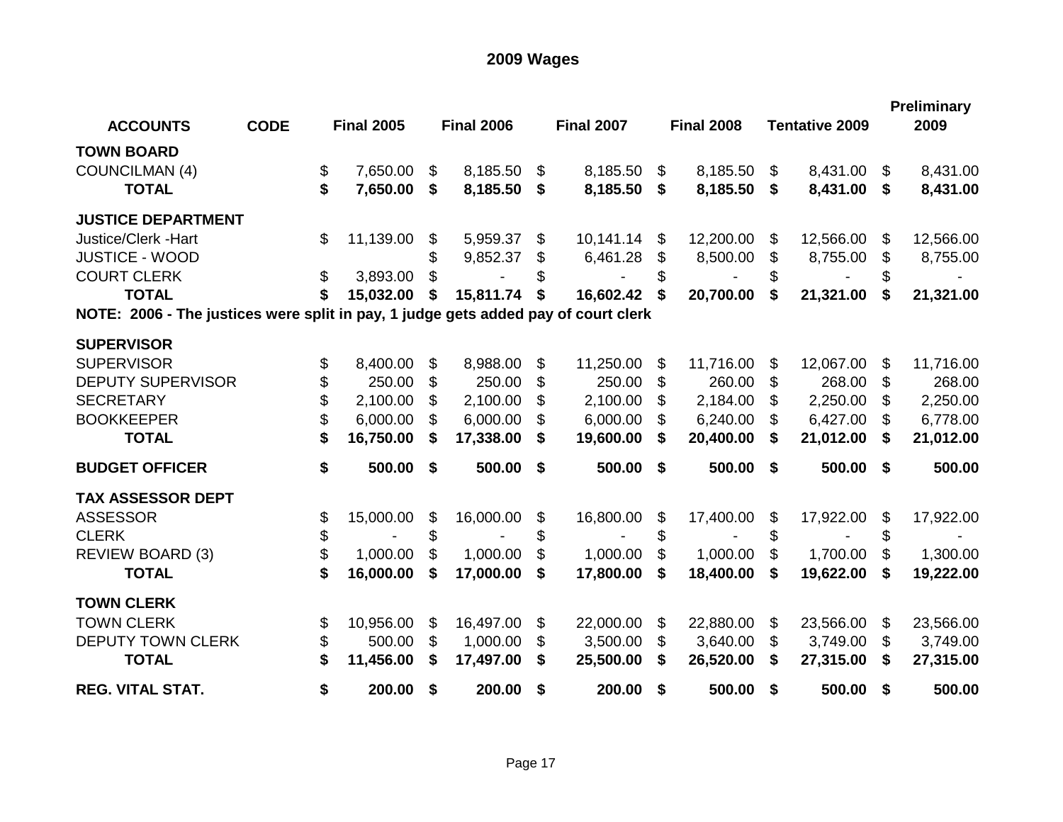# 2009 Wages

| ACCOUNTS | CODE | Final 2005 | Final 2006 | Final 2007 | Final 2008 | Tentative 2009 | Preliminary 2009 |
|---|---|---|---|---|---|---|---|
| **TOWN BOARD** | | | | | | | |
| COUNCILMAN (4) | | $ 7,650.00 | $ 8,185.50 | $ 8,185.50 | $ 8,185.50 | $ 8,431.00 | $ 8,431.00 |
| **TOTAL** | | **$ 7,650.00** | **$ 8,185.50** | **$ 8,185.50** | **$ 8,185.50** | **$ 8,431.00** | **$ 8,431.00** |
| **JUSTICE DEPARTMENT** | | | | | | | |
| Justice/Clerk -Hart | | $ 11,139.00 | $ 5,959.37 | $ 10,141.14 | $ 12,200.00 | $ 12,566.00 | $ 12,566.00 |
| JUSTICE - WOOD | | | $ 9,852.37 | $ 6,461.28 | $ 8,500.00 | $ 8,755.00 | $ 8,755.00 |
| COURT CLERK | | $ 3,893.00 | $ - | $ - | $ - | $ - | $ - |
| **TOTAL** | | **$ 15,032.00** | **$ 15,811.74** | **$ 16,602.42** | **$ 20,700.00** | **$ 21,321.00** | **$ 21,321.00** |
| **NOTE: 2006 - The justices were split in pay, 1 judge gets added pay of court clerk** | | | | | | | |
| **SUPERVISOR** | | | | | | | |
| SUPERVISOR | | $ 8,400.00 | $ 8,988.00 | $ 11,250.00 | $ 11,716.00 | $ 12,067.00 | $ 11,716.00 |
| DEPUTY SUPERVISOR | | $ 250.00 | $ 250.00 | $ 250.00 | $ 260.00 | $ 268.00 | $ 268.00 |
| SECRETARY | | $ 2,100.00 | $ 2,100.00 | $ 2,100.00 | $ 2,184.00 | $ 2,250.00 | $ 2,250.00 |
| BOOKKEEPER | | $ 6,000.00 | $ 6,000.00 | $ 6,000.00 | $ 6,240.00 | $ 6,427.00 | $ 6,778.00 |
| **TOTAL** | | **$ 16,750.00** | **$ 17,338.00** | **$ 19,600.00** | **$ 20,400.00** | **$ 21,012.00** | **$ 21,012.00** |
| **BUDGET OFFICER** | | **$ 500.00** | **$ 500.00** | **$ 500.00** | **$ 500.00** | **$ 500.00** | **$ 500.00** |
| **TAX ASSESSOR DEPT** | | | | | | | |
| ASSESSOR | | $ 15,000.00 | $ 16,000.00 | $ 16,800.00 | $ 17,400.00 | $ 17,922.00 | $ 17,922.00 |
| CLERK | | $ - | $ - | $ - | $ - | $ - | $ - |
| REVIEW BOARD (3) | | $ 1,000.00 | $ 1,000.00 | $ 1,000.00 | $ 1,000.00 | $ 1,700.00 | $ 1,300.00 |
| **TOTAL** | | **$ 16,000.00** | **$ 17,000.00** | **$ 17,800.00** | **$ 18,400.00** | **$ 19,622.00** | **$ 19,222.00** |
| **TOWN CLERK** | | | | | | | |
| TOWN CLERK | | $ 10,956.00 | $ 16,497.00 | $ 22,000.00 | $ 22,880.00 | $ 23,566.00 | $ 23,566.00 |
| DEPUTY TOWN CLERK | | $ 500.00 | $ 1,000.00 | $ 3,500.00 | $ 3,640.00 | $ 3,749.00 | $ 3,749.00 |
| **TOTAL** | | **$ 11,456.00** | **$ 17,497.00** | **$ 25,500.00** | **$ 26,520.00** | **$ 27,315.00** | **$ 27,315.00** |
| **REG. VITAL STAT.** | | **$ 200.00** | **$ 200.00** | **$ 200.00** | **$ 500.00** | **$ 500.00** | **$ 500.00** |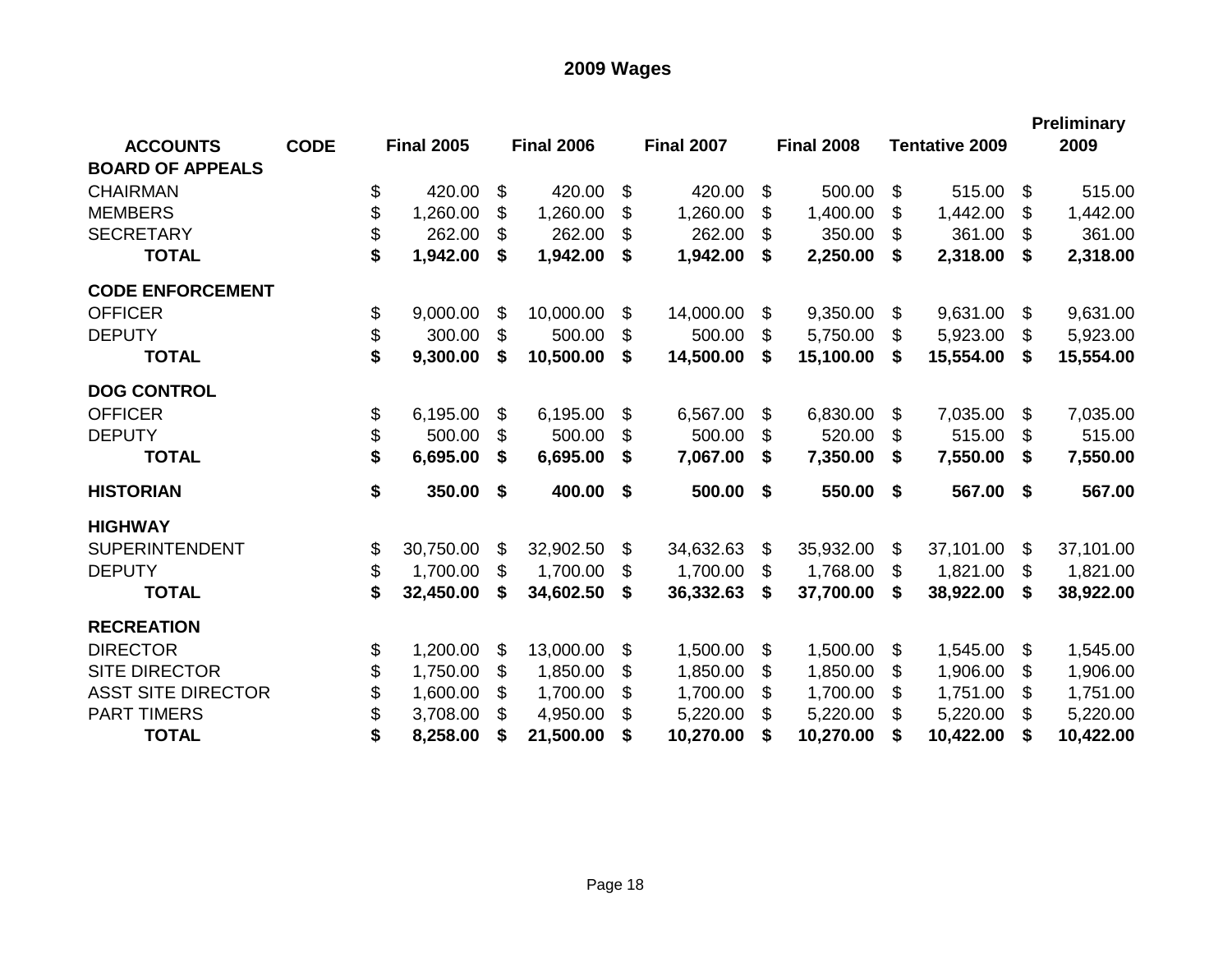# 2009 Wages

| ACCOUNTS | CODE | Final 2005 | Final 2006 | Final 2007 | Final 2008 | Tentative 2009 | Preliminary 2009 |
|---|---|---|---|---|---|---|---|
| **BOARD OF APPEALS** | | | | | | | |
| CHAIRMAN | | $ 420.00 | $ 420.00 | $ 420.00 | $ 500.00 | $ 515.00 | $ 515.00 |
| MEMBERS | | $ 1,260.00 | $ 1,260.00 | $ 1,260.00 | $ 1,400.00 | $ 1,442.00 | $ 1,442.00 |
| SECRETARY | | $ 262.00 | $ 262.00 | $ 262.00 | $ 350.00 | $ 361.00 | $ 361.00 |
| **TOTAL** | | **$ 1,942.00** | **$ 1,942.00** | **$ 1,942.00** | **$ 2,250.00** | **$ 2,318.00** | **$ 2,318.00** |
| **CODE ENFORCEMENT** | | | | | | | |
| OFFICER | | $ 9,000.00 | $ 10,000.00 | $ 14,000.00 | $ 9,350.00 | $ 9,631.00 | $ 9,631.00 |
| DEPUTY | | $ 300.00 | $ 500.00 | $ 500.00 | $ 5,750.00 | $ 5,923.00 | $ 5,923.00 |
| **TOTAL** | | **$ 9,300.00** | **$ 10,500.00** | **$ 14,500.00** | **$ 15,100.00** | **$ 15,554.00** | **$ 15,554.00** |
| **DOG CONTROL** | | | | | | | |
| OFFICER | | $ 6,195.00 | $ 6,195.00 | $ 6,567.00 | $ 6,830.00 | $ 7,035.00 | $ 7,035.00 |
| DEPUTY | | $ 500.00 | $ 500.00 | $ 500.00 | $ 520.00 | $ 515.00 | $ 515.00 |
| **TOTAL** | | **$ 6,695.00** | **$ 6,695.00** | **$ 7,067.00** | **$ 7,350.00** | **$ 7,550.00** | **$ 7,550.00** |
| **HISTORIAN** | | **$ 350.00** | **$ 400.00** | **$ 500.00** | **$ 550.00** | **$ 567.00** | **$ 567.00** |
| **HIGHWAY** | | | | | | | |
| SUPERINTENDENT | | $ 30,750.00 | $ 32,902.50 | $ 34,632.63 | $ 35,932.00 | $ 37,101.00 | $ 37,101.00 |
| DEPUTY | | $ 1,700.00 | $ 1,700.00 | $ 1,700.00 | $ 1,768.00 | $ 1,821.00 | $ 1,821.00 |
| **TOTAL** | | **$ 32,450.00** | **$ 34,602.50** | **$ 36,332.63** | **$ 37,700.00** | **$ 38,922.00** | **$ 38,922.00** |
| **RECREATION** | | | | | | | |
| DIRECTOR | | $ 1,200.00 | $ 13,000.00 | $ 1,500.00 | $ 1,500.00 | $ 1,545.00 | $ 1,545.00 |
| SITE DIRECTOR | | $ 1,750.00 | $ 1,850.00 | $ 1,850.00 | $ 1,850.00 | $ 1,906.00 | $ 1,906.00 |
| ASST SITE DIRECTOR | | $ 1,600.00 | $ 1,700.00 | $ 1,700.00 | $ 1,700.00 | $ 1,751.00 | $ 1,751.00 |
| PART TIMERS | | $ 3,708.00 | $ 4,950.00 | $ 5,220.00 | $ 5,220.00 | $ 5,220.00 | $ 5,220.00 |
| **TOTAL** | | **$ 8,258.00** | **$ 21,500.00** | **$ 10,270.00** | **$ 10,270.00** | **$ 10,422.00** | **$ 10,422.00** |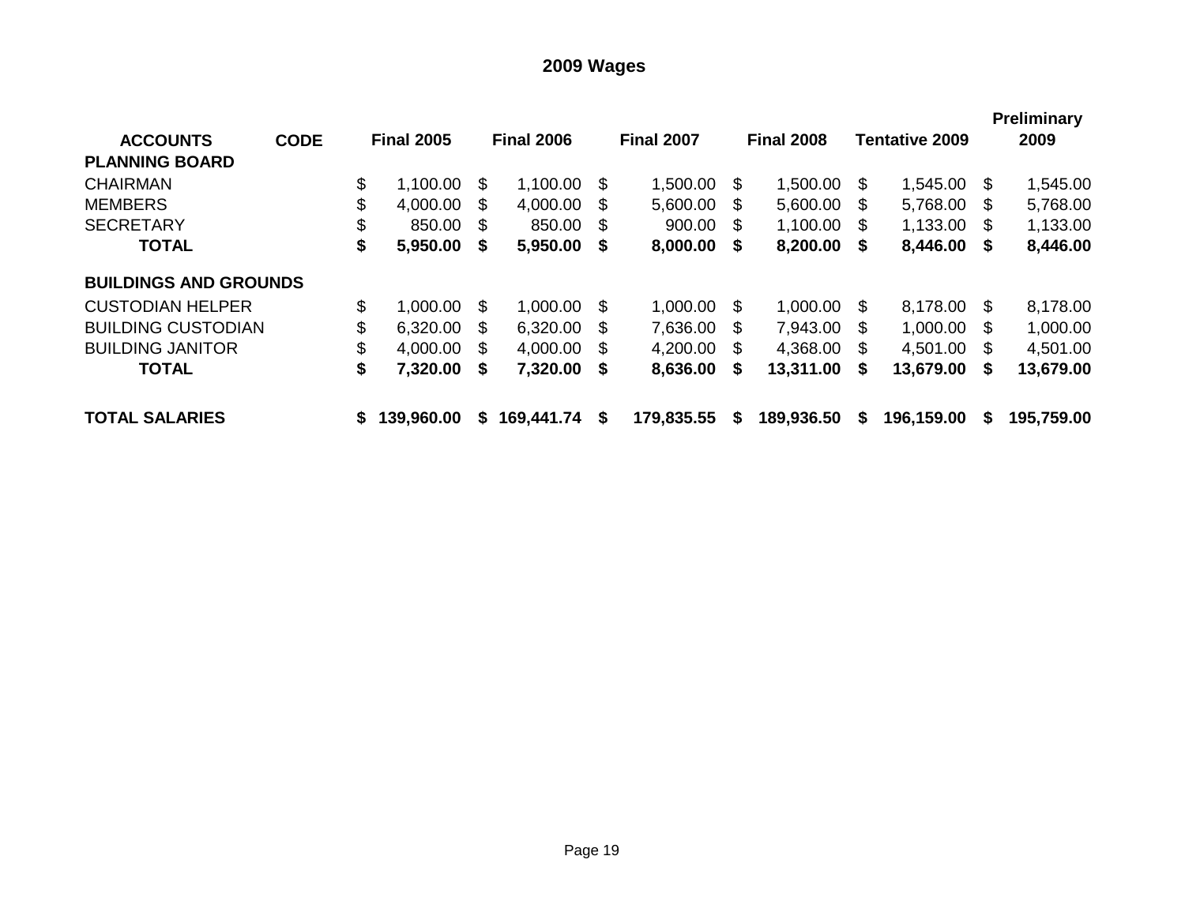# 2009 Wages

| ACCOUNTS | CODE | Final 2005 | Final 2006 | Final 2007 | Final 2008 | Tentative 2009 | Preliminary 2009 |
|---|---|---|---|---|---|---|---|
| **PLANNING BOARD** | | | | | | | |
| CHAIRMAN | | $ 1,100.00 | $ 1,100.00 | $ 1,500.00 | $ 1,500.00 | $ 1,545.00 | $ 1,545.00 |
| MEMBERS | | $ 4,000.00 | $ 4,000.00 | $ 5,600.00 | $ 5,600.00 | $ 5,768.00 | $ 5,768.00 |
| SECRETARY | | $ 850.00 | $ 850.00 | $ 900.00 | $ 1,100.00 | $ 1,133.00 | $ 1,133.00 |
| **TOTAL** | | **$ 5,950.00** | **$ 5,950.00** | **$ 8,000.00** | **$ 8,200.00** | **$ 8,446.00** | **$ 8,446.00** |
| **BUILDINGS AND GROUNDS** | | | | | | | |
| CUSTODIAN HELPER | | $ 1,000.00 | $ 1,000.00 | $ 1,000.00 | $ 1,000.00 | $ 8,178.00 | $ 8,178.00 |
| BUILDING CUSTODIAN | | $ 6,320.00 | $ 6,320.00 | $ 7,636.00 | $ 7,943.00 | $ 1,000.00 | $ 1,000.00 |
| BUILDING JANITOR | | $ 4,000.00 | $ 4,000.00 | $ 4,200.00 | $ 4,368.00 | $ 4,501.00 | $ 4,501.00 |
| **TOTAL** | | **$ 7,320.00** | **$ 7,320.00** | **$ 8,636.00** | **$ 13,311.00** | **$ 13,679.00** | **$ 13,679.00** |
| **TOTAL SALARIES** | | **$ 139,960.00** | **$ 169,441.74** | **$ 179,835.55** | **$ 189,936.50** | **$ 196,159.00** | **$ 195,759.00** |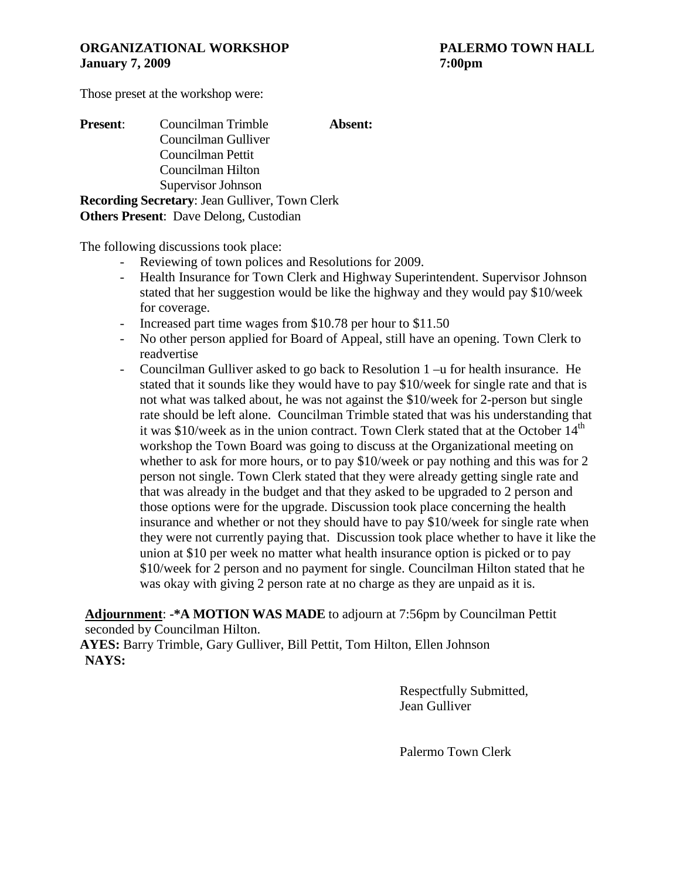**ORGANIZATIONAL WORKSHOP** **PALERMO TOWN HALL**
**January 7, 2009** **7:00pm**

Those preset at the workshop were:

**Present**: Councilman Trimble
Councilman Gulliver
Councilman Pettit
Councilman Hilton
Supervisor Johnson

**Absent:**

**Recording Secretary**: Jean Gulliver, Town Clerk
**Others Present**: Dave Delong, Custodian

The following discussions took place:

- Reviewing of town polices and Resolutions for 2009.
- Health Insurance for Town Clerk and Highway Superintendent. Supervisor Johnson stated that her suggestion would be like the highway and they would pay $10/week for coverage.
- Increased part time wages from $10.78 per hour to $11.50
- No other person applied for Board of Appeal, still have an opening. Town Clerk to readvertise
- Councilman Gulliver asked to go back to Resolution 1 –u for health insurance. He stated that it sounds like they would have to pay $10/week for single rate and that is not what was talked about, he was not against the $10/week for 2-person but single rate should be left alone. Councilman Trimble stated that was his understanding that it was $10/week as in the union contract. Town Clerk stated that at the October 14th workshop the Town Board was going to discuss at the Organizational meeting on whether to ask for more hours, or to pay $10/week or pay nothing and this was for 2 person not single. Town Clerk stated that they were already getting single rate and that was already in the budget and that they asked to be upgraded to 2 person and those options were for the upgrade. Discussion took place concerning the health insurance and whether or not they should have to pay $10/week for single rate when they were not currently paying that. Discussion took place whether to have it like the union at $10 per week no matter what health insurance option is picked or to pay $10/week for 2 person and no payment for single. Councilman Hilton stated that he was okay with giving 2 person rate at no charge as they are unpaid as it is.

**Adjournment**: **-*A MOTION WAS MADE** to adjourn at 7:56pm by Councilman Pettit seconded by Councilman Hilton.
**AYES:** Barry Trimble, Gary Gulliver, Bill Pettit, Tom Hilton, Ellen Johnson
**NAYS:**

Respectfully Submitted,
Jean Gulliver

Palermo Town Clerk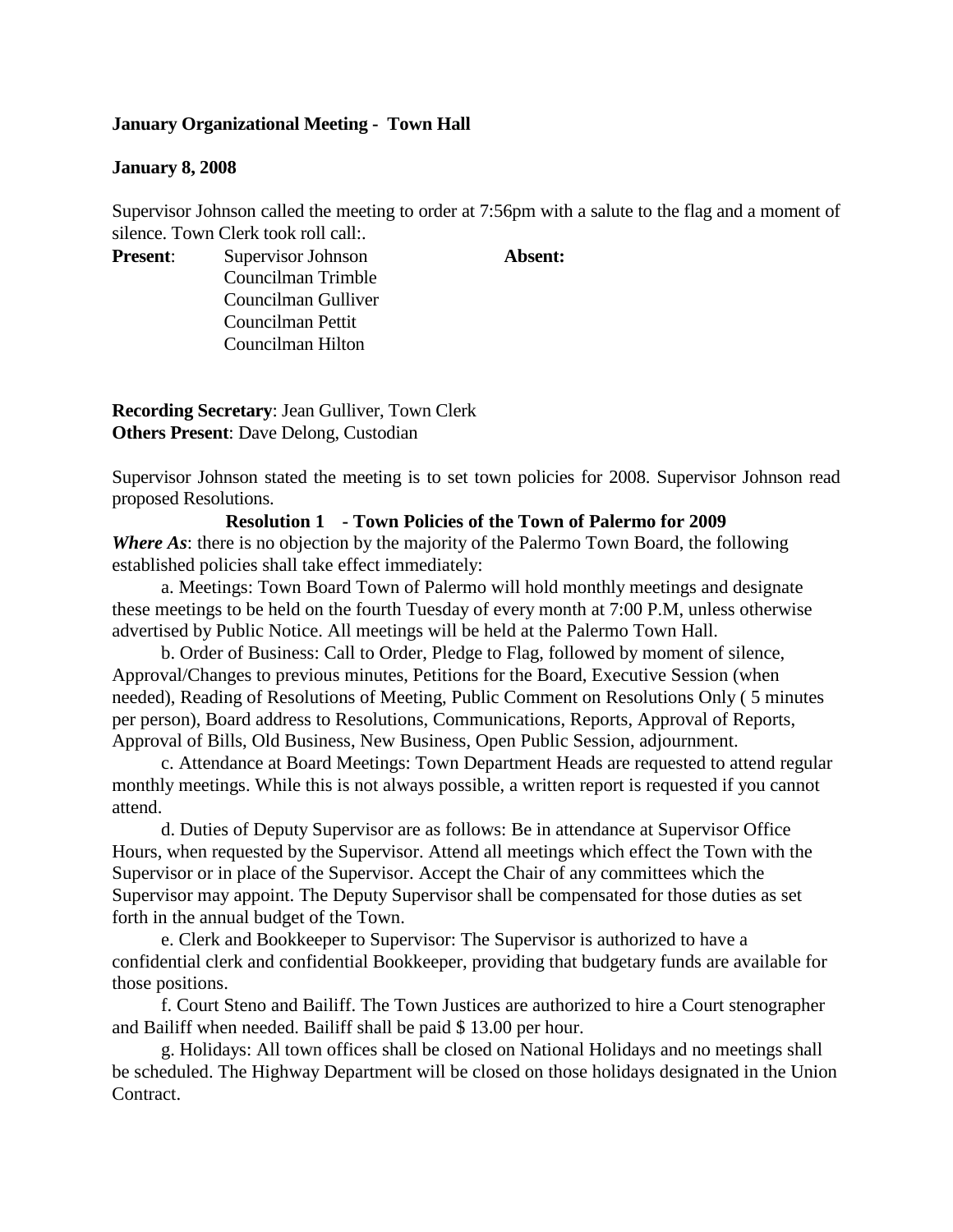**January Organizational Meeting - Town Hall**

**January 8, 2008**

Supervisor Johnson called the meeting to order at 7:56pm with a salute to the flag and a moment of silence. Town Clerk took roll call:.

| **Present**: | | **Absent:** |
|---|---|---|
| | Supervisor Johnson | |
| | Councilman Trimble | |
| | Councilman Gulliver | |
| | Councilman Pettit | |
| | Councilman Hilton | |

**Recording Secretary**: Jean Gulliver, Town Clerk
**Others Present**: Dave Delong, Custodian

Supervisor Johnson stated the meeting is to set town policies for 2008. Supervisor Johnson read proposed Resolutions.

**Resolution 1 - Town Policies of the Town of Palermo for 2009**

***Where As***: there is no objection by the majority of the Palermo Town Board, the following established policies shall take effect immediately:

a. Meetings: Town Board Town of Palermo will hold monthly meetings and designate these meetings to be held on the fourth Tuesday of every month at 7:00 P.M, unless otherwise advertised by Public Notice. All meetings will be held at the Palermo Town Hall.

b. Order of Business: Call to Order, Pledge to Flag, followed by moment of silence, Approval/Changes to previous minutes, Petitions for the Board, Executive Session (when needed), Reading of Resolutions of Meeting, Public Comment on Resolutions Only ( 5 minutes per person), Board address to Resolutions, Communications, Reports, Approval of Reports, Approval of Bills, Old Business, New Business, Open Public Session, adjournment.

c. Attendance at Board Meetings: Town Department Heads are requested to attend regular monthly meetings. While this is not always possible, a written report is requested if you cannot attend.

d. Duties of Deputy Supervisor are as follows: Be in attendance at Supervisor Office Hours, when requested by the Supervisor. Attend all meetings which effect the Town with the Supervisor or in place of the Supervisor. Accept the Chair of any committees which the Supervisor may appoint. The Deputy Supervisor shall be compensated for those duties as set forth in the annual budget of the Town.

e. Clerk and Bookkeeper to Supervisor: The Supervisor is authorized to have a confidential clerk and confidential Bookkeeper, providing that budgetary funds are available for those positions.

f. Court Steno and Bailiff. The Town Justices are authorized to hire a Court stenographer and Bailiff when needed. Bailiff shall be paid $ 13.00 per hour.

g. Holidays: All town offices shall be closed on National Holidays and no meetings shall be scheduled. The Highway Department will be closed on those holidays designated in the Union Contract.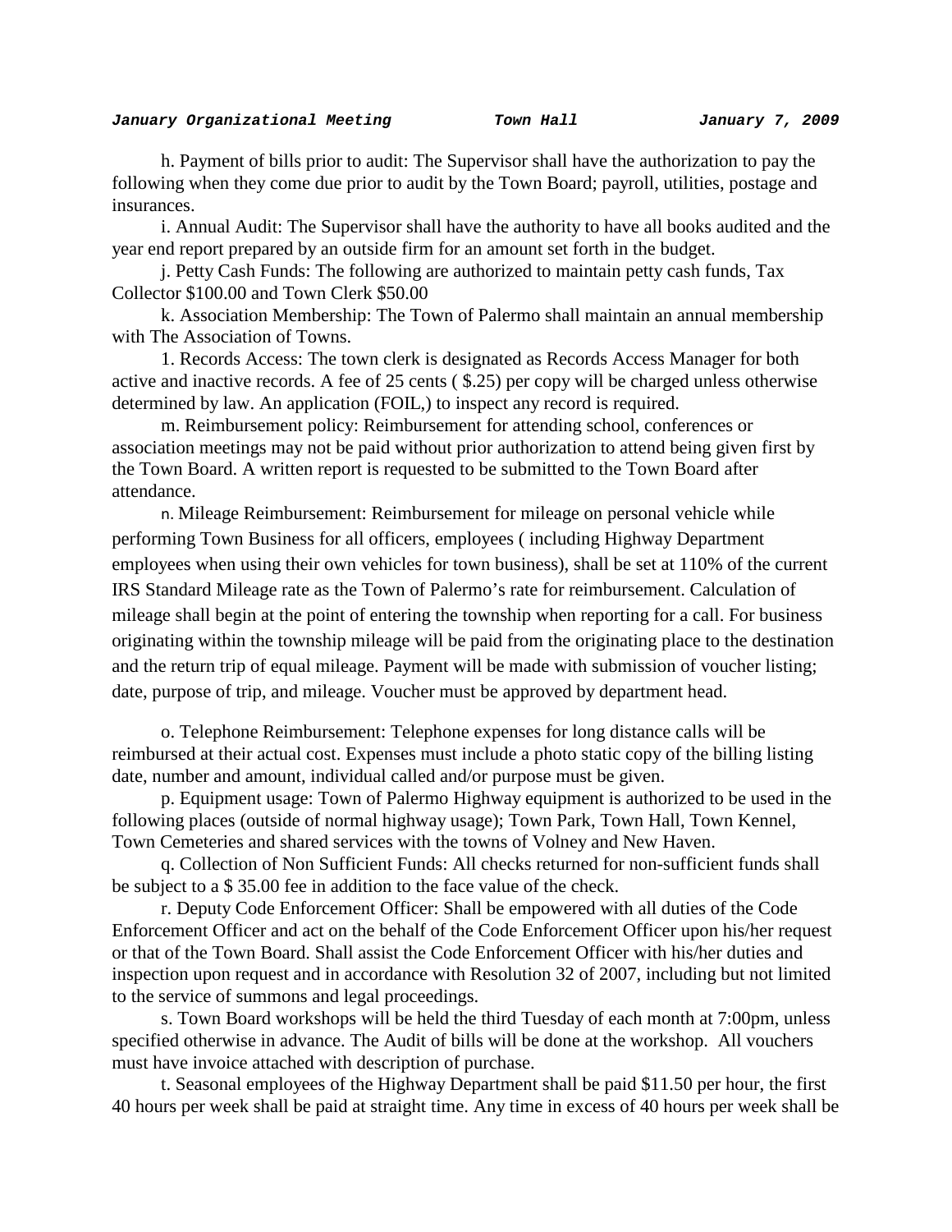h. Payment of bills prior to audit: The Supervisor shall have the authorization to pay the following when they come due prior to audit by the Town Board; payroll, utilities, postage and insurances.

i. Annual Audit: The Supervisor shall have the authority to have all books audited and the year end report prepared by an outside firm for an amount set forth in the budget.

j. Petty Cash Funds: The following are authorized to maintain petty cash funds, Tax Collector $100.00 and Town Clerk $50.00

k. Association Membership: The Town of Palermo shall maintain an annual membership with The Association of Towns.

1. Records Access: The town clerk is designated as Records Access Manager for both active and inactive records. A fee of 25 cents ( $.25) per copy will be charged unless otherwise determined by law. An application (FOIL,) to inspect any record is required.

m. Reimbursement policy: Reimbursement for attending school, conferences or association meetings may not be paid without prior authorization to attend being given first by the Town Board. A written report is requested to be submitted to the Town Board after attendance.

n. Mileage Reimbursement: Reimbursement for mileage on personal vehicle while performing Town Business for all officers, employees ( including Highway Department employees when using their own vehicles for town business), shall be set at 110% of the current IRS Standard Mileage rate as the Town of Palermo's rate for reimbursement. Calculation of mileage shall begin at the point of entering the township when reporting for a call. For business originating within the township mileage will be paid from the originating place to the destination and the return trip of equal mileage. Payment will be made with submission of voucher listing; date, purpose of trip, and mileage. Voucher must be approved by department head.

o. Telephone Reimbursement: Telephone expenses for long distance calls will be reimbursed at their actual cost. Expenses must include a photo static copy of the billing listing date, number and amount, individual called and/or purpose must be given.

p. Equipment usage: Town of Palermo Highway equipment is authorized to be used in the following places (outside of normal highway usage); Town Park, Town Hall, Town Kennel, Town Cemeteries and shared services with the towns of Volney and New Haven.

q. Collection of Non Sufficient Funds: All checks returned for non-sufficient funds shall be subject to a $ 35.00 fee in addition to the face value of the check.

r. Deputy Code Enforcement Officer: Shall be empowered with all duties of the Code Enforcement Officer and act on the behalf of the Code Enforcement Officer upon his/her request or that of the Town Board. Shall assist the Code Enforcement Officer with his/her duties and inspection upon request and in accordance with Resolution 32 of 2007, including but not limited to the service of summons and legal proceedings.

s. Town Board workshops will be held the third Tuesday of each month at 7:00pm, unless specified otherwise in advance. The Audit of bills will be done at the workshop. All vouchers must have invoice attached with description of purchase.

t. Seasonal employees of the Highway Department shall be paid $11.50 per hour, the first 40 hours per week shall be paid at straight time. Any time in excess of 40 hours per week shall be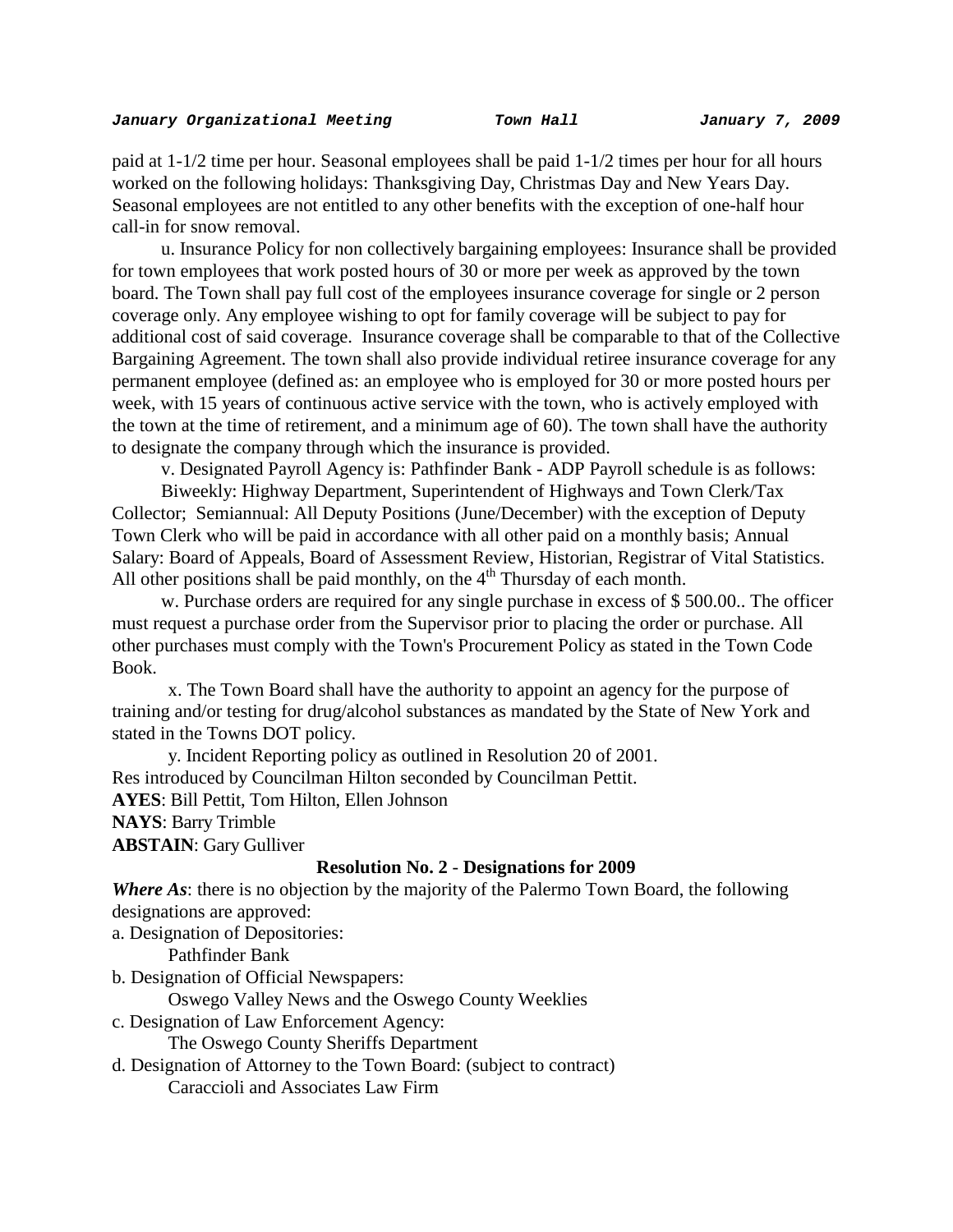paid at 1-1/2 time per hour. Seasonal employees shall be paid 1-1/2 times per hour for all hours worked on the following holidays: Thanksgiving Day, Christmas Day and New Years Day. Seasonal employees are not entitled to any other benefits with the exception of one-half hour call-in for snow removal.

u. Insurance Policy for non collectively bargaining employees: Insurance shall be provided for town employees that work posted hours of 30 or more per week as approved by the town board. The Town shall pay full cost of the employees insurance coverage for single or 2 person coverage only. Any employee wishing to opt for family coverage will be subject to pay for additional cost of said coverage. Insurance coverage shall be comparable to that of the Collective Bargaining Agreement. The town shall also provide individual retiree insurance coverage for any permanent employee (defined as: an employee who is employed for 30 or more posted hours per week, with 15 years of continuous active service with the town, who is actively employed with the town at the time of retirement, and a minimum age of 60). The town shall have the authority to designate the company through which the insurance is provided.

v. Designated Payroll Agency is: Pathfinder Bank - ADP Payroll schedule is as follows:

Biweekly: Highway Department, Superintendent of Highways and Town Clerk/Tax Collector; Semiannual: All Deputy Positions (June/December) with the exception of Deputy Town Clerk who will be paid in accordance with all other paid on a monthly basis; Annual Salary: Board of Appeals, Board of Assessment Review, Historian, Registrar of Vital Statistics. All other positions shall be paid monthly, on the 4th Thursday of each month.

w. Purchase orders are required for any single purchase in excess of $ 500.00.. The officer must request a purchase order from the Supervisor prior to placing the order or purchase. All other purchases must comply with the Town's Procurement Policy as stated in the Town Code Book.

x. The Town Board shall have the authority to appoint an agency for the purpose of training and/or testing for drug/alcohol substances as mandated by the State of New York and stated in the Towns DOT policy.

y. Incident Reporting policy as outlined in Resolution 20 of 2001.

Res introduced by Councilman Hilton seconded by Councilman Pettit.

**AYES**: Bill Pettit, Tom Hilton, Ellen Johnson

**NAYS**: Barry Trimble

**ABSTAIN**: Gary Gulliver

**Resolution No. 2 - Designations for 2009**

***Where As***: there is no objection by the majority of the Palermo Town Board, the following designations are approved:

a. Designation of Depositories:

Pathfinder Bank

b. Designation of Official Newspapers:

Oswego Valley News and the Oswego County Weeklies

c. Designation of Law Enforcement Agency:

The Oswego County Sheriffs Department

d. Designation of Attorney to the Town Board: (subject to contract)

Caraccioli and Associates Law Firm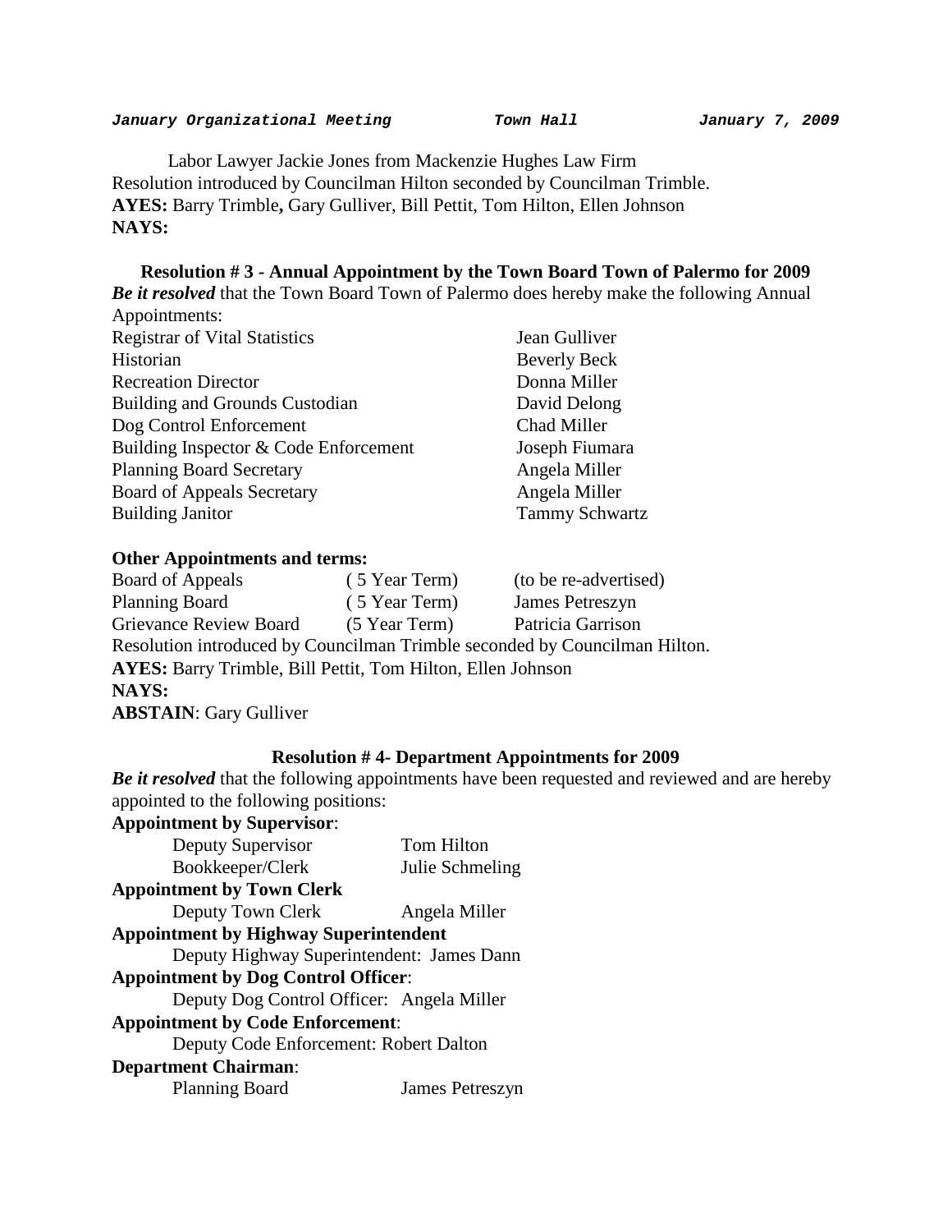Labor Lawyer Jackie Jones from Mackenzie Hughes Law Firm
Resolution introduced by Councilman Hilton seconded by Councilman Trimble.
**AYES:** Barry Trimble**,** Gary Gulliver, Bill Pettit, Tom Hilton, Ellen Johnson
**NAYS:**

**Resolution # 3 - Annual Appointment by the Town Board Town of Palermo for 2009**

***Be it resolved*** that the Town Board Town of Palermo does hereby make the following Annual Appointments:

| | |
|---|---|
| Registrar of Vital Statistics | Jean Gulliver |
| Historian | Beverly Beck |
| Recreation Director | Donna Miller |
| Building and Grounds Custodian | David Delong |
| Dog Control Enforcement | Chad Miller |
| Building Inspector & Code Enforcement | Joseph Fiumara |
| Planning Board Secretary | Angela Miller |
| Board of Appeals Secretary | Angela Miller |
| Building Janitor | Tammy Schwartz |

**Other Appointments and terms:**

| | | |
|---|---|---|
| Board of Appeals | ( 5 Year Term) | (to be re-advertised) |
| Planning Board | ( 5 Year Term) | James Petreszyn |
| Grievance Review Board | (5 Year Term) | Patricia Garrison |

Resolution introduced by Councilman Trimble seconded by Councilman Hilton.
**AYES:** Barry Trimble, Bill Pettit, Tom Hilton, Ellen Johnson
**NAYS:**
**ABSTAIN**: Gary Gulliver

**Resolution # 4- Department Appointments for 2009**

***Be it resolved*** that the following appointments have been requested and reviewed and are hereby appointed to the following positions:

**Appointment by Supervisor**:

- Deputy Supervisor — Tom Hilton
- Bookkeeper/Clerk — Julie Schmeling

**Appointment by Town Clerk**

- Deputy Town Clerk — Angela Miller

**Appointment by Highway Superintendent**

- Deputy Highway Superintendent: James Dann

**Appointment by Dog Control Officer**:

- Deputy Dog Control Officer: Angela Miller

**Appointment by Code Enforcement**:

- Deputy Code Enforcement: Robert Dalton

**Department Chairman**:

- Planning Board — James Petreszyn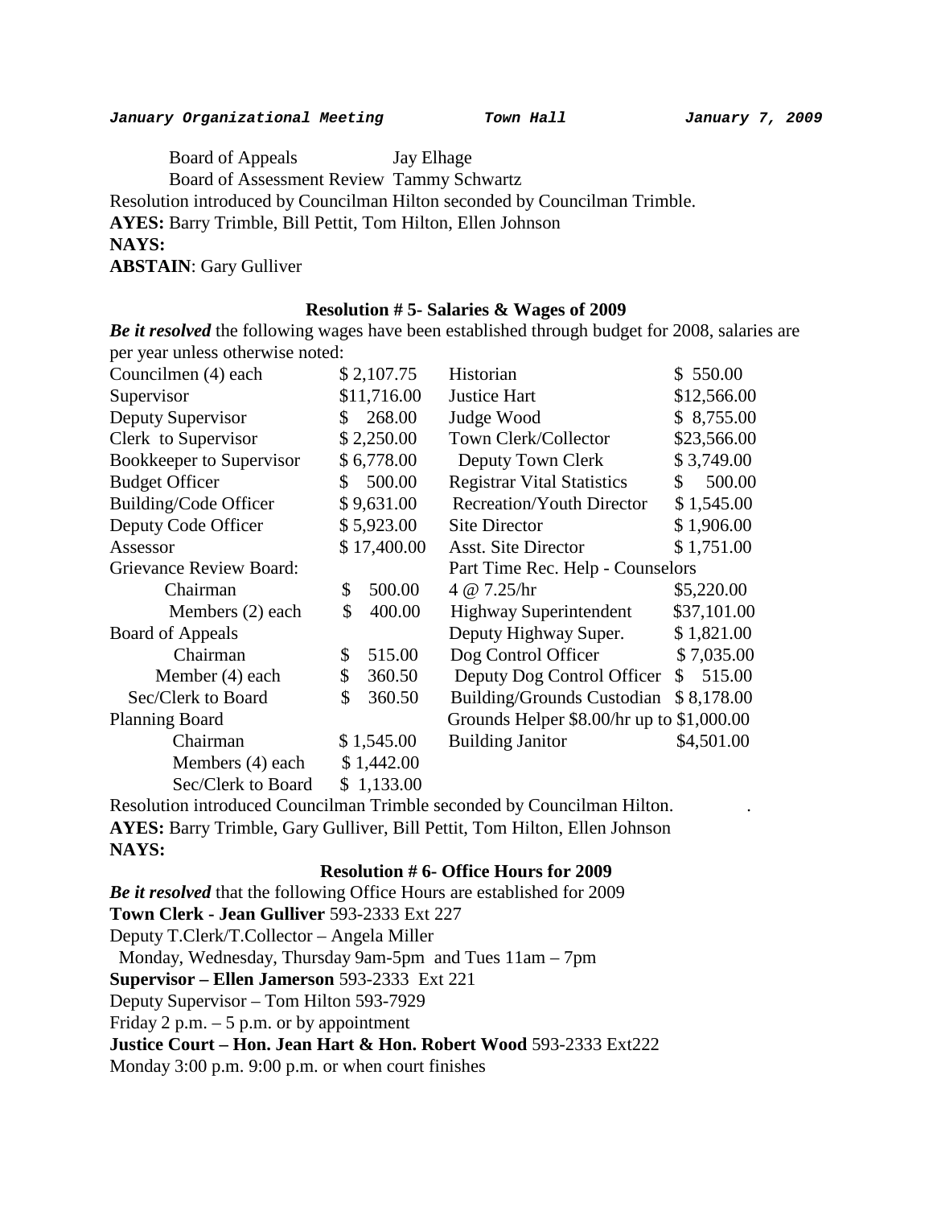Board of Appeals Jay Elhage

Board of Assessment Review Tammy Schwartz

Resolution introduced by Councilman Hilton seconded by Councilman Trimble.

**AYES:** Barry Trimble, Bill Pettit, Tom Hilton, Ellen Johnson

**NAYS:**

**ABSTAIN**: Gary Gulliver

### Resolution # 5- Salaries & Wages of 2009

***Be it resolved*** the following wages have been established through budget for 2008, salaries are per year unless otherwise noted:

| | | | |
|---|---|---|---|
| Councilmen (4) each | $ 2,107.75 | Historian | $ 550.00 |
| Supervisor | $11,716.00 | Justice Hart | $12,566.00 |
| Deputy Supervisor | $ 268.00 | Judge Wood | $ 8,755.00 |
| Clerk to Supervisor | $ 2,250.00 | Town Clerk/Collector | $23,566.00 |
| Bookkeeper to Supervisor | $ 6,778.00 | Deputy Town Clerk | $ 3,749.00 |
| Budget Officer | $ 500.00 | Registrar Vital Statistics | $ 500.00 |
| Building/Code Officer | $ 9,631.00 | Recreation/Youth Director | $ 1,545.00 |
| Deputy Code Officer | $ 5,923.00 | Site Director | $ 1,906.00 |
| Assessor | $ 17,400.00 | Asst. Site Director | $ 1,751.00 |
| Grievance Review Board: | | Part Time Rec. Help - Counselors | |
| Chairman | $ 500.00 | 4 @ 7.25/hr | $5,220.00 |
| Members (2) each | $ 400.00 | Highway Superintendent | $37,101.00 |
| Board of Appeals | | Deputy Highway Super. | $ 1,821.00 |
| Chairman | $ 515.00 | Dog Control Officer | $ 7,035.00 |
| Member (4) each | $ 360.50 | Deputy Dog Control Officer | $ 515.00 |
| Sec/Clerk to Board | $ 360.50 | Building/Grounds Custodian | $ 8,178.00 |
| Planning Board | | Grounds Helper $8.00/hr up to | $1,000.00 |
| Chairman | $ 1,545.00 | Building Janitor | $4,501.00 |
| Members (4) each | $ 1,442.00 | | |
| Sec/Clerk to Board | $ 1,133.00 | | |

Resolution introduced Councilman Trimble seconded by Councilman Hilton. .

**AYES:** Barry Trimble, Gary Gulliver, Bill Pettit, Tom Hilton, Ellen Johnson

**NAYS:**

### Resolution # 6- Office Hours for 2009

***Be it resolved*** that the following Office Hours are established for 2009

**Town Clerk - Jean Gulliver** 593-2333 Ext 227

Deputy T.Clerk/T.Collector – Angela Miller

Monday, Wednesday, Thursday 9am-5pm and Tues 11am – 7pm

**Supervisor – Ellen Jamerson** 593-2333 Ext 221

Deputy Supervisor – Tom Hilton 593-7929

Friday 2 p.m. – 5 p.m. or by appointment

**Justice Court – Hon. Jean Hart & Hon. Robert Wood** 593-2333 Ext222

Monday 3:00 p.m. 9:00 p.m. or when court finishes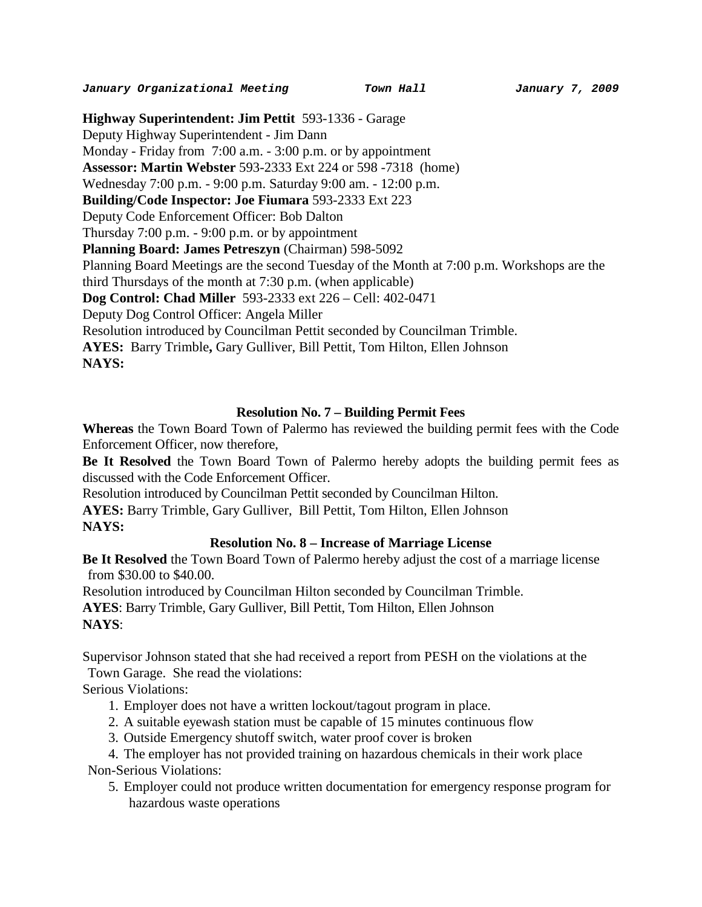**Highway Superintendent: Jim Pettit** 593-1336 - Garage
Deputy Highway Superintendent - Jim Dann
Monday - Friday from 7:00 a.m. - 3:00 p.m. or by appointment
**Assessor: Martin Webster** 593-2333 Ext 224 or 598 -7318 (home)
Wednesday 7:00 p.m. - 9:00 p.m. Saturday 9:00 am. - 12:00 p.m.
**Building/Code Inspector: Joe Fiumara** 593-2333 Ext 223
Deputy Code Enforcement Officer: Bob Dalton
Thursday 7:00 p.m. - 9:00 p.m. or by appointment
**Planning Board: James Petreszyn** (Chairman) 598-5092
Planning Board Meetings are the second Tuesday of the Month at 7:00 p.m. Workshops are the third Thursdays of the month at 7:30 p.m. (when applicable)
**Dog Control: Chad Miller** 593-2333 ext 226 – Cell: 402-0471
Deputy Dog Control Officer: Angela Miller
Resolution introduced by Councilman Pettit seconded by Councilman Trimble.
**AYES:** Barry Trimble**,** Gary Gulliver, Bill Pettit, Tom Hilton, Ellen Johnson
**NAYS:**

**Resolution No. 7 – Building Permit Fees**

**Whereas** the Town Board Town of Palermo has reviewed the building permit fees with the Code Enforcement Officer, now therefore,
**Be It Resolved** the Town Board Town of Palermo hereby adopts the building permit fees as discussed with the Code Enforcement Officer.
Resolution introduced by Councilman Pettit seconded by Councilman Hilton.
**AYES:** Barry Trimble, Gary Gulliver, Bill Pettit, Tom Hilton, Ellen Johnson
**NAYS:**

**Resolution No. 8 – Increase of Marriage License**

**Be It Resolved** the Town Board Town of Palermo hereby adjust the cost of a marriage license from $30.00 to $40.00.
Resolution introduced by Councilman Hilton seconded by Councilman Trimble.
**AYES**: Barry Trimble, Gary Gulliver, Bill Pettit, Tom Hilton, Ellen Johnson
**NAYS**:

Supervisor Johnson stated that she had received a report from PESH on the violations at the Town Garage. She read the violations:
Serious Violations:

1. Employer does not have a written lockout/tagout program in place.
2. A suitable eyewash station must be capable of 15 minutes continuous flow
3. Outside Emergency shutoff switch, water proof cover is broken
4. The employer has not provided training on hazardous chemicals in their work place

Non-Serious Violations:

5. Employer could not produce written documentation for emergency response program for hazardous waste operations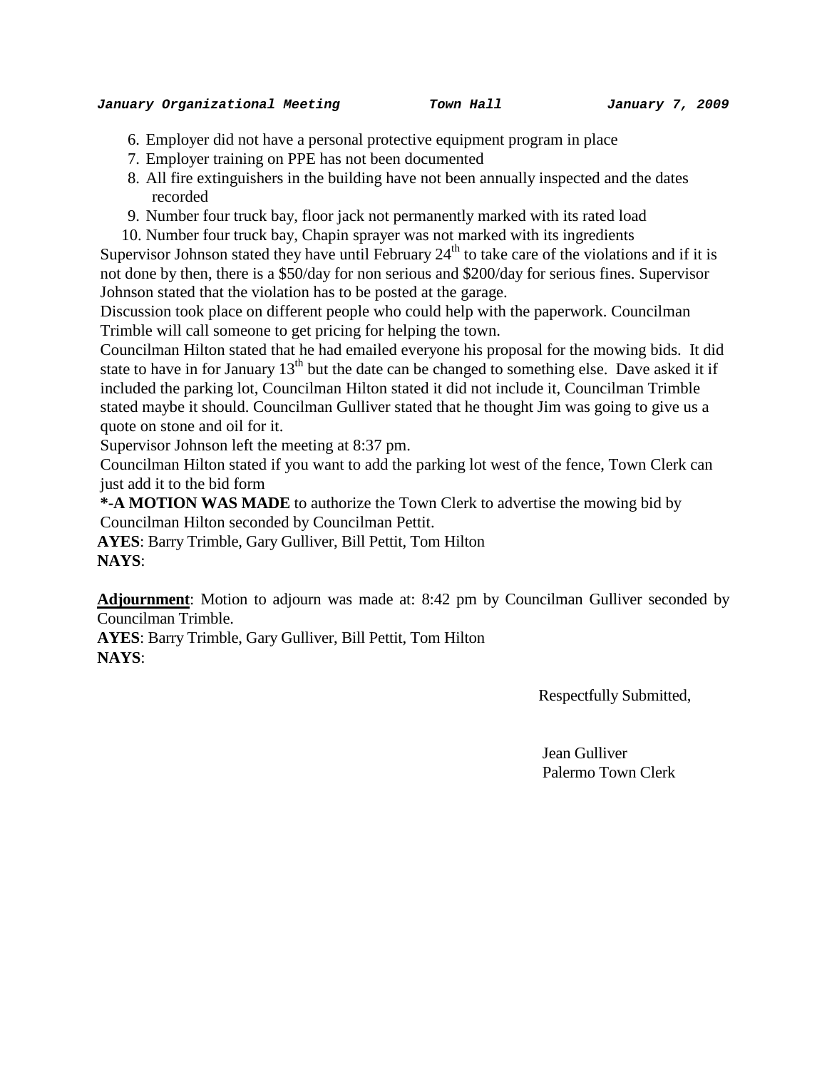6. Employer did not have a personal protective equipment program in place
7. Employer training on PPE has not been documented
8. All fire extinguishers in the building have not been annually inspected and the dates recorded
9. Number four truck bay, floor jack not permanently marked with its rated load
10. Number four truck bay, Chapin sprayer was not marked with its ingredients

Supervisor Johnson stated they have until February 24th to take care of the violations and if it is not done by then, there is a $50/day for non serious and $200/day for serious fines. Supervisor Johnson stated that the violation has to be posted at the garage.

Discussion took place on different people who could help with the paperwork. Councilman Trimble will call someone to get pricing for helping the town.

Councilman Hilton stated that he had emailed everyone his proposal for the mowing bids. It did state to have in for January 13th but the date can be changed to something else. Dave asked it if included the parking lot, Councilman Hilton stated it did not include it, Councilman Trimble stated maybe it should. Councilman Gulliver stated that he thought Jim was going to give us a quote on stone and oil for it.

Supervisor Johnson left the meeting at 8:37 pm.

Councilman Hilton stated if you want to add the parking lot west of the fence, Town Clerk can just add it to the bid form

**\*-A MOTION WAS MADE** to authorize the Town Clerk to advertise the mowing bid by Councilman Hilton seconded by Councilman Pettit.

**AYES**: Barry Trimble, Gary Gulliver, Bill Pettit, Tom Hilton
**NAYS**:

**Adjournment**: Motion to adjourn was made at: 8:42 pm by Councilman Gulliver seconded by Councilman Trimble.

**AYES**: Barry Trimble, Gary Gulliver, Bill Pettit, Tom Hilton
**NAYS**:

Respectfully Submitted,

Jean Gulliver
Palermo Town Clerk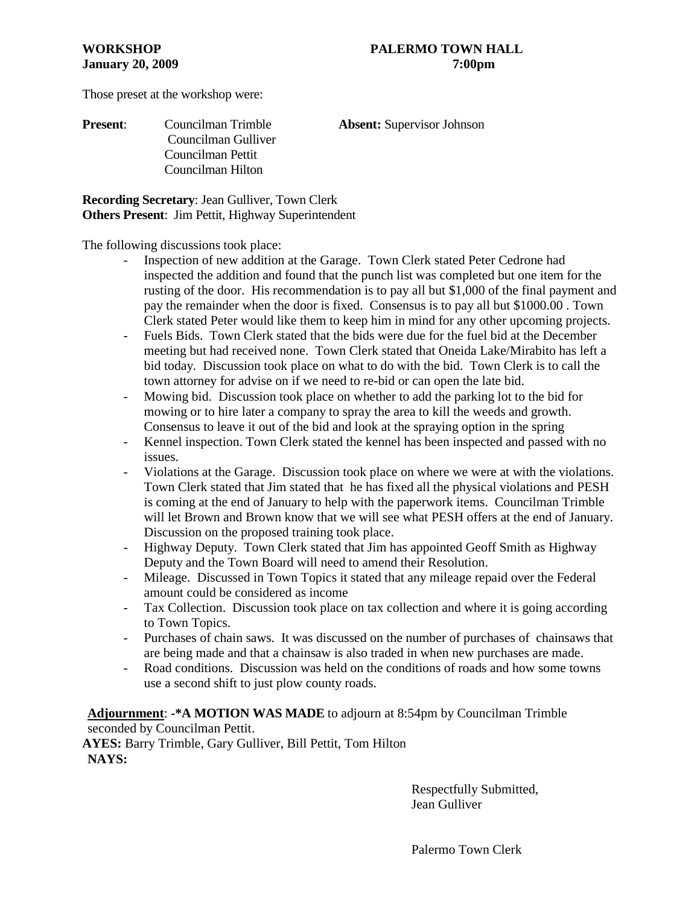**WORKSHOP** **PALERMO TOWN HALL**
**January 20, 2009** **7:00pm**

Those preset at the workshop were:

**Present**: Councilman Trimble
Councilman Gulliver
Councilman Pettit
Councilman Hilton

**Absent:** Supervisor Johnson

**Recording Secretary**: Jean Gulliver, Town Clerk
**Others Present**: Jim Pettit, Highway Superintendent

The following discussions took place:

- Inspection of new addition at the Garage. Town Clerk stated Peter Cedrone had inspected the addition and found that the punch list was completed but one item for the rusting of the door. His recommendation is to pay all but $1,000 of the final payment and pay the remainder when the door is fixed. Consensus is to pay all but $1000.00 . Town Clerk stated Peter would like them to keep him in mind for any other upcoming projects.
- Fuels Bids. Town Clerk stated that the bids were due for the fuel bid at the December meeting but had received none. Town Clerk stated that Oneida Lake/Mirabito has left a bid today. Discussion took place on what to do with the bid. Town Clerk is to call the town attorney for advise on if we need to re-bid or can open the late bid.
- Mowing bid. Discussion took place on whether to add the parking lot to the bid for mowing or to hire later a company to spray the area to kill the weeds and growth. Consensus to leave it out of the bid and look at the spraying option in the spring
- Kennel inspection. Town Clerk stated the kennel has been inspected and passed with no issues.
- Violations at the Garage. Discussion took place on where we were at with the violations. Town Clerk stated that Jim stated that he has fixed all the physical violations and PESH is coming at the end of January to help with the paperwork items. Councilman Trimble will let Brown and Brown know that we will see what PESH offers at the end of January. Discussion on the proposed training took place.
- Highway Deputy. Town Clerk stated that Jim has appointed Geoff Smith as Highway Deputy and the Town Board will need to amend their Resolution.
- Mileage. Discussed in Town Topics it stated that any mileage repaid over the Federal amount could be considered as income
- Tax Collection. Discussion took place on tax collection and where it is going according to Town Topics.
- Purchases of chain saws. It was discussed on the number of purchases of chainsaws that are being made and that a chainsaw is also traded in when new purchases are made.
- Road conditions. Discussion was held on the conditions of roads and how some towns use a second shift to just plow county roads.

**Adjournment**: -***A MOTION WAS MADE** to adjourn at 8:54pm by Councilman Trimble seconded by Councilman Pettit.
**AYES:** Barry Trimble, Gary Gulliver, Bill Pettit, Tom Hilton
**NAYS:**

Respectfully Submitted,
Jean Gulliver

Palermo Town Clerk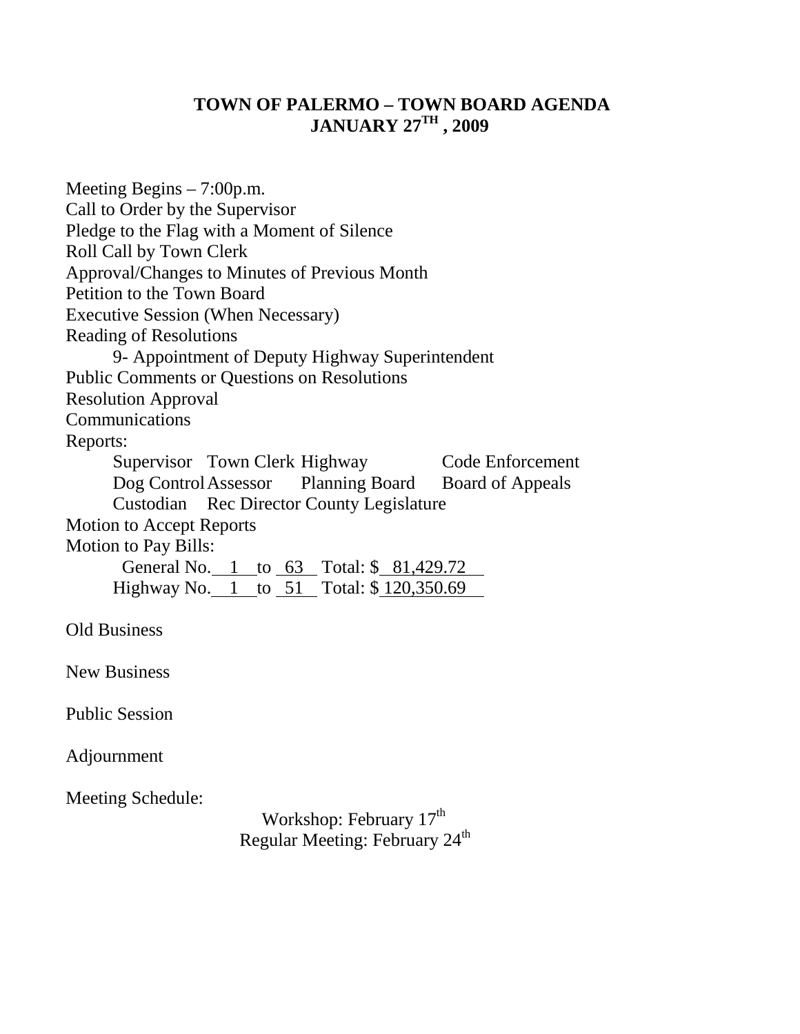# TOWN OF PALERMO – TOWN BOARD AGENDA
# JANUARY 27TH , 2009

Meeting Begins – 7:00p.m.
Call to Order by the Supervisor
Pledge to the Flag with a Moment of Silence
Roll Call by Town Clerk
Approval/Changes to Minutes of Previous Month
Petition to the Town Board
Executive Session (When Necessary)
Reading of Resolutions

- 9- Appointment of Deputy Highway Superintendent

Public Comments or Questions on Resolutions
Resolution Approval
Communications
Reports:

| | | | |
|---|---|---|---|
| Supervisor | Town Clerk | Highway | Code Enforcement |
| Dog Control | Assessor | Planning Board | Board of Appeals |
| Custodian | Rec Director | County Legislature | |

Motion to Accept Reports
Motion to Pay Bills:

General No. 1 to 63 Total: $ 81,429.72
Highway No. 1 to 51 Total: $ 120,350.69

Old Business

New Business

Public Session

Adjournment

Meeting Schedule:

Workshop: February 17th
Regular Meeting: February 24th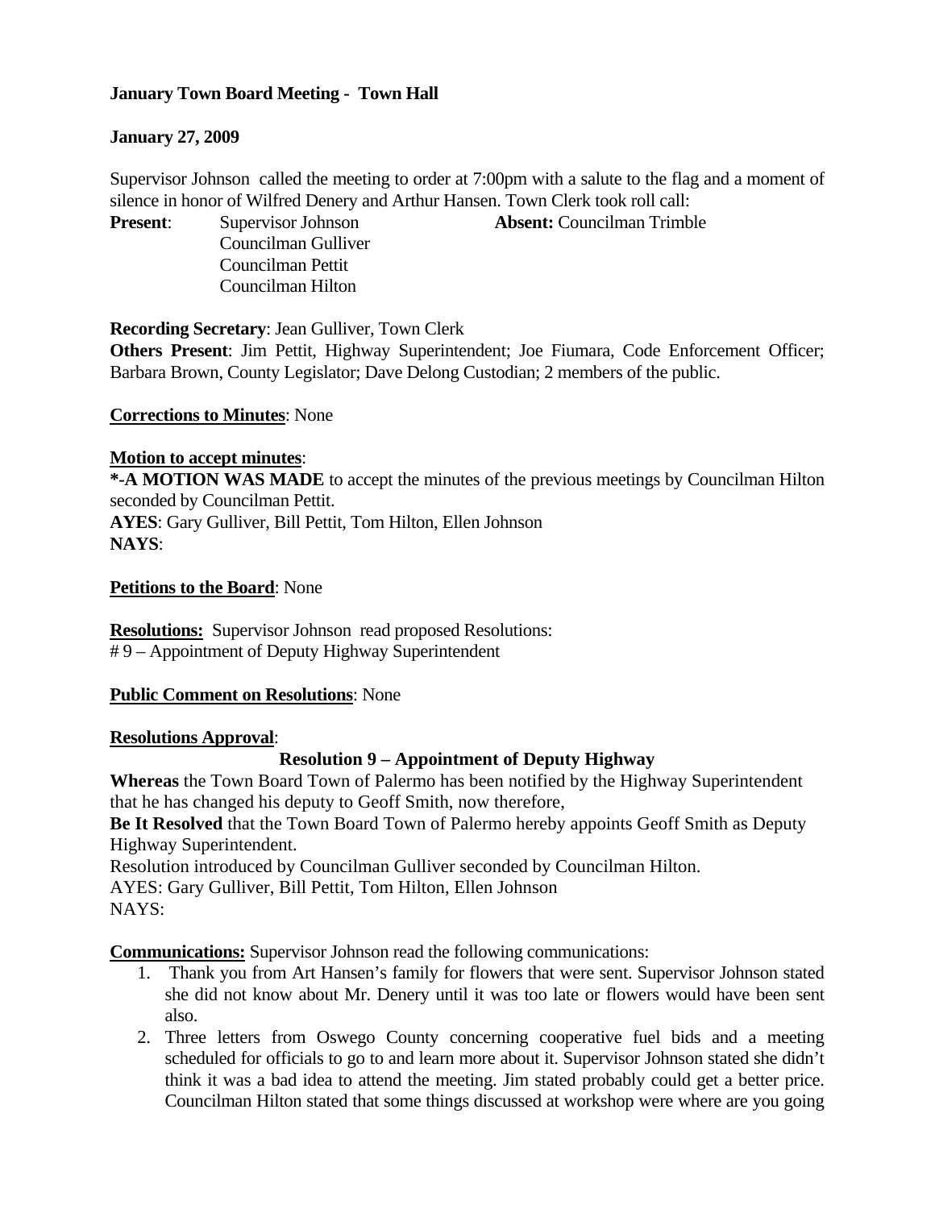**January Town Board Meeting - Town Hall**

**January 27, 2009**

Supervisor Johnson called the meeting to order at 7:00pm with a salute to the flag and a moment of silence in honor of Wilfred Denery and Arthur Hansen. Town Clerk took roll call:

**Present**: Supervisor Johnson
Councilman Gulliver
Councilman Pettit
Councilman Hilton

**Absent:** Councilman Trimble

**Recording Secretary**: Jean Gulliver, Town Clerk

**Others Present**: Jim Pettit, Highway Superintendent; Joe Fiumara, Code Enforcement Officer; Barbara Brown, County Legislator; Dave Delong Custodian; 2 members of the public.

**Corrections to Minutes**: None

**Motion to accept minutes**:

***-A MOTION WAS MADE** to accept the minutes of the previous meetings by Councilman Hilton seconded by Councilman Pettit.

**AYES**: Gary Gulliver, Bill Pettit, Tom Hilton, Ellen Johnson

**NAYS**:

**Petitions to the Board**: None

**Resolutions:** Supervisor Johnson read proposed Resolutions:

# 9 – Appointment of Deputy Highway Superintendent

**Public Comment on Resolutions**: None

**Resolutions Approval**:

**Resolution 9 – Appointment of Deputy Highway**

**Whereas** the Town Board Town of Palermo has been notified by the Highway Superintendent that he has changed his deputy to Geoff Smith, now therefore,

**Be It Resolved** that the Town Board Town of Palermo hereby appoints Geoff Smith as Deputy Highway Superintendent.

Resolution introduced by Councilman Gulliver seconded by Councilman Hilton.

AYES: Gary Gulliver, Bill Pettit, Tom Hilton, Ellen Johnson

NAYS:

**Communications:** Supervisor Johnson read the following communications:

1. Thank you from Art Hansen's family for flowers that were sent. Supervisor Johnson stated she did not know about Mr. Denery until it was too late or flowers would have been sent also.
2. Three letters from Oswego County concerning cooperative fuel bids and a meeting scheduled for officials to go to and learn more about it. Supervisor Johnson stated she didn't think it was a bad idea to attend the meeting. Jim stated probably could get a better price. Councilman Hilton stated that some things discussed at workshop were where are you going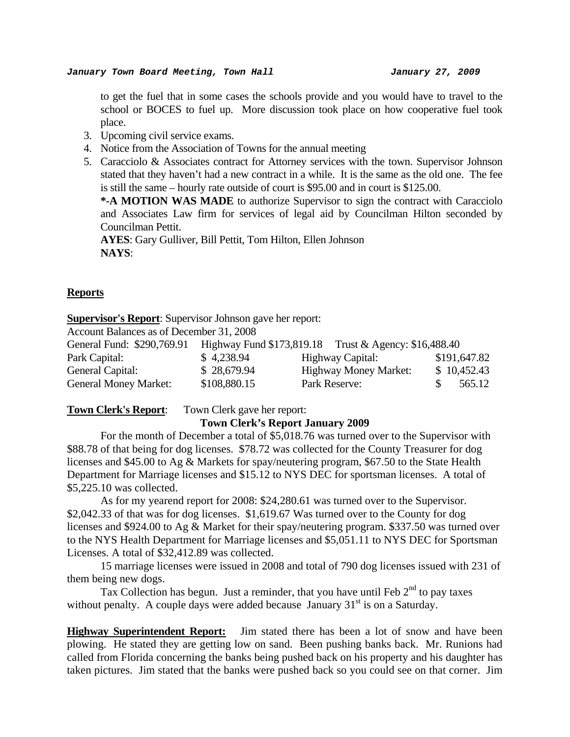to get the fuel that in some cases the schools provide and you would have to travel to the school or BOCES to fuel up. More discussion took place on how cooperative fuel took place.

3. Upcoming civil service exams.
4. Notice from the Association of Towns for the annual meeting
5. Caracciolo & Associates contract for Attorney services with the town. Supervisor Johnson stated that they haven't had a new contract in a while. It is the same as the old one. The fee is still the same – hourly rate outside of court is $95.00 and in court is $125.00.

   ***-A MOTION WAS MADE** to authorize Supervisor to sign the contract with Caracciolo and Associates Law firm for services of legal aid by Councilman Hilton seconded by Councilman Pettit.

   **AYES**: Gary Gulliver, Bill Pettit, Tom Hilton, Ellen Johnson

   **NAYS**:

## Reports

**Supervisor's Report**: Supervisor Johnson gave her report:

Account Balances as of December 31, 2008

General Fund: $290,769.91   Highway Fund $173,819.18   Trust & Agency: $16,488.40

| | | | |
|---|---|---|---|
| Park Capital: | $ 4,238.94 | Highway Capital: | $191,647.82 |
| General Capital: | $ 28,679.94 | Highway Money Market: | $ 10,452.43 |
| General Money Market: | $108,880.15 | Park Reserve: | $ 565.12 |

**Town Clerk's Report**: Town Clerk gave her report:

**Town Clerk's Report January 2009**

For the month of December a total of $5,018.76 was turned over to the Supervisor with $88.78 of that being for dog licenses. $78.72 was collected for the County Treasurer for dog licenses and $45.00 to Ag & Markets for spay/neutering program, $67.50 to the State Health Department for Marriage licenses and $15.12 to NYS DEC for sportsman licenses. A total of $5,225.10 was collected.

As for my yearend report for 2008: $24,280.61 was turned over to the Supervisor. $2,042.33 of that was for dog licenses. $1,619.67 Was turned over to the County for dog licenses and $924.00 to Ag & Market for their spay/neutering program. $337.50 was turned over to the NYS Health Department for Marriage licenses and $5,051.11 to NYS DEC for Sportsman Licenses. A total of $32,412.89 was collected.

15 marriage licenses were issued in 2008 and total of 790 dog licenses issued with 231 of them being new dogs.

Tax Collection has begun. Just a reminder, that you have until Feb 2nd to pay taxes without penalty. A couple days were added because January 31st is on a Saturday.

**Highway Superintendent Report:** Jim stated there has been a lot of snow and have been plowing. He stated they are getting low on sand. Been pushing banks back. Mr. Runions had called from Florida concerning the banks being pushed back on his property and his daughter has taken pictures. Jim stated that the banks were pushed back so you could see on that corner. Jim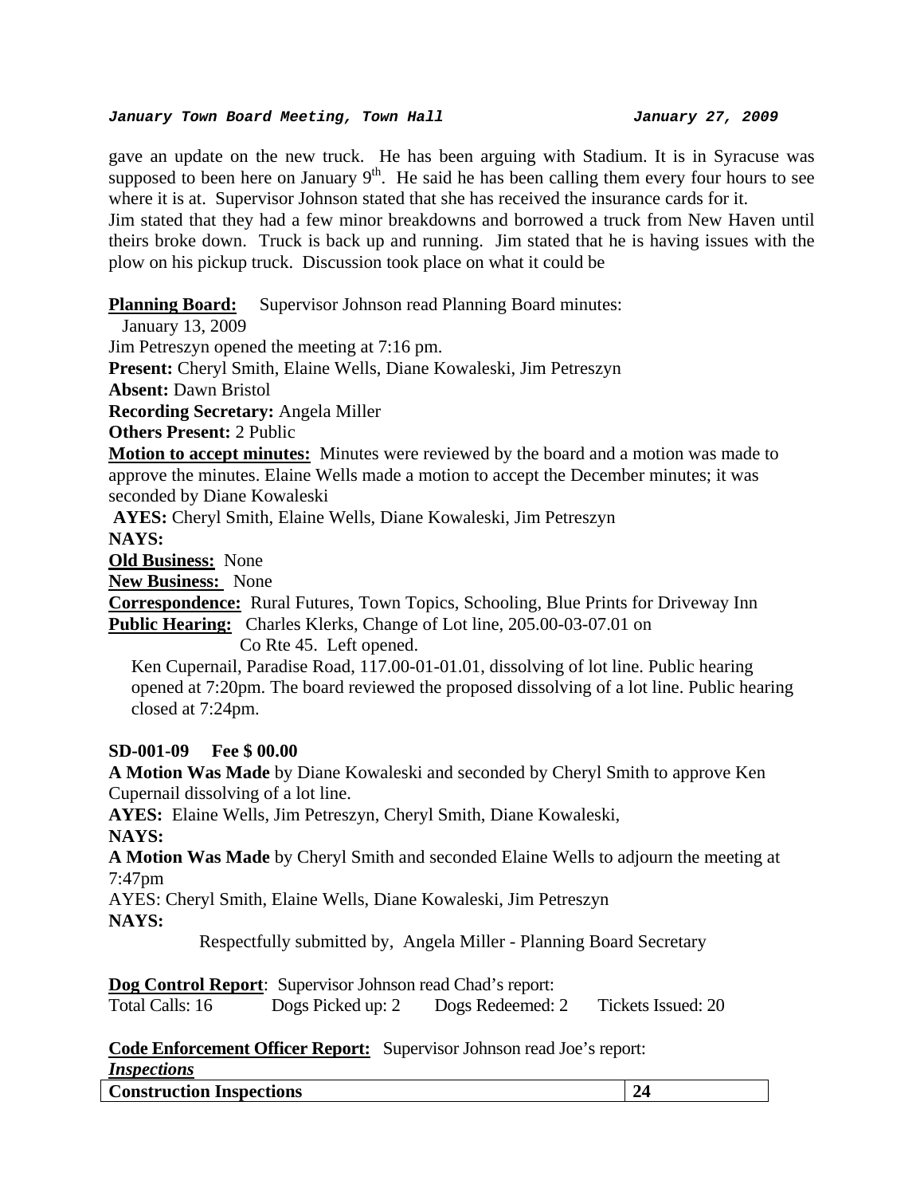gave an update on the new truck. He has been arguing with Stadium. It is in Syracuse was supposed to been here on January 9th. He said he has been calling them every four hours to see where it is at. Supervisor Johnson stated that she has received the insurance cards for it.
Jim stated that they had a few minor breakdowns and borrowed a truck from New Haven until theirs broke down. Truck is back up and running. Jim stated that he is having issues with the plow on his pickup truck. Discussion took place on what it could be

**Planning Board:** Supervisor Johnson read Planning Board minutes:

January 13, 2009

Jim Petreszyn opened the meeting at 7:16 pm.

**Present:** Cheryl Smith, Elaine Wells, Diane Kowaleski, Jim Petreszyn

**Absent:** Dawn Bristol

**Recording Secretary:** Angela Miller

**Others Present:** 2 Public

**Motion to accept minutes:** Minutes were reviewed by the board and a motion was made to approve the minutes. Elaine Wells made a motion to accept the December minutes; it was seconded by Diane Kowaleski

**AYES:** Cheryl Smith, Elaine Wells, Diane Kowaleski, Jim Petreszyn

**NAYS:**

**Old Business:** None

**New Business:** None

**Correspondence:** Rural Futures, Town Topics, Schooling, Blue Prints for Driveway Inn

**Public Hearing:** Charles Klerks, Change of Lot line, 205.00-03-07.01 on Co Rte 45. Left opened.

Ken Cupernail, Paradise Road, 117.00-01-01.01, dissolving of lot line. Public hearing opened at 7:20pm. The board reviewed the proposed dissolving of a lot line. Public hearing closed at 7:24pm.

**SD-001-09 Fee $ 00.00**

**A Motion Was Made** by Diane Kowaleski and seconded by Cheryl Smith to approve Ken Cupernail dissolving of a lot line.

**AYES:** Elaine Wells, Jim Petreszyn, Cheryl Smith, Diane Kowaleski,

**NAYS:**

**A Motion Was Made** by Cheryl Smith and seconded Elaine Wells to adjourn the meeting at 7:47pm

AYES: Cheryl Smith, Elaine Wells, Diane Kowaleski, Jim Petreszyn

**NAYS:**

Respectfully submitted by, Angela Miller - Planning Board Secretary

**Dog Control Report**: Supervisor Johnson read Chad's report:

Total Calls: 16 Dogs Picked up: 2 Dogs Redeemed: 2 Tickets Issued: 20

**Code Enforcement Officer Report:** Supervisor Johnson read Joe's report:

***Inspections***

| **Construction Inspections** | **24** |
|---|---|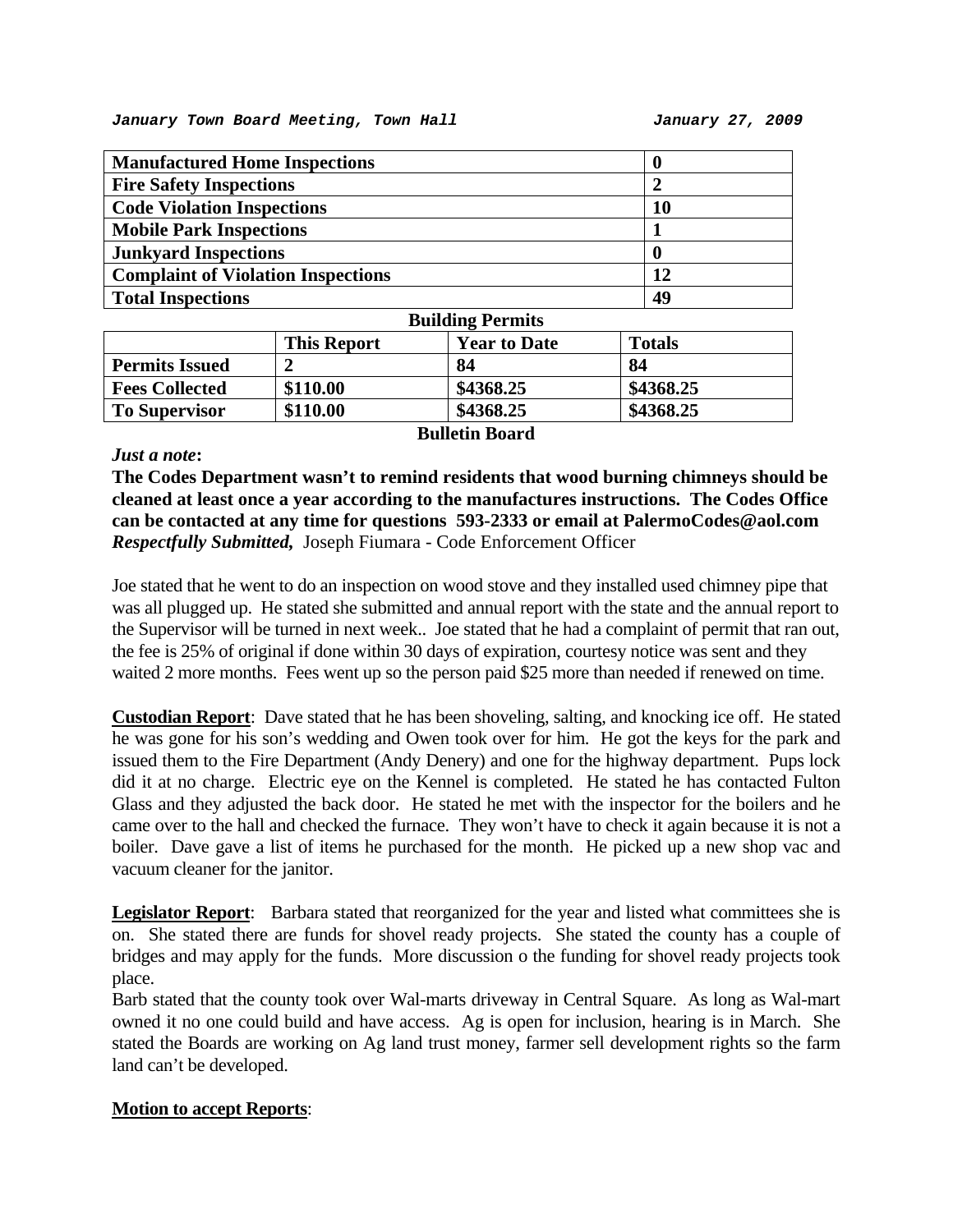*January Town Board Meeting, Town Hall* *January 27, 2009*

| | |
|---|---|
| **Manufactured Home Inspections** | **0** |
| **Fire Safety Inspections** | **2** |
| **Code Violation Inspections** | **10** |
| **Mobile Park Inspections** | **1** |
| **Junkyard Inspections** | **0** |
| **Complaint of Violation Inspections** | **12** |
| **Total Inspections** | **49** |

**Building Permits**

| | This Report | Year to Date | Totals |
|---|---|---|---|
| **Permits Issued** | **2** | **84** | **84** |
| **Fees Collected** | **$110.00** | **$4368.25** | **$4368.25** |
| **To Supervisor** | **$110.00** | **$4368.25** | **$4368.25** |

**Bulletin Board**

***Just a note*:**

**The Codes Department wasn't to remind residents that wood burning chimneys should be cleaned at least once a year according to the manufactures instructions. The Codes Office can be contacted at any time for questions 593-2333 or email at PalermoCodes@aol.com**

***Respectfully Submitted,*** Joseph Fiumara - Code Enforcement Officer

Joe stated that he went to do an inspection on wood stove and they installed used chimney pipe that was all plugged up. He stated she submitted and annual report with the state and the annual report to the Supervisor will be turned in next week.. Joe stated that he had a complaint of permit that ran out, the fee is 25% of original if done within 30 days of expiration, courtesy notice was sent and they waited 2 more months. Fees went up so the person paid $25 more than needed if renewed on time.

**Custodian Report**: Dave stated that he has been shoveling, salting, and knocking ice off. He stated he was gone for his son's wedding and Owen took over for him. He got the keys for the park and issued them to the Fire Department (Andy Denery) and one for the highway department. Pups lock did it at no charge. Electric eye on the Kennel is completed. He stated he has contacted Fulton Glass and they adjusted the back door. He stated he met with the inspector for the boilers and he came over to the hall and checked the furnace. They won't have to check it again because it is not a boiler. Dave gave a list of items he purchased for the month. He picked up a new shop vac and vacuum cleaner for the janitor.

**Legislator Report**: Barbara stated that reorganized for the year and listed what committees she is on. She stated there are funds for shovel ready projects. She stated the county has a couple of bridges and may apply for the funds. More discussion o the funding for shovel ready projects took place.

Barb stated that the county took over Wal-marts driveway in Central Square. As long as Wal-mart owned it no one could build and have access. Ag is open for inclusion, hearing is in March. She stated the Boards are working on Ag land trust money, farmer sell development rights so the farm land can't be developed.

**Motion to accept Reports**: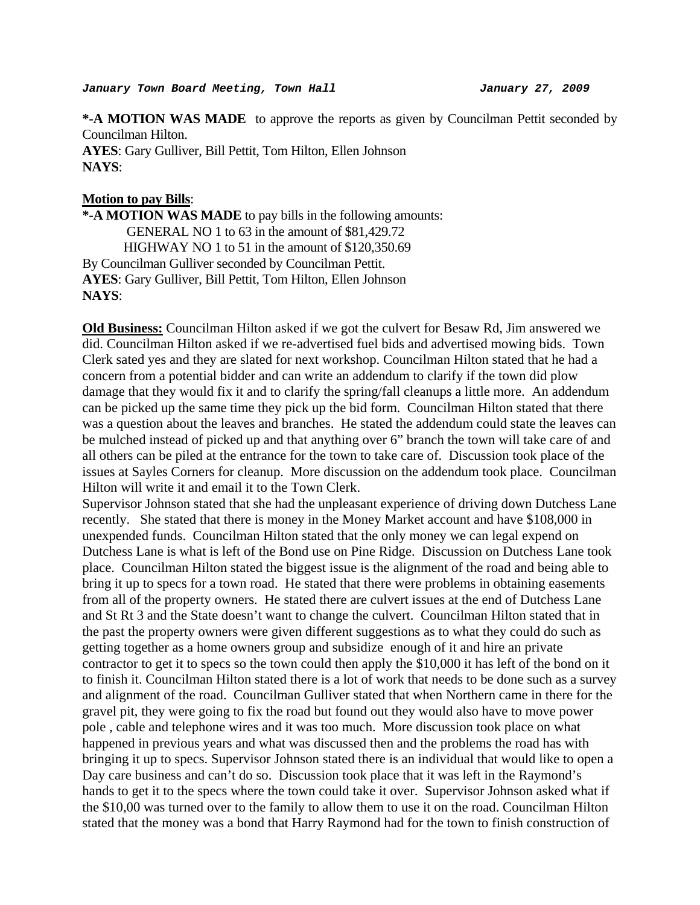***January Town Board Meeting, Town Hall*** ***January 27, 2009***

**\*-A MOTION WAS MADE** to approve the reports as given by Councilman Pettit seconded by Councilman Hilton.
**AYES**: Gary Gulliver, Bill Pettit, Tom Hilton, Ellen Johnson
**NAYS**:

**Motion to pay Bills**:
**\*-A MOTION WAS MADE** to pay bills in the following amounts:
GENERAL NO 1 to 63 in the amount of $81,429.72
HIGHWAY NO 1 to 51 in the amount of $120,350.69
By Councilman Gulliver seconded by Councilman Pettit.
**AYES**: Gary Gulliver, Bill Pettit, Tom Hilton, Ellen Johnson
**NAYS**:

**Old Business:** Councilman Hilton asked if we got the culvert for Besaw Rd, Jim answered we did. Councilman Hilton asked if we re-advertised fuel bids and advertised mowing bids. Town Clerk sated yes and they are slated for next workshop. Councilman Hilton stated that he had a concern from a potential bidder and can write an addendum to clarify if the town did plow damage that they would fix it and to clarify the spring/fall cleanups a little more. An addendum can be picked up the same time they pick up the bid form. Councilman Hilton stated that there was a question about the leaves and branches. He stated the addendum could state the leaves can be mulched instead of picked up and that anything over 6" branch the town will take care of and all others can be piled at the entrance for the town to take care of. Discussion took place of the issues at Sayles Corners for cleanup. More discussion on the addendum took place. Councilman Hilton will write it and email it to the Town Clerk.
Supervisor Johnson stated that she had the unpleasant experience of driving down Dutchess Lane recently. She stated that there is money in the Money Market account and have $108,000 in unexpended funds. Councilman Hilton stated that the only money we can legal expend on Dutchess Lane is what is left of the Bond use on Pine Ridge. Discussion on Dutchess Lane took place. Councilman Hilton stated the biggest issue is the alignment of the road and being able to bring it up to specs for a town road. He stated that there were problems in obtaining easements from all of the property owners. He stated there are culvert issues at the end of Dutchess Lane and St Rt 3 and the State doesn't want to change the culvert. Councilman Hilton stated that in the past the property owners were given different suggestions as to what they could do such as getting together as a home owners group and subsidize enough of it and hire an private contractor to get it to specs so the town could then apply the $10,000 it has left of the bond on it to finish it. Councilman Hilton stated there is a lot of work that needs to be done such as a survey and alignment of the road. Councilman Gulliver stated that when Northern came in there for the gravel pit, they were going to fix the road but found out they would also have to move power pole , cable and telephone wires and it was too much. More discussion took place on what happened in previous years and what was discussed then and the problems the road has with bringing it up to specs. Supervisor Johnson stated there is an individual that would like to open a Day care business and can't do so. Discussion took place that it was left in the Raymond's hands to get it to the specs where the town could take it over. Supervisor Johnson asked what if the $10,00 was turned over to the family to allow them to use it on the road. Councilman Hilton stated that the money was a bond that Harry Raymond had for the town to finish construction of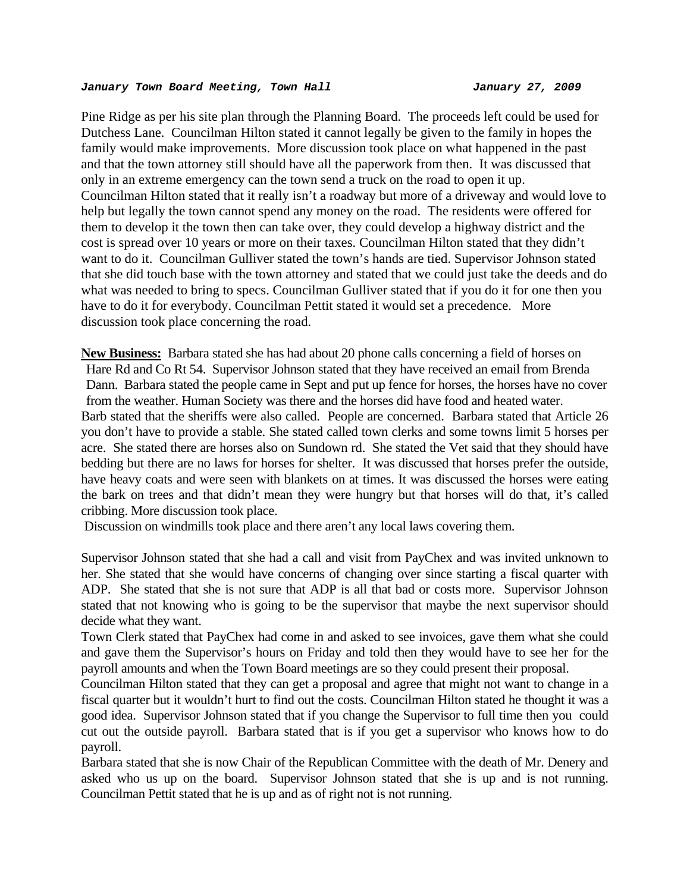Pine Ridge as per his site plan through the Planning Board. The proceeds left could be used for Dutchess Lane. Councilman Hilton stated it cannot legally be given to the family in hopes the family would make improvements. More discussion took place on what happened in the past and that the town attorney still should have all the paperwork from then. It was discussed that only in an extreme emergency can the town send a truck on the road to open it up. Councilman Hilton stated that it really isn't a roadway but more of a driveway and would love to help but legally the town cannot spend any money on the road. The residents were offered for them to develop it the town then can take over, they could develop a highway district and the cost is spread over 10 years or more on their taxes. Councilman Hilton stated that they didn't want to do it. Councilman Gulliver stated the town's hands are tied. Supervisor Johnson stated that she did touch base with the town attorney and stated that we could just take the deeds and do what was needed to bring to specs. Councilman Gulliver stated that if you do it for one then you have to do it for everybody. Councilman Pettit stated it would set a precedence. More discussion took place concerning the road.

**New Business:** Barbara stated she has had about 20 phone calls concerning a field of horses on Hare Rd and Co Rt 54. Supervisor Johnson stated that they have received an email from Brenda Dann. Barbara stated the people came in Sept and put up fence for horses, the horses have no cover from the weather. Human Society was there and the horses did have food and heated water. Barb stated that the sheriffs were also called. People are concerned. Barbara stated that Article 26 you don't have to provide a stable. She stated called town clerks and some towns limit 5 horses per acre. She stated there are horses also on Sundown rd. She stated the Vet said that they should have bedding but there are no laws for horses for shelter. It was discussed that horses prefer the outside, have heavy coats and were seen with blankets on at times. It was discussed the horses were eating the bark on trees and that didn't mean they were hungry but that horses will do that, it's called cribbing. More discussion took place.

Discussion on windmills took place and there aren't any local laws covering them.

Supervisor Johnson stated that she had a call and visit from PayChex and was invited unknown to her. She stated that she would have concerns of changing over since starting a fiscal quarter with ADP. She stated that she is not sure that ADP is all that bad or costs more. Supervisor Johnson stated that not knowing who is going to be the supervisor that maybe the next supervisor should decide what they want.

Town Clerk stated that PayChex had come in and asked to see invoices, gave them what she could and gave them the Supervisor's hours on Friday and told then they would have to see her for the payroll amounts and when the Town Board meetings are so they could present their proposal.

Councilman Hilton stated that they can get a proposal and agree that might not want to change in a fiscal quarter but it wouldn't hurt to find out the costs. Councilman Hilton stated he thought it was a good idea. Supervisor Johnson stated that if you change the Supervisor to full time then you could cut out the outside payroll. Barbara stated that is if you get a supervisor who knows how to do payroll.

Barbara stated that she is now Chair of the Republican Committee with the death of Mr. Denery and asked who us up on the board. Supervisor Johnson stated that she is up and is not running. Councilman Pettit stated that he is up and as of right not is not running.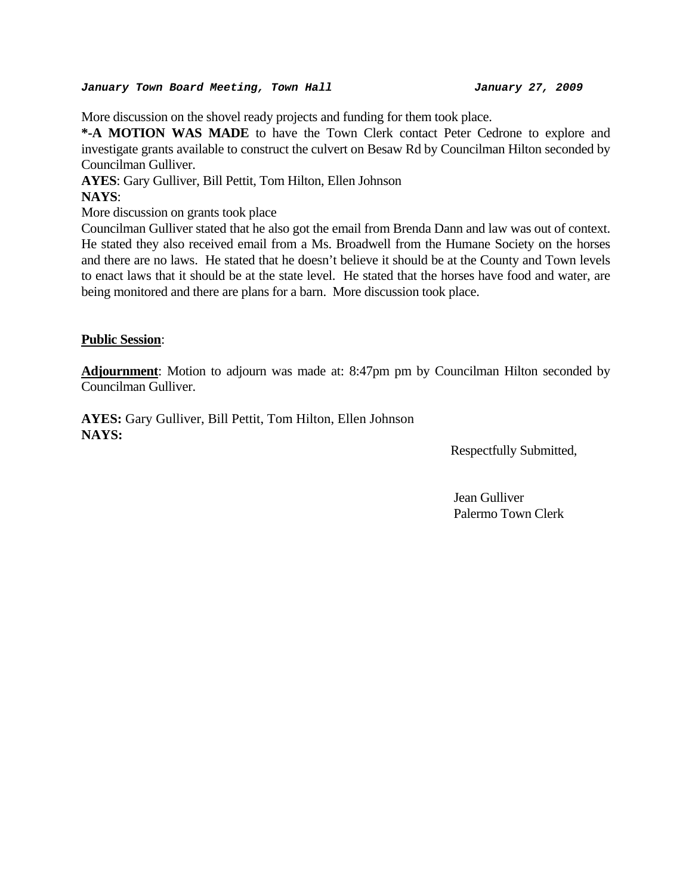More discussion on the shovel ready projects and funding for them took place.

***-A MOTION WAS MADE** to have the Town Clerk contact Peter Cedrone to explore and investigate grants available to construct the culvert on Besaw Rd by Councilman Hilton seconded by Councilman Gulliver.

**AYES**: Gary Gulliver, Bill Pettit, Tom Hilton, Ellen Johnson
**NAYS**:

More discussion on grants took place

Councilman Gulliver stated that he also got the email from Brenda Dann and law was out of context. He stated they also received email from a Ms. Broadwell from the Humane Society on the horses and there are no laws. He stated that he doesn't believe it should be at the County and Town levels to enact laws that it should be at the state level. He stated that the horses have food and water, are being monitored and there are plans for a barn. More discussion took place.

**Public Session**:

**Adjournment**: Motion to adjourn was made at: 8:47pm pm by Councilman Hilton seconded by Councilman Gulliver.

**AYES:** Gary Gulliver, Bill Pettit, Tom Hilton, Ellen Johnson
**NAYS:**

Respectfully Submitted,

Jean Gulliver
Palermo Town Clerk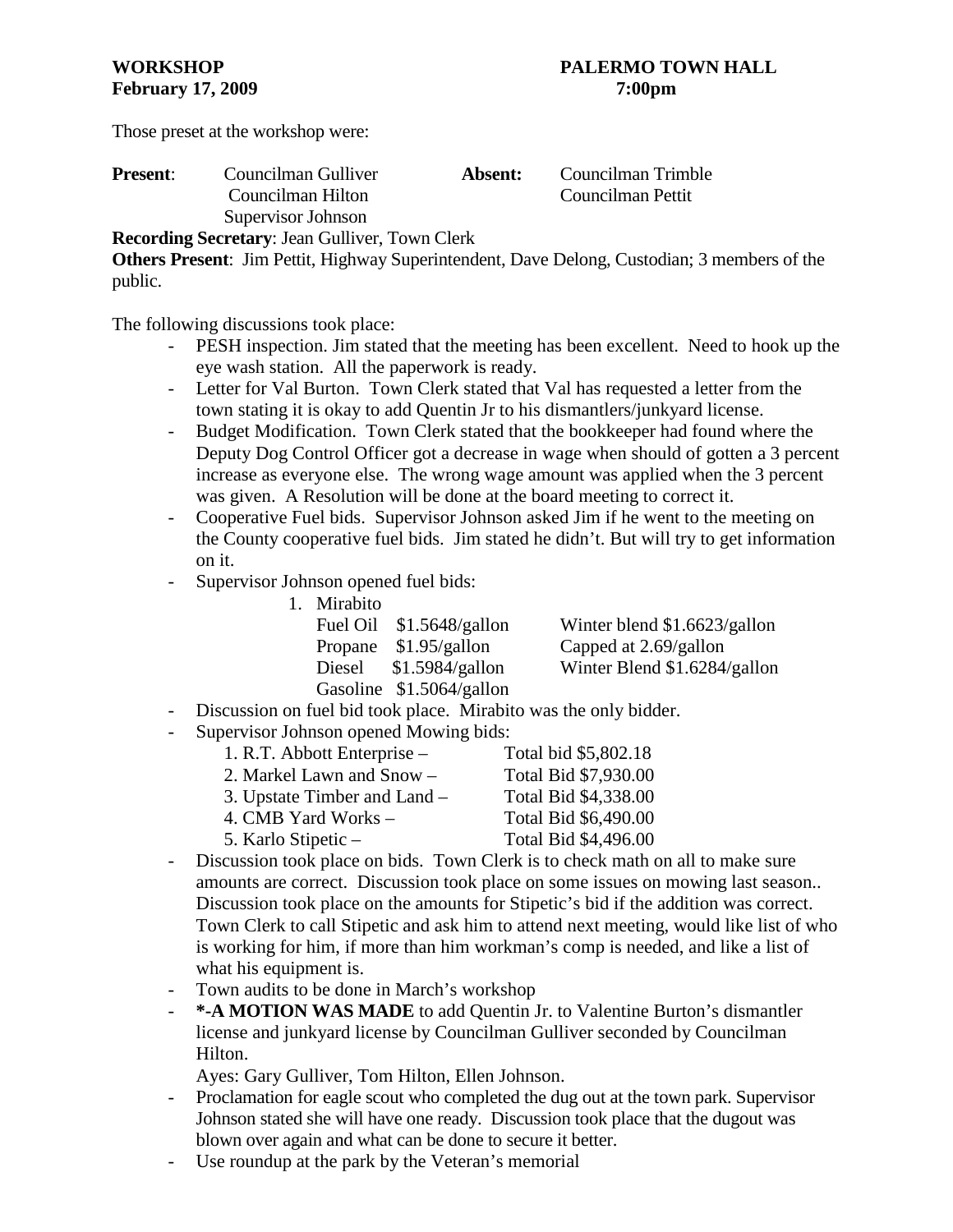**WORKSHOP** **PALERMO TOWN HALL**
**February 17, 2009** **7:00pm**

Those preset at the workshop were:

| **Present**: | Councilman Gulliver | **Absent:** | Councilman Trimble |
|---|---|---|---|
| | Councilman Hilton | | Councilman Pettit |
| | Supervisor Johnson | | |

**Recording Secretary**: Jean Gulliver, Town Clerk
**Others Present**: Jim Pettit, Highway Superintendent, Dave Delong, Custodian; 3 members of the public.

The following discussions took place:

- PESH inspection. Jim stated that the meeting has been excellent. Need to hook up the eye wash station. All the paperwork is ready.
- Letter for Val Burton. Town Clerk stated that Val has requested a letter from the town stating it is okay to add Quentin Jr to his dismantlers/junkyard license.
- Budget Modification. Town Clerk stated that the bookkeeper had found where the Deputy Dog Control Officer got a decrease in wage when should of gotten a 3 percent increase as everyone else. The wrong wage amount was applied when the 3 percent was given. A Resolution will be done at the board meeting to correct it.
- Cooperative Fuel bids. Supervisor Johnson asked Jim if he went to the meeting on the County cooperative fuel bids. Jim stated he didn't. But will try to get information on it.
- Supervisor Johnson opened fuel bids:
    1. Mirabito

| | | |
|---|---|---|
| Fuel Oil | \$1.5648/gallon | Winter blend \$1.6623/gallon |
| Propane | \$1.95/gallon | Capped at 2.69/gallon |
| Diesel | \$1.5984/gallon | Winter Blend \$1.6284/gallon |
| Gasoline | \$1.5064/gallon | |

- Discussion on fuel bid took place. Mirabito was the only bidder.
- Supervisor Johnson opened Mowing bids:

| | |
|---|---|
| 1. R.T. Abbott Enterprise – | Total bid \$5,802.18 |
| 2. Markel Lawn and Snow – | Total Bid \$7,930.00 |
| 3. Upstate Timber and Land – | Total Bid \$4,338.00 |
| 4. CMB Yard Works – | Total Bid \$6,490.00 |
| 5. Karlo Stipetic – | Total Bid \$4,496.00 |

- Discussion took place on bids. Town Clerk is to check math on all to make sure amounts are correct. Discussion took place on some issues on mowing last season.. Discussion took place on the amounts for Stipetic's bid if the addition was correct. Town Clerk to call Stipetic and ask him to attend next meeting, would like list of who is working for him, if more than him workman's comp is needed, and like a list of what his equipment is.
- Town audits to be done in March's workshop
- **\*-A MOTION WAS MADE** to add Quentin Jr. to Valentine Burton's dismantler license and junkyard license by Councilman Gulliver seconded by Councilman Hilton.
  Ayes: Gary Gulliver, Tom Hilton, Ellen Johnson.
- Proclamation for eagle scout who completed the dug out at the town park. Supervisor Johnson stated she will have one ready. Discussion took place that the dugout was blown over again and what can be done to secure it better.
- Use roundup at the park by the Veteran's memorial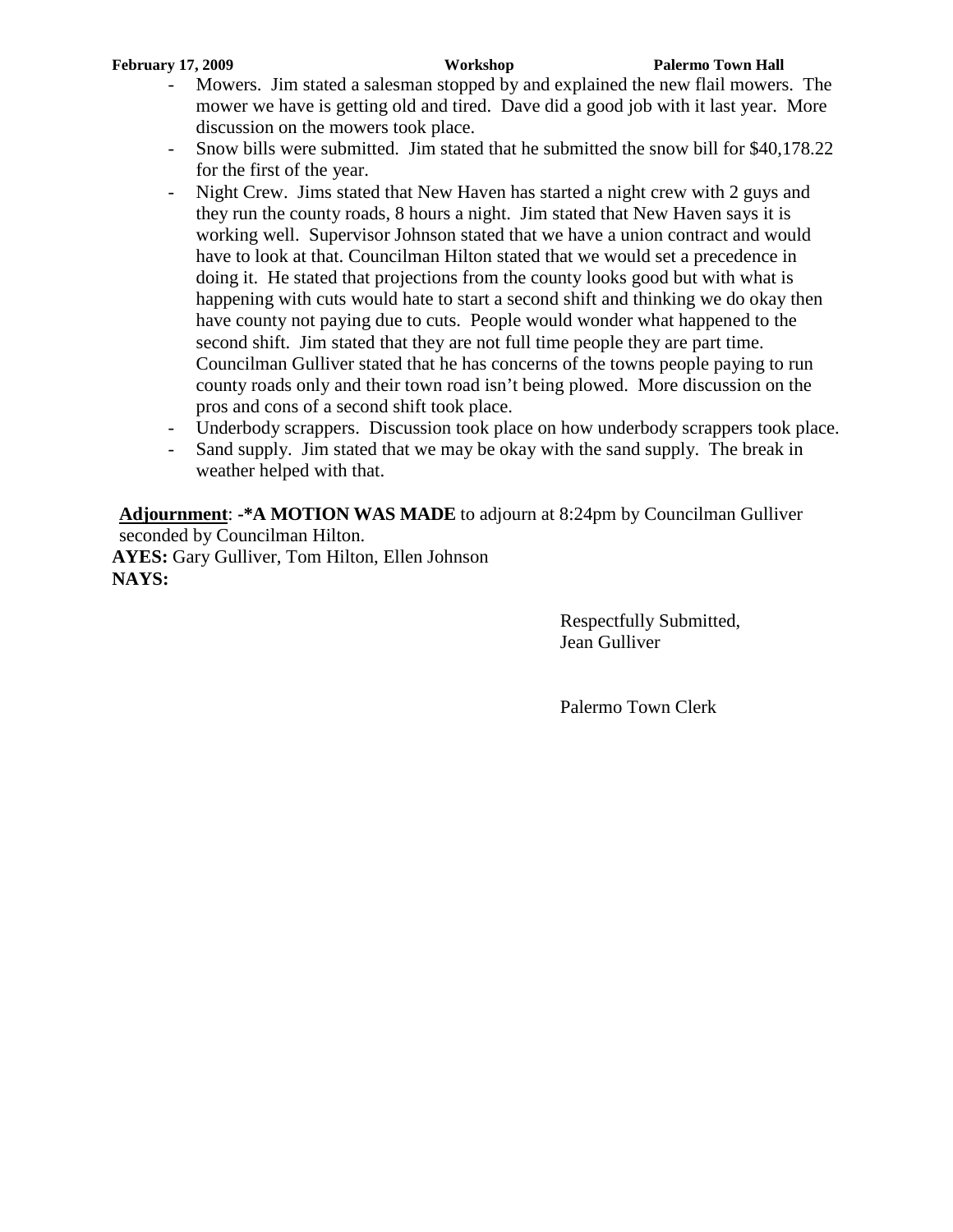- Mowers. Jim stated a salesman stopped by and explained the new flail mowers. The mower we have is getting old and tired. Dave did a good job with it last year. More discussion on the mowers took place.
- Snow bills were submitted. Jim stated that he submitted the snow bill for $40,178.22 for the first of the year.
- Night Crew. Jims stated that New Haven has started a night crew with 2 guys and they run the county roads, 8 hours a night. Jim stated that New Haven says it is working well. Supervisor Johnson stated that we have a union contract and would have to look at that. Councilman Hilton stated that we would set a precedence in doing it. He stated that projections from the county looks good but with what is happening with cuts would hate to start a second shift and thinking we do okay then have county not paying due to cuts. People would wonder what happened to the second shift. Jim stated that they are not full time people they are part time. Councilman Gulliver stated that he has concerns of the towns people paying to run county roads only and their town road isn't being plowed. More discussion on the pros and cons of a second shift took place.
- Underbody scrappers. Discussion took place on how underbody scrappers took place.
- Sand supply. Jim stated that we may be okay with the sand supply. The break in weather helped with that.

**Adjournment**: -***A MOTION WAS MADE** to adjourn at 8:24pm by Councilman Gulliver seconded by Councilman Hilton.

**AYES:** Gary Gulliver, Tom Hilton, Ellen Johnson

**NAYS:**

Respectfully Submitted,
Jean Gulliver

Palermo Town Clerk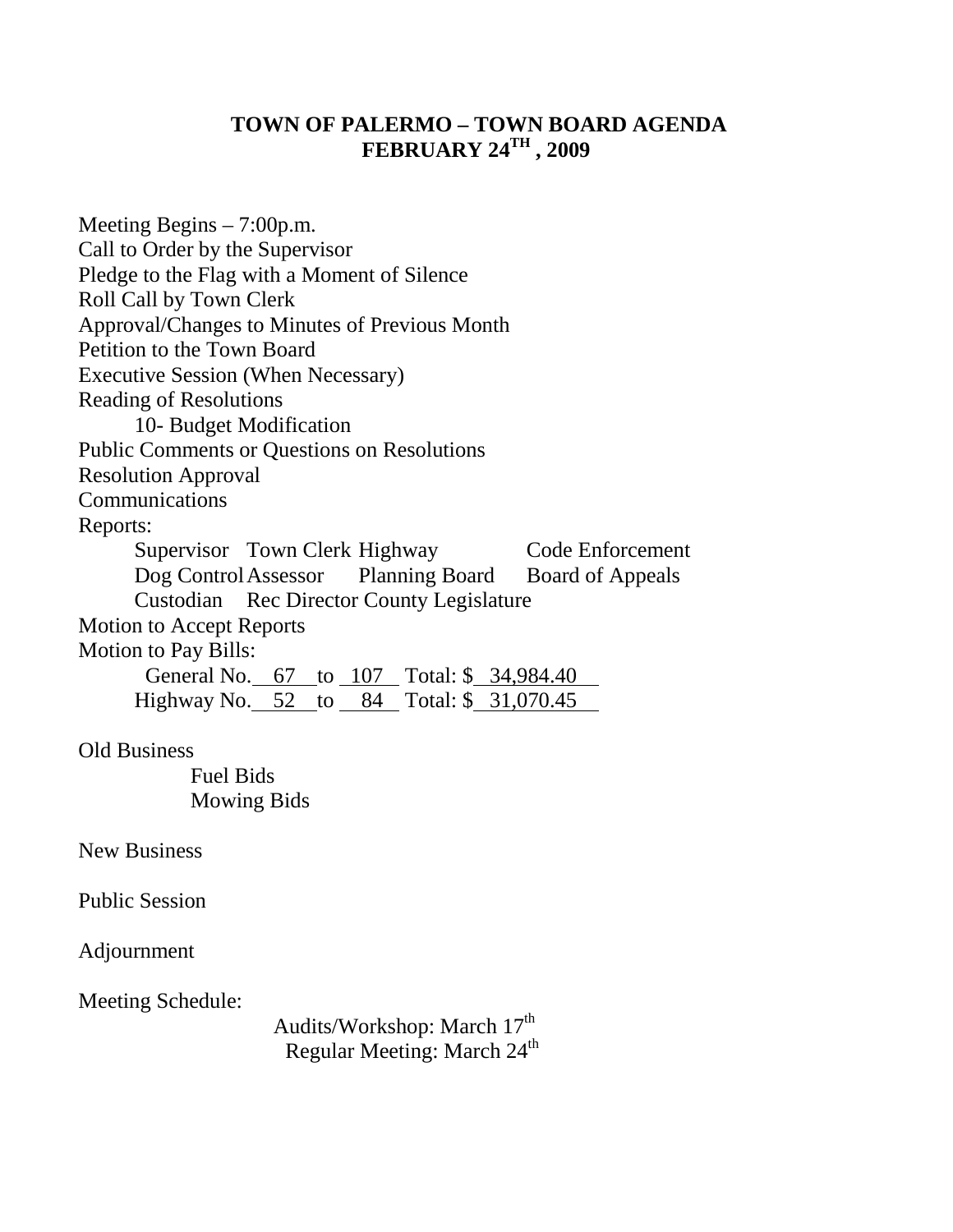# TOWN OF PALERMO – TOWN BOARD AGENDA
# FEBRUARY 24TH , 2009

Meeting Begins – 7:00p.m.
Call to Order by the Supervisor
Pledge to the Flag with a Moment of Silence
Roll Call by Town Clerk
Approval/Changes to Minutes of Previous Month
Petition to the Town Board
Executive Session (When Necessary)
Reading of Resolutions

- 10- Budget Modification

Public Comments or Questions on Resolutions
Resolution Approval
Communications
Reports:

- Supervisor, Town Clerk, Highway, Code Enforcement
- Dog Control, Assessor, Planning Board, Board of Appeals
- Custodian, Rec Director, County Legislature

Motion to Accept Reports
Motion to Pay Bills:

- General No. 67 to 107 Total: $ 34,984.40
- Highway No. 52 to 84 Total: $ 31,070.45

Old Business

- Fuel Bids
- Mowing Bids

New Business

Public Session

Adjournment

Meeting Schedule:

- Audits/Workshop: March 17th
- Regular Meeting: March 24th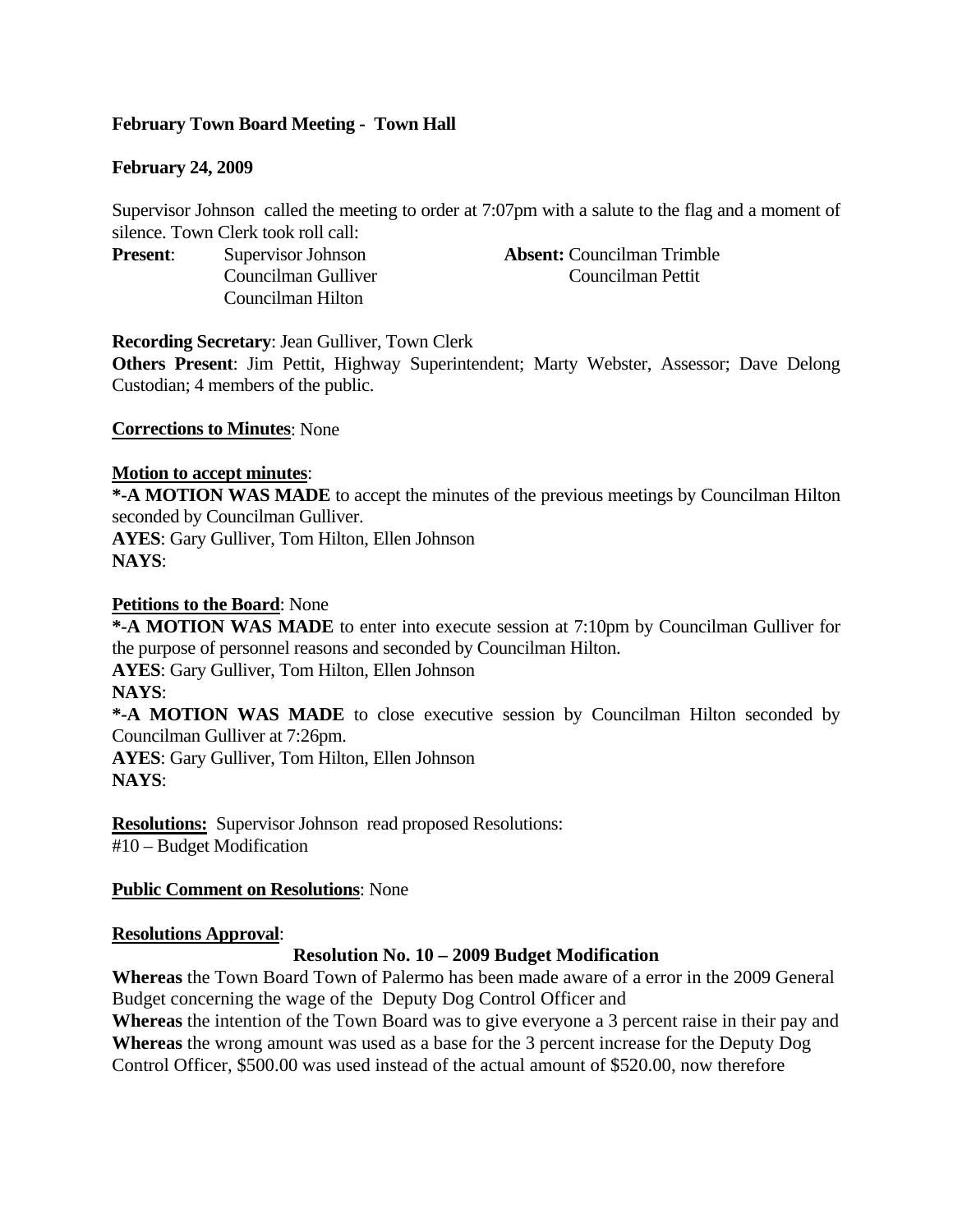**February Town Board Meeting - Town Hall**

**February 24, 2009**

Supervisor Johnson called the meeting to order at 7:07pm with a salute to the flag and a moment of silence. Town Clerk took roll call:

**Present**: Supervisor Johnson
Councilman Gulliver
Councilman Hilton

**Absent:** Councilman Trimble
Councilman Pettit

**Recording Secretary**: Jean Gulliver, Town Clerk

**Others Present**: Jim Pettit, Highway Superintendent; Marty Webster, Assessor; Dave Delong Custodian; 4 members of the public.

**Corrections to Minutes**: None

**Motion to accept minutes**:

***-A MOTION WAS MADE** to accept the minutes of the previous meetings by Councilman Hilton seconded by Councilman Gulliver.
**AYES**: Gary Gulliver, Tom Hilton, Ellen Johnson
**NAYS**:

**Petitions to the Board**: None

***-A MOTION WAS MADE** to enter into execute session at 7:10pm by Councilman Gulliver for the purpose of personnel reasons and seconded by Councilman Hilton.
**AYES**: Gary Gulliver, Tom Hilton, Ellen Johnson
**NAYS**:

***-A MOTION WAS MADE** to close executive session by Councilman Hilton seconded by Councilman Gulliver at 7:26pm.
**AYES**: Gary Gulliver, Tom Hilton, Ellen Johnson
**NAYS**:

**Resolutions:** Supervisor Johnson read proposed Resolutions:
#10 – Budget Modification

**Public Comment on Resolutions**: None

**Resolutions Approval**:

**Resolution No. 10 – 2009 Budget Modification**

**Whereas** the Town Board Town of Palermo has been made aware of a error in the 2009 General Budget concerning the wage of the Deputy Dog Control Officer and
**Whereas** the intention of the Town Board was to give everyone a 3 percent raise in their pay and
**Whereas** the wrong amount was used as a base for the 3 percent increase for the Deputy Dog Control Officer, \$500.00 was used instead of the actual amount of \$520.00, now therefore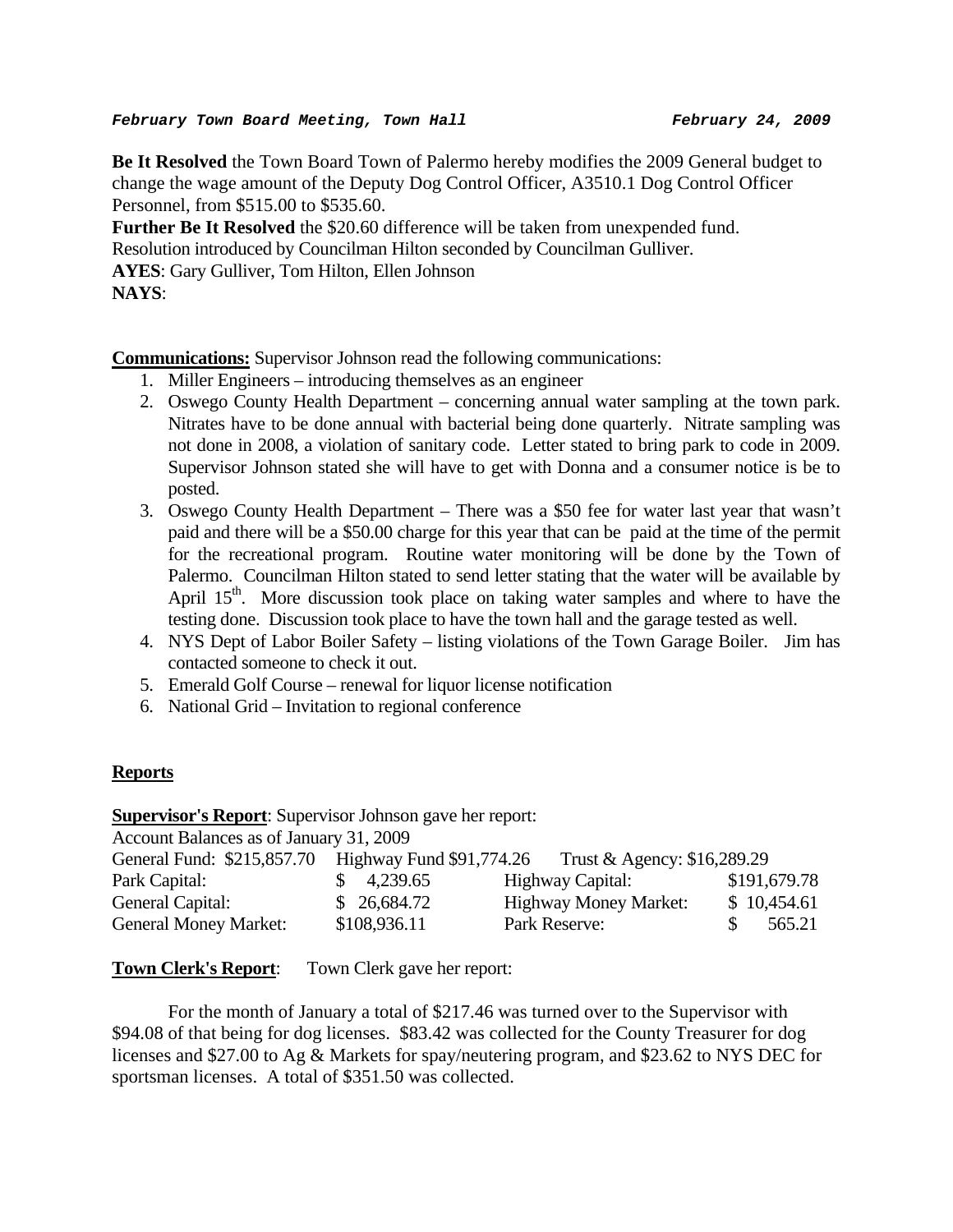***February Town Board Meeting, Town Hall*** ***February 24, 2009***

**Be It Resolved** the Town Board Town of Palermo hereby modifies the 2009 General budget to change the wage amount of the Deputy Dog Control Officer, A3510.1 Dog Control Officer Personnel, from $515.00 to $535.60.

**Further Be It Resolved** the $20.60 difference will be taken from unexpended fund.

Resolution introduced by Councilman Hilton seconded by Councilman Gulliver.

**AYES**: Gary Gulliver, Tom Hilton, Ellen Johnson

**NAYS**:

**Communications:** Supervisor Johnson read the following communications:

1. Miller Engineers – introducing themselves as an engineer
2. Oswego County Health Department – concerning annual water sampling at the town park. Nitrates have to be done annual with bacterial being done quarterly. Nitrate sampling was not done in 2008, a violation of sanitary code. Letter stated to bring park to code in 2009. Supervisor Johnson stated she will have to get with Donna and a consumer notice is be to posted.
3. Oswego County Health Department – There was a $50 fee for water last year that wasn't paid and there will be a $50.00 charge for this year that can be paid at the time of the permit for the recreational program. Routine water monitoring will be done by the Town of Palermo. Councilman Hilton stated to send letter stating that the water will be available by April 15th. More discussion took place on taking water samples and where to have the testing done. Discussion took place to have the town hall and the garage tested as well.
4. NYS Dept of Labor Boiler Safety – listing violations of the Town Garage Boiler. Jim has contacted someone to check it out.
5. Emerald Golf Course – renewal for liquor license notification
6. National Grid – Invitation to regional conference

## Reports

**Supervisor's Report**: Supervisor Johnson gave her report:

Account Balances as of January 31, 2009

General Fund: $215,857.70 Highway Fund $91,774.26 Trust & Agency: $16,289.29

| | | | |
|---|---|---|---|
| Park Capital: | $ 4,239.65 | Highway Capital: | $191,679.78 |
| General Capital: | $ 26,684.72 | Highway Money Market: | $ 10,454.61 |
| General Money Market: | $108,936.11 | Park Reserve: | $ 565.21 |

**Town Clerk's Report**: Town Clerk gave her report:

For the month of January a total of $217.46 was turned over to the Supervisor with $94.08 of that being for dog licenses. $83.42 was collected for the County Treasurer for dog licenses and $27.00 to Ag & Markets for spay/neutering program, and $23.62 to NYS DEC for sportsman licenses. A total of $351.50 was collected.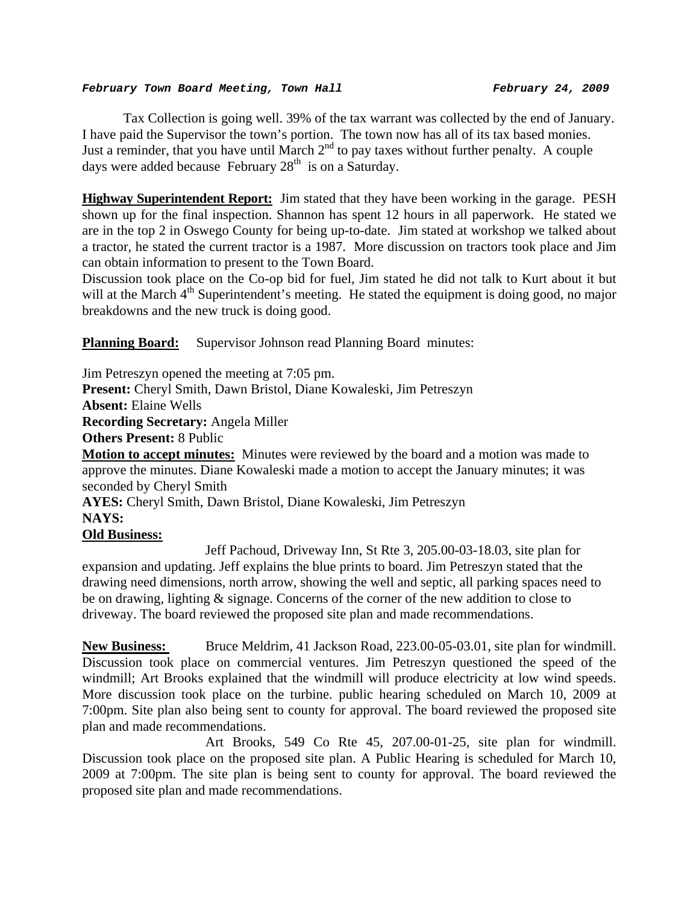*February Town Board Meeting, Town Hall* *February 24, 2009*

Tax Collection is going well. 39% of the tax warrant was collected by the end of January. I have paid the Supervisor the town's portion. The town now has all of its tax based monies. Just a reminder, that you have until March 2nd to pay taxes without further penalty. A couple days were added because February 28th is on a Saturday.

**Highway Superintendent Report:** Jim stated that they have been working in the garage. PESH shown up for the final inspection. Shannon has spent 12 hours in all paperwork. He stated we are in the top 2 in Oswego County for being up-to-date. Jim stated at workshop we talked about a tractor, he stated the current tractor is a 1987. More discussion on tractors took place and Jim can obtain information to present to the Town Board.
Discussion took place on the Co-op bid for fuel, Jim stated he did not talk to Kurt about it but will at the March 4th Superintendent's meeting. He stated the equipment is doing good, no major breakdowns and the new truck is doing good.

**Planning Board:** Supervisor Johnson read Planning Board minutes:

Jim Petreszyn opened the meeting at 7:05 pm.
**Present:** Cheryl Smith, Dawn Bristol, Diane Kowaleski, Jim Petreszyn
**Absent:** Elaine Wells
**Recording Secretary:** Angela Miller
**Others Present:** 8 Public
**Motion to accept minutes:** Minutes were reviewed by the board and a motion was made to approve the minutes. Diane Kowaleski made a motion to accept the January minutes; it was seconded by Cheryl Smith
**AYES:** Cheryl Smith, Dawn Bristol, Diane Kowaleski, Jim Petreszyn
**NAYS:**
**Old Business:**

Jeff Pachoud, Driveway Inn, St Rte 3, 205.00-03-18.03, site plan for expansion and updating. Jeff explains the blue prints to board. Jim Petreszyn stated that the drawing need dimensions, north arrow, showing the well and septic, all parking spaces need to be on drawing, lighting & signage. Concerns of the corner of the new addition to close to driveway. The board reviewed the proposed site plan and made recommendations.

**New Business:** Bruce Meldrim, 41 Jackson Road, 223.00-05-03.01, site plan for windmill. Discussion took place on commercial ventures. Jim Petreszyn questioned the speed of the windmill; Art Brooks explained that the windmill will produce electricity at low wind speeds. More discussion took place on the turbine. public hearing scheduled on March 10, 2009 at 7:00pm. Site plan also being sent to county for approval. The board reviewed the proposed site plan and made recommendations.

Art Brooks, 549 Co Rte 45, 207.00-01-25, site plan for windmill. Discussion took place on the proposed site plan. A Public Hearing is scheduled for March 10, 2009 at 7:00pm. The site plan is being sent to county for approval. The board reviewed the proposed site plan and made recommendations.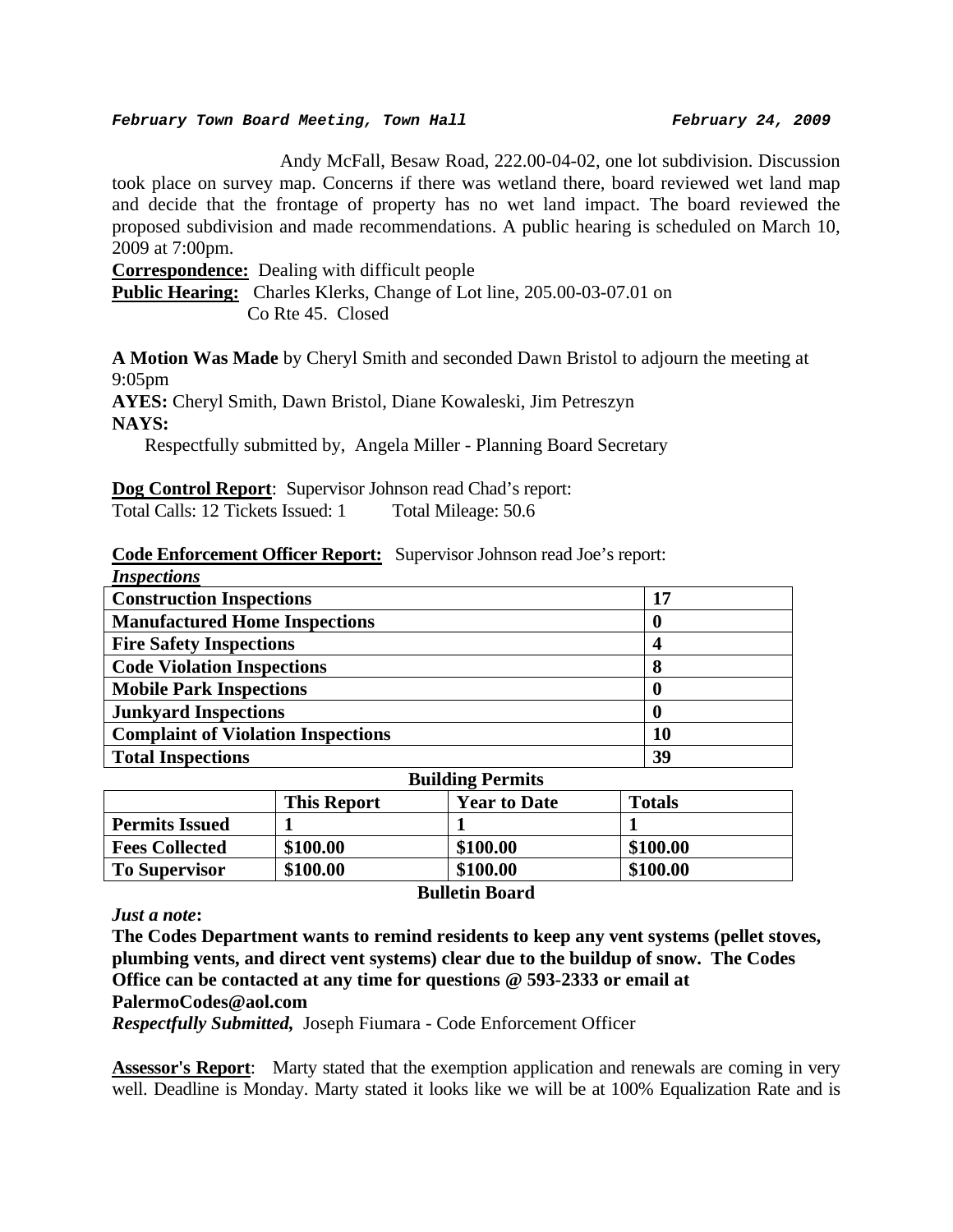Andy McFall, Besaw Road, 222.00-04-02, one lot subdivision. Discussion took place on survey map. Concerns if there was wetland there, board reviewed wet land map and decide that the frontage of property has no wet land impact. The board reviewed the proposed subdivision and made recommendations. A public hearing is scheduled on March 10, 2009 at 7:00pm.

**Correspondence:** Dealing with difficult people

**Public Hearing:** Charles Klerks, Change of Lot line, 205.00-03-07.01 on Co Rte 45. Closed

**A Motion Was Made** by Cheryl Smith and seconded Dawn Bristol to adjourn the meeting at 9:05pm

**AYES:** Cheryl Smith, Dawn Bristol, Diane Kowaleski, Jim Petreszyn

**NAYS:**

Respectfully submitted by, Angela Miller - Planning Board Secretary

**Dog Control Report**: Supervisor Johnson read Chad's report:

Total Calls: 12 Tickets Issued: 1 Total Mileage: 50.6

**Code Enforcement Officer Report:** Supervisor Johnson read Joe's report:

***Inspections***

| **Construction Inspections** | **17** |
|---|---|
| **Manufactured Home Inspections** | **0** |
| **Fire Safety Inspections** | **4** |
| **Code Violation Inspections** | **8** |
| **Mobile Park Inspections** | **0** |
| **Junkyard Inspections** | **0** |
| **Complaint of Violation Inspections** | **10** |
| **Total Inspections** | **39** |

**Building Permits**

| | **This Report** | **Year to Date** | **Totals** |
|---|---|---|---|
| **Permits Issued** | **1** | **1** | **1** |
| **Fees Collected** | **$100.00** | **$100.00** | **$100.00** |
| **To Supervisor** | **$100.00** | **$100.00** | **$100.00** |

**Bulletin Board**

***Just a note*:**

**The Codes Department wants to remind residents to keep any vent systems (pellet stoves, plumbing vents, and direct vent systems) clear due to the buildup of snow. The Codes Office can be contacted at any time for questions @ 593-2333 or email at PalermoCodes@aol.com**

***Respectfully Submitted,*** Joseph Fiumara - Code Enforcement Officer

**Assessor's Report**: Marty stated that the exemption application and renewals are coming in very well. Deadline is Monday. Marty stated it looks like we will be at 100% Equalization Rate and is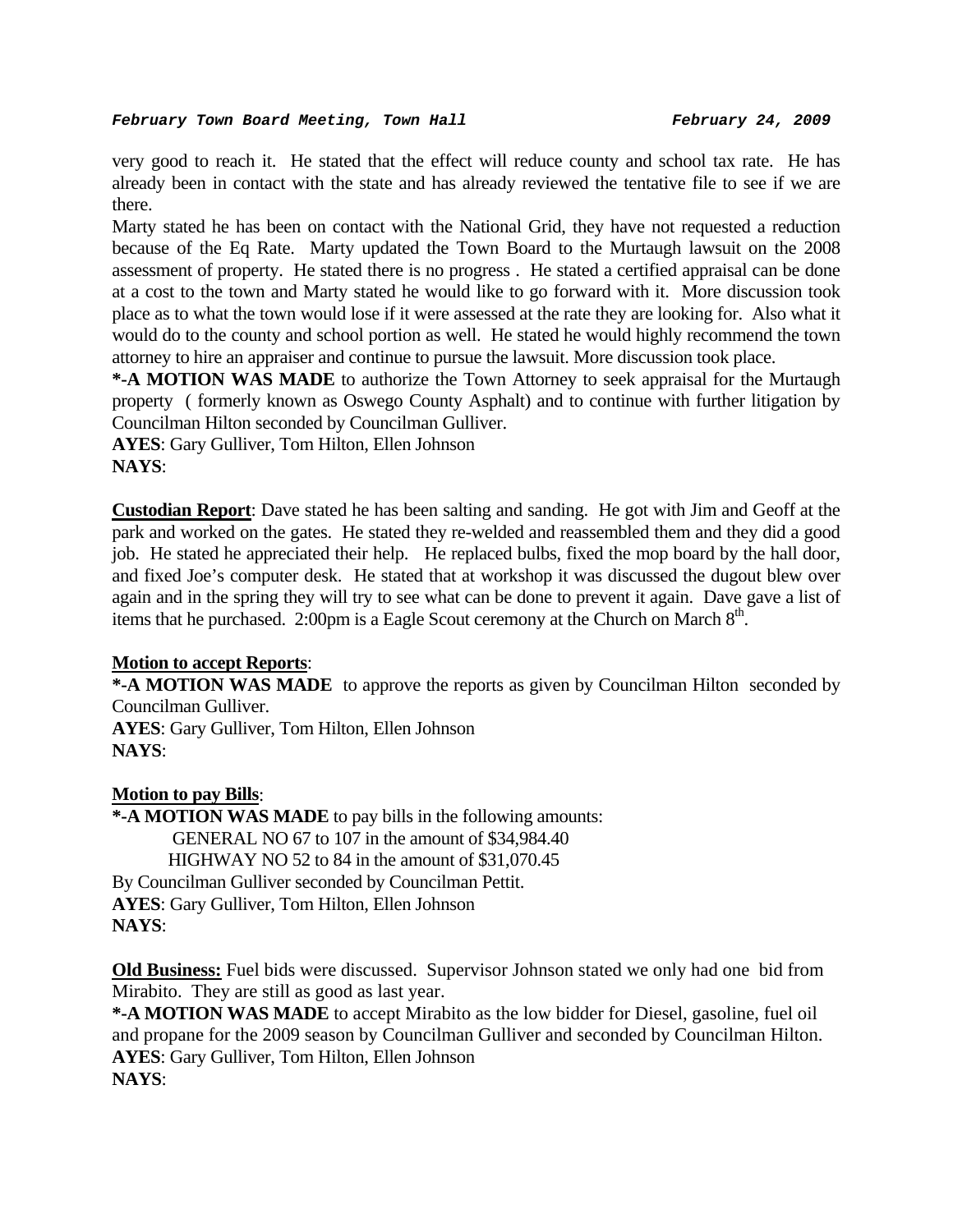very good to reach it. He stated that the effect will reduce county and school tax rate. He has already been in contact with the state and has already reviewed the tentative file to see if we are there.

Marty stated he has been on contact with the National Grid, they have not requested a reduction because of the Eq Rate. Marty updated the Town Board to the Murtaugh lawsuit on the 2008 assessment of property. He stated there is no progress . He stated a certified appraisal can be done at a cost to the town and Marty stated he would like to go forward with it. More discussion took place as to what the town would lose if it were assessed at the rate they are looking for. Also what it would do to the county and school portion as well. He stated he would highly recommend the town attorney to hire an appraiser and continue to pursue the lawsuit. More discussion took place.

***-A MOTION WAS MADE** to authorize the Town Attorney to seek appraisal for the Murtaugh property ( formerly known as Oswego County Asphalt) and to continue with further litigation by Councilman Hilton seconded by Councilman Gulliver.

**AYES**: Gary Gulliver, Tom Hilton, Ellen Johnson

**NAYS**:

**Custodian Report**: Dave stated he has been salting and sanding. He got with Jim and Geoff at the park and worked on the gates. He stated they re-welded and reassembled them and they did a good job. He stated he appreciated their help. He replaced bulbs, fixed the mop board by the hall door, and fixed Joe's computer desk. He stated that at workshop it was discussed the dugout blew over again and in the spring they will try to see what can be done to prevent it again. Dave gave a list of items that he purchased. 2:00pm is a Eagle Scout ceremony at the Church on March 8th.

**Motion to accept Reports**:

***-A MOTION WAS MADE** to approve the reports as given by Councilman Hilton seconded by Councilman Gulliver.

**AYES**: Gary Gulliver, Tom Hilton, Ellen Johnson

**NAYS**:

**Motion to pay Bills**:

***-A MOTION WAS MADE** to pay bills in the following amounts:

GENERAL NO 67 to 107 in the amount of $34,984.40

HIGHWAY NO 52 to 84 in the amount of $31,070.45

By Councilman Gulliver seconded by Councilman Pettit.

**AYES**: Gary Gulliver, Tom Hilton, Ellen Johnson

**NAYS**:

**Old Business:** Fuel bids were discussed. Supervisor Johnson stated we only had one bid from Mirabito. They are still as good as last year.

***-A MOTION WAS MADE** to accept Mirabito as the low bidder for Diesel, gasoline, fuel oil and propane for the 2009 season by Councilman Gulliver and seconded by Councilman Hilton.

**AYES**: Gary Gulliver, Tom Hilton, Ellen Johnson

**NAYS**: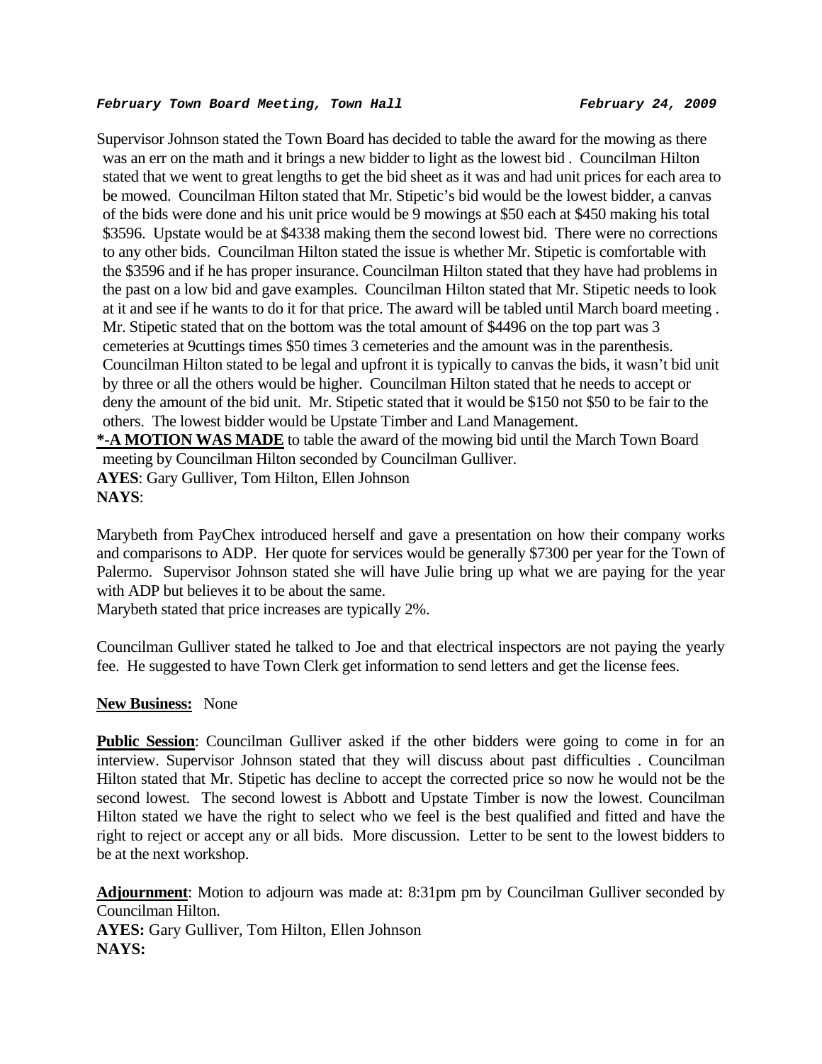Supervisor Johnson stated the Town Board has decided to table the award for the mowing as there was an err on the math and it brings a new bidder to light as the lowest bid . Councilman Hilton stated that we went to great lengths to get the bid sheet as it was and had unit prices for each area to be mowed. Councilman Hilton stated that Mr. Stipetic's bid would be the lowest bidder, a canvas of the bids were done and his unit price would be 9 mowings at $50 each at $450 making his total $3596. Upstate would be at $4338 making them the second lowest bid. There were no corrections to any other bids. Councilman Hilton stated the issue is whether Mr. Stipetic is comfortable with the $3596 and if he has proper insurance. Councilman Hilton stated that they have had problems in the past on a low bid and gave examples. Councilman Hilton stated that Mr. Stipetic needs to look at it and see if he wants to do it for that price. The award will be tabled until March board meeting . Mr. Stipetic stated that on the bottom was the total amount of $4496 on the top part was 3 cemeteries at 9cuttings times $50 times 3 cemeteries and the amount was in the parenthesis. Councilman Hilton stated to be legal and upfront it is typically to canvas the bids, it wasn't bid unit by three or all the others would be higher. Councilman Hilton stated that he needs to accept or deny the amount of the bid unit. Mr. Stipetic stated that it would be $150 not $50 to be fair to the others. The lowest bidder would be Upstate Timber and Land Management.

**\*-A MOTION WAS MADE** to table the award of the mowing bid until the March Town Board meeting by Councilman Hilton seconded by Councilman Gulliver.

**AYES**: Gary Gulliver, Tom Hilton, Ellen Johnson

**NAYS**:

Marybeth from PayChex introduced herself and gave a presentation on how their company works and comparisons to ADP. Her quote for services would be generally $7300 per year for the Town of Palermo. Supervisor Johnson stated she will have Julie bring up what we are paying for the year with ADP but believes it to be about the same.

Marybeth stated that price increases are typically 2%.

Councilman Gulliver stated he talked to Joe and that electrical inspectors are not paying the yearly fee. He suggested to have Town Clerk get information to send letters and get the license fees.

**New Business:** None

**Public Session**: Councilman Gulliver asked if the other bidders were going to come in for an interview. Supervisor Johnson stated that they will discuss about past difficulties . Councilman Hilton stated that Mr. Stipetic has decline to accept the corrected price so now he would not be the second lowest. The second lowest is Abbott and Upstate Timber is now the lowest. Councilman Hilton stated we have the right to select who we feel is the best qualified and fitted and have the right to reject or accept any or all bids. More discussion. Letter to be sent to the lowest bidders to be at the next workshop.

**Adjournment**: Motion to adjourn was made at: 8:31pm pm by Councilman Gulliver seconded by Councilman Hilton.

**AYES:** Gary Gulliver, Tom Hilton, Ellen Johnson

**NAYS:**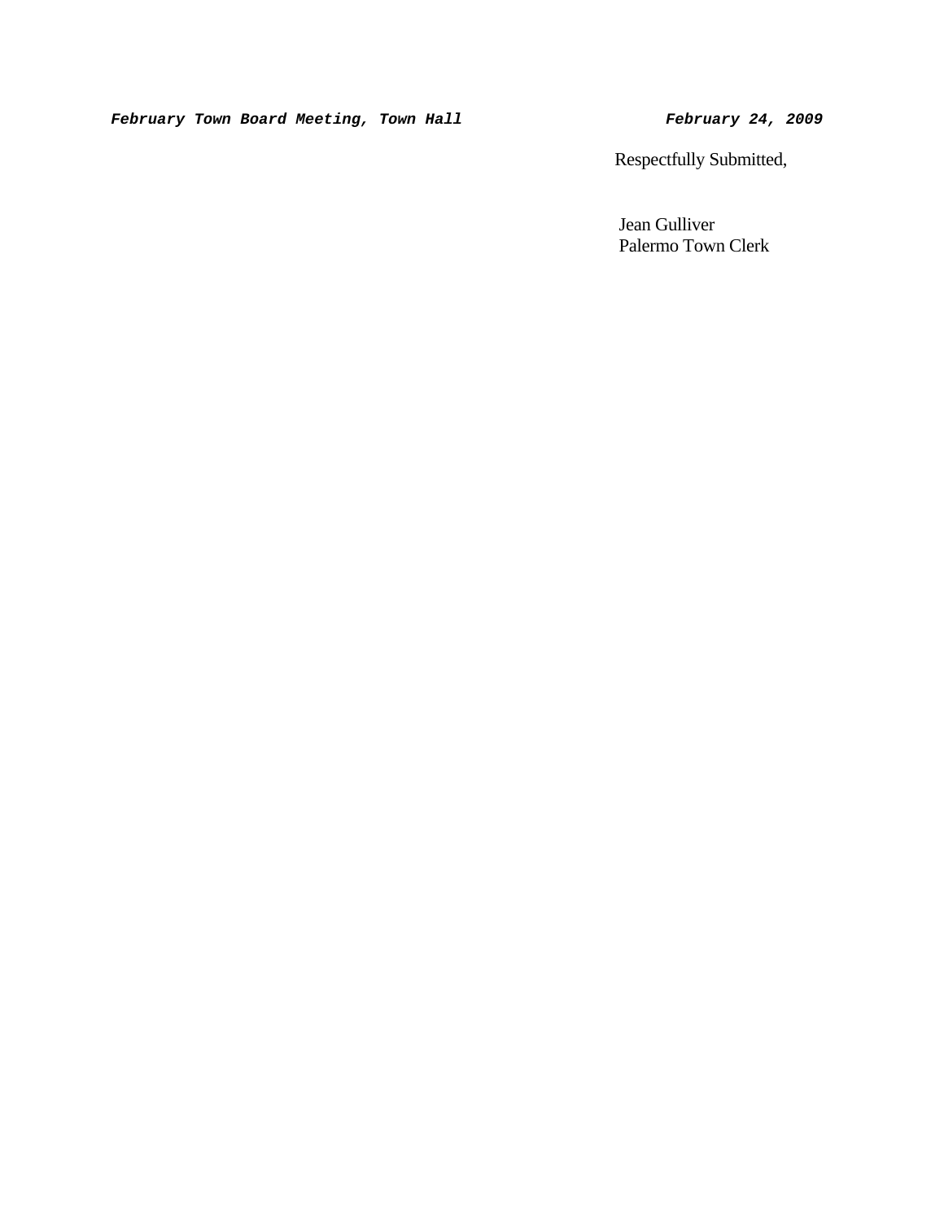Respectfully Submitted,

Jean Gulliver
Palermo Town Clerk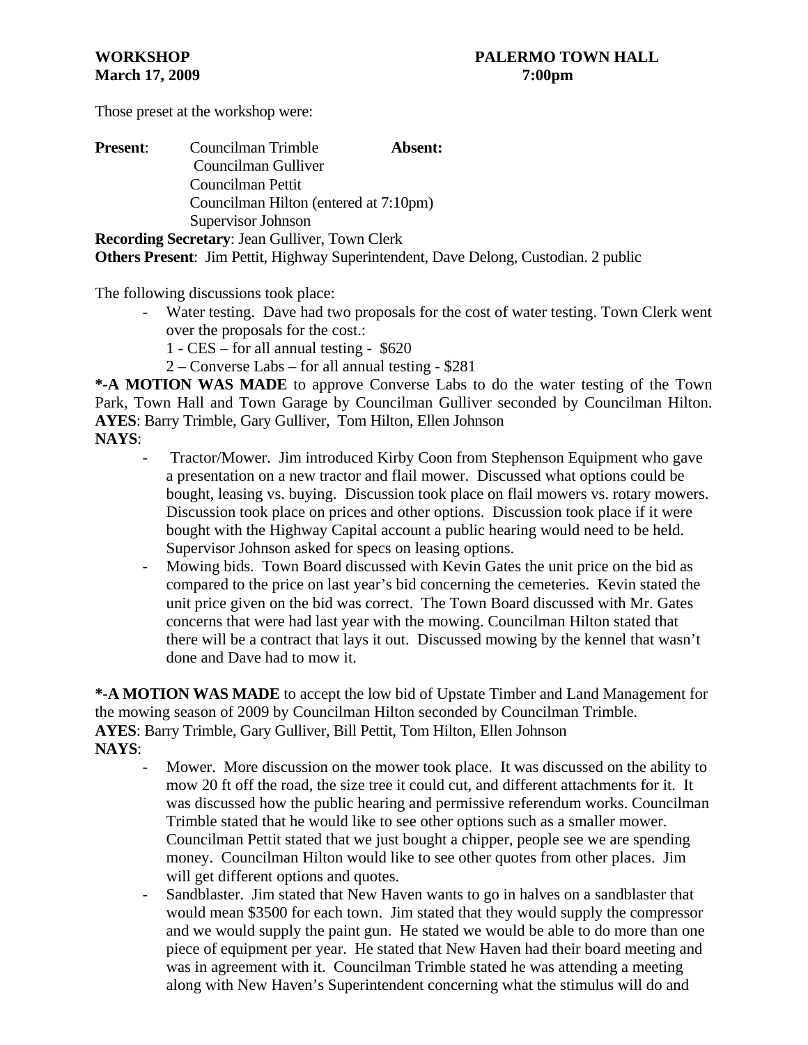**WORKSHOP** **PALERMO TOWN HALL**
**March 17, 2009** **7:00pm**

Those preset at the workshop were:

**Present**: Councilman Trimble **Absent:**
Councilman Gulliver
Councilman Pettit
Councilman Hilton (entered at 7:10pm)
Supervisor Johnson

**Recording Secretary**: Jean Gulliver, Town Clerk
**Others Present**: Jim Pettit, Highway Superintendent, Dave Delong, Custodian. 2 public

The following discussions took place:

- Water testing. Dave had two proposals for the cost of water testing. Town Clerk went over the proposals for the cost.:
  1 - CES – for all annual testing - $620
  2 – Converse Labs – for all annual testing - $281

**\*-A MOTION WAS MADE** to approve Converse Labs to do the water testing of the Town Park, Town Hall and Town Garage by Councilman Gulliver seconded by Councilman Hilton.
**AYES**: Barry Trimble, Gary Gulliver, Tom Hilton, Ellen Johnson
**NAYS**:

- Tractor/Mower. Jim introduced Kirby Coon from Stephenson Equipment who gave a presentation on a new tractor and flail mower. Discussed what options could be bought, leasing vs. buying. Discussion took place on flail mowers vs. rotary mowers. Discussion took place on prices and other options. Discussion took place if it were bought with the Highway Capital account a public hearing would need to be held. Supervisor Johnson asked for specs on leasing options.
- Mowing bids. Town Board discussed with Kevin Gates the unit price on the bid as compared to the price on last year's bid concerning the cemeteries. Kevin stated the unit price given on the bid was correct. The Town Board discussed with Mr. Gates concerns that were had last year with the mowing. Councilman Hilton stated that there will be a contract that lays it out. Discussed mowing by the kennel that wasn't done and Dave had to mow it.

**\*-A MOTION WAS MADE** to accept the low bid of Upstate Timber and Land Management for the mowing season of 2009 by Councilman Hilton seconded by Councilman Trimble.
**AYES**: Barry Trimble, Gary Gulliver, Bill Pettit, Tom Hilton, Ellen Johnson
**NAYS**:

- Mower. More discussion on the mower took place. It was discussed on the ability to mow 20 ft off the road, the size tree it could cut, and different attachments for it. It was discussed how the public hearing and permissive referendum works. Councilman Trimble stated that he would like to see other options such as a smaller mower. Councilman Pettit stated that we just bought a chipper, people see we are spending money. Councilman Hilton would like to see other quotes from other places. Jim will get different options and quotes.
- Sandblaster. Jim stated that New Haven wants to go in halves on a sandblaster that would mean $3500 for each town. Jim stated that they would supply the compressor and we would supply the paint gun. He stated we would be able to do more than one piece of equipment per year. He stated that New Haven had their board meeting and was in agreement with it. Councilman Trimble stated he was attending a meeting along with New Haven's Superintendent concerning what the stimulus will do and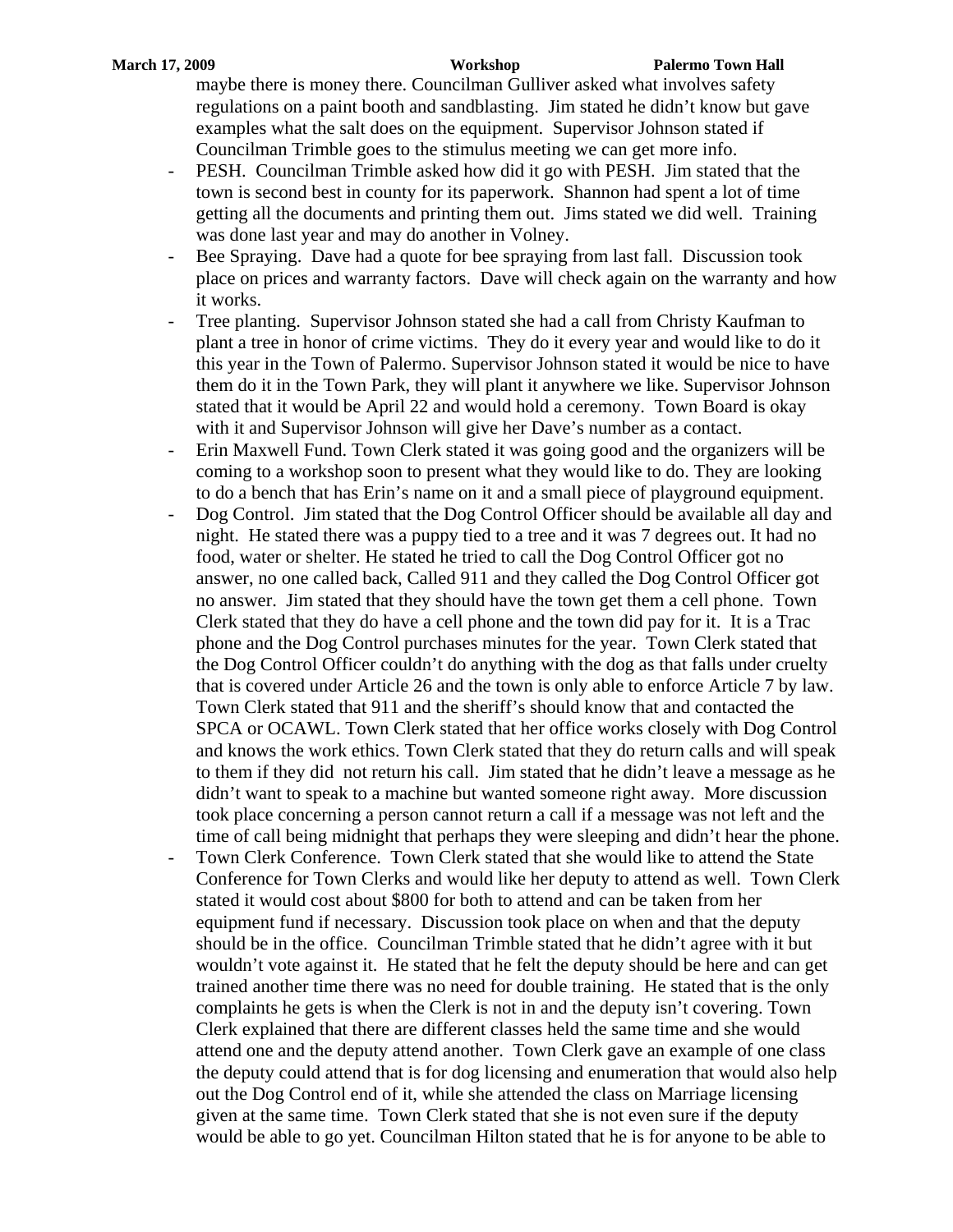maybe there is money there. Councilman Gulliver asked what involves safety regulations on a paint booth and sandblasting. Jim stated he didn't know but gave examples what the salt does on the equipment. Supervisor Johnson stated if Councilman Trimble goes to the stimulus meeting we can get more info.

- PESH. Councilman Trimble asked how did it go with PESH. Jim stated that the town is second best in county for its paperwork. Shannon had spent a lot of time getting all the documents and printing them out. Jims stated we did well. Training was done last year and may do another in Volney.
- Bee Spraying. Dave had a quote for bee spraying from last fall. Discussion took place on prices and warranty factors. Dave will check again on the warranty and how it works.
- Tree planting. Supervisor Johnson stated she had a call from Christy Kaufman to plant a tree in honor of crime victims. They do it every year and would like to do it this year in the Town of Palermo. Supervisor Johnson stated it would be nice to have them do it in the Town Park, they will plant it anywhere we like. Supervisor Johnson stated that it would be April 22 and would hold a ceremony. Town Board is okay with it and Supervisor Johnson will give her Dave's number as a contact.
- Erin Maxwell Fund. Town Clerk stated it was going good and the organizers will be coming to a workshop soon to present what they would like to do. They are looking to do a bench that has Erin's name on it and a small piece of playground equipment.
- Dog Control. Jim stated that the Dog Control Officer should be available all day and night. He stated there was a puppy tied to a tree and it was 7 degrees out. It had no food, water or shelter. He stated he tried to call the Dog Control Officer got no answer, no one called back, Called 911 and they called the Dog Control Officer got no answer. Jim stated that they should have the town get them a cell phone. Town Clerk stated that they do have a cell phone and the town did pay for it. It is a Trac phone and the Dog Control purchases minutes for the year. Town Clerk stated that the Dog Control Officer couldn't do anything with the dog as that falls under cruelty that is covered under Article 26 and the town is only able to enforce Article 7 by law. Town Clerk stated that 911 and the sheriff's should know that and contacted the SPCA or OCAWL. Town Clerk stated that her office works closely with Dog Control and knows the work ethics. Town Clerk stated that they do return calls and will speak to them if they did not return his call. Jim stated that he didn't leave a message as he didn't want to speak to a machine but wanted someone right away. More discussion took place concerning a person cannot return a call if a message was not left and the time of call being midnight that perhaps they were sleeping and didn't hear the phone.
- Town Clerk Conference. Town Clerk stated that she would like to attend the State Conference for Town Clerks and would like her deputy to attend as well. Town Clerk stated it would cost about $800 for both to attend and can be taken from her equipment fund if necessary. Discussion took place on when and that the deputy should be in the office. Councilman Trimble stated that he didn't agree with it but wouldn't vote against it. He stated that he felt the deputy should be here and can get trained another time there was no need for double training. He stated that is the only complaints he gets is when the Clerk is not in and the deputy isn't covering. Town Clerk explained that there are different classes held the same time and she would attend one and the deputy attend another. Town Clerk gave an example of one class the deputy could attend that is for dog licensing and enumeration that would also help out the Dog Control end of it, while she attended the class on Marriage licensing given at the same time. Town Clerk stated that she is not even sure if the deputy would be able to go yet. Councilman Hilton stated that he is for anyone to be able to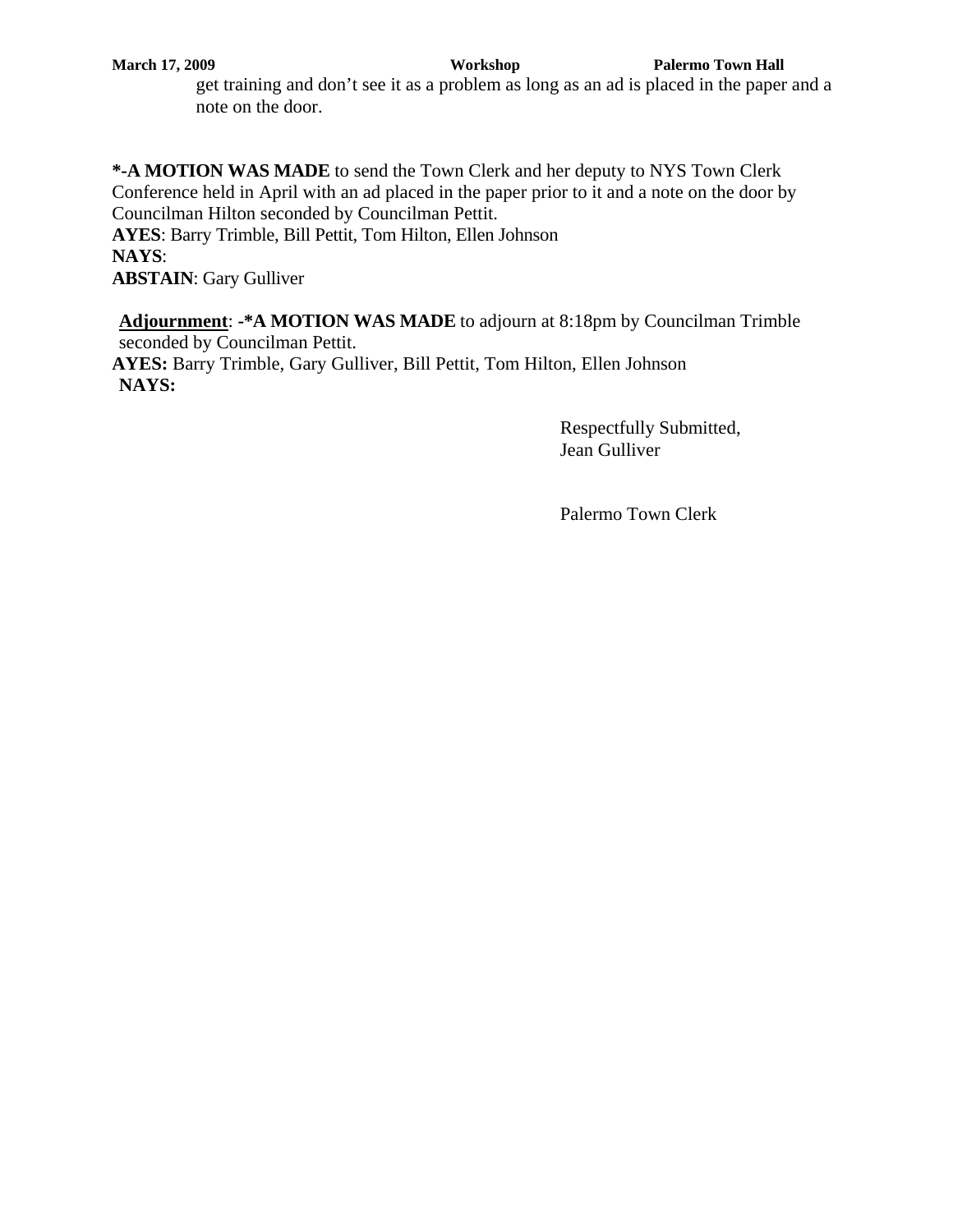get training and don't see it as a problem as long as an ad is placed in the paper and a note on the door.

***-A MOTION WAS MADE** to send the Town Clerk and her deputy to NYS Town Clerk Conference held in April with an ad placed in the paper prior to it and a note on the door by Councilman Hilton seconded by Councilman Pettit.
**AYES**: Barry Trimble, Bill Pettit, Tom Hilton, Ellen Johnson
**NAYS**:
**ABSTAIN**: Gary Gulliver

**Adjournment**: **-*A MOTION WAS MADE** to adjourn at 8:18pm by Councilman Trimble seconded by Councilman Pettit.
**AYES:** Barry Trimble, Gary Gulliver, Bill Pettit, Tom Hilton, Ellen Johnson
**NAYS:**

Respectfully Submitted,
Jean Gulliver

Palermo Town Clerk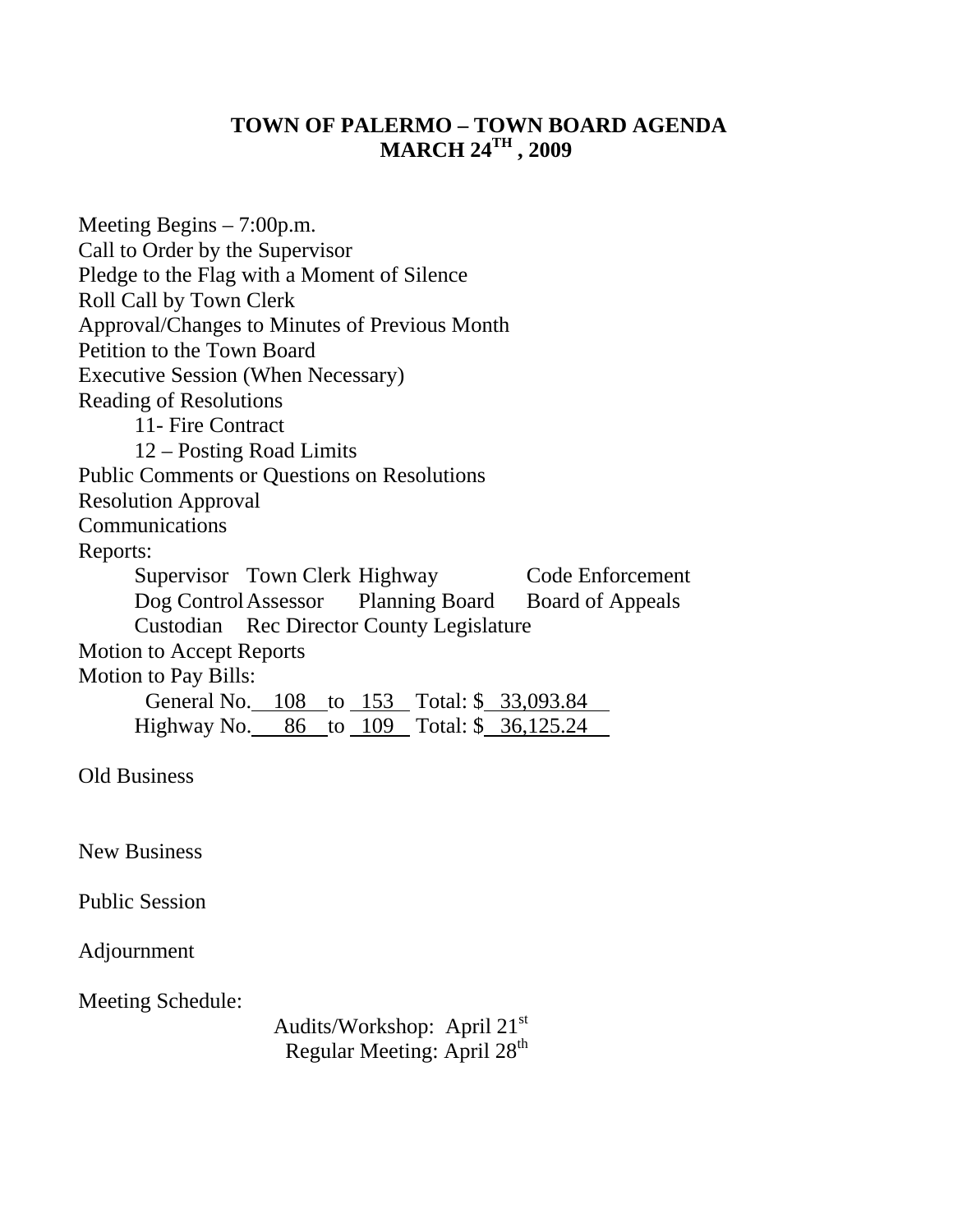# TOWN OF PALERMO – TOWN BOARD AGENDA
# MARCH 24TH , 2009

Meeting Begins – 7:00p.m.
Call to Order by the Supervisor
Pledge to the Flag with a Moment of Silence
Roll Call by Town Clerk
Approval/Changes to Minutes of Previous Month
Petition to the Town Board
Executive Session (When Necessary)
Reading of Resolutions

- 11- Fire Contract
- 12 – Posting Road Limits

Public Comments or Questions on Resolutions
Resolution Approval
Communications
Reports:

Supervisor Town Clerk Highway Code Enforcement
Dog Control Assessor Planning Board Board of Appeals
Custodian Rec Director County Legislature

Motion to Accept Reports
Motion to Pay Bills:

General No. 108 to 153 Total: $ 33,093.84
Highway No. 86 to 109 Total: $ 36,125.24

Old Business

New Business

Public Session

Adjournment

Meeting Schedule:

Audits/Workshop: April 21st
Regular Meeting: April 28th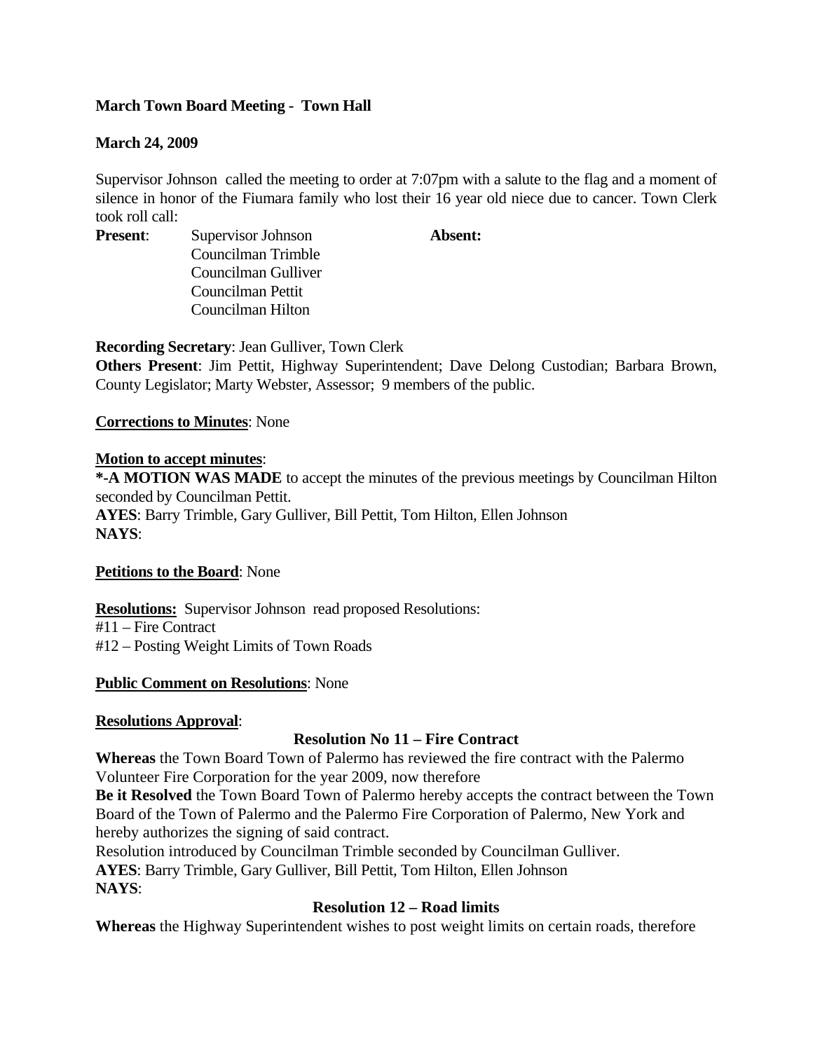**March Town Board Meeting - Town Hall**

**March 24, 2009**

Supervisor Johnson called the meeting to order at 7:07pm with a salute to the flag and a moment of silence in honor of the Fiumara family who lost their 16 year old niece due to cancer. Town Clerk took roll call:

| **Present**: | | **Absent:** |
|---|---|---|
| | Supervisor Johnson | |
| | Councilman Trimble | |
| | Councilman Gulliver | |
| | Councilman Pettit | |
| | Councilman Hilton | |

**Recording Secretary**: Jean Gulliver, Town Clerk

**Others Present**: Jim Pettit, Highway Superintendent; Dave Delong Custodian; Barbara Brown, County Legislator; Marty Webster, Assessor; 9 members of the public.

**Corrections to Minutes**: None

**Motion to accept minutes**:

**\*-A MOTION WAS MADE** to accept the minutes of the previous meetings by Councilman Hilton seconded by Councilman Pettit.

**AYES**: Barry Trimble, Gary Gulliver, Bill Pettit, Tom Hilton, Ellen Johnson

**NAYS**:

**Petitions to the Board**: None

**Resolutions:** Supervisor Johnson read proposed Resolutions:

#11 – Fire Contract

#12 – Posting Weight Limits of Town Roads

**Public Comment on Resolutions**: None

**Resolutions Approval**:

**Resolution No 11 – Fire Contract**

**Whereas** the Town Board Town of Palermo has reviewed the fire contract with the Palermo Volunteer Fire Corporation for the year 2009, now therefore

**Be it Resolved** the Town Board Town of Palermo hereby accepts the contract between the Town Board of the Town of Palermo and the Palermo Fire Corporation of Palermo, New York and hereby authorizes the signing of said contract.

Resolution introduced by Councilman Trimble seconded by Councilman Gulliver.

**AYES**: Barry Trimble, Gary Gulliver, Bill Pettit, Tom Hilton, Ellen Johnson

**NAYS**:

**Resolution 12 – Road limits**

**Whereas** the Highway Superintendent wishes to post weight limits on certain roads, therefore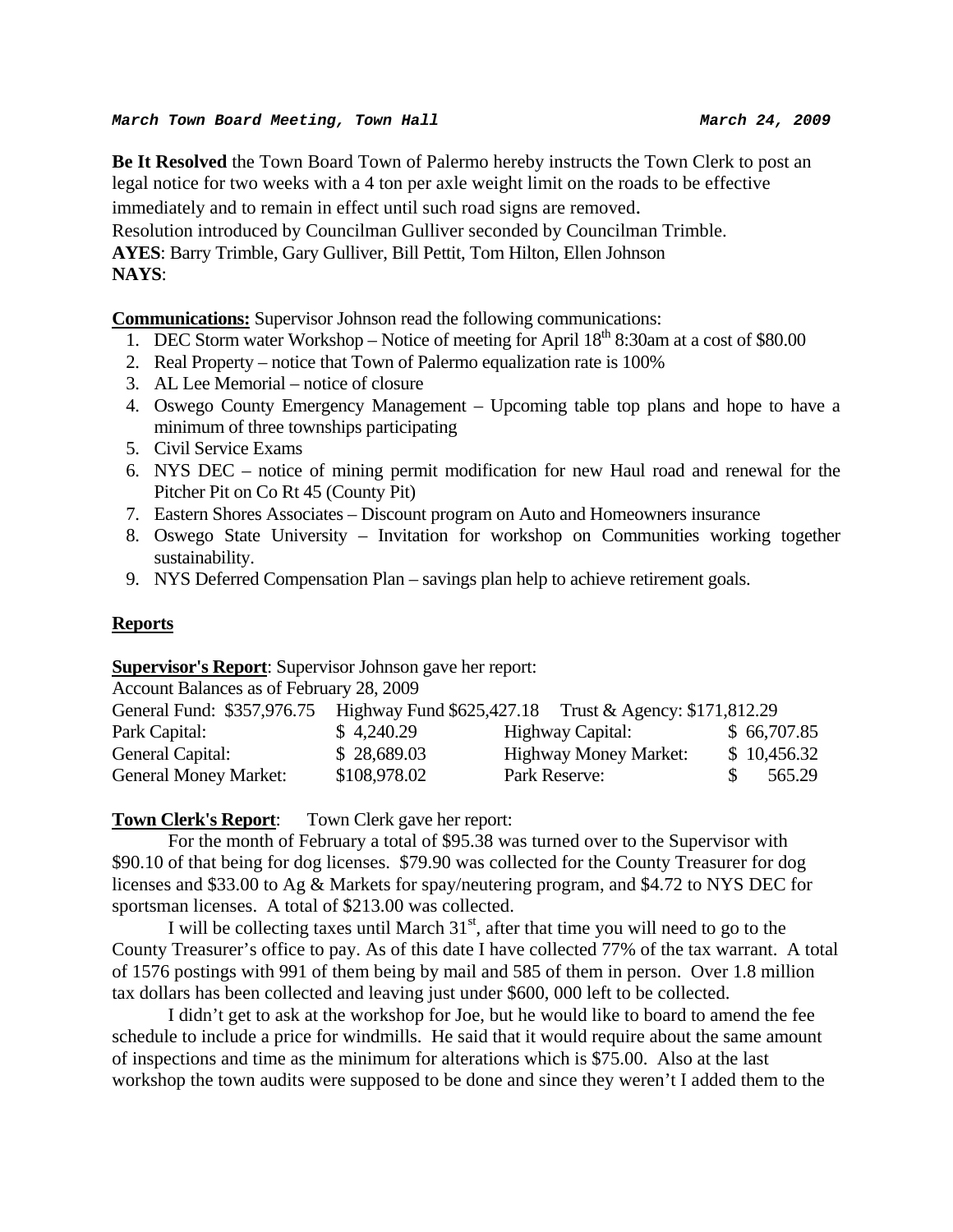***March Town Board Meeting, Town Hall*** **March 24, 2009**

**Be It Resolved** the Town Board Town of Palermo hereby instructs the Town Clerk to post an legal notice for two weeks with a 4 ton per axle weight limit on the roads to be effective immediately and to remain in effect until such road signs are removed.
Resolution introduced by Councilman Gulliver seconded by Councilman Trimble.
**AYES**: Barry Trimble, Gary Gulliver, Bill Pettit, Tom Hilton, Ellen Johnson
**NAYS**:

**Communications:** Supervisor Johnson read the following communications:

1. DEC Storm water Workshop – Notice of meeting for April 18th 8:30am at a cost of $80.00
2. Real Property – notice that Town of Palermo equalization rate is 100%
3. AL Lee Memorial – notice of closure
4. Oswego County Emergency Management – Upcoming table top plans and hope to have a minimum of three townships participating
5. Civil Service Exams
6. NYS DEC – notice of mining permit modification for new Haul road and renewal for the Pitcher Pit on Co Rt 45 (County Pit)
7. Eastern Shores Associates – Discount program on Auto and Homeowners insurance
8. Oswego State University – Invitation for workshop on Communities working together sustainability.
9. NYS Deferred Compensation Plan – savings plan help to achieve retirement goals.

## Reports

**Supervisor's Report**: Supervisor Johnson gave her report:

Account Balances as of February 28, 2009

General Fund: $357,976.75 Highway Fund $625,427.18 Trust & Agency: $171,812.29

| | | | |
|---|---|---|---|
| Park Capital: | $ 4,240.29 | Highway Capital: | $ 66,707.85 |
| General Capital: | $ 28,689.03 | Highway Money Market: | $ 10,456.32 |
| General Money Market: | $108,978.02 | Park Reserve: | $ 565.29 |

**Town Clerk's Report**: Town Clerk gave her report:

For the month of February a total of $95.38 was turned over to the Supervisor with $90.10 of that being for dog licenses. $79.90 was collected for the County Treasurer for dog licenses and $33.00 to Ag & Markets for spay/neutering program, and $4.72 to NYS DEC for sportsman licenses. A total of $213.00 was collected.

I will be collecting taxes until March 31st, after that time you will need to go to the County Treasurer's office to pay. As of this date I have collected 77% of the tax warrant. A total of 1576 postings with 991 of them being by mail and 585 of them in person. Over 1.8 million tax dollars has been collected and leaving just under $600, 000 left to be collected.

I didn't get to ask at the workshop for Joe, but he would like to board to amend the fee schedule to include a price for windmills. He said that it would require about the same amount of inspections and time as the minimum for alterations which is $75.00. Also at the last workshop the town audits were supposed to be done and since they weren't I added them to the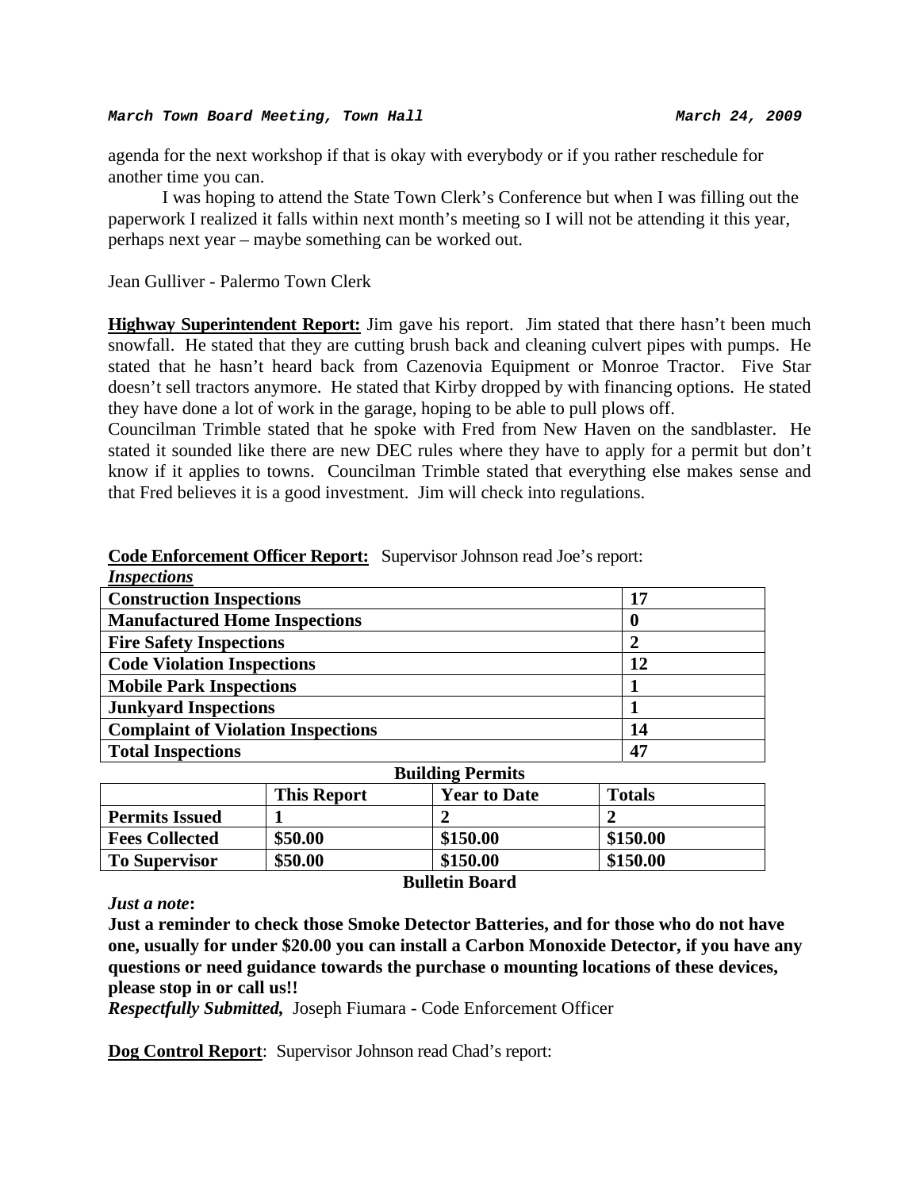agenda for the next workshop if that is okay with everybody or if you rather reschedule for another time you can.

I was hoping to attend the State Town Clerk's Conference but when I was filling out the paperwork I realized it falls within next month's meeting so I will not be attending it this year, perhaps next year – maybe something can be worked out.

Jean Gulliver - Palermo Town Clerk

**Highway Superintendent Report:** Jim gave his report. Jim stated that there hasn't been much snowfall. He stated that they are cutting brush back and cleaning culvert pipes with pumps. He stated that he hasn't heard back from Cazenovia Equipment or Monroe Tractor. Five Star doesn't sell tractors anymore. He stated that Kirby dropped by with financing options. He stated they have done a lot of work in the garage, hoping to be able to pull plows off.

Councilman Trimble stated that he spoke with Fred from New Haven on the sandblaster. He stated it sounded like there are new DEC rules where they have to apply for a permit but don't know if it applies to towns. Councilman Trimble stated that everything else makes sense and that Fred believes it is a good investment. Jim will check into regulations.

**Code Enforcement Officer Report:** Supervisor Johnson read Joe's report:

***Inspections***

| Inspections | |
|---|---|
| **Construction Inspections** | **17** |
| **Manufactured Home Inspections** | **0** |
| **Fire Safety Inspections** | **2** |
| **Code Violation Inspections** | **12** |
| **Mobile Park Inspections** | **1** |
| **Junkyard Inspections** | **1** |
| **Complaint of Violation Inspections** | **14** |
| **Total Inspections** | **47** |

**Building Permits**

| | This Report | Year to Date | Totals |
|---|---|---|---|
| **Permits Issued** | **1** | **2** | **2** |
| **Fees Collected** | **$50.00** | **$150.00** | **$150.00** |
| **To Supervisor** | **$50.00** | **$150.00** | **$150.00** |

**Bulletin Board**

***Just a note*:**

**Just a reminder to check those Smoke Detector Batteries, and for those who do not have one, usually for under $20.00 you can install a Carbon Monoxide Detector, if you have any questions or need guidance towards the purchase o mounting locations of these devices, please stop in or call us!!**

***Respectfully Submitted,*** Joseph Fiumara - Code Enforcement Officer

**Dog Control Report**: Supervisor Johnson read Chad's report: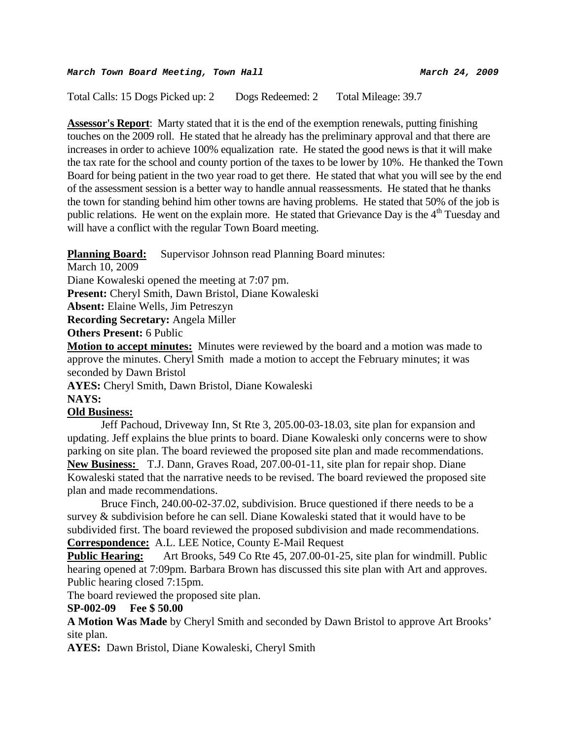*March Town Board Meeting, Town Hall* *March 24, 2009*

Total Calls: 15 Dogs Picked up: 2 Dogs Redeemed: 2 Total Mileage: 39.7

**Assessor's Report**: Marty stated that it is the end of the exemption renewals, putting finishing touches on the 2009 roll. He stated that he already has the preliminary approval and that there are increases in order to achieve 100% equalization rate. He stated the good news is that it will make the tax rate for the school and county portion of the taxes to be lower by 10%. He thanked the Town Board for being patient in the two year road to get there. He stated that what you will see by the end of the assessment session is a better way to handle annual reassessments. He stated that he thanks the town for standing behind him other towns are having problems. He stated that 50% of the job is public relations. He went on the explain more. He stated that Grievance Day is the 4th Tuesday and will have a conflict with the regular Town Board meeting.

**Planning Board:** Supervisor Johnson read Planning Board minutes:

March 10, 2009

Diane Kowaleski opened the meeting at 7:07 pm.

**Present:** Cheryl Smith, Dawn Bristol, Diane Kowaleski

**Absent:** Elaine Wells, Jim Petreszyn

**Recording Secretary:** Angela Miller

**Others Present:** 6 Public

**Motion to accept minutes:** Minutes were reviewed by the board and a motion was made to approve the minutes. Cheryl Smith made a motion to accept the February minutes; it was seconded by Dawn Bristol

**AYES:** Cheryl Smith, Dawn Bristol, Diane Kowaleski

**NAYS:**

**Old Business:**

Jeff Pachoud, Driveway Inn, St Rte 3, 205.00-03-18.03, site plan for expansion and updating. Jeff explains the blue prints to board. Diane Kowaleski only concerns were to show parking on site plan. The board reviewed the proposed site plan and made recommendations.

**New Business:** T.J. Dann, Graves Road, 207.00-01-11, site plan for repair shop. Diane Kowaleski stated that the narrative needs to be revised. The board reviewed the proposed site plan and made recommendations.

Bruce Finch, 240.00-02-37.02, subdivision. Bruce questioned if there needs to be a survey & subdivision before he can sell. Diane Kowaleski stated that it would have to be subdivided first. The board reviewed the proposed subdivision and made recommendations.

**Correspondence:** A.L. LEE Notice, County E-Mail Request

**Public Hearing:** Art Brooks, 549 Co Rte 45, 207.00-01-25, site plan for windmill. Public hearing opened at 7:09pm. Barbara Brown has discussed this site plan with Art and approves. Public hearing closed 7:15pm.

The board reviewed the proposed site plan.

**SP-002-09 Fee $ 50.00**

**A Motion Was Made** by Cheryl Smith and seconded by Dawn Bristol to approve Art Brooks' site plan.

**AYES:** Dawn Bristol, Diane Kowaleski, Cheryl Smith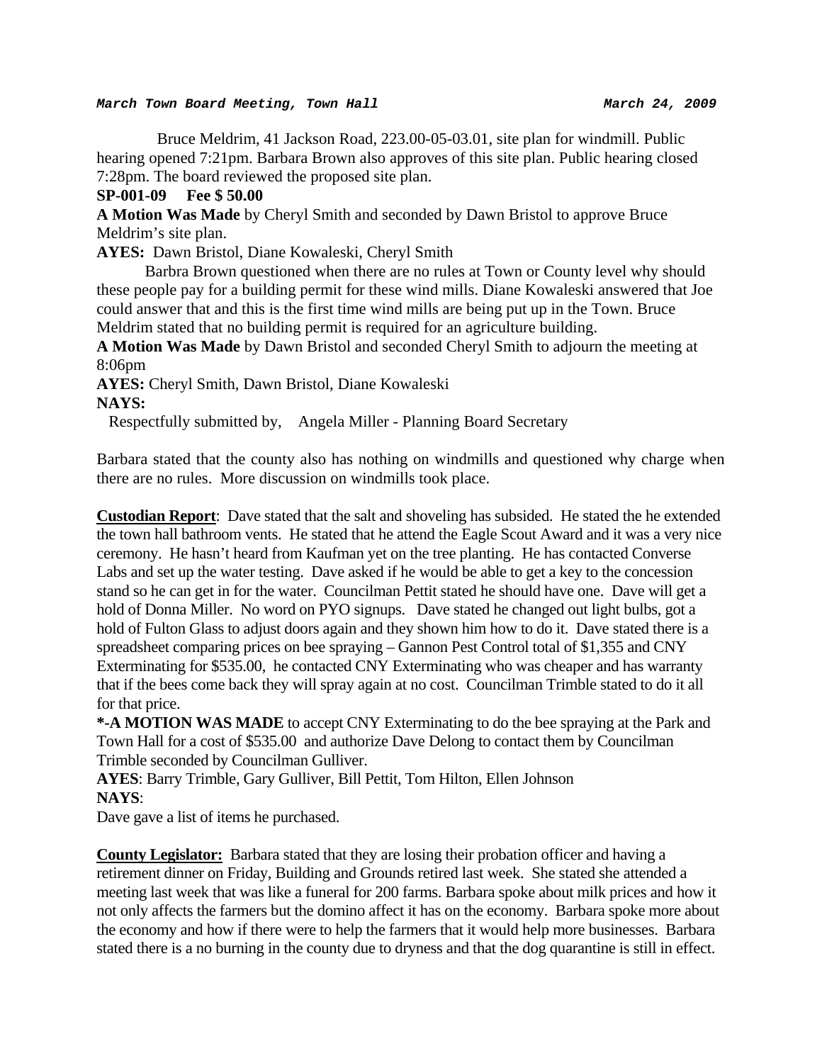Bruce Meldrim, 41 Jackson Road, 223.00-05-03.01, site plan for windmill. Public hearing opened 7:21pm. Barbara Brown also approves of this site plan. Public hearing closed 7:28pm. The board reviewed the proposed site plan.

**SP-001-09 Fee $ 50.00**

**A Motion Was Made** by Cheryl Smith and seconded by Dawn Bristol to approve Bruce Meldrim's site plan.

**AYES:** Dawn Bristol, Diane Kowaleski, Cheryl Smith

Barbra Brown questioned when there are no rules at Town or County level why should these people pay for a building permit for these wind mills. Diane Kowaleski answered that Joe could answer that and this is the first time wind mills are being put up in the Town. Bruce Meldrim stated that no building permit is required for an agriculture building.

**A Motion Was Made** by Dawn Bristol and seconded Cheryl Smith to adjourn the meeting at 8:06pm

**AYES:** Cheryl Smith, Dawn Bristol, Diane Kowaleski

**NAYS:**

Respectfully submitted by, Angela Miller - Planning Board Secretary

Barbara stated that the county also has nothing on windmills and questioned why charge when there are no rules. More discussion on windmills took place.

**Custodian Report**: Dave stated that the salt and shoveling has subsided. He stated the he extended the town hall bathroom vents. He stated that he attend the Eagle Scout Award and it was a very nice ceremony. He hasn't heard from Kaufman yet on the tree planting. He has contacted Converse Labs and set up the water testing. Dave asked if he would be able to get a key to the concession stand so he can get in for the water. Councilman Pettit stated he should have one. Dave will get a hold of Donna Miller. No word on PYO signups. Dave stated he changed out light bulbs, got a hold of Fulton Glass to adjust doors again and they shown him how to do it. Dave stated there is a spreadsheet comparing prices on bee spraying – Gannon Pest Control total of $1,355 and CNY Exterminating for $535.00, he contacted CNY Exterminating who was cheaper and has warranty that if the bees come back they will spray again at no cost. Councilman Trimble stated to do it all for that price.

**\*-A MOTION WAS MADE** to accept CNY Exterminating to do the bee spraying at the Park and Town Hall for a cost of $535.00 and authorize Dave Delong to contact them by Councilman Trimble seconded by Councilman Gulliver.

**AYES**: Barry Trimble, Gary Gulliver, Bill Pettit, Tom Hilton, Ellen Johnson

**NAYS**:

Dave gave a list of items he purchased.

**County Legislator:** Barbara stated that they are losing their probation officer and having a retirement dinner on Friday, Building and Grounds retired last week. She stated she attended a meeting last week that was like a funeral for 200 farms. Barbara spoke about milk prices and how it not only affects the farmers but the domino affect it has on the economy. Barbara spoke more about the economy and how if there were to help the farmers that it would help more businesses. Barbara stated there is a no burning in the county due to dryness and that the dog quarantine is still in effect.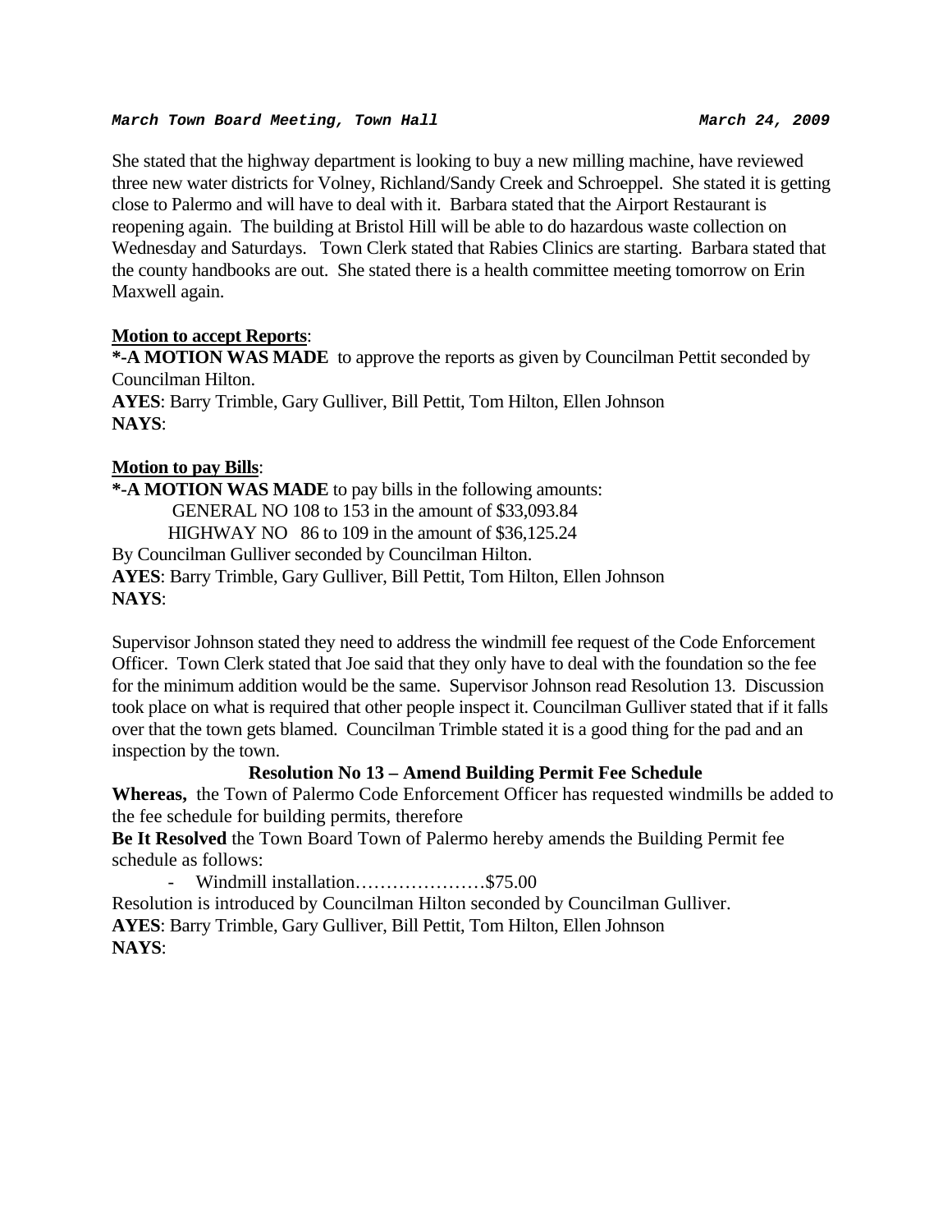She stated that the highway department is looking to buy a new milling machine, have reviewed three new water districts for Volney, Richland/Sandy Creek and Schroeppel. She stated it is getting close to Palermo and will have to deal with it. Barbara stated that the Airport Restaurant is reopening again. The building at Bristol Hill will be able to do hazardous waste collection on Wednesday and Saturdays. Town Clerk stated that Rabies Clinics are starting. Barbara stated that the county handbooks are out. She stated there is a health committee meeting tomorrow on Erin Maxwell again.

**Motion to accept Reports**:

***-A MOTION WAS MADE** to approve the reports as given by Councilman Pettit seconded by Councilman Hilton.

**AYES**: Barry Trimble, Gary Gulliver, Bill Pettit, Tom Hilton, Ellen Johnson

**NAYS**:

**Motion to pay Bills**:

***-A MOTION WAS MADE** to pay bills in the following amounts:

GENERAL NO 108 to 153 in the amount of $33,093.84

HIGHWAY NO 86 to 109 in the amount of $36,125.24

By Councilman Gulliver seconded by Councilman Hilton.

**AYES**: Barry Trimble, Gary Gulliver, Bill Pettit, Tom Hilton, Ellen Johnson

**NAYS**:

Supervisor Johnson stated they need to address the windmill fee request of the Code Enforcement Officer. Town Clerk stated that Joe said that they only have to deal with the foundation so the fee for the minimum addition would be the same. Supervisor Johnson read Resolution 13. Discussion took place on what is required that other people inspect it. Councilman Gulliver stated that if it falls over that the town gets blamed. Councilman Trimble stated it is a good thing for the pad and an inspection by the town.

**Resolution No 13 – Amend Building Permit Fee Schedule**

**Whereas,** the Town of Palermo Code Enforcement Officer has requested windmills be added to the fee schedule for building permits, therefore

**Be It Resolved** the Town Board Town of Palermo hereby amends the Building Permit fee schedule as follows:

- Windmill installation…………………$75.00

Resolution is introduced by Councilman Hilton seconded by Councilman Gulliver.

**AYES**: Barry Trimble, Gary Gulliver, Bill Pettit, Tom Hilton, Ellen Johnson

**NAYS**: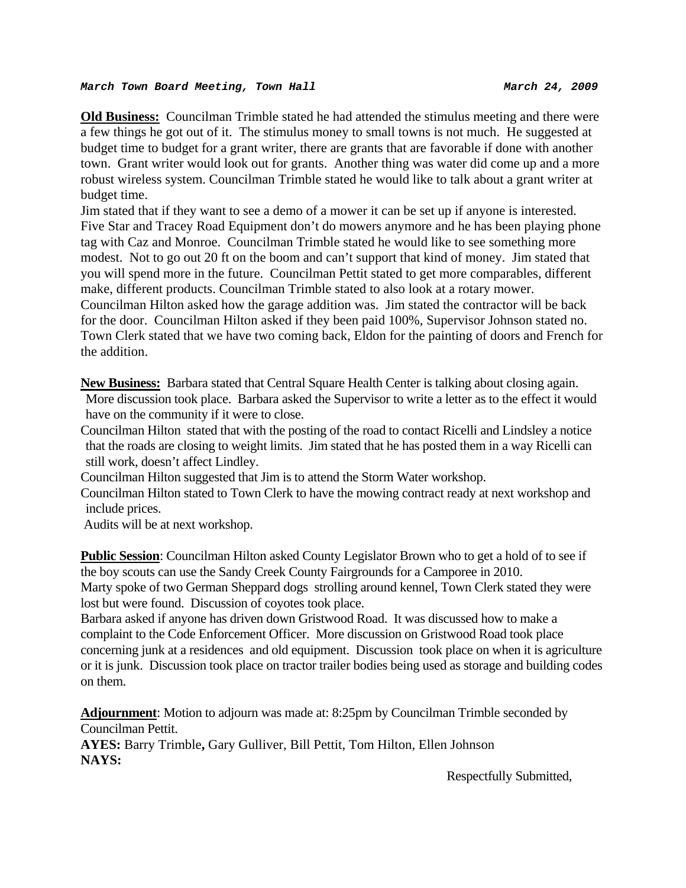***March Town Board Meeting, Town Hall*** ***March 24, 2009***

**Old Business:** Councilman Trimble stated he had attended the stimulus meeting and there were a few things he got out of it. The stimulus money to small towns is not much. He suggested at budget time to budget for a grant writer, there are grants that are favorable if done with another town. Grant writer would look out for grants. Another thing was water did come up and a more robust wireless system. Councilman Trimble stated he would like to talk about a grant writer at budget time.
Jim stated that if they want to see a demo of a mower it can be set up if anyone is interested. Five Star and Tracey Road Equipment don't do mowers anymore and he has been playing phone tag with Caz and Monroe. Councilman Trimble stated he would like to see something more modest. Not to go out 20 ft on the boom and can't support that kind of money. Jim stated that you will spend more in the future. Councilman Pettit stated to get more comparables, different make, different products. Councilman Trimble stated to also look at a rotary mower.
Councilman Hilton asked how the garage addition was. Jim stated the contractor will be back for the door. Councilman Hilton asked if they been paid 100%, Supervisor Johnson stated no. Town Clerk stated that we have two coming back, Eldon for the painting of doors and French for the addition.

**New Business:** Barbara stated that Central Square Health Center is talking about closing again. More discussion took place. Barbara asked the Supervisor to write a letter as to the effect it would have on the community if it were to close.
Councilman Hilton stated that with the posting of the road to contact Ricelli and Lindsley a notice that the roads are closing to weight limits. Jim stated that he has posted them in a way Ricelli can still work, doesn't affect Lindley.
Councilman Hilton suggested that Jim is to attend the Storm Water workshop.
Councilman Hilton stated to Town Clerk to have the mowing contract ready at next workshop and include prices.
Audits will be at next workshop.

**Public Session**: Councilman Hilton asked County Legislator Brown who to get a hold of to see if the boy scouts can use the Sandy Creek County Fairgrounds for a Camporee in 2010.
Marty spoke of two German Sheppard dogs strolling around kennel, Town Clerk stated they were lost but were found. Discussion of coyotes took place.
Barbara asked if anyone has driven down Gristwood Road. It was discussed how to make a complaint to the Code Enforcement Officer. More discussion on Gristwood Road took place concerning junk at a residences and old equipment. Discussion took place on when it is agriculture or it is junk. Discussion took place on tractor trailer bodies being used as storage and building codes on them.

**Adjournment**: Motion to adjourn was made at: 8:25pm by Councilman Trimble seconded by Councilman Pettit.
**AYES:** Barry Trimble**,** Gary Gulliver, Bill Pettit, Tom Hilton, Ellen Johnson
**NAYS:**

Respectfully Submitted,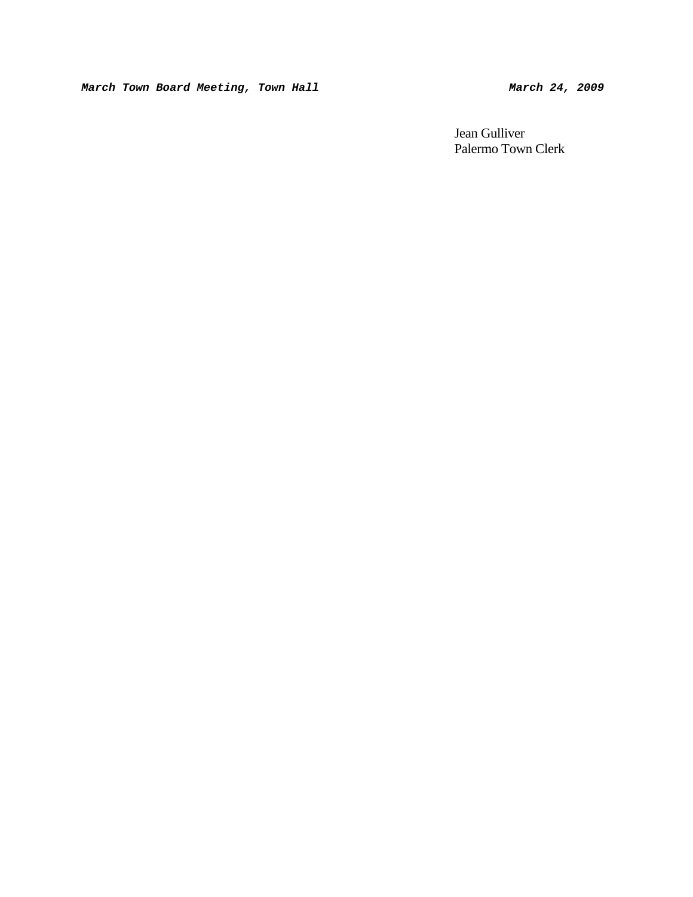Jean Gulliver
Palermo Town Clerk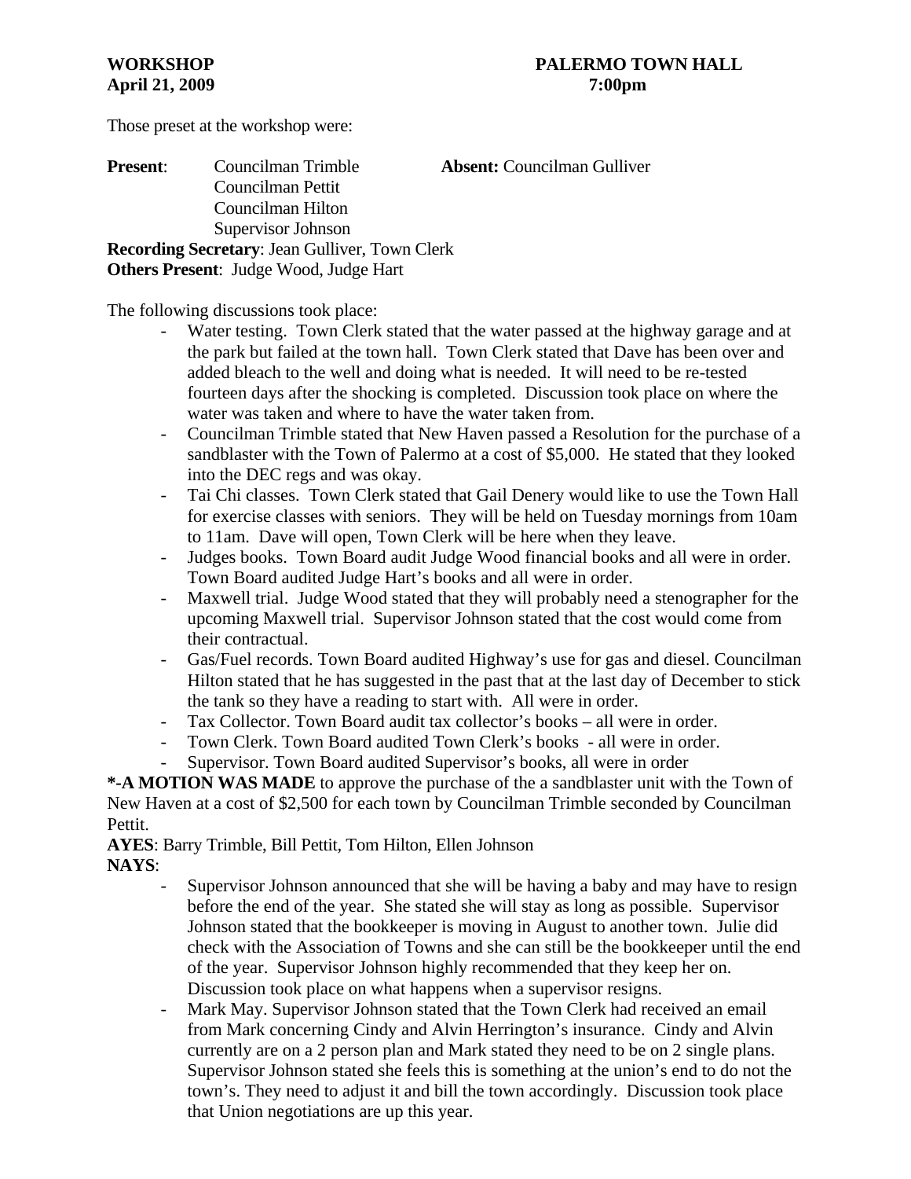**WORKSHOP** **PALERMO TOWN HALL**
**April 21, 2009** **7:00pm**

Those preset at the workshop were:

**Present**: Councilman Trimble
Councilman Pettit
Councilman Hilton
Supervisor Johnson

**Absent:** Councilman Gulliver

**Recording Secretary**: Jean Gulliver, Town Clerk
**Others Present**: Judge Wood, Judge Hart

The following discussions took place:

- Water testing. Town Clerk stated that the water passed at the highway garage and at the park but failed at the town hall. Town Clerk stated that Dave has been over and added bleach to the well and doing what is needed. It will need to be re-tested fourteen days after the shocking is completed. Discussion took place on where the water was taken and where to have the water taken from.
- Councilman Trimble stated that New Haven passed a Resolution for the purchase of a sandblaster with the Town of Palermo at a cost of $5,000. He stated that they looked into the DEC regs and was okay.
- Tai Chi classes. Town Clerk stated that Gail Denery would like to use the Town Hall for exercise classes with seniors. They will be held on Tuesday mornings from 10am to 11am. Dave will open, Town Clerk will be here when they leave.
- Judges books. Town Board audit Judge Wood financial books and all were in order. Town Board audited Judge Hart's books and all were in order.
- Maxwell trial. Judge Wood stated that they will probably need a stenographer for the upcoming Maxwell trial. Supervisor Johnson stated that the cost would come from their contractual.
- Gas/Fuel records. Town Board audited Highway's use for gas and diesel. Councilman Hilton stated that he has suggested in the past that at the last day of December to stick the tank so they have a reading to start with. All were in order.
- Tax Collector. Town Board audit tax collector's books – all were in order.
- Town Clerk. Town Board audited Town Clerk's books - all were in order.
- Supervisor. Town Board audited Supervisor's books, all were in order

**\*-A MOTION WAS MADE** to approve the purchase of the a sandblaster unit with the Town of New Haven at a cost of $2,500 for each town by Councilman Trimble seconded by Councilman Pettit.

**AYES**: Barry Trimble, Bill Pettit, Tom Hilton, Ellen Johnson
**NAYS**:

- Supervisor Johnson announced that she will be having a baby and may have to resign before the end of the year. She stated she will stay as long as possible. Supervisor Johnson stated that the bookkeeper is moving in August to another town. Julie did check with the Association of Towns and she can still be the bookkeeper until the end of the year. Supervisor Johnson highly recommended that they keep her on. Discussion took place on what happens when a supervisor resigns.
- Mark May. Supervisor Johnson stated that the Town Clerk had received an email from Mark concerning Cindy and Alvin Herrington's insurance. Cindy and Alvin currently are on a 2 person plan and Mark stated they need to be on 2 single plans. Supervisor Johnson stated she feels this is something at the union's end to do not the town's. They need to adjust it and bill the town accordingly. Discussion took place that Union negotiations are up this year.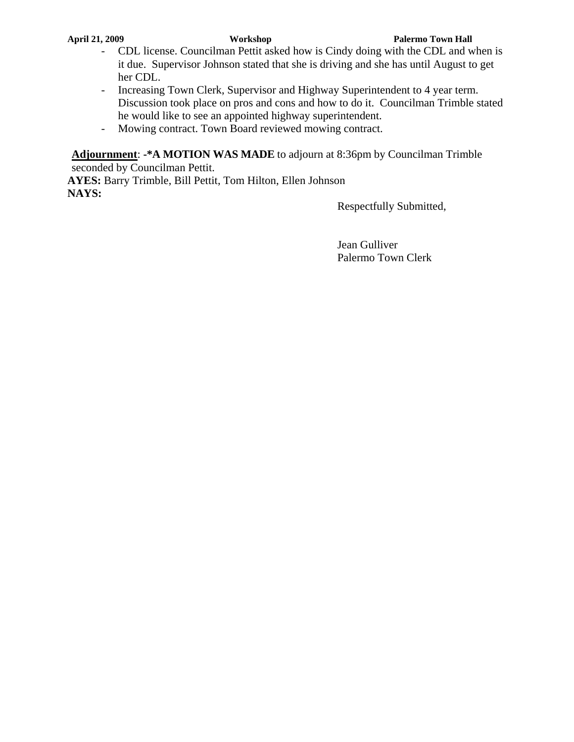- CDL license. Councilman Pettit asked how is Cindy doing with the CDL and when is it due. Supervisor Johnson stated that she is driving and she has until August to get her CDL.
- Increasing Town Clerk, Supervisor and Highway Superintendent to 4 year term. Discussion took place on pros and cons and how to do it. Councilman Trimble stated he would like to see an appointed highway superintendent.
- Mowing contract. Town Board reviewed mowing contract.

**Adjournment**: **-*A MOTION WAS MADE** to adjourn at 8:36pm by Councilman Trimble seconded by Councilman Pettit.

**AYES:** Barry Trimble, Bill Pettit, Tom Hilton, Ellen Johnson

**NAYS:**

Respectfully Submitted,

Jean Gulliver
Palermo Town Clerk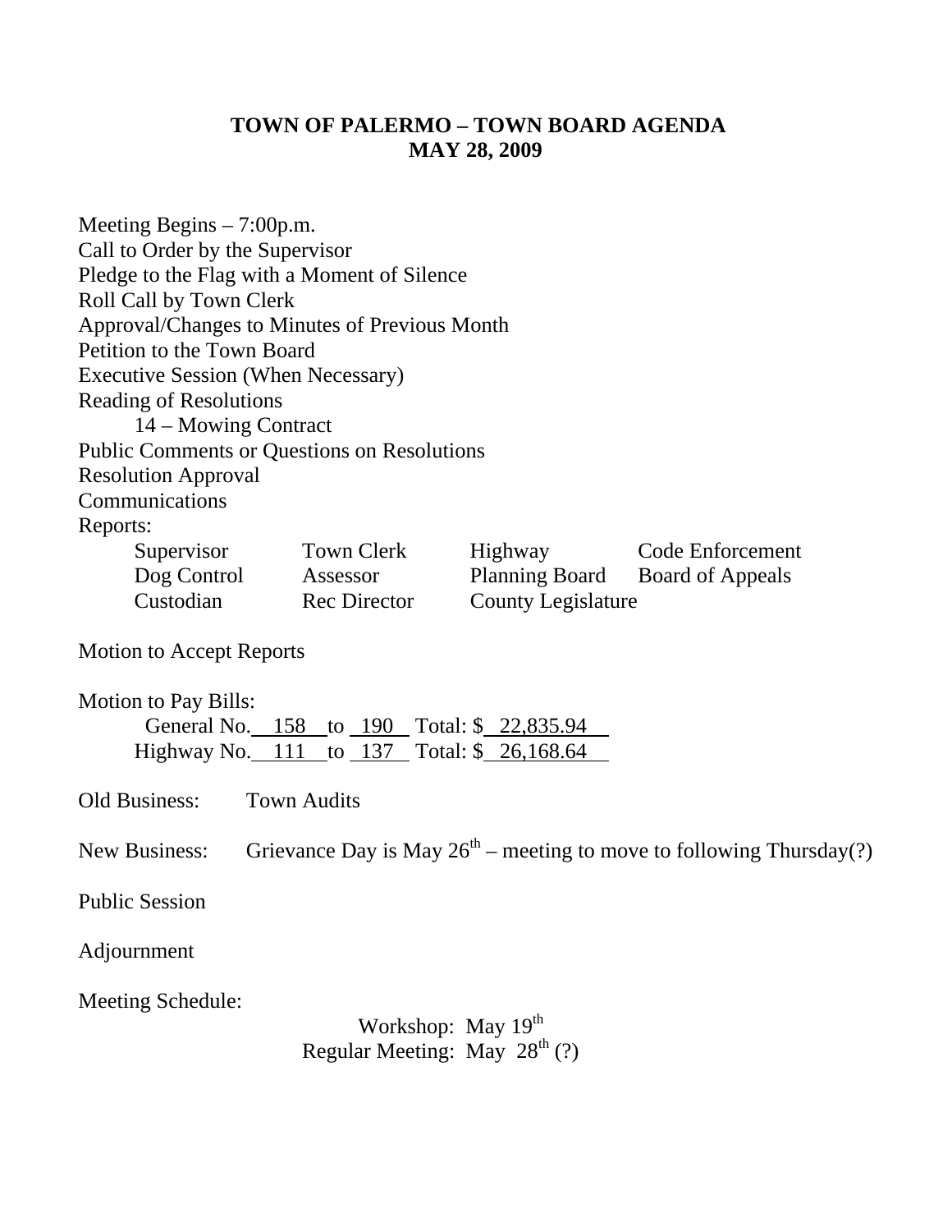# TOWN OF PALERMO – TOWN BOARD AGENDA
## MAY 28, 2009

Meeting Begins – 7:00p.m.
Call to Order by the Supervisor
Pledge to the Flag with a Moment of Silence
Roll Call by Town Clerk
Approval/Changes to Minutes of Previous Month
Petition to the Town Board
Executive Session (When Necessary)
Reading of Resolutions
  14 – Mowing Contract
Public Comments or Questions on Resolutions
Resolution Approval
Communications
Reports:

| Supervisor | Town Clerk | Highway | Code Enforcement |
|---|---|---|---|
| Dog Control | Assessor | Planning Board | Board of Appeals |
| Custodian | Rec Director | County Legislature | |

Motion to Accept Reports

Motion to Pay Bills:
  General No. 158 to 190 Total: $ 22,835.94
  Highway No. 111 to 137 Total: $ 26,168.64

Old Business: Town Audits

New Business: Grievance Day is May 26th – meeting to move to following Thursday(?)

Public Session

Adjournment

Meeting Schedule:

Workshop: May 19th
Regular Meeting: May 28th (?)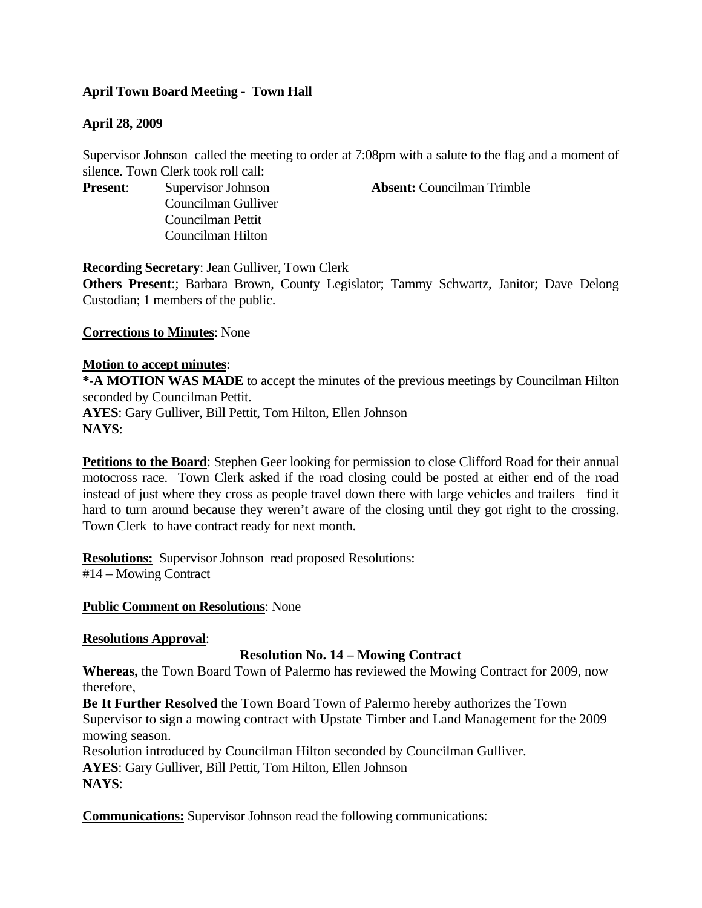**April Town Board Meeting - Town Hall**

**April 28, 2009**

Supervisor Johnson called the meeting to order at 7:08pm with a salute to the flag and a moment of silence. Town Clerk took roll call:

**Present**: Supervisor Johnson
Councilman Gulliver
Councilman Pettit
Councilman Hilton

**Absent:** Councilman Trimble

**Recording Secretary**: Jean Gulliver, Town Clerk

**Others Present**:; Barbara Brown, County Legislator; Tammy Schwartz, Janitor; Dave Delong Custodian; 1 members of the public.

**Corrections to Minutes**: None

**Motion to accept minutes**:

***-A MOTION WAS MADE** to accept the minutes of the previous meetings by Councilman Hilton seconded by Councilman Pettit.

**AYES**: Gary Gulliver, Bill Pettit, Tom Hilton, Ellen Johnson

**NAYS**:

**Petitions to the Board**: Stephen Geer looking for permission to close Clifford Road for their annual motocross race. Town Clerk asked if the road closing could be posted at either end of the road instead of just where they cross as people travel down there with large vehicles and trailers find it hard to turn around because they weren't aware of the closing until they got right to the crossing. Town Clerk to have contract ready for next month.

**Resolutions:** Supervisor Johnson read proposed Resolutions:
#14 – Mowing Contract

**Public Comment on Resolutions**: None

**Resolutions Approval**:

**Resolution No. 14 – Mowing Contract**

**Whereas,** the Town Board Town of Palermo has reviewed the Mowing Contract for 2009, now therefore,

**Be It Further Resolved** the Town Board Town of Palermo hereby authorizes the Town Supervisor to sign a mowing contract with Upstate Timber and Land Management for the 2009 mowing season.

Resolution introduced by Councilman Hilton seconded by Councilman Gulliver.

**AYES**: Gary Gulliver, Bill Pettit, Tom Hilton, Ellen Johnson

**NAYS**:

**Communications:** Supervisor Johnson read the following communications: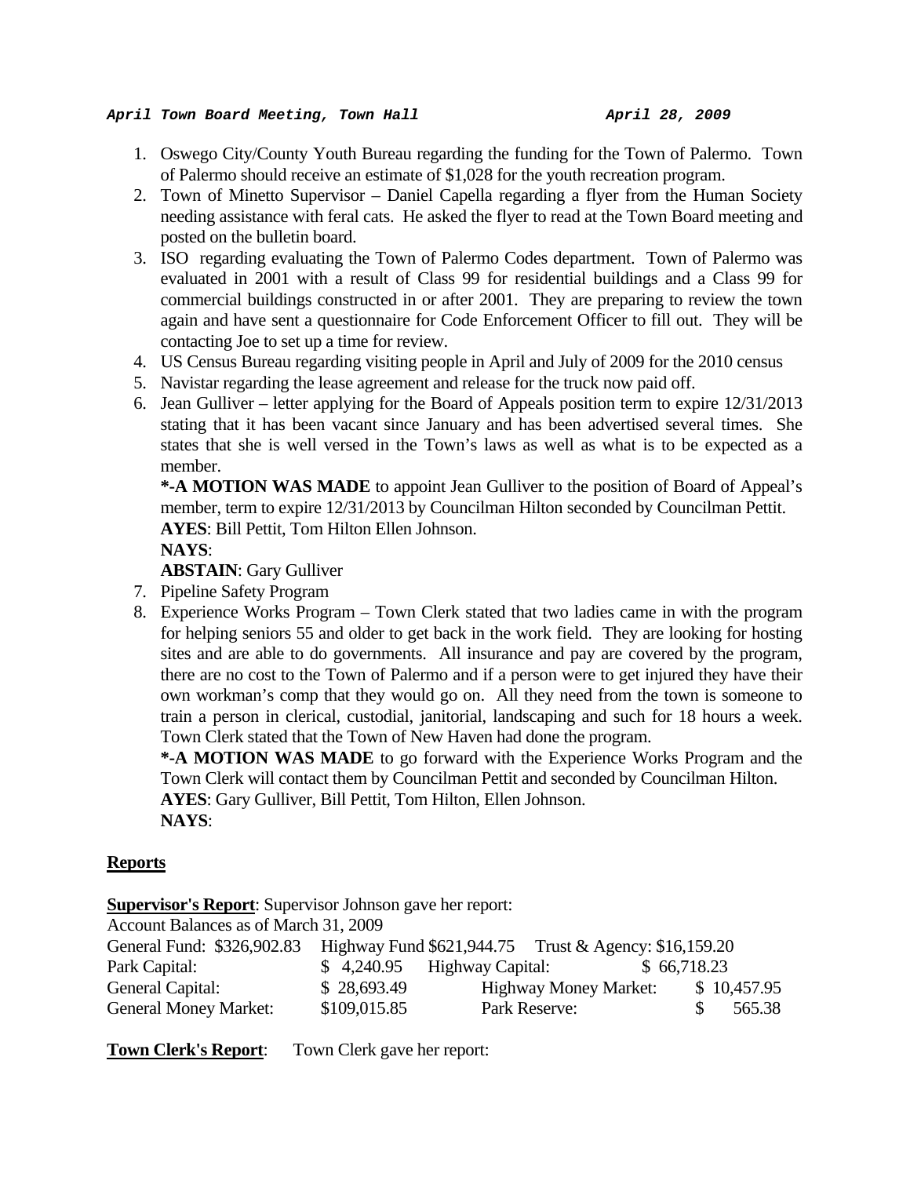***April Town Board Meeting, Town Hall April 28, 2009***

1. Oswego City/County Youth Bureau regarding the funding for the Town of Palermo. Town of Palermo should receive an estimate of $1,028 for the youth recreation program.
2. Town of Minetto Supervisor – Daniel Capella regarding a flyer from the Human Society needing assistance with feral cats. He asked the flyer to read at the Town Board meeting and posted on the bulletin board.
3. ISO regarding evaluating the Town of Palermo Codes department. Town of Palermo was evaluated in 2001 with a result of Class 99 for residential buildings and a Class 99 for commercial buildings constructed in or after 2001. They are preparing to review the town again and have sent a questionnaire for Code Enforcement Officer to fill out. They will be contacting Joe to set up a time for review.
4. US Census Bureau regarding visiting people in April and July of 2009 for the 2010 census
5. Navistar regarding the lease agreement and release for the truck now paid off.
6. Jean Gulliver – letter applying for the Board of Appeals position term to expire 12/31/2013 stating that it has been vacant since January and has been advertised several times. She states that she is well versed in the Town's laws as well as what is to be expected as a member.

   ***-A MOTION WAS MADE** to appoint Jean Gulliver to the position of Board of Appeal's member, term to expire 12/31/2013 by Councilman Hilton seconded by Councilman Pettit.
   **AYES**: Bill Pettit, Tom Hilton Ellen Johnson.
   **NAYS**:
   **ABSTAIN**: Gary Gulliver
7. Pipeline Safety Program
8. Experience Works Program – Town Clerk stated that two ladies came in with the program for helping seniors 55 and older to get back in the work field. They are looking for hosting sites and are able to do governments. All insurance and pay are covered by the program, there are no cost to the Town of Palermo and if a person were to get injured they have their own workman's comp that they would go on. All they need from the town is someone to train a person in clerical, custodial, janitorial, landscaping and such for 18 hours a week. Town Clerk stated that the Town of New Haven had done the program.

   ***-A MOTION WAS MADE** to go forward with the Experience Works Program and the Town Clerk will contact them by Councilman Pettit and seconded by Councilman Hilton.
   **AYES**: Gary Gulliver, Bill Pettit, Tom Hilton, Ellen Johnson.
   **NAYS**:

## Reports

**Supervisor's Report**: Supervisor Johnson gave her report:

Account Balances as of March 31, 2009

General Fund: $326,902.83 Highway Fund $621,944.75 Trust & Agency: $16,159.20

| | | | |
|---|---|---|---|
| Park Capital: | $ 4,240.95 | Highway Capital: | $ 66,718.23 |
| General Capital: | $ 28,693.49 | Highway Money Market: | $ 10,457.95 |
| General Money Market: | $109,015.85 | Park Reserve: | $ 565.38 |

**Town Clerk's Report**: Town Clerk gave her report: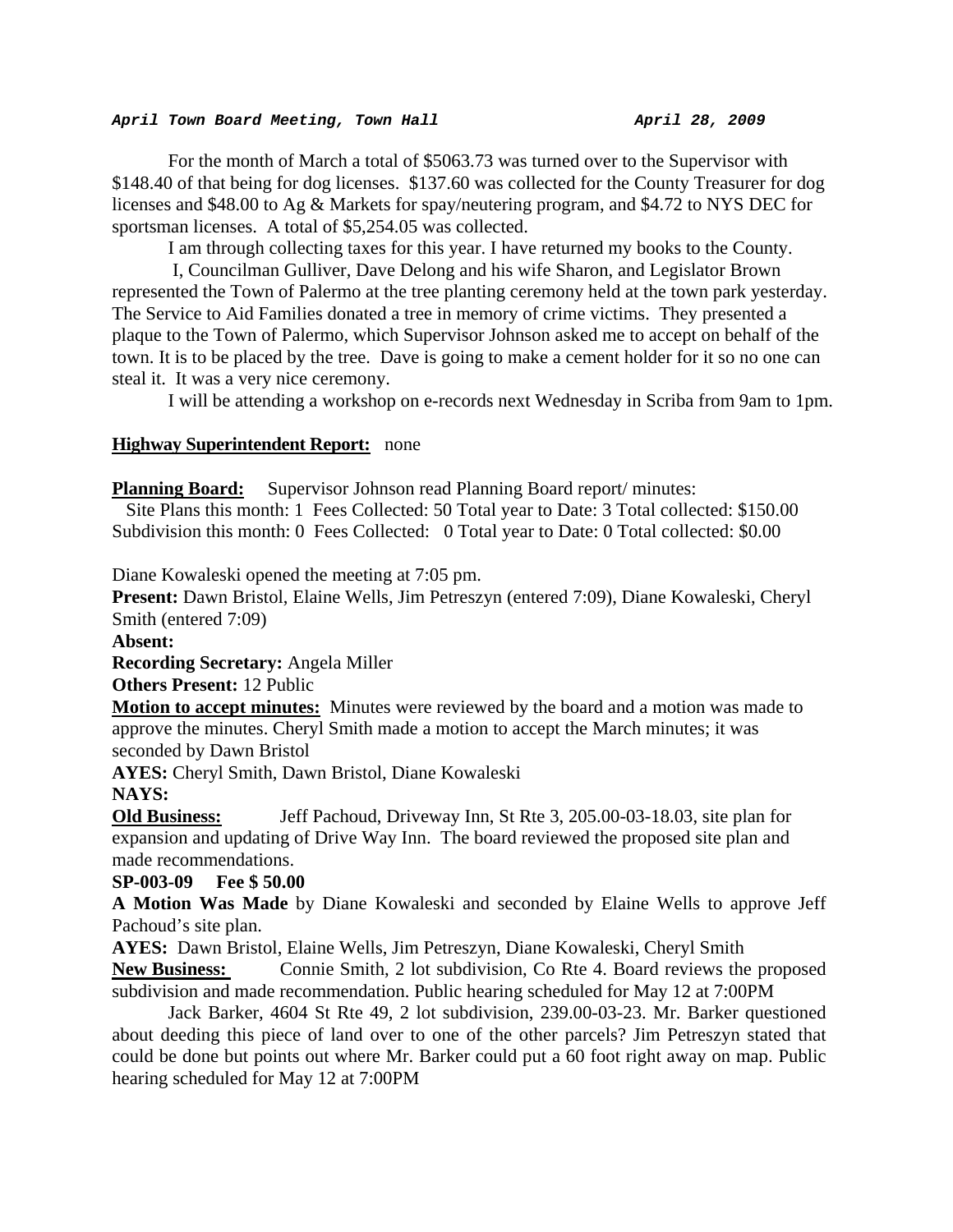*April Town Board Meeting, Town Hall April 28, 2009*

For the month of March a total of $5063.73 was turned over to the Supervisor with $148.40 of that being for dog licenses. $137.60 was collected for the County Treasurer for dog licenses and $48.00 to Ag & Markets for spay/neutering program, and $4.72 to NYS DEC for sportsman licenses. A total of $5,254.05 was collected.

I am through collecting taxes for this year. I have returned my books to the County.

I, Councilman Gulliver, Dave Delong and his wife Sharon, and Legislator Brown represented the Town of Palermo at the tree planting ceremony held at the town park yesterday. The Service to Aid Families donated a tree in memory of crime victims. They presented a plaque to the Town of Palermo, which Supervisor Johnson asked me to accept on behalf of the town. It is to be placed by the tree. Dave is going to make a cement holder for it so no one can steal it. It was a very nice ceremony.

I will be attending a workshop on e-records next Wednesday in Scriba from 9am to 1pm.

**Highway Superintendent Report:** none

**Planning Board:** Supervisor Johnson read Planning Board report/ minutes:

Site Plans this month: 1 Fees Collected: 50 Total year to Date: 3 Total collected: $150.00
Subdivision this month: 0 Fees Collected: 0 Total year to Date: 0 Total collected: $0.00

Diane Kowaleski opened the meeting at 7:05 pm.

**Present:** Dawn Bristol, Elaine Wells, Jim Petreszyn (entered 7:09), Diane Kowaleski, Cheryl Smith (entered 7:09)

**Absent:**

**Recording Secretary:** Angela Miller

**Others Present:** 12 Public

**Motion to accept minutes:** Minutes were reviewed by the board and a motion was made to approve the minutes. Cheryl Smith made a motion to accept the March minutes; it was seconded by Dawn Bristol

**AYES:** Cheryl Smith, Dawn Bristol, Diane Kowaleski

**NAYS:**

**Old Business:** Jeff Pachoud, Driveway Inn, St Rte 3, 205.00-03-18.03, site plan for expansion and updating of Drive Way Inn. The board reviewed the proposed site plan and made recommendations.

**SP-003-09 Fee $ 50.00**

**A Motion Was Made** by Diane Kowaleski and seconded by Elaine Wells to approve Jeff Pachoud's site plan.

**AYES:** Dawn Bristol, Elaine Wells, Jim Petreszyn, Diane Kowaleski, Cheryl Smith

**New Business:** Connie Smith, 2 lot subdivision, Co Rte 4. Board reviews the proposed subdivision and made recommendation. Public hearing scheduled for May 12 at 7:00PM

Jack Barker, 4604 St Rte 49, 2 lot subdivision, 239.00-03-23. Mr. Barker questioned about deeding this piece of land over to one of the other parcels? Jim Petreszyn stated that could be done but points out where Mr. Barker could put a 60 foot right away on map. Public hearing scheduled for May 12 at 7:00PM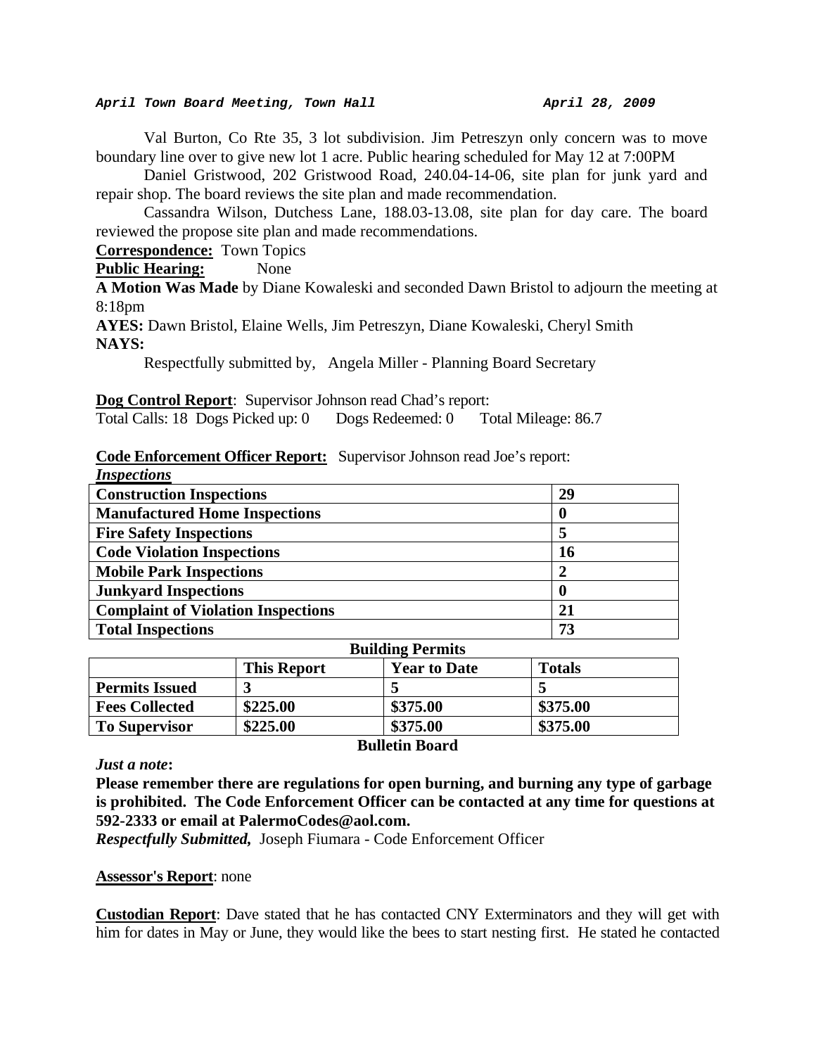Val Burton, Co Rte 35, 3 lot subdivision. Jim Petreszyn only concern was to move boundary line over to give new lot 1 acre. Public hearing scheduled for May 12 at 7:00PM

Daniel Gristwood, 202 Gristwood Road, 240.04-14-06, site plan for junk yard and repair shop. The board reviews the site plan and made recommendation.

Cassandra Wilson, Dutchess Lane, 188.03-13.08, site plan for day care. The board reviewed the propose site plan and made recommendations.

**Correspondence:** Town Topics

**Public Hearing:** None

**A Motion Was Made** by Diane Kowaleski and seconded Dawn Bristol to adjourn the meeting at 8:18pm

**AYES:** Dawn Bristol, Elaine Wells, Jim Petreszyn, Diane Kowaleski, Cheryl Smith

**NAYS:**

Respectfully submitted by, Angela Miller - Planning Board Secretary

**Dog Control Report**: Supervisor Johnson read Chad's report:

Total Calls: 18 Dogs Picked up: 0 Dogs Redeemed: 0 Total Mileage: 86.7

**Code Enforcement Officer Report:** Supervisor Johnson read Joe's report:

***Inspections***

| **Construction Inspections** | **29** |
|---|---|
| **Manufactured Home Inspections** | **0** |
| **Fire Safety Inspections** | **5** |
| **Code Violation Inspections** | **16** |
| **Mobile Park Inspections** | **2** |
| **Junkyard Inspections** | **0** |
| **Complaint of Violation Inspections** | **21** |
| **Total Inspections** | **73** |

**Building Permits**

| | **This Report** | **Year to Date** | **Totals** |
|---|---|---|---|
| **Permits Issued** | **3** | **5** | **5** |
| **Fees Collected** | **$225.00** | **$375.00** | **$375.00** |
| **To Supervisor** | **$225.00** | **$375.00** | **$375.00** |

**Bulletin Board**

***Just a note*:**

**Please remember there are regulations for open burning, and burning any type of garbage is prohibited. The Code Enforcement Officer can be contacted at any time for questions at 592-2333 or email at PalermoCodes@aol.com.**

***Respectfully Submitted,*** Joseph Fiumara - Code Enforcement Officer

**Assessor's Report**: none

**Custodian Report**: Dave stated that he has contacted CNY Exterminators and they will get with him for dates in May or June, they would like the bees to start nesting first. He stated he contacted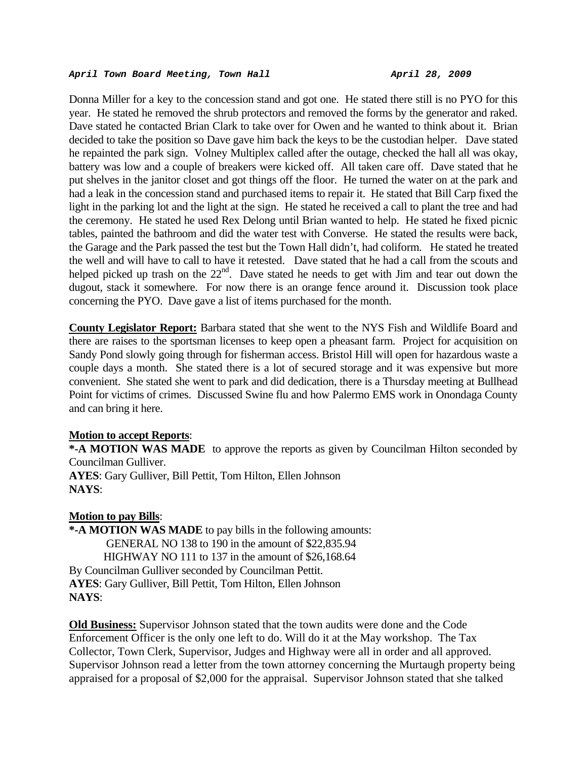Donna Miller for a key to the concession stand and got one. He stated there still is no PYO for this year. He stated he removed the shrub protectors and removed the forms by the generator and raked. Dave stated he contacted Brian Clark to take over for Owen and he wanted to think about it. Brian decided to take the position so Dave gave him back the keys to be the custodian helper. Dave stated he repainted the park sign. Volney Multiplex called after the outage, checked the hall all was okay, battery was low and a couple of breakers were kicked off. All taken care off. Dave stated that he put shelves in the janitor closet and got things off the floor. He turned the water on at the park and had a leak in the concession stand and purchased items to repair it. He stated that Bill Carp fixed the light in the parking lot and the light at the sign. He stated he received a call to plant the tree and had the ceremony. He stated he used Rex Delong until Brian wanted to help. He stated he fixed picnic tables, painted the bathroom and did the water test with Converse. He stated the results were back, the Garage and the Park passed the test but the Town Hall didn't, had coliform. He stated he treated the well and will have to call to have it retested. Dave stated that he had a call from the scouts and helped picked up trash on the 22nd. Dave stated he needs to get with Jim and tear out down the dugout, stack it somewhere. For now there is an orange fence around it. Discussion took place concerning the PYO. Dave gave a list of items purchased for the month.

**County Legislator Report:** Barbara stated that she went to the NYS Fish and Wildlife Board and there are raises to the sportsman licenses to keep open a pheasant farm. Project for acquisition on Sandy Pond slowly going through for fisherman access. Bristol Hill will open for hazardous waste a couple days a month. She stated there is a lot of secured storage and it was expensive but more convenient. She stated she went to park and did dedication, there is a Thursday meeting at Bullhead Point for victims of crimes. Discussed Swine flu and how Palermo EMS work in Onondaga County and can bring it here.

**Motion to accept Reports**:

**\*-A MOTION WAS MADE** to approve the reports as given by Councilman Hilton seconded by Councilman Gulliver.
**AYES**: Gary Gulliver, Bill Pettit, Tom Hilton, Ellen Johnson
**NAYS**:

**Motion to pay Bills**:

**\*-A MOTION WAS MADE** to pay bills in the following amounts:

GENERAL NO 138 to 190 in the amount of $22,835.94
HIGHWAY NO 111 to 137 in the amount of $26,168.64

By Councilman Gulliver seconded by Councilman Pettit.
**AYES**: Gary Gulliver, Bill Pettit, Tom Hilton, Ellen Johnson
**NAYS**:

**Old Business:** Supervisor Johnson stated that the town audits were done and the Code Enforcement Officer is the only one left to do. Will do it at the May workshop. The Tax Collector, Town Clerk, Supervisor, Judges and Highway were all in order and all approved. Supervisor Johnson read a letter from the town attorney concerning the Murtaugh property being appraised for a proposal of $2,000 for the appraisal. Supervisor Johnson stated that she talked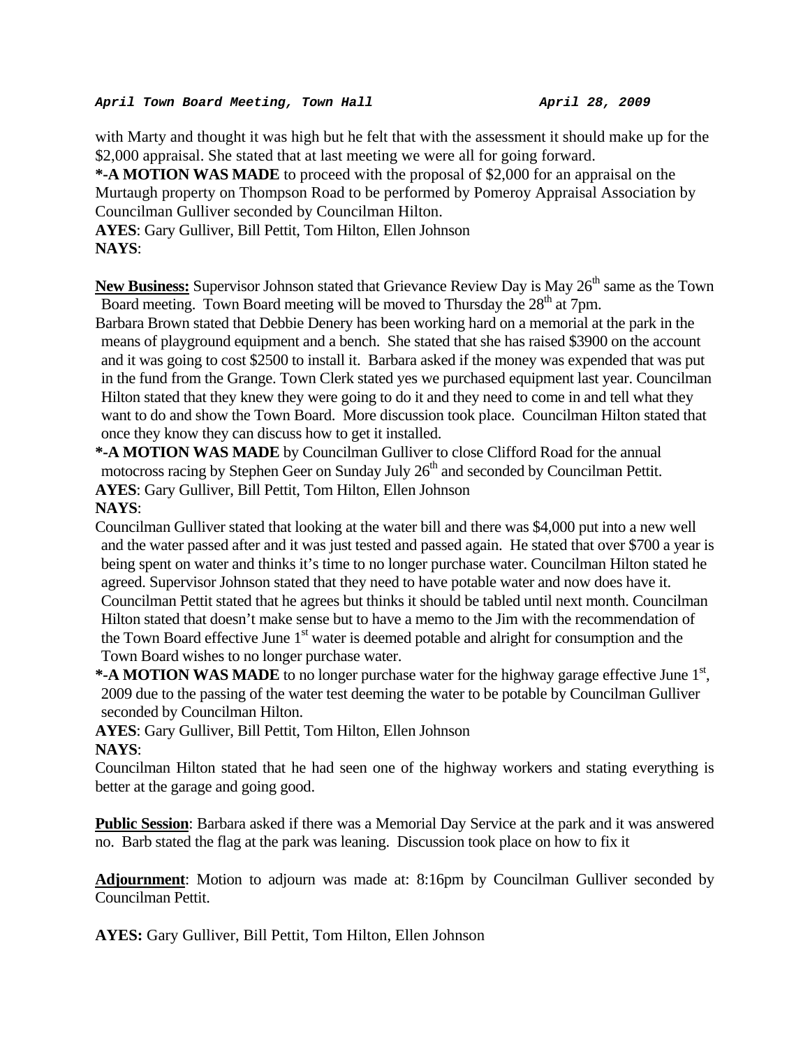with Marty and thought it was high but he felt that with the assessment it should make up for the $2,000 appraisal. She stated that at last meeting we were all for going forward.

***-A MOTION WAS MADE** to proceed with the proposal of $2,000 for an appraisal on the Murtaugh property on Thompson Road to be performed by Pomeroy Appraisal Association by Councilman Gulliver seconded by Councilman Hilton.

**AYES**: Gary Gulliver, Bill Pettit, Tom Hilton, Ellen Johnson

**NAYS**:

**New Business:** Supervisor Johnson stated that Grievance Review Day is May 26th same as the Town Board meeting. Town Board meeting will be moved to Thursday the 28th at 7pm.

Barbara Brown stated that Debbie Denery has been working hard on a memorial at the park in the means of playground equipment and a bench. She stated that she has raised $3900 on the account and it was going to cost $2500 to install it. Barbara asked if the money was expended that was put in the fund from the Grange. Town Clerk stated yes we purchased equipment last year. Councilman Hilton stated that they knew they were going to do it and they need to come in and tell what they want to do and show the Town Board. More discussion took place. Councilman Hilton stated that once they know they can discuss how to get it installed.

***-A MOTION WAS MADE** by Councilman Gulliver to close Clifford Road for the annual motocross racing by Stephen Geer on Sunday July 26th and seconded by Councilman Pettit.

**AYES**: Gary Gulliver, Bill Pettit, Tom Hilton, Ellen Johnson

**NAYS**:

Councilman Gulliver stated that looking at the water bill and there was $4,000 put into a new well and the water passed after and it was just tested and passed again. He stated that over $700 a year is being spent on water and thinks it's time to no longer purchase water. Councilman Hilton stated he agreed. Supervisor Johnson stated that they need to have potable water and now does have it. Councilman Pettit stated that he agrees but thinks it should be tabled until next month. Councilman Hilton stated that doesn't make sense but to have a memo to the Jim with the recommendation of the Town Board effective June 1st water is deemed potable and alright for consumption and the Town Board wishes to no longer purchase water.

***-A MOTION WAS MADE** to no longer purchase water for the highway garage effective June 1st, 2009 due to the passing of the water test deeming the water to be potable by Councilman Gulliver seconded by Councilman Hilton.

**AYES**: Gary Gulliver, Bill Pettit, Tom Hilton, Ellen Johnson

**NAYS**:

Councilman Hilton stated that he had seen one of the highway workers and stating everything is better at the garage and going good.

**Public Session**: Barbara asked if there was a Memorial Day Service at the park and it was answered no. Barb stated the flag at the park was leaning. Discussion took place on how to fix it

**Adjournment**: Motion to adjourn was made at: 8:16pm by Councilman Gulliver seconded by Councilman Pettit.

**AYES:** Gary Gulliver, Bill Pettit, Tom Hilton, Ellen Johnson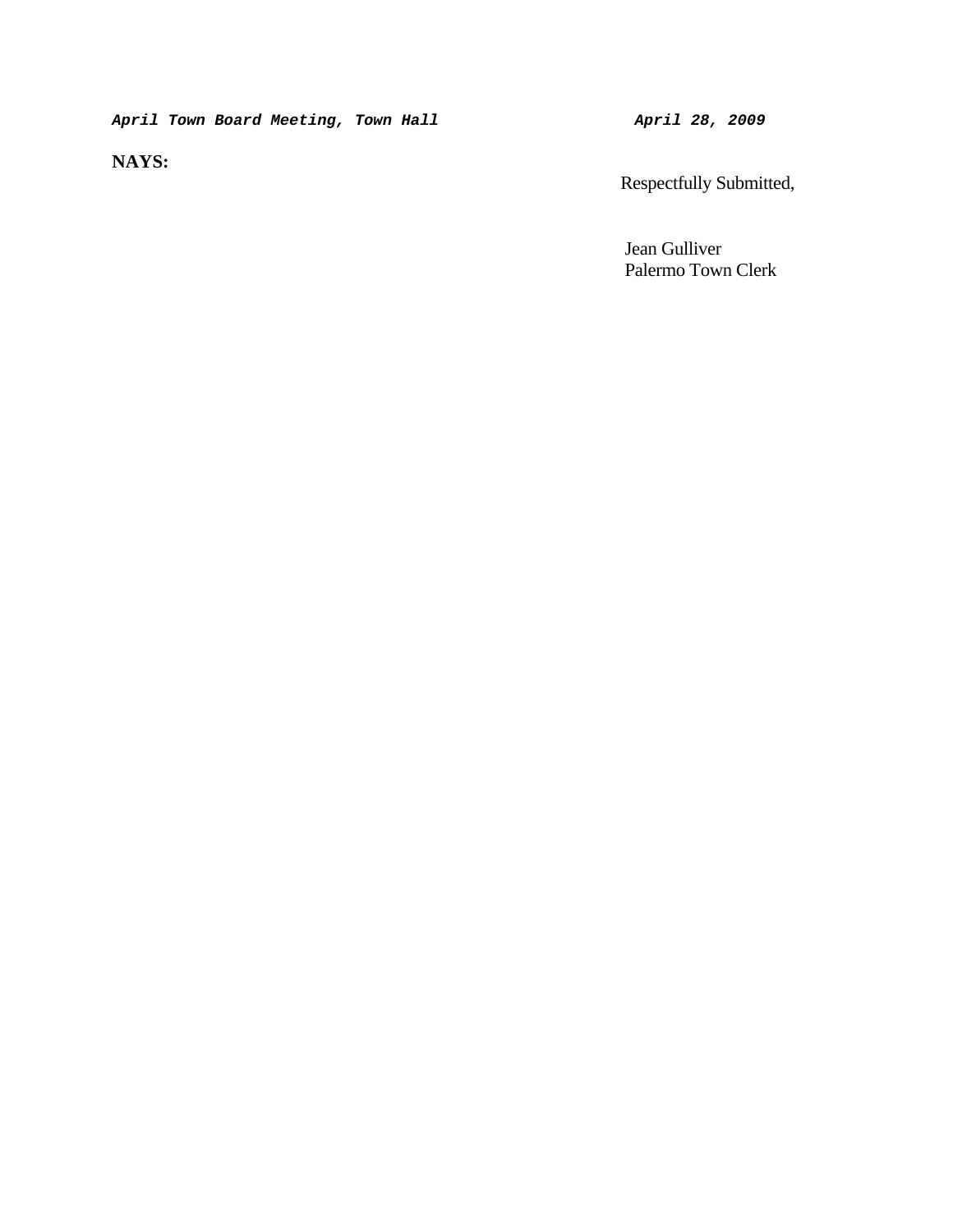**NAYS:**

Respectfully Submitted,

Jean Gulliver
Palermo Town Clerk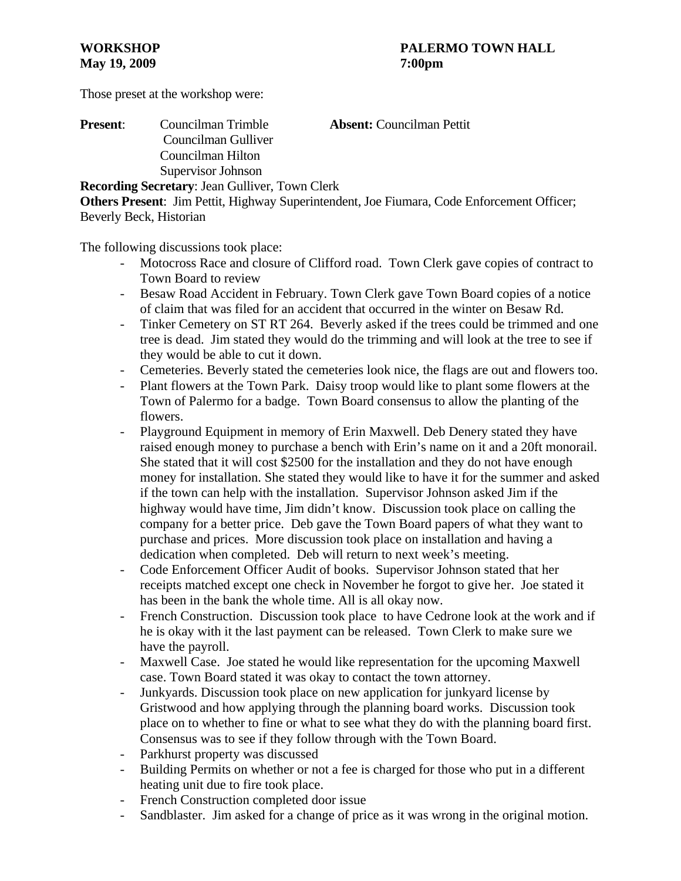**WORKSHOP**
**May 19, 2009**

**PALERMO TOWN HALL**
**7:00pm**

Those preset at the workshop were:

**Present**: Councilman Trimble
Councilman Gulliver
Councilman Hilton
Supervisor Johnson

**Absent:** Councilman Pettit

**Recording Secretary**: Jean Gulliver, Town Clerk
**Others Present**: Jim Pettit, Highway Superintendent, Joe Fiumara, Code Enforcement Officer; Beverly Beck, Historian

The following discussions took place:

- Motocross Race and closure of Clifford road. Town Clerk gave copies of contract to Town Board to review
- Besaw Road Accident in February. Town Clerk gave Town Board copies of a notice of claim that was filed for an accident that occurred in the winter on Besaw Rd.
- Tinker Cemetery on ST RT 264. Beverly asked if the trees could be trimmed and one tree is dead. Jim stated they would do the trimming and will look at the tree to see if they would be able to cut it down.
- Cemeteries. Beverly stated the cemeteries look nice, the flags are out and flowers too.
- Plant flowers at the Town Park. Daisy troop would like to plant some flowers at the Town of Palermo for a badge. Town Board consensus to allow the planting of the flowers.
- Playground Equipment in memory of Erin Maxwell. Deb Denery stated they have raised enough money to purchase a bench with Erin's name on it and a 20ft monorail. She stated that it will cost $2500 for the installation and they do not have enough money for installation. She stated they would like to have it for the summer and asked if the town can help with the installation. Supervisor Johnson asked Jim if the highway would have time, Jim didn't know. Discussion took place on calling the company for a better price. Deb gave the Town Board papers of what they want to purchase and prices. More discussion took place on installation and having a dedication when completed. Deb will return to next week's meeting.
- Code Enforcement Officer Audit of books. Supervisor Johnson stated that her receipts matched except one check in November he forgot to give her. Joe stated it has been in the bank the whole time. All is all okay now.
- French Construction. Discussion took place to have Cedrone look at the work and if he is okay with it the last payment can be released. Town Clerk to make sure we have the payroll.
- Maxwell Case. Joe stated he would like representation for the upcoming Maxwell case. Town Board stated it was okay to contact the town attorney.
- Junkyards. Discussion took place on new application for junkyard license by Gristwood and how applying through the planning board works. Discussion took place on to whether to fine or what to see what they do with the planning board first. Consensus was to see if they follow through with the Town Board.
- Parkhurst property was discussed
- Building Permits on whether or not a fee is charged for those who put in a different heating unit due to fire took place.
- French Construction completed door issue
- Sandblaster. Jim asked for a change of price as it was wrong in the original motion.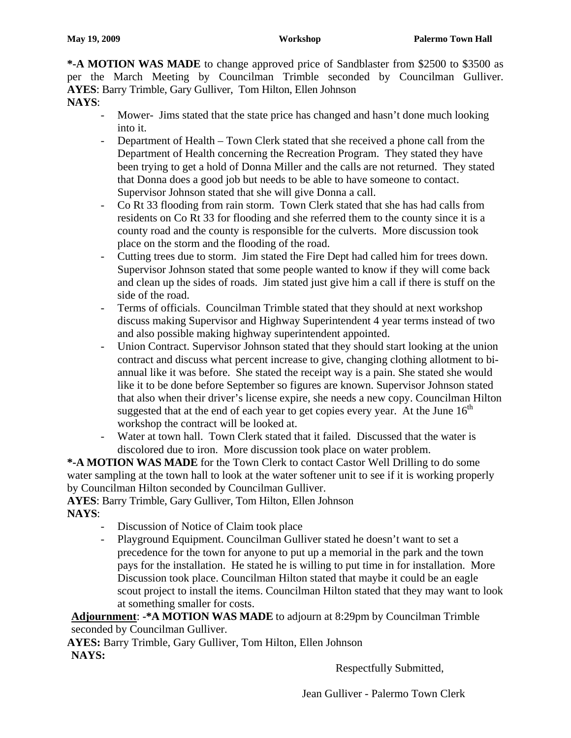**May 19, 2009 Workshop Palermo Town Hall**

***-A MOTION WAS MADE** to change approved price of Sandblaster from $2500 to $3500 as per the March Meeting by Councilman Trimble seconded by Councilman Gulliver.
**AYES**: Barry Trimble, Gary Gulliver, Tom Hilton, Ellen Johnson
**NAYS**:

- Mower- Jims stated that the state price has changed and hasn't done much looking into it.
- Department of Health – Town Clerk stated that she received a phone call from the Department of Health concerning the Recreation Program. They stated they have been trying to get a hold of Donna Miller and the calls are not returned. They stated that Donna does a good job but needs to be able to have someone to contact. Supervisor Johnson stated that she will give Donna a call.
- Co Rt 33 flooding from rain storm. Town Clerk stated that she has had calls from residents on Co Rt 33 for flooding and she referred them to the county since it is a county road and the county is responsible for the culverts. More discussion took place on the storm and the flooding of the road.
- Cutting trees due to storm. Jim stated the Fire Dept had called him for trees down. Supervisor Johnson stated that some people wanted to know if they will come back and clean up the sides of roads. Jim stated just give him a call if there is stuff on the side of the road.
- Terms of officials. Councilman Trimble stated that they should at next workshop discuss making Supervisor and Highway Superintendent 4 year terms instead of two and also possible making highway superintendent appointed.
- Union Contract. Supervisor Johnson stated that they should start looking at the union contract and discuss what percent increase to give, changing clothing allotment to bi-annual like it was before. She stated the receipt way is a pain. She stated she would like it to be done before September so figures are known. Supervisor Johnson stated that also when their driver's license expire, she needs a new copy. Councilman Hilton suggested that at the end of each year to get copies every year. At the June 16th workshop the contract will be looked at.
- Water at town hall. Town Clerk stated that it failed. Discussed that the water is discolored due to iron. More discussion took place on water problem.

***-A MOTION WAS MADE** for the Town Clerk to contact Castor Well Drilling to do some water sampling at the town hall to look at the water softener unit to see if it is working properly by Councilman Hilton seconded by Councilman Gulliver.
**AYES**: Barry Trimble, Gary Gulliver, Tom Hilton, Ellen Johnson
**NAYS**:

- Discussion of Notice of Claim took place
- Playground Equipment. Councilman Gulliver stated he doesn't want to set a precedence for the town for anyone to put up a memorial in the park and the town pays for the installation. He stated he is willing to put time in for installation. More Discussion took place. Councilman Hilton stated that maybe it could be an eagle scout project to install the items. Councilman Hilton stated that they may want to look at something smaller for costs.

**Adjournment**: -***A MOTION WAS MADE** to adjourn at 8:29pm by Councilman Trimble seconded by Councilman Gulliver.
**AYES:** Barry Trimble, Gary Gulliver, Tom Hilton, Ellen Johnson
**NAYS:**

Respectfully Submitted,

Jean Gulliver - Palermo Town Clerk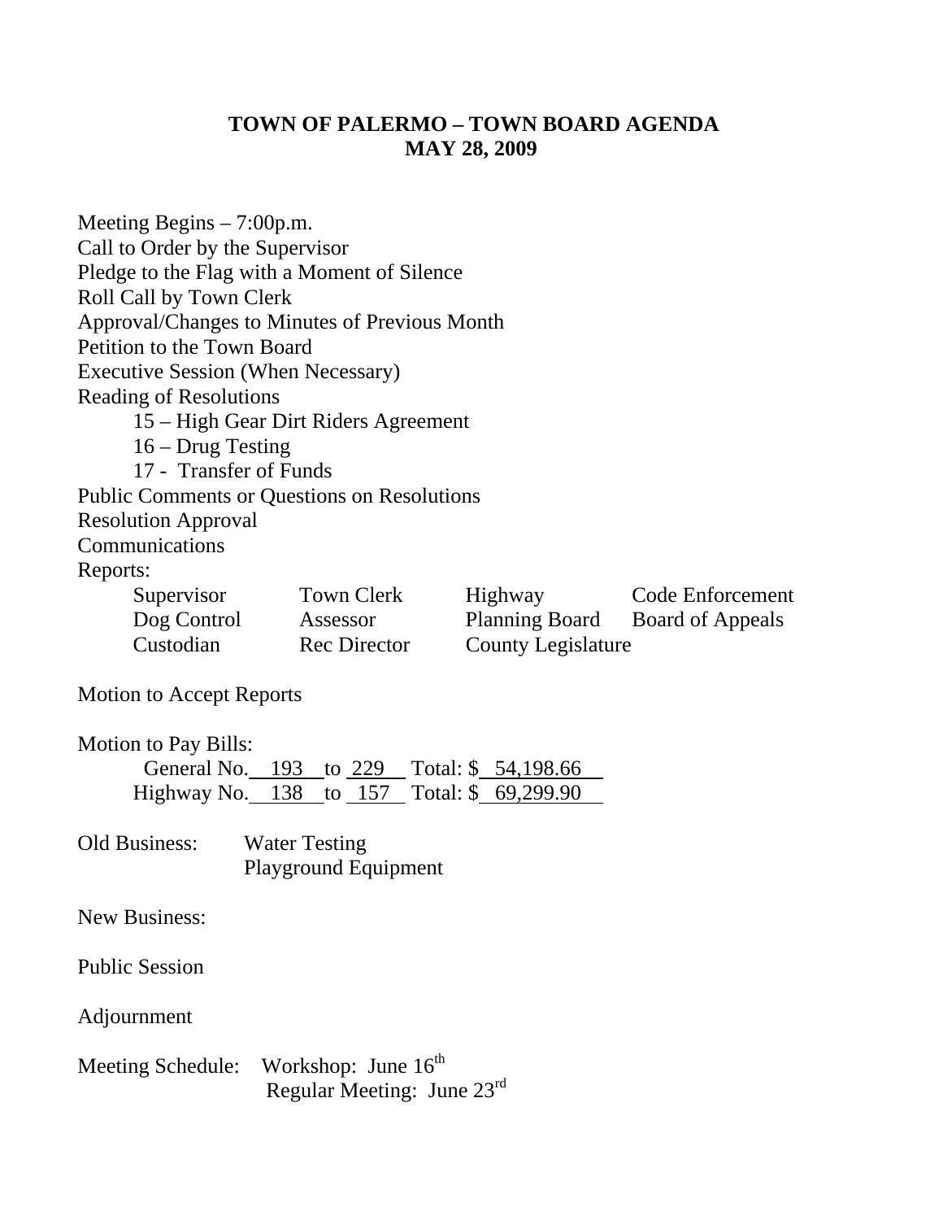# TOWN OF PALERMO – TOWN BOARD AGENDA
# MAY 28, 2009

Meeting Begins – 7:00p.m.
Call to Order by the Supervisor
Pledge to the Flag with a Moment of Silence
Roll Call by Town Clerk
Approval/Changes to Minutes of Previous Month
Petition to the Town Board
Executive Session (When Necessary)
Reading of Resolutions

- 15 – High Gear Dirt Riders Agreement
- 16 – Drug Testing
- 17 - Transfer of Funds

Public Comments or Questions on Resolutions
Resolution Approval
Communications
Reports:

| | | | |
|---|---|---|---|
| Supervisor | Town Clerk | Highway | Code Enforcement |
| Dog Control | Assessor | Planning Board | Board of Appeals |
| Custodian | Rec Director | County Legislature | |

Motion to Accept Reports

Motion to Pay Bills:
General No. 193 to 229 Total: $ 54,198.66
Highway No. 138 to 157 Total: $ 69,299.90

Old Business: Water Testing
Playground Equipment

New Business:

Public Session

Adjournment

Meeting Schedule: Workshop: June 16th
Regular Meeting: June 23rd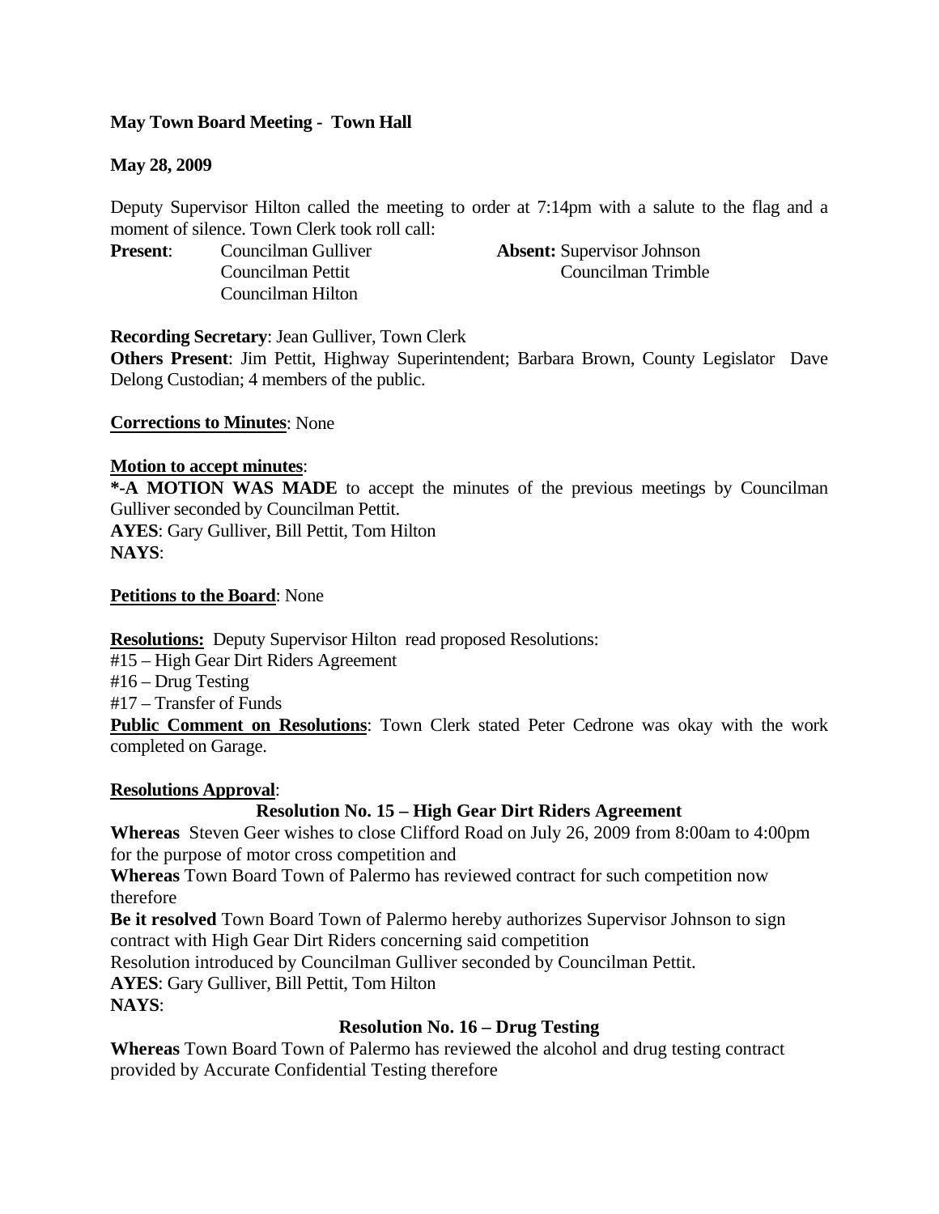**May Town Board Meeting - Town Hall**

**May 28, 2009**

Deputy Supervisor Hilton called the meeting to order at 7:14pm with a salute to the flag and a moment of silence. Town Clerk took roll call:

**Present**: Councilman Gulliver
Councilman Pettit
Councilman Hilton

**Absent:** Supervisor Johnson
Councilman Trimble

**Recording Secretary**: Jean Gulliver, Town Clerk

**Others Present**: Jim Pettit, Highway Superintendent; Barbara Brown, County Legislator Dave Delong Custodian; 4 members of the public.

**Corrections to Minutes**: None

**Motion to accept minutes**:

**\*-A MOTION WAS MADE** to accept the minutes of the previous meetings by Councilman Gulliver seconded by Councilman Pettit.

**AYES**: Gary Gulliver, Bill Pettit, Tom Hilton

**NAYS**:

**Petitions to the Board**: None

**Resolutions:** Deputy Supervisor Hilton read proposed Resolutions:

#15 – High Gear Dirt Riders Agreement

#16 – Drug Testing

#17 – Transfer of Funds

**Public Comment on Resolutions**: Town Clerk stated Peter Cedrone was okay with the work completed on Garage.

**Resolutions Approval**:

**Resolution No. 15 – High Gear Dirt Riders Agreement**

**Whereas** Steven Geer wishes to close Clifford Road on July 26, 2009 from 8:00am to 4:00pm for the purpose of motor cross competition and

**Whereas** Town Board Town of Palermo has reviewed contract for such competition now therefore

**Be it resolved** Town Board Town of Palermo hereby authorizes Supervisor Johnson to sign contract with High Gear Dirt Riders concerning said competition

Resolution introduced by Councilman Gulliver seconded by Councilman Pettit.

**AYES**: Gary Gulliver, Bill Pettit, Tom Hilton

**NAYS**:

**Resolution No. 16 – Drug Testing**

**Whereas** Town Board Town of Palermo has reviewed the alcohol and drug testing contract provided by Accurate Confidential Testing therefore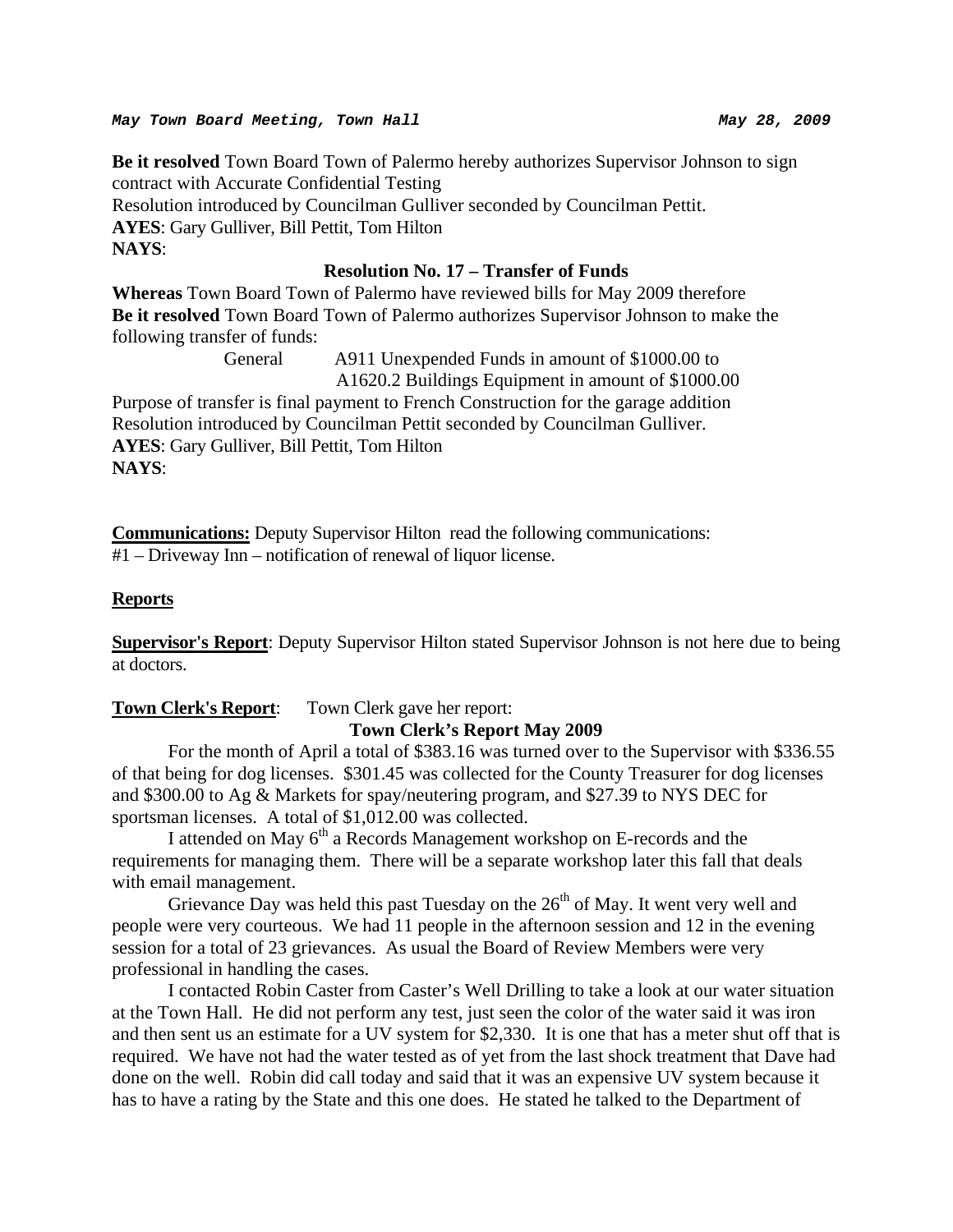**Be it resolved** Town Board Town of Palermo hereby authorizes Supervisor Johnson to sign contract with Accurate Confidential Testing
Resolution introduced by Councilman Gulliver seconded by Councilman Pettit.
**AYES**: Gary Gulliver, Bill Pettit, Tom Hilton
**NAYS**:

**Resolution No. 17 – Transfer of Funds**

**Whereas** Town Board Town of Palermo have reviewed bills for May 2009 therefore
**Be it resolved** Town Board Town of Palermo authorizes Supervisor Johnson to make the following transfer of funds:

General A911 Unexpended Funds in amount of $1000.00 to
A1620.2 Buildings Equipment in amount of $1000.00

Purpose of transfer is final payment to French Construction for the garage addition
Resolution introduced by Councilman Pettit seconded by Councilman Gulliver.
**AYES**: Gary Gulliver, Bill Pettit, Tom Hilton
**NAYS**:

**Communications:** Deputy Supervisor Hilton read the following communications:
#1 – Driveway Inn – notification of renewal of liquor license.

**Reports**

**Supervisor's Report**: Deputy Supervisor Hilton stated Supervisor Johnson is not here due to being at doctors.

**Town Clerk's Report**: Town Clerk gave her report:

**Town Clerk's Report May 2009**

For the month of April a total of $383.16 was turned over to the Supervisor with $336.55 of that being for dog licenses. $301.45 was collected for the County Treasurer for dog licenses and $300.00 to Ag & Markets for spay/neutering program, and $27.39 to NYS DEC for sportsman licenses. A total of $1,012.00 was collected.

I attended on May 6th a Records Management workshop on E-records and the requirements for managing them. There will be a separate workshop later this fall that deals with email management.

Grievance Day was held this past Tuesday on the 26th of May. It went very well and people were very courteous. We had 11 people in the afternoon session and 12 in the evening session for a total of 23 grievances. As usual the Board of Review Members were very professional in handling the cases.

I contacted Robin Caster from Caster's Well Drilling to take a look at our water situation at the Town Hall. He did not perform any test, just seen the color of the water said it was iron and then sent us an estimate for a UV system for $2,330. It is one that has a meter shut off that is required. We have not had the water tested as of yet from the last shock treatment that Dave had done on the well. Robin did call today and said that it was an expensive UV system because it has to have a rating by the State and this one does. He stated he talked to the Department of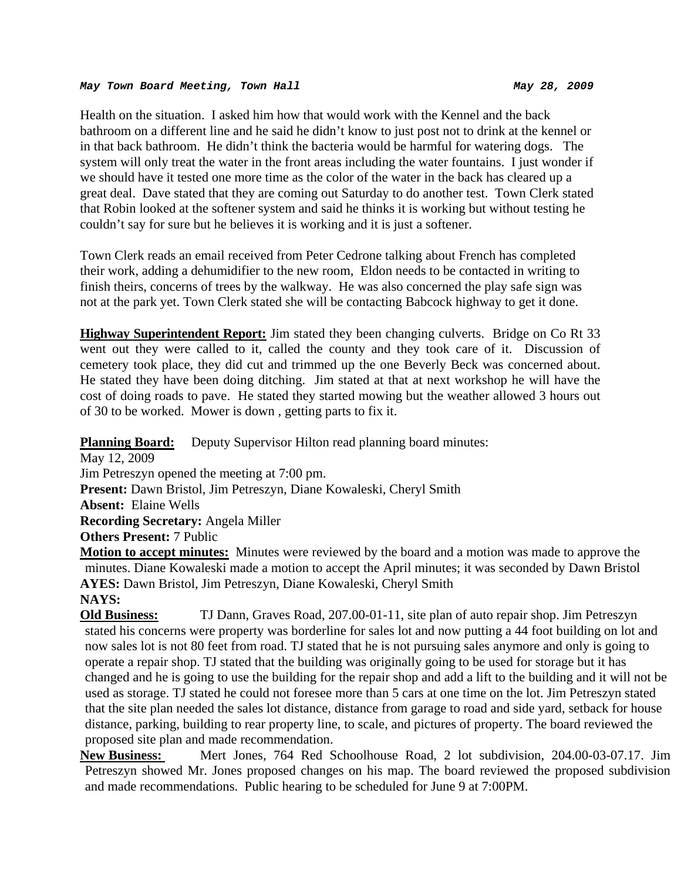Health on the situation. I asked him how that would work with the Kennel and the back bathroom on a different line and he said he didn't know to just post not to drink at the kennel or in that back bathroom. He didn't think the bacteria would be harmful for watering dogs. The system will only treat the water in the front areas including the water fountains. I just wonder if we should have it tested one more time as the color of the water in the back has cleared up a great deal. Dave stated that they are coming out Saturday to do another test. Town Clerk stated that Robin looked at the softener system and said he thinks it is working but without testing he couldn't say for sure but he believes it is working and it is just a softener.

Town Clerk reads an email received from Peter Cedrone talking about French has completed their work, adding a dehumidifier to the new room, Eldon needs to be contacted in writing to finish theirs, concerns of trees by the walkway. He was also concerned the play safe sign was not at the park yet. Town Clerk stated she will be contacting Babcock highway to get it done.

**Highway Superintendent Report:** Jim stated they been changing culverts. Bridge on Co Rt 33 went out they were called to it, called the county and they took care of it. Discussion of cemetery took place, they did cut and trimmed up the one Beverly Beck was concerned about. He stated they have been doing ditching. Jim stated at that at next workshop he will have the cost of doing roads to pave. He stated they started mowing but the weather allowed 3 hours out of 30 to be worked. Mower is down , getting parts to fix it.

**Planning Board:** Deputy Supervisor Hilton read planning board minutes:

May 12, 2009

Jim Petreszyn opened the meeting at 7:00 pm.

**Present:** Dawn Bristol, Jim Petreszyn, Diane Kowaleski, Cheryl Smith

**Absent:** Elaine Wells

**Recording Secretary:** Angela Miller

**Others Present:** 7 Public

**Motion to accept minutes:** Minutes were reviewed by the board and a motion was made to approve the minutes. Diane Kowaleski made a motion to accept the April minutes; it was seconded by Dawn Bristol

**AYES:** Dawn Bristol, Jim Petreszyn, Diane Kowaleski, Cheryl Smith

**NAYS:**

**Old Business:** TJ Dann, Graves Road, 207.00-01-11, site plan of auto repair shop. Jim Petreszyn stated his concerns were property was borderline for sales lot and now putting a 44 foot building on lot and now sales lot is not 80 feet from road. TJ stated that he is not pursuing sales anymore and only is going to operate a repair shop. TJ stated that the building was originally going to be used for storage but it has changed and he is going to use the building for the repair shop and add a lift to the building and it will not be used as storage. TJ stated he could not foresee more than 5 cars at one time on the lot. Jim Petreszyn stated that the site plan needed the sales lot distance, distance from garage to road and side yard, setback for house distance, parking, building to rear property line, to scale, and pictures of property. The board reviewed the proposed site plan and made recommendation.

**New Business:** Mert Jones, 764 Red Schoolhouse Road, 2 lot subdivision, 204.00-03-07.17. Jim Petreszyn showed Mr. Jones proposed changes on his map. The board reviewed the proposed subdivision and made recommendations. Public hearing to be scheduled for June 9 at 7:00PM.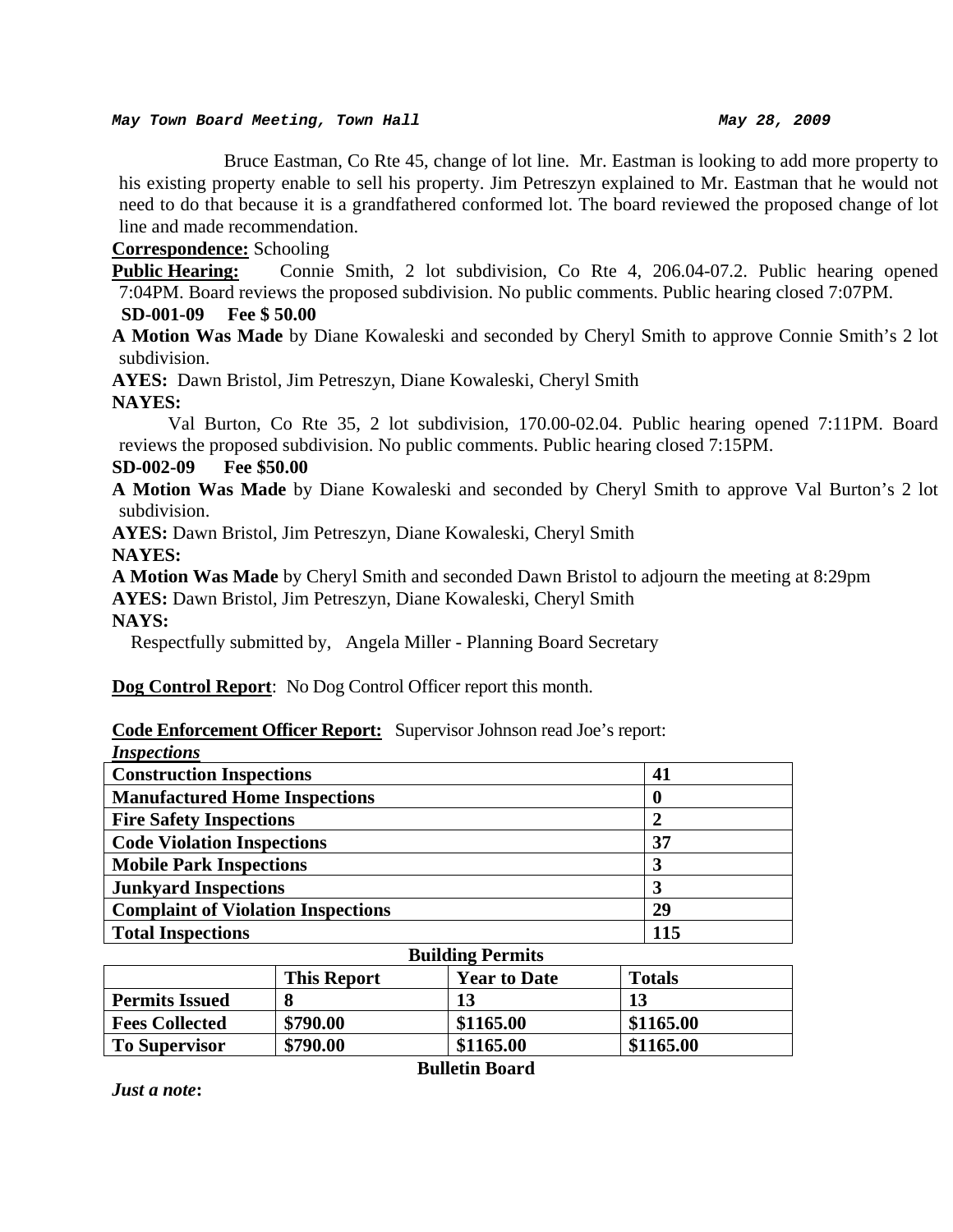Bruce Eastman, Co Rte 45, change of lot line. Mr. Eastman is looking to add more property to his existing property enable to sell his property. Jim Petreszyn explained to Mr. Eastman that he would not need to do that because it is a grandfathered conformed lot. The board reviewed the proposed change of lot line and made recommendation.

**Correspondence:** Schooling

**Public Hearing:** Connie Smith, 2 lot subdivision, Co Rte 4, 206.04-07.2. Public hearing opened 7:04PM. Board reviews the proposed subdivision. No public comments. Public hearing closed 7:07PM.

**SD-001-09 Fee $ 50.00**

**A Motion Was Made** by Diane Kowaleski and seconded by Cheryl Smith to approve Connie Smith's 2 lot subdivision.

**AYES:** Dawn Bristol, Jim Petreszyn, Diane Kowaleski, Cheryl Smith

**NAYES:**

Val Burton, Co Rte 35, 2 lot subdivision, 170.00-02.04. Public hearing opened 7:11PM. Board reviews the proposed subdivision. No public comments. Public hearing closed 7:15PM.

**SD-002-09 Fee $50.00**

**A Motion Was Made** by Diane Kowaleski and seconded by Cheryl Smith to approve Val Burton's 2 lot subdivision.

**AYES:** Dawn Bristol, Jim Petreszyn, Diane Kowaleski, Cheryl Smith

**NAYES:**

**A Motion Was Made** by Cheryl Smith and seconded Dawn Bristol to adjourn the meeting at 8:29pm

**AYES:** Dawn Bristol, Jim Petreszyn, Diane Kowaleski, Cheryl Smith

**NAYS:**

Respectfully submitted by, Angela Miller - Planning Board Secretary

**Dog Control Report**: No Dog Control Officer report this month.

**Code Enforcement Officer Report:** Supervisor Johnson read Joe's report:

***Inspections***

| | |
|---|---|
| **Construction Inspections** | **41** |
| **Manufactured Home Inspections** | **0** |
| **Fire Safety Inspections** | **2** |
| **Code Violation Inspections** | **37** |
| **Mobile Park Inspections** | **3** |
| **Junkyard Inspections** | **3** |
| **Complaint of Violation Inspections** | **29** |
| **Total Inspections** | **115** |

**Building Permits**

| | This Report | Year to Date | Totals |
|---|---|---|---|
| **Permits Issued** | **8** | **13** | **13** |
| **Fees Collected** | **$790.00** | **$1165.00** | **$1165.00** |
| **To Supervisor** | **$790.00** | **$1165.00** | **$1165.00** |

**Bulletin Board**

***Just a note*:**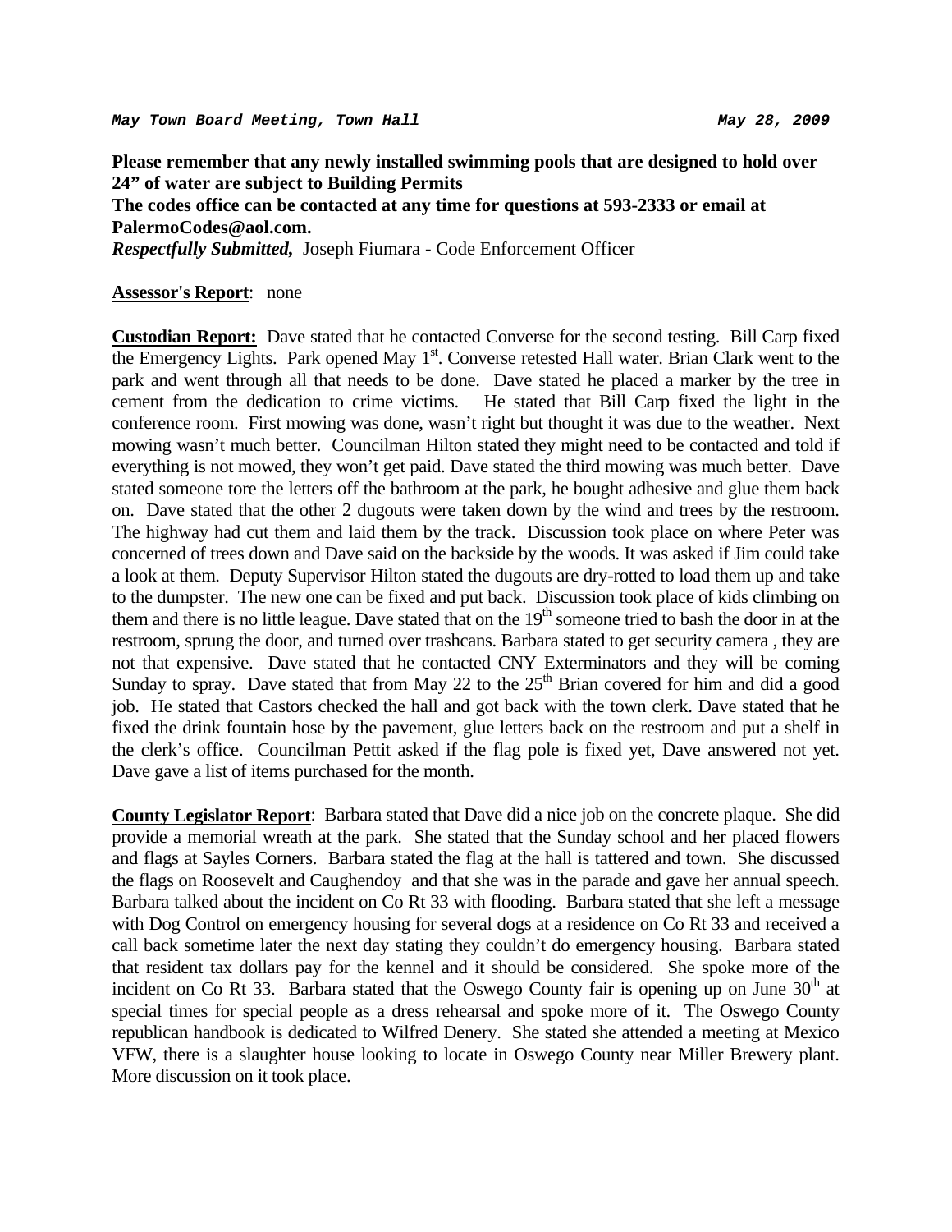**Please remember that any newly installed swimming pools that are designed to hold over 24" of water are subject to Building Permits**
**The codes office can be contacted at any time for questions at 593-2333 or email at PalermoCodes@aol.com.**
***Respectfully Submitted,*** Joseph Fiumara - Code Enforcement Officer

**Assessor's Report**: none

**Custodian Report:** Dave stated that he contacted Converse for the second testing. Bill Carp fixed the Emergency Lights. Park opened May 1st. Converse retested Hall water. Brian Clark went to the park and went through all that needs to be done. Dave stated he placed a marker by the tree in cement from the dedication to crime victims. He stated that Bill Carp fixed the light in the conference room. First mowing was done, wasn't right but thought it was due to the weather. Next mowing wasn't much better. Councilman Hilton stated they might need to be contacted and told if everything is not mowed, they won't get paid. Dave stated the third mowing was much better. Dave stated someone tore the letters off the bathroom at the park, he bought adhesive and glue them back on. Dave stated that the other 2 dugouts were taken down by the wind and trees by the restroom. The highway had cut them and laid them by the track. Discussion took place on where Peter was concerned of trees down and Dave said on the backside by the woods. It was asked if Jim could take a look at them. Deputy Supervisor Hilton stated the dugouts are dry-rotted to load them up and take to the dumpster. The new one can be fixed and put back. Discussion took place of kids climbing on them and there is no little league. Dave stated that on the 19th someone tried to bash the door in at the restroom, sprung the door, and turned over trashcans. Barbara stated to get security camera , they are not that expensive. Dave stated that he contacted CNY Exterminators and they will be coming Sunday to spray. Dave stated that from May 22 to the 25th Brian covered for him and did a good job. He stated that Castors checked the hall and got back with the town clerk. Dave stated that he fixed the drink fountain hose by the pavement, glue letters back on the restroom and put a shelf in the clerk's office. Councilman Pettit asked if the flag pole is fixed yet, Dave answered not yet. Dave gave a list of items purchased for the month.

**County Legislator Report**: Barbara stated that Dave did a nice job on the concrete plaque. She did provide a memorial wreath at the park. She stated that the Sunday school and her placed flowers and flags at Sayles Corners. Barbara stated the flag at the hall is tattered and town. She discussed the flags on Roosevelt and Caughendoy and that she was in the parade and gave her annual speech. Barbara talked about the incident on Co Rt 33 with flooding. Barbara stated that she left a message with Dog Control on emergency housing for several dogs at a residence on Co Rt 33 and received a call back sometime later the next day stating they couldn't do emergency housing. Barbara stated that resident tax dollars pay for the kennel and it should be considered. She spoke more of the incident on Co Rt 33. Barbara stated that the Oswego County fair is opening up on June 30th at special times for special people as a dress rehearsal and spoke more of it. The Oswego County republican handbook is dedicated to Wilfred Denery. She stated she attended a meeting at Mexico VFW, there is a slaughter house looking to locate in Oswego County near Miller Brewery plant. More discussion on it took place.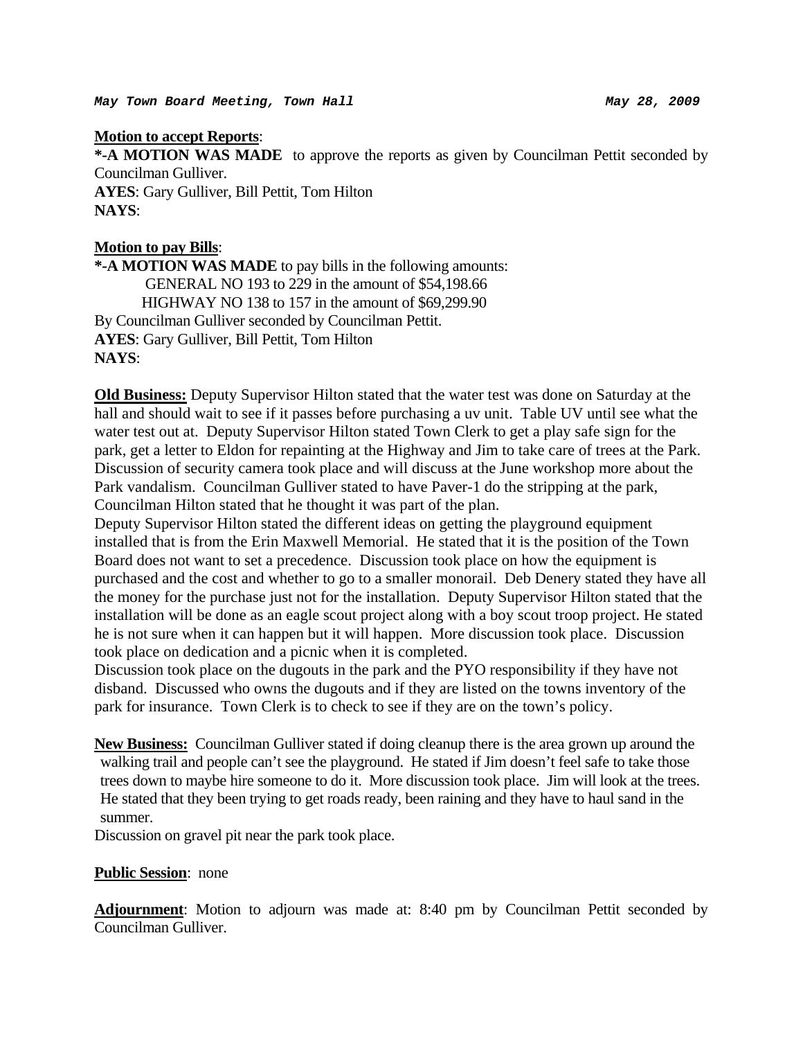*May Town Board Meeting, Town Hall* *May 28, 2009*

**Motion to accept Reports**:
***-A MOTION WAS MADE** to approve the reports as given by Councilman Pettit seconded by Councilman Gulliver.
**AYES**: Gary Gulliver, Bill Pettit, Tom Hilton
**NAYS**:

**Motion to pay Bills**:
***-A MOTION WAS MADE** to pay bills in the following amounts:
GENERAL NO 193 to 229 in the amount of $54,198.66
HIGHWAY NO 138 to 157 in the amount of $69,299.90
By Councilman Gulliver seconded by Councilman Pettit.
**AYES**: Gary Gulliver, Bill Pettit, Tom Hilton
**NAYS**:

**Old Business:** Deputy Supervisor Hilton stated that the water test was done on Saturday at the hall and should wait to see if it passes before purchasing a uv unit. Table UV until see what the water test out at. Deputy Supervisor Hilton stated Town Clerk to get a play safe sign for the park, get a letter to Eldon for repainting at the Highway and Jim to take care of trees at the Park. Discussion of security camera took place and will discuss at the June workshop more about the Park vandalism. Councilman Gulliver stated to have Paver-1 do the stripping at the park, Councilman Hilton stated that he thought it was part of the plan.
Deputy Supervisor Hilton stated the different ideas on getting the playground equipment installed that is from the Erin Maxwell Memorial. He stated that it is the position of the Town Board does not want to set a precedence. Discussion took place on how the equipment is purchased and the cost and whether to go to a smaller monorail. Deb Denery stated they have all the money for the purchase just not for the installation. Deputy Supervisor Hilton stated that the installation will be done as an eagle scout project along with a boy scout troop project. He stated he is not sure when it can happen but it will happen. More discussion took place. Discussion took place on dedication and a picnic when it is completed.
Discussion took place on the dugouts in the park and the PYO responsibility if they have not disband. Discussed who owns the dugouts and if they are listed on the towns inventory of the park for insurance. Town Clerk is to check to see if they are on the town's policy.

**New Business:** Councilman Gulliver stated if doing cleanup there is the area grown up around the walking trail and people can't see the playground. He stated if Jim doesn't feel safe to take those trees down to maybe hire someone to do it. More discussion took place. Jim will look at the trees. He stated that they been trying to get roads ready, been raining and they have to haul sand in the summer.
Discussion on gravel pit near the park took place.

**Public Session**: none

**Adjournment**: Motion to adjourn was made at: 8:40 pm by Councilman Pettit seconded by Councilman Gulliver.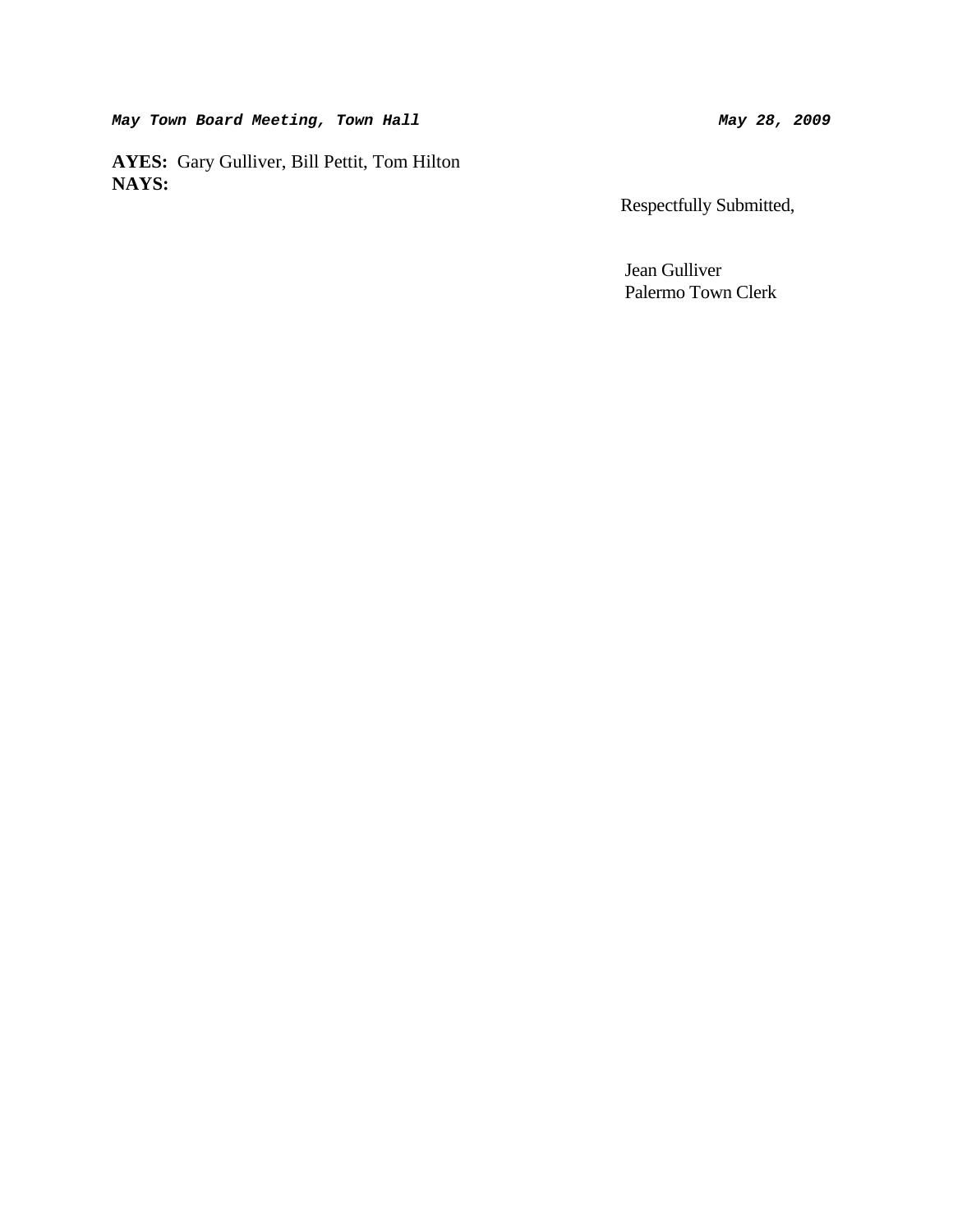**AYES:** Gary Gulliver, Bill Pettit, Tom Hilton
**NAYS:**

Respectfully Submitted,

Jean Gulliver
Palermo Town Clerk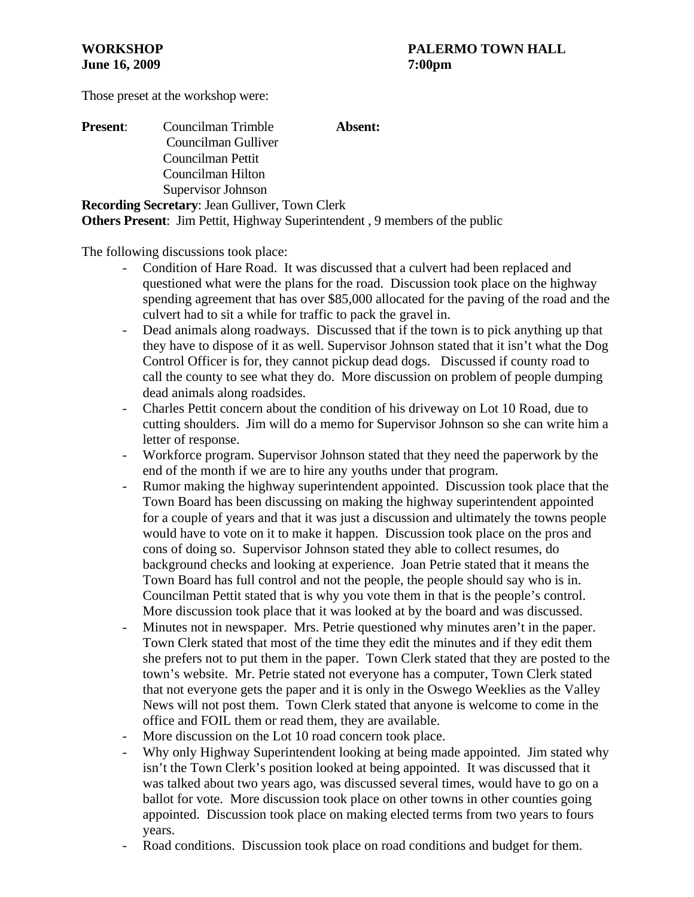**WORKSHOP** **PALERMO TOWN HALL**
**June 16, 2009** **7:00pm**

Those preset at the workshop were:

| **Present**: | Councilman Trimble | **Absent:** |
|---|---|---|
| | Councilman Gulliver | |
| | Councilman Pettit | |
| | Councilman Hilton | |
| | Supervisor Johnson | |

**Recording Secretary**: Jean Gulliver, Town Clerk
**Others Present**: Jim Pettit, Highway Superintendent , 9 members of the public

The following discussions took place:

- Condition of Hare Road. It was discussed that a culvert had been replaced and questioned what were the plans for the road. Discussion took place on the highway spending agreement that has over $85,000 allocated for the paving of the road and the culvert had to sit a while for traffic to pack the gravel in.
- Dead animals along roadways. Discussed that if the town is to pick anything up that they have to dispose of it as well. Supervisor Johnson stated that it isn't what the Dog Control Officer is for, they cannot pickup dead dogs. Discussed if county road to call the county to see what they do. More discussion on problem of people dumping dead animals along roadsides.
- Charles Pettit concern about the condition of his driveway on Lot 10 Road, due to cutting shoulders. Jim will do a memo for Supervisor Johnson so she can write him a letter of response.
- Workforce program. Supervisor Johnson stated that they need the paperwork by the end of the month if we are to hire any youths under that program.
- Rumor making the highway superintendent appointed. Discussion took place that the Town Board has been discussing on making the highway superintendent appointed for a couple of years and that it was just a discussion and ultimately the towns people would have to vote on it to make it happen. Discussion took place on the pros and cons of doing so. Supervisor Johnson stated they able to collect resumes, do background checks and looking at experience. Joan Petrie stated that it means the Town Board has full control and not the people, the people should say who is in. Councilman Pettit stated that is why you vote them in that is the people's control. More discussion took place that it was looked at by the board and was discussed.
- Minutes not in newspaper. Mrs. Petrie questioned why minutes aren't in the paper. Town Clerk stated that most of the time they edit the minutes and if they edit them she prefers not to put them in the paper. Town Clerk stated that they are posted to the town's website. Mr. Petrie stated not everyone has a computer, Town Clerk stated that not everyone gets the paper and it is only in the Oswego Weeklies as the Valley News will not post them. Town Clerk stated that anyone is welcome to come in the office and FOIL them or read them, they are available.
- More discussion on the Lot 10 road concern took place.
- Why only Highway Superintendent looking at being made appointed. Jim stated why isn't the Town Clerk's position looked at being appointed. It was discussed that it was talked about two years ago, was discussed several times, would have to go on a ballot for vote. More discussion took place on other towns in other counties going appointed. Discussion took place on making elected terms from two years to fours years.
- Road conditions. Discussion took place on road conditions and budget for them.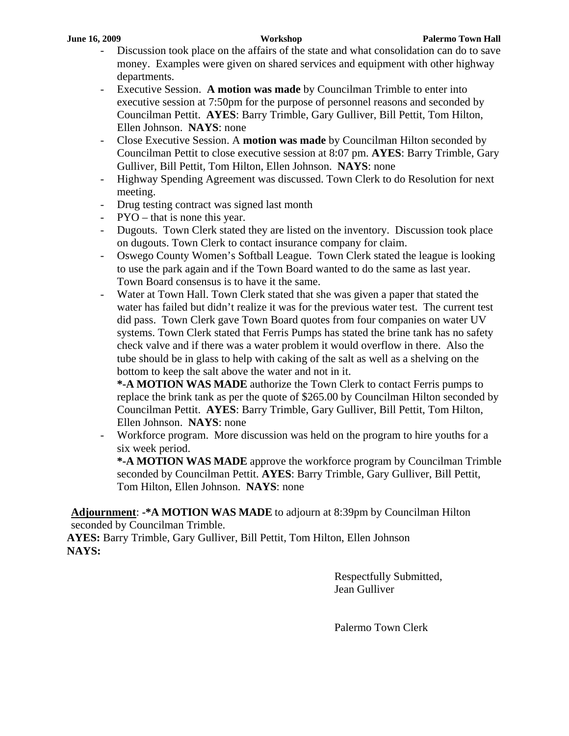- Discussion took place on the affairs of the state and what consolidation can do to save money. Examples were given on shared services and equipment with other highway departments.
- Executive Session. **A motion was made** by Councilman Trimble to enter into executive session at 7:50pm for the purpose of personnel reasons and seconded by Councilman Pettit. **AYES**: Barry Trimble, Gary Gulliver, Bill Pettit, Tom Hilton, Ellen Johnson. **NAYS**: none
- Close Executive Session. A **motion was made** by Councilman Hilton seconded by Councilman Pettit to close executive session at 8:07 pm. **AYES**: Barry Trimble, Gary Gulliver, Bill Pettit, Tom Hilton, Ellen Johnson. **NAYS**: none
- Highway Spending Agreement was discussed. Town Clerk to do Resolution for next meeting.
- Drug testing contract was signed last month
- PYO – that is none this year.
- Dugouts. Town Clerk stated they are listed on the inventory. Discussion took place on dugouts. Town Clerk to contact insurance company for claim.
- Oswego County Women's Softball League. Town Clerk stated the league is looking to use the park again and if the Town Board wanted to do the same as last year. Town Board consensus is to have it the same.
- Water at Town Hall. Town Clerk stated that she was given a paper that stated the water has failed but didn't realize it was for the previous water test. The current test did pass. Town Clerk gave Town Board quotes from four companies on water UV systems. Town Clerk stated that Ferris Pumps has stated the brine tank has no safety check valve and if there was a water problem it would overflow in there. Also the tube should be in glass to help with caking of the salt as well as a shelving on the bottom to keep the salt above the water and not in it.

  ***-A MOTION WAS MADE** authorize the Town Clerk to contact Ferris pumps to replace the brink tank as per the quote of $265.00 by Councilman Hilton seconded by Councilman Pettit. **AYES**: Barry Trimble, Gary Gulliver, Bill Pettit, Tom Hilton, Ellen Johnson. **NAYS**: none
- Workforce program. More discussion was held on the program to hire youths for a six week period.

  ***-A MOTION WAS MADE** approve the workforce program by Councilman Trimble seconded by Councilman Pettit. **AYES**: Barry Trimble, Gary Gulliver, Bill Pettit, Tom Hilton, Ellen Johnson. **NAYS**: none

**Adjournment**: **-*A MOTION WAS MADE** to adjourn at 8:39pm by Councilman Hilton seconded by Councilman Trimble.

**AYES:** Barry Trimble, Gary Gulliver, Bill Pettit, Tom Hilton, Ellen Johnson

**NAYS:**

Respectfully Submitted,
Jean Gulliver

Palermo Town Clerk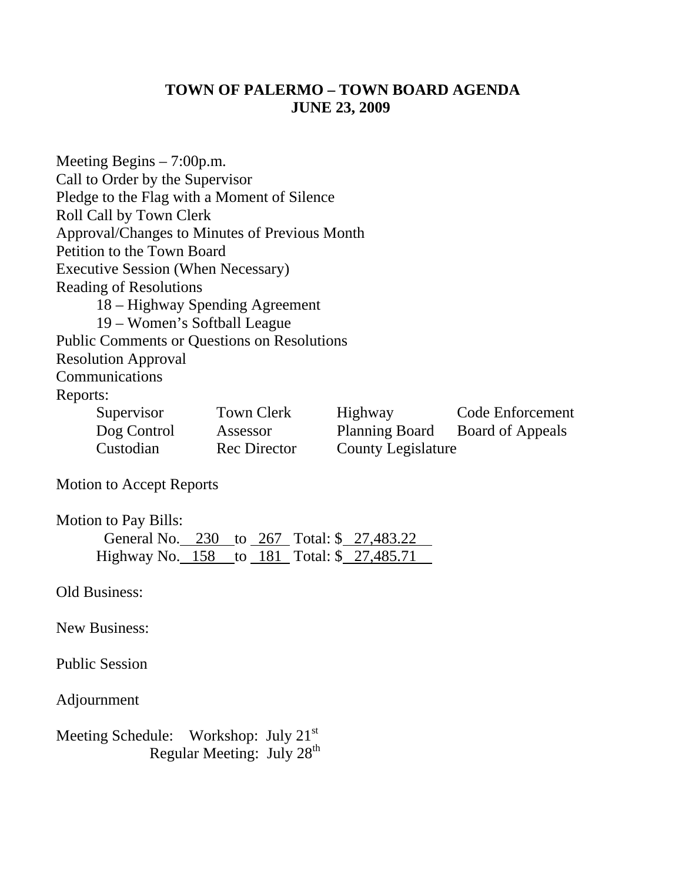# TOWN OF PALERMO – TOWN BOARD AGENDA
## JUNE 23, 2009

Meeting Begins – 7:00p.m.
Call to Order by the Supervisor
Pledge to the Flag with a Moment of Silence
Roll Call by Town Clerk
Approval/Changes to Minutes of Previous Month
Petition to the Town Board
Executive Session (When Necessary)
Reading of Resolutions

- 18 – Highway Spending Agreement
- 19 – Women's Softball League

Public Comments or Questions on Resolutions
Resolution Approval
Communications
Reports:

| | | | |
|---|---|---|---|
| Supervisor | Town Clerk | Highway | Code Enforcement |
| Dog Control | Assessor | Planning Board | Board of Appeals |
| Custodian | Rec Director | County Legislature | |

Motion to Accept Reports

Motion to Pay Bills:

- General No. 230 to 267 Total: $ 27,483.22
- Highway No. 158 to 181 Total: $ 27,485.71

Old Business:

New Business:

Public Session

Adjournment

Meeting Schedule: Workshop: July 21st
Regular Meeting: July 28th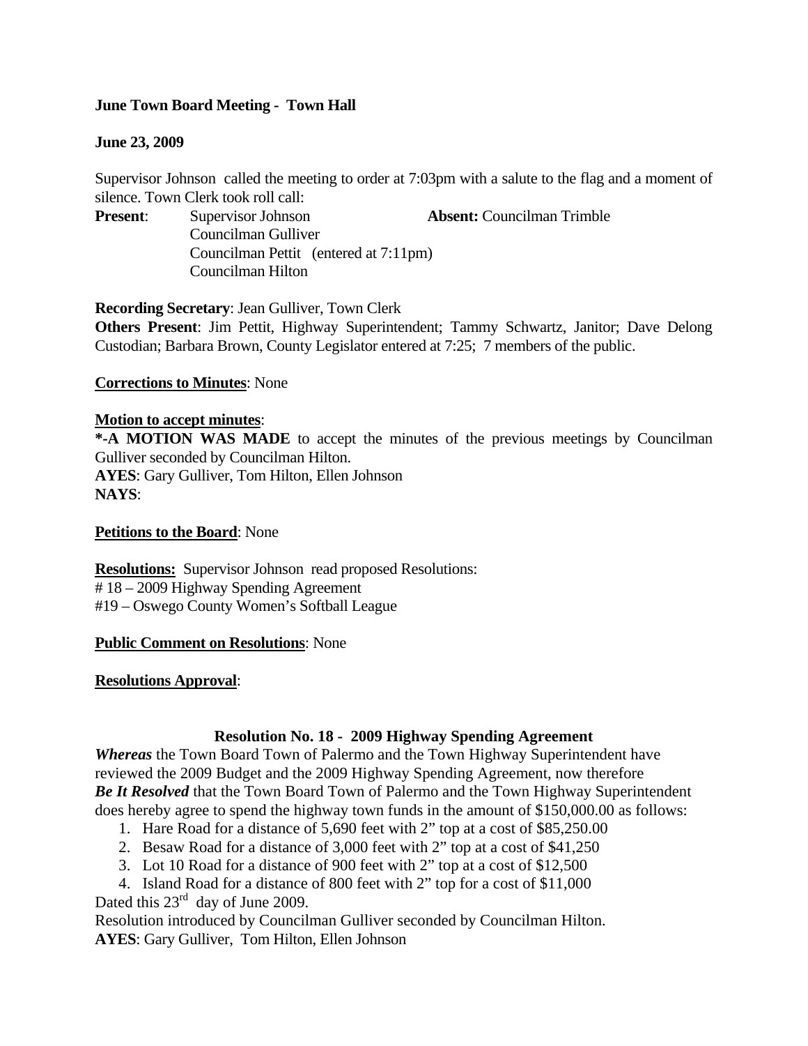**June Town Board Meeting - Town Hall**

**June 23, 2009**

Supervisor Johnson called the meeting to order at 7:03pm with a salute to the flag and a moment of silence. Town Clerk took roll call:

**Present**: Supervisor Johnson
Councilman Gulliver
Councilman Pettit (entered at 7:11pm)
Councilman Hilton

**Absent:** Councilman Trimble

**Recording Secretary**: Jean Gulliver, Town Clerk

**Others Present**: Jim Pettit, Highway Superintendent; Tammy Schwartz, Janitor; Dave Delong Custodian; Barbara Brown, County Legislator entered at 7:25; 7 members of the public.

**Corrections to Minutes**: None

**Motion to accept minutes**:

***-A MOTION WAS MADE** to accept the minutes of the previous meetings by Councilman Gulliver seconded by Councilman Hilton.
**AYES**: Gary Gulliver, Tom Hilton, Ellen Johnson
**NAYS**:

**Petitions to the Board**: None

**Resolutions:** Supervisor Johnson read proposed Resolutions:
# 18 – 2009 Highway Spending Agreement
#19 – Oswego County Women's Softball League

**Public Comment on Resolutions**: None

**Resolutions Approval**:

**Resolution No. 18 - 2009 Highway Spending Agreement**

***Whereas*** the Town Board Town of Palermo and the Town Highway Superintendent have reviewed the 2009 Budget and the 2009 Highway Spending Agreement, now therefore
***Be It Resolved*** that the Town Board Town of Palermo and the Town Highway Superintendent does hereby agree to spend the highway town funds in the amount of $150,000.00 as follows:

1. Hare Road for a distance of 5,690 feet with 2" top at a cost of $85,250.00
2. Besaw Road for a distance of 3,000 feet with 2" top at a cost of $41,250
3. Lot 10 Road for a distance of 900 feet with 2" top at a cost of $12,500
4. Island Road for a distance of 800 feet with 2" top for a cost of $11,000

Dated this 23rd day of June 2009.
Resolution introduced by Councilman Gulliver seconded by Councilman Hilton.
**AYES**: Gary Gulliver, Tom Hilton, Ellen Johnson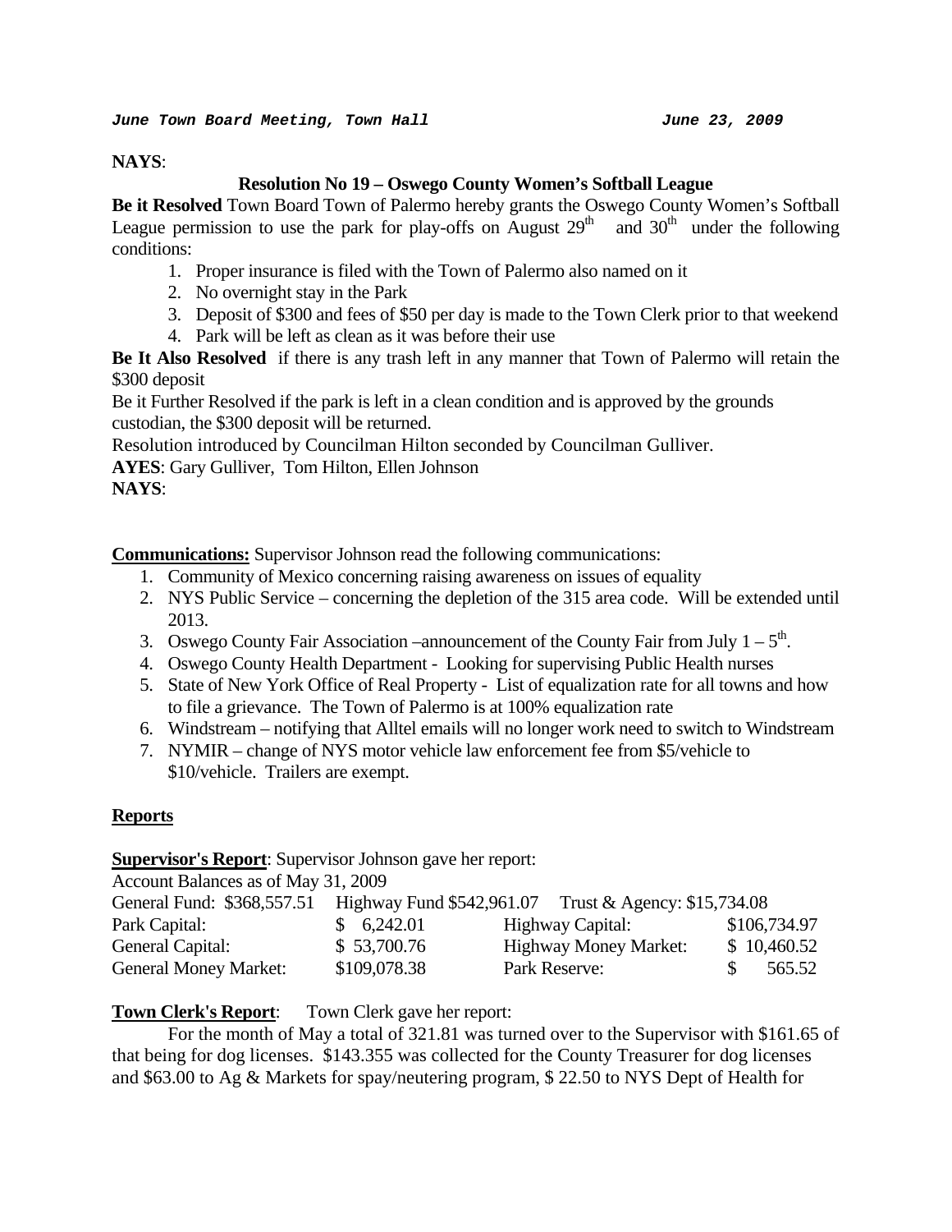**NAYS**:

**Resolution No 19 – Oswego County Women's Softball League**

**Be it Resolved** Town Board Town of Palermo hereby grants the Oswego County Women's Softball League permission to use the park for play-offs on August 29th and 30th under the following conditions:

1. Proper insurance is filed with the Town of Palermo also named on it
2. No overnight stay in the Park
3. Deposit of $300 and fees of $50 per day is made to the Town Clerk prior to that weekend
4. Park will be left as clean as it was before their use

**Be It Also Resolved** if there is any trash left in any manner that Town of Palermo will retain the $300 deposit

Be it Further Resolved if the park is left in a clean condition and is approved by the grounds custodian, the $300 deposit will be returned.

Resolution introduced by Councilman Hilton seconded by Councilman Gulliver.

**AYES**: Gary Gulliver, Tom Hilton, Ellen Johnson

**NAYS**:

**Communications:** Supervisor Johnson read the following communications:

1. Community of Mexico concerning raising awareness on issues of equality
2. NYS Public Service – concerning the depletion of the 315 area code. Will be extended until 2013.
3. Oswego County Fair Association –announcement of the County Fair from July 1 – 5th.
4. Oswego County Health Department - Looking for supervising Public Health nurses
5. State of New York Office of Real Property - List of equalization rate for all towns and how to file a grievance. The Town of Palermo is at 100% equalization rate
6. Windstream – notifying that Alltel emails will no longer work need to switch to Windstream
7. NYMIR – change of NYS motor vehicle law enforcement fee from $5/vehicle to $10/vehicle. Trailers are exempt.

## Reports

**Supervisor's Report**: Supervisor Johnson gave her report:

Account Balances as of May 31, 2009

General Fund: $368,557.51 Highway Fund $542,961.07 Trust & Agency: $15,734.08

| | | | |
|---|---|---|---|
| Park Capital: | $ 6,242.01 | Highway Capital: | $106,734.97 |
| General Capital: | $ 53,700.76 | Highway Money Market: | $ 10,460.52 |
| General Money Market: | $109,078.38 | Park Reserve: | $ 565.52 |

**Town Clerk's Report**: Town Clerk gave her report:

For the month of May a total of 321.81 was turned over to the Supervisor with $161.65 of that being for dog licenses. $143.355 was collected for the County Treasurer for dog licenses and $63.00 to Ag & Markets for spay/neutering program, $ 22.50 to NYS Dept of Health for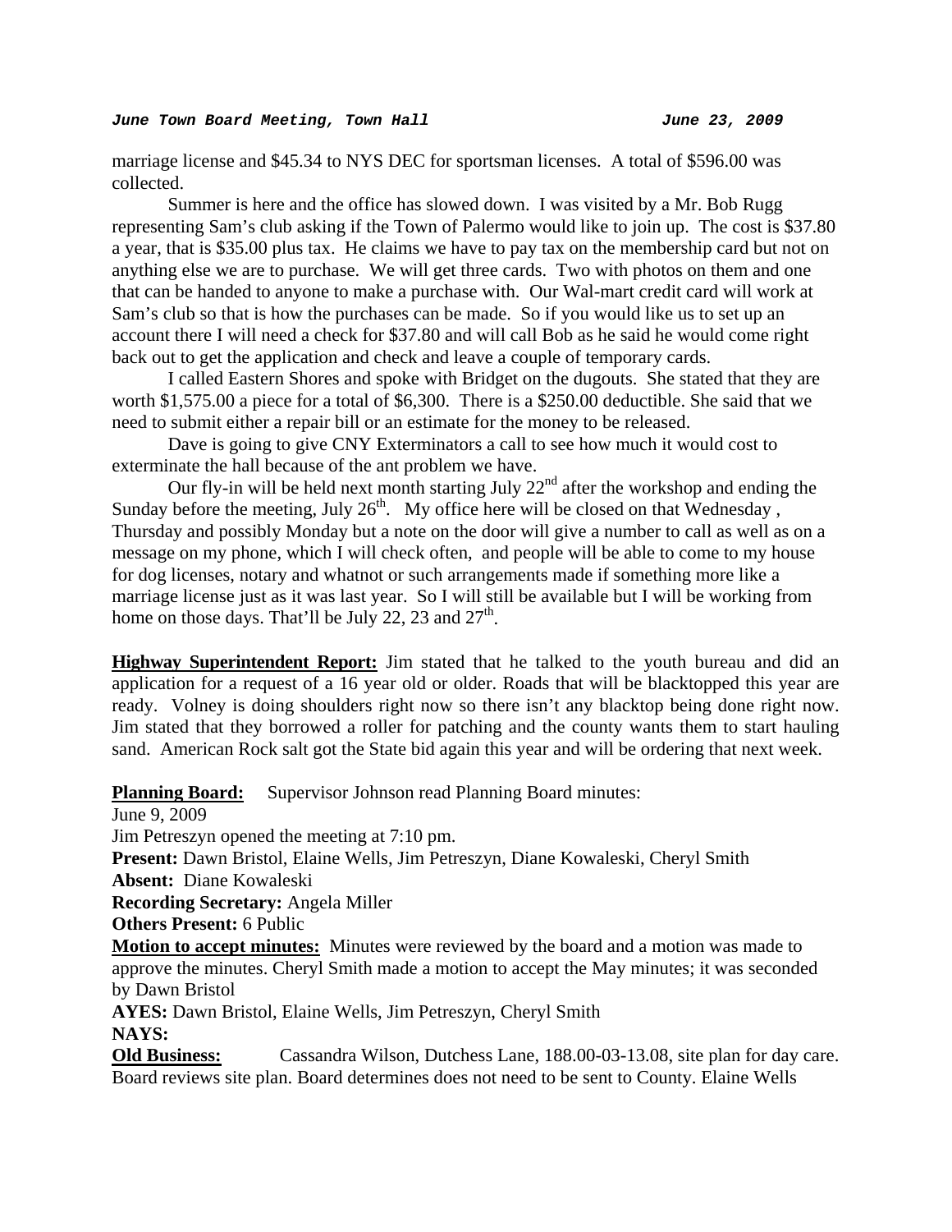marriage license and $45.34 to NYS DEC for sportsman licenses. A total of $596.00 was collected.

Summer is here and the office has slowed down. I was visited by a Mr. Bob Rugg representing Sam's club asking if the Town of Palermo would like to join up. The cost is $37.80 a year, that is $35.00 plus tax. He claims we have to pay tax on the membership card but not on anything else we are to purchase. We will get three cards. Two with photos on them and one that can be handed to anyone to make a purchase with. Our Wal-mart credit card will work at Sam's club so that is how the purchases can be made. So if you would like us to set up an account there I will need a check for $37.80 and will call Bob as he said he would come right back out to get the application and check and leave a couple of temporary cards.

I called Eastern Shores and spoke with Bridget on the dugouts. She stated that they are worth $1,575.00 a piece for a total of $6,300. There is a $250.00 deductible. She said that we need to submit either a repair bill or an estimate for the money to be released.

Dave is going to give CNY Exterminators a call to see how much it would cost to exterminate the hall because of the ant problem we have.

Our fly-in will be held next month starting July 22nd after the workshop and ending the Sunday before the meeting, July 26th. My office here will be closed on that Wednesday , Thursday and possibly Monday but a note on the door will give a number to call as well as on a message on my phone, which I will check often, and people will be able to come to my house for dog licenses, notary and whatnot or such arrangements made if something more like a marriage license just as it was last year. So I will still be available but I will be working from home on those days. That'll be July 22, 23 and 27th.

**Highway Superintendent Report:** Jim stated that he talked to the youth bureau and did an application for a request of a 16 year old or older. Roads that will be blacktopped this year are ready. Volney is doing shoulders right now so there isn't any blacktop being done right now. Jim stated that they borrowed a roller for patching and the county wants them to start hauling sand. American Rock salt got the State bid again this year and will be ordering that next week.

**Planning Board:** Supervisor Johnson read Planning Board minutes:

June 9, 2009

Jim Petreszyn opened the meeting at 7:10 pm.

**Present:** Dawn Bristol, Elaine Wells, Jim Petreszyn, Diane Kowaleski, Cheryl Smith

**Absent:** Diane Kowaleski

**Recording Secretary:** Angela Miller

**Others Present:** 6 Public

**Motion to accept minutes:** Minutes were reviewed by the board and a motion was made to approve the minutes. Cheryl Smith made a motion to accept the May minutes; it was seconded by Dawn Bristol

**AYES:** Dawn Bristol, Elaine Wells, Jim Petreszyn, Cheryl Smith

**NAYS:**

**Old Business:** Cassandra Wilson, Dutchess Lane, 188.00-03-13.08, site plan for day care. Board reviews site plan. Board determines does not need to be sent to County. Elaine Wells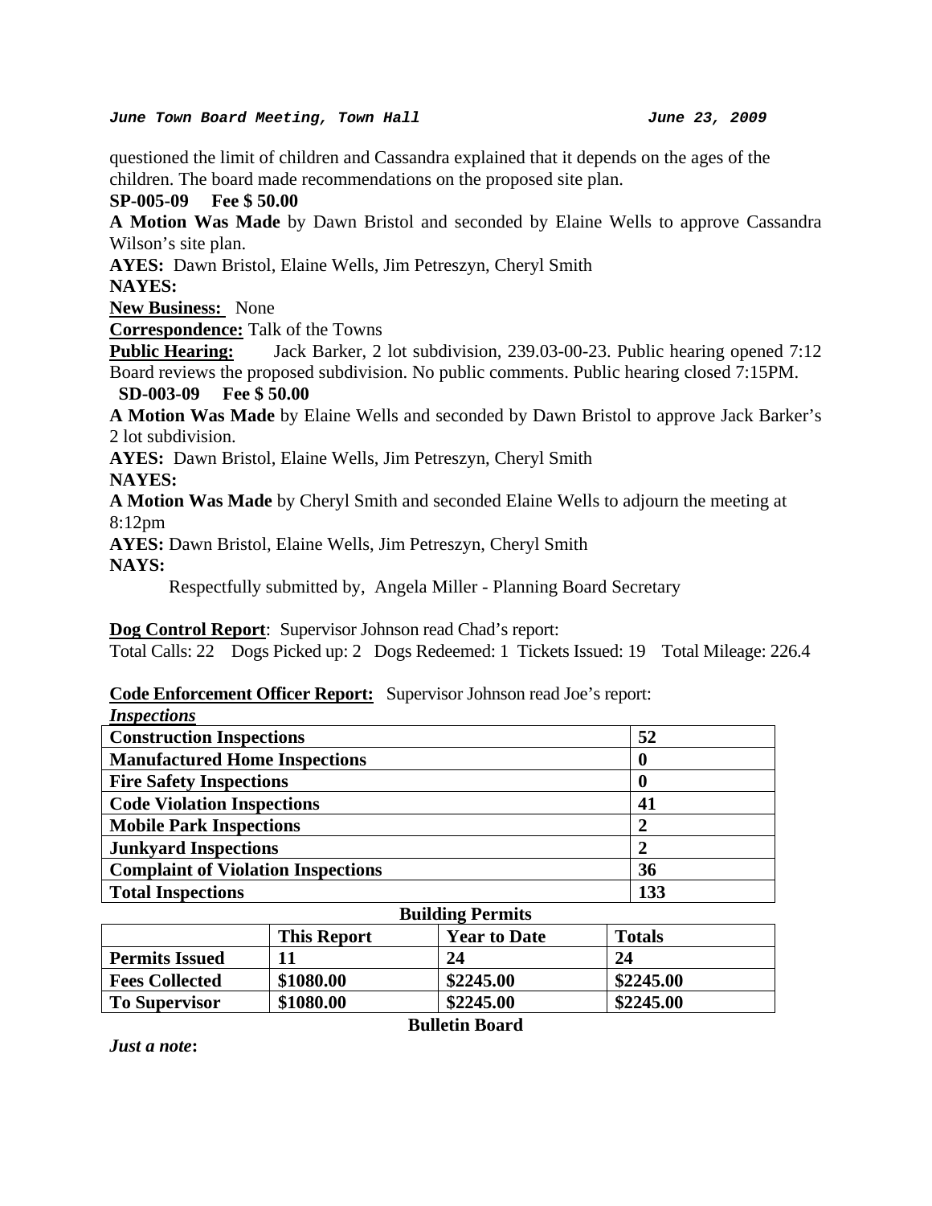questioned the limit of children and Cassandra explained that it depends on the ages of the children. The board made recommendations on the proposed site plan.

**SP-005-09 Fee $ 50.00**

**A Motion Was Made** by Dawn Bristol and seconded by Elaine Wells to approve Cassandra Wilson's site plan.

**AYES:** Dawn Bristol, Elaine Wells, Jim Petreszyn, Cheryl Smith

**NAYES:**

**New Business:** None

**Correspondence:** Talk of the Towns

**Public Hearing:** Jack Barker, 2 lot subdivision, 239.03-00-23. Public hearing opened 7:12 Board reviews the proposed subdivision. No public comments. Public hearing closed 7:15PM.

**SD-003-09 Fee $ 50.00**

**A Motion Was Made** by Elaine Wells and seconded by Dawn Bristol to approve Jack Barker's 2 lot subdivision.

**AYES:** Dawn Bristol, Elaine Wells, Jim Petreszyn, Cheryl Smith

**NAYES:**

**A Motion Was Made** by Cheryl Smith and seconded Elaine Wells to adjourn the meeting at 8:12pm

**AYES:** Dawn Bristol, Elaine Wells, Jim Petreszyn, Cheryl Smith

**NAYS:**

Respectfully submitted by, Angela Miller - Planning Board Secretary

**Dog Control Report**: Supervisor Johnson read Chad's report:

Total Calls: 22 Dogs Picked up: 2 Dogs Redeemed: 1 Tickets Issued: 19 Total Mileage: 226.4

**Code Enforcement Officer Report:** Supervisor Johnson read Joe's report:

***Inspections***

| Inspection Type | Count |
|---|---|
| **Construction Inspections** | **52** |
| **Manufactured Home Inspections** | **0** |
| **Fire Safety Inspections** | **0** |
| **Code Violation Inspections** | **41** |
| **Mobile Park Inspections** | **2** |
| **Junkyard Inspections** | **2** |
| **Complaint of Violation Inspections** | **36** |
| **Total Inspections** | **133** |

**Building Permits**

| | This Report | Year to Date | Totals |
|---|---|---|---|
| **Permits Issued** | **11** | **24** | **24** |
| **Fees Collected** | **$1080.00** | **$2245.00** | **$2245.00** |
| **To Supervisor** | **$1080.00** | **$2245.00** | **$2245.00** |

**Bulletin Board**

***Just a note*:**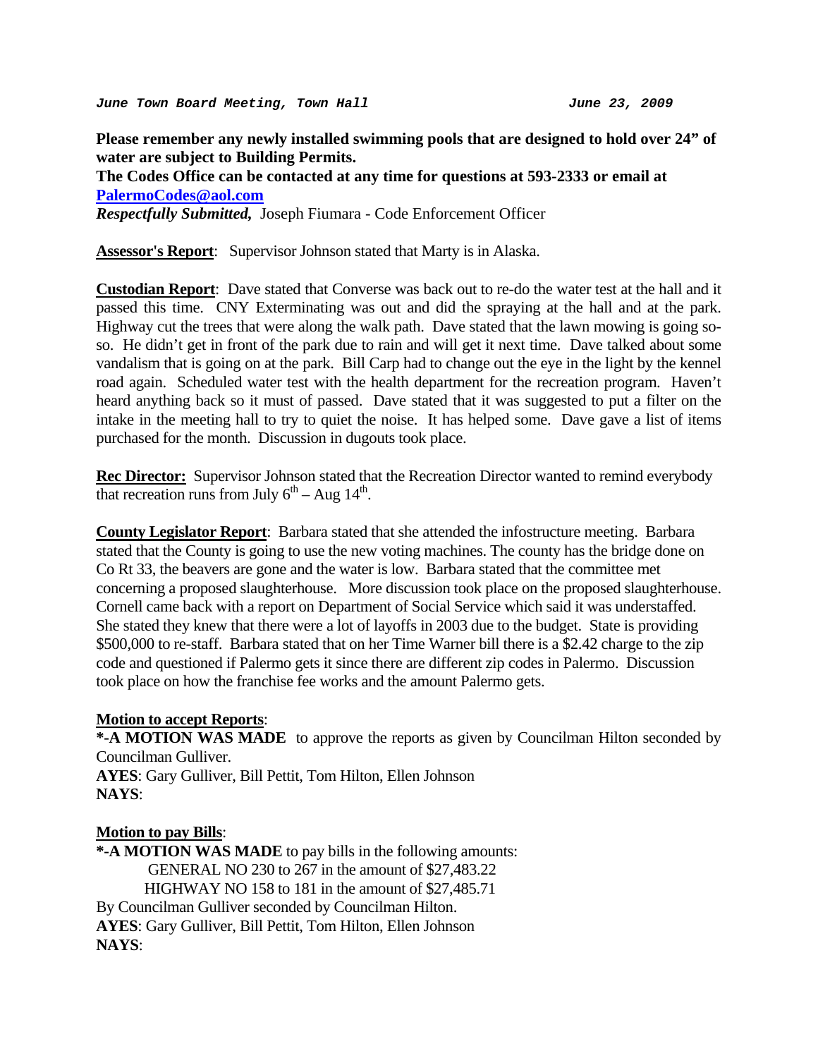**Please remember any newly installed swimming pools that are designed to hold over 24" of water are subject to Building Permits.**
**The Codes Office can be contacted at any time for questions at 593-2333 or email at [PalermoCodes@aol.com](mailto:PalermoCodes@aol.com)**
***Respectfully Submitted,*** Joseph Fiumara - Code Enforcement Officer

**Assessor's Report**: Supervisor Johnson stated that Marty is in Alaska.

**Custodian Report**: Dave stated that Converse was back out to re-do the water test at the hall and it passed this time. CNY Exterminating was out and did the spraying at the hall and at the park. Highway cut the trees that were along the walk path. Dave stated that the lawn mowing is going so-so. He didn't get in front of the park due to rain and will get it next time. Dave talked about some vandalism that is going on at the park. Bill Carp had to change out the eye in the light by the kennel road again. Scheduled water test with the health department for the recreation program. Haven't heard anything back so it must of passed. Dave stated that it was suggested to put a filter on the intake in the meeting hall to try to quiet the noise. It has helped some. Dave gave a list of items purchased for the month. Discussion in dugouts took place.

**Rec Director:** Supervisor Johnson stated that the Recreation Director wanted to remind everybody that recreation runs from July 6th – Aug 14th.

**County Legislator Report**: Barbara stated that she attended the infostructure meeting. Barbara stated that the County is going to use the new voting machines. The county has the bridge done on Co Rt 33, the beavers are gone and the water is low. Barbara stated that the committee met concerning a proposed slaughterhouse. More discussion took place on the proposed slaughterhouse. Cornell came back with a report on Department of Social Service which said it was understaffed. She stated they knew that there were a lot of layoffs in 2003 due to the budget. State is providing $500,000 to re-staff. Barbara stated that on her Time Warner bill there is a $2.42 charge to the zip code and questioned if Palermo gets it since there are different zip codes in Palermo. Discussion took place on how the franchise fee works and the amount Palermo gets.

**Motion to accept Reports**:
**\*-A MOTION WAS MADE** to approve the reports as given by Councilman Hilton seconded by Councilman Gulliver.
**AYES**: Gary Gulliver, Bill Pettit, Tom Hilton, Ellen Johnson
**NAYS**:

**Motion to pay Bills**:
**\*-A MOTION WAS MADE** to pay bills in the following amounts:
GENERAL NO 230 to 267 in the amount of $27,483.22
HIGHWAY NO 158 to 181 in the amount of $27,485.71
By Councilman Gulliver seconded by Councilman Hilton.
**AYES**: Gary Gulliver, Bill Pettit, Tom Hilton, Ellen Johnson
**NAYS**: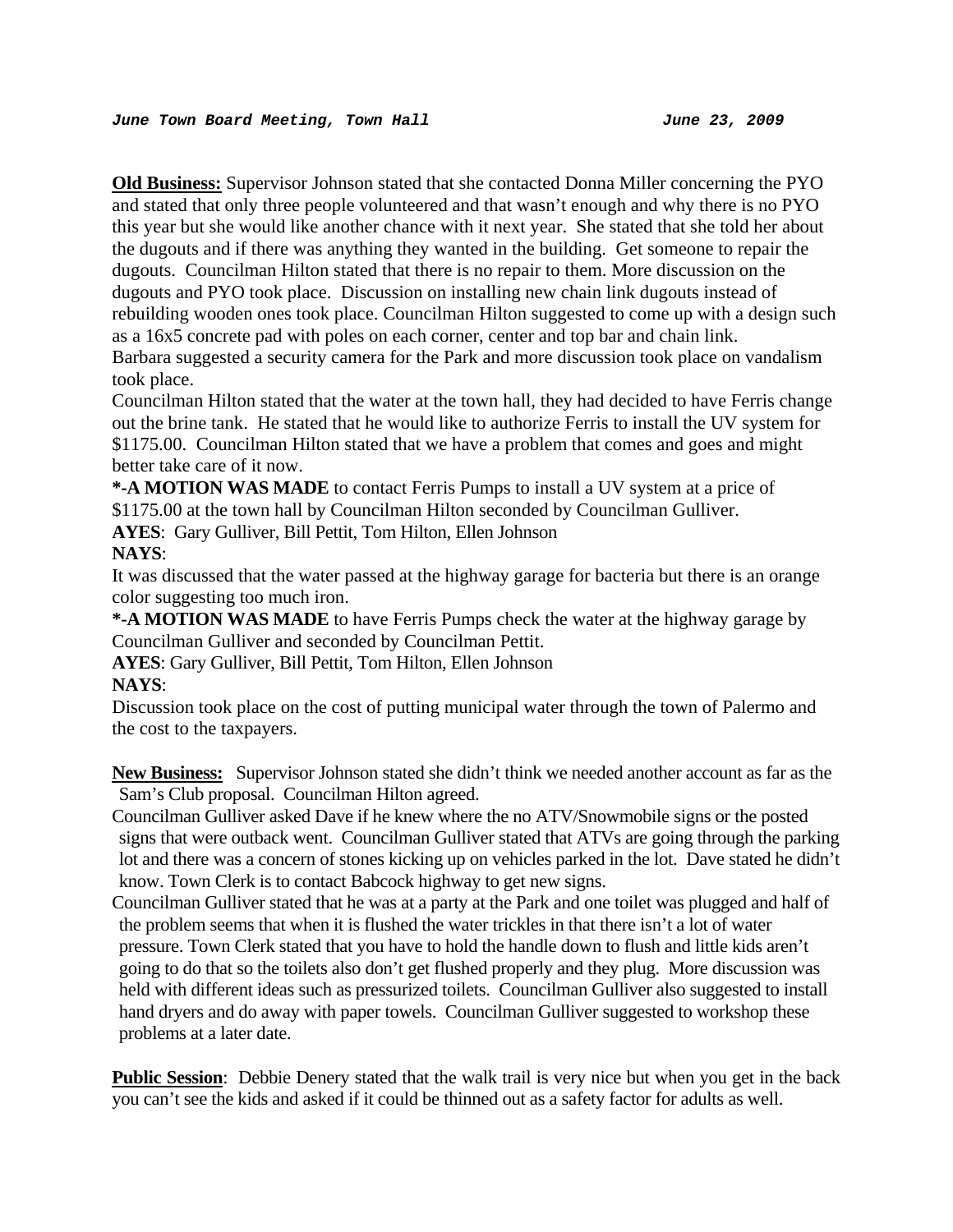***June Town Board Meeting, Town Hall June 23, 2009***

**Old Business:** Supervisor Johnson stated that she contacted Donna Miller concerning the PYO and stated that only three people volunteered and that wasn't enough and why there is no PYO this year but she would like another chance with it next year. She stated that she told her about the dugouts and if there was anything they wanted in the building. Get someone to repair the dugouts. Councilman Hilton stated that there is no repair to them. More discussion on the dugouts and PYO took place. Discussion on installing new chain link dugouts instead of rebuilding wooden ones took place. Councilman Hilton suggested to come up with a design such as a 16x5 concrete pad with poles on each corner, center and top bar and chain link.
Barbara suggested a security camera for the Park and more discussion took place on vandalism took place.
Councilman Hilton stated that the water at the town hall, they had decided to have Ferris change out the brine tank. He stated that he would like to authorize Ferris to install the UV system for $1175.00. Councilman Hilton stated that we have a problem that comes and goes and might better take care of it now.

**\*-A MOTION WAS MADE** to contact Ferris Pumps to install a UV system at a price of $1175.00 at the town hall by Councilman Hilton seconded by Councilman Gulliver.
**AYES**: Gary Gulliver, Bill Pettit, Tom Hilton, Ellen Johnson
**NAYS**:

It was discussed that the water passed at the highway garage for bacteria but there is an orange color suggesting too much iron.

**\*-A MOTION WAS MADE** to have Ferris Pumps check the water at the highway garage by Councilman Gulliver and seconded by Councilman Pettit.
**AYES**: Gary Gulliver, Bill Pettit, Tom Hilton, Ellen Johnson
**NAYS**:

Discussion took place on the cost of putting municipal water through the town of Palermo and the cost to the taxpayers.

**New Business:** Supervisor Johnson stated she didn't think we needed another account as far as the Sam's Club proposal. Councilman Hilton agreed.
Councilman Gulliver asked Dave if he knew where the no ATV/Snowmobile signs or the posted signs that were outback went. Councilman Gulliver stated that ATVs are going through the parking lot and there was a concern of stones kicking up on vehicles parked in the lot. Dave stated he didn't know. Town Clerk is to contact Babcock highway to get new signs.
Councilman Gulliver stated that he was at a party at the Park and one toilet was plugged and half of the problem seems that when it is flushed the water trickles in that there isn't a lot of water pressure. Town Clerk stated that you have to hold the handle down to flush and little kids aren't going to do that so the toilets also don't get flushed properly and they plug. More discussion was held with different ideas such as pressurized toilets. Councilman Gulliver also suggested to install hand dryers and do away with paper towels. Councilman Gulliver suggested to workshop these problems at a later date.

**Public Session**: Debbie Denery stated that the walk trail is very nice but when you get in the back you can't see the kids and asked if it could be thinned out as a safety factor for adults as well.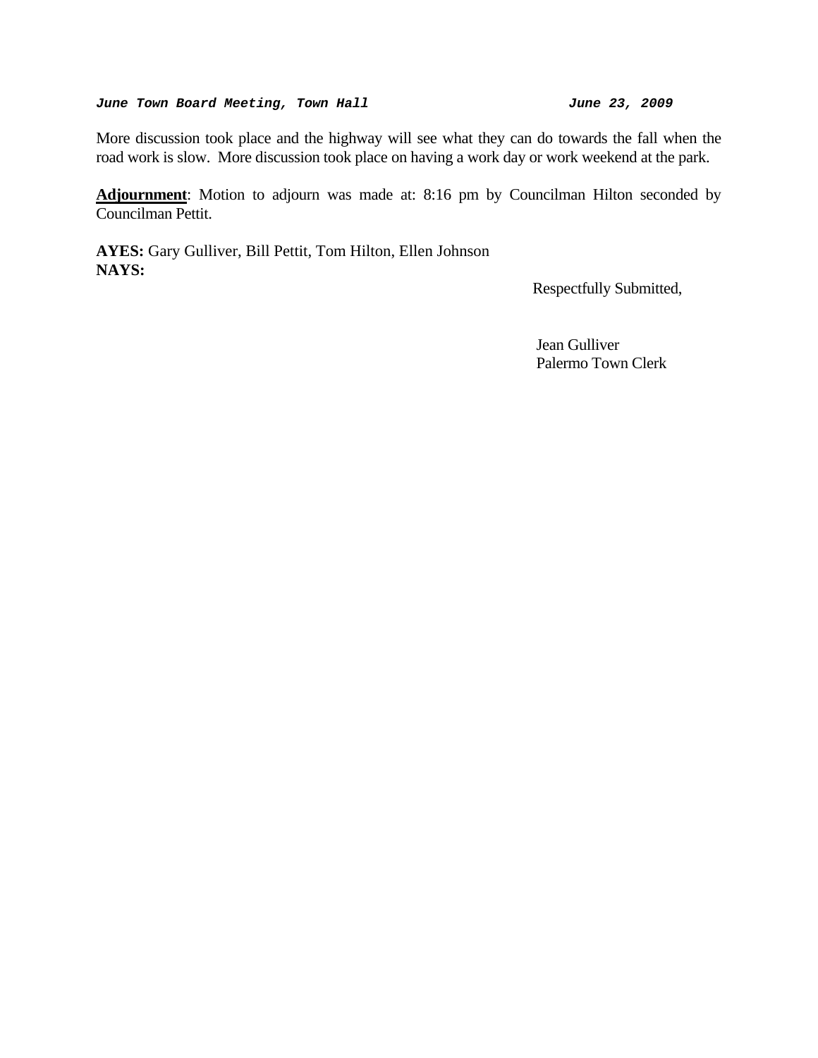More discussion took place and the highway will see what they can do towards the fall when the road work is slow. More discussion took place on having a work day or work weekend at the park.

**Adjournment**: Motion to adjourn was made at: 8:16 pm by Councilman Hilton seconded by Councilman Pettit.

**AYES:** Gary Gulliver, Bill Pettit, Tom Hilton, Ellen Johnson
**NAYS:**

Respectfully Submitted,

Jean Gulliver
Palermo Town Clerk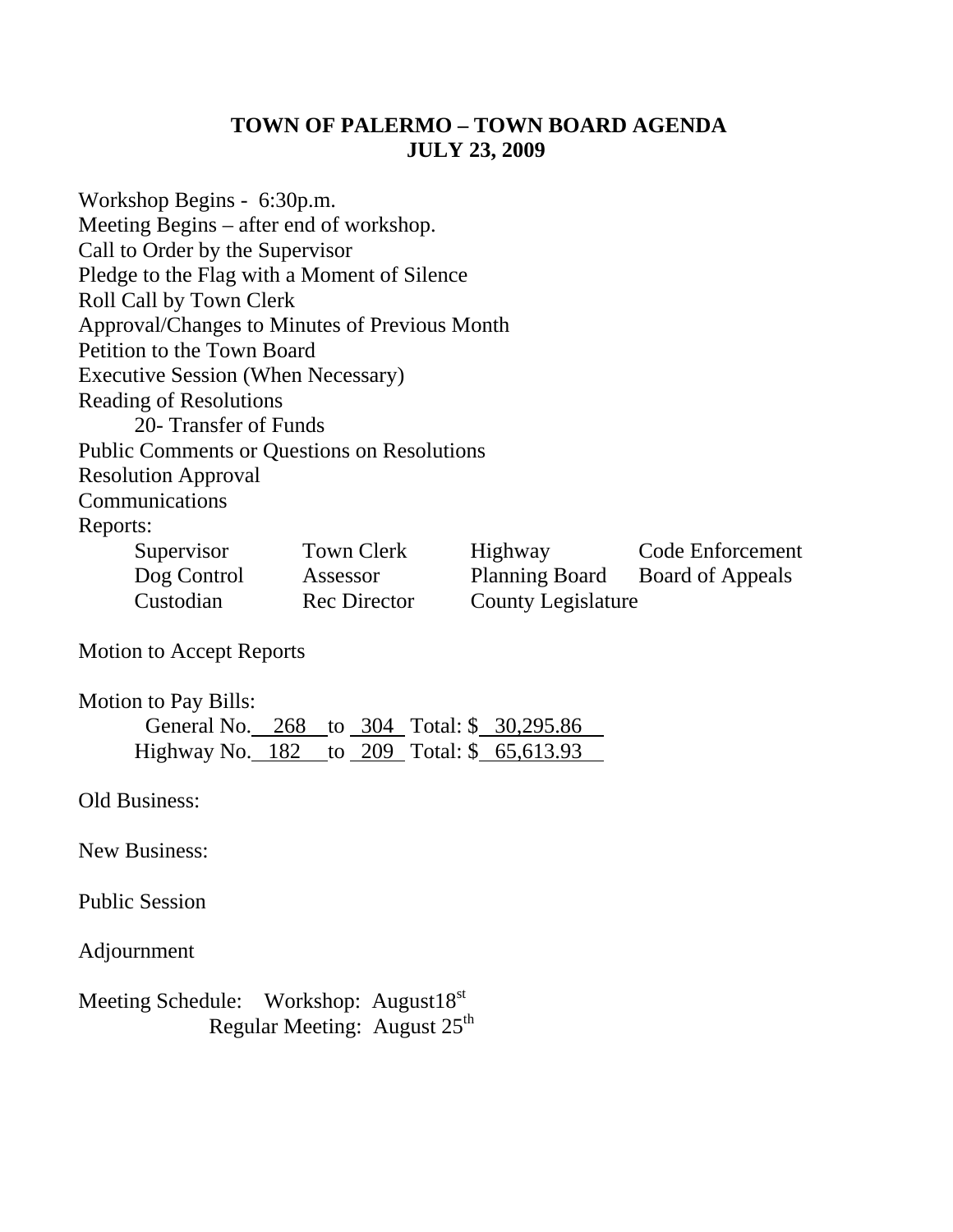# TOWN OF PALERMO – TOWN BOARD AGENDA
## JULY 23, 2009

Workshop Begins - 6:30p.m.
Meeting Begins – after end of workshop.
Call to Order by the Supervisor
Pledge to the Flag with a Moment of Silence
Roll Call by Town Clerk
Approval/Changes to Minutes of Previous Month
Petition to the Town Board
Executive Session (When Necessary)
Reading of Resolutions

20- Transfer of Funds

Public Comments or Questions on Resolutions
Resolution Approval
Communications
Reports:

| | | | |
|---|---|---|---|
| Supervisor | Town Clerk | Highway | Code Enforcement |
| Dog Control | Assessor | Planning Board | Board of Appeals |
| Custodian | Rec Director | County Legislature | |

Motion to Accept Reports

Motion to Pay Bills:

General No. 268 to 304 Total: $ 30,295.86
Highway No. 182 to 209 Total: $ 65,613.93

Old Business:

New Business:

Public Session

Adjournment

Meeting Schedule: Workshop: August18st
Regular Meeting: August 25th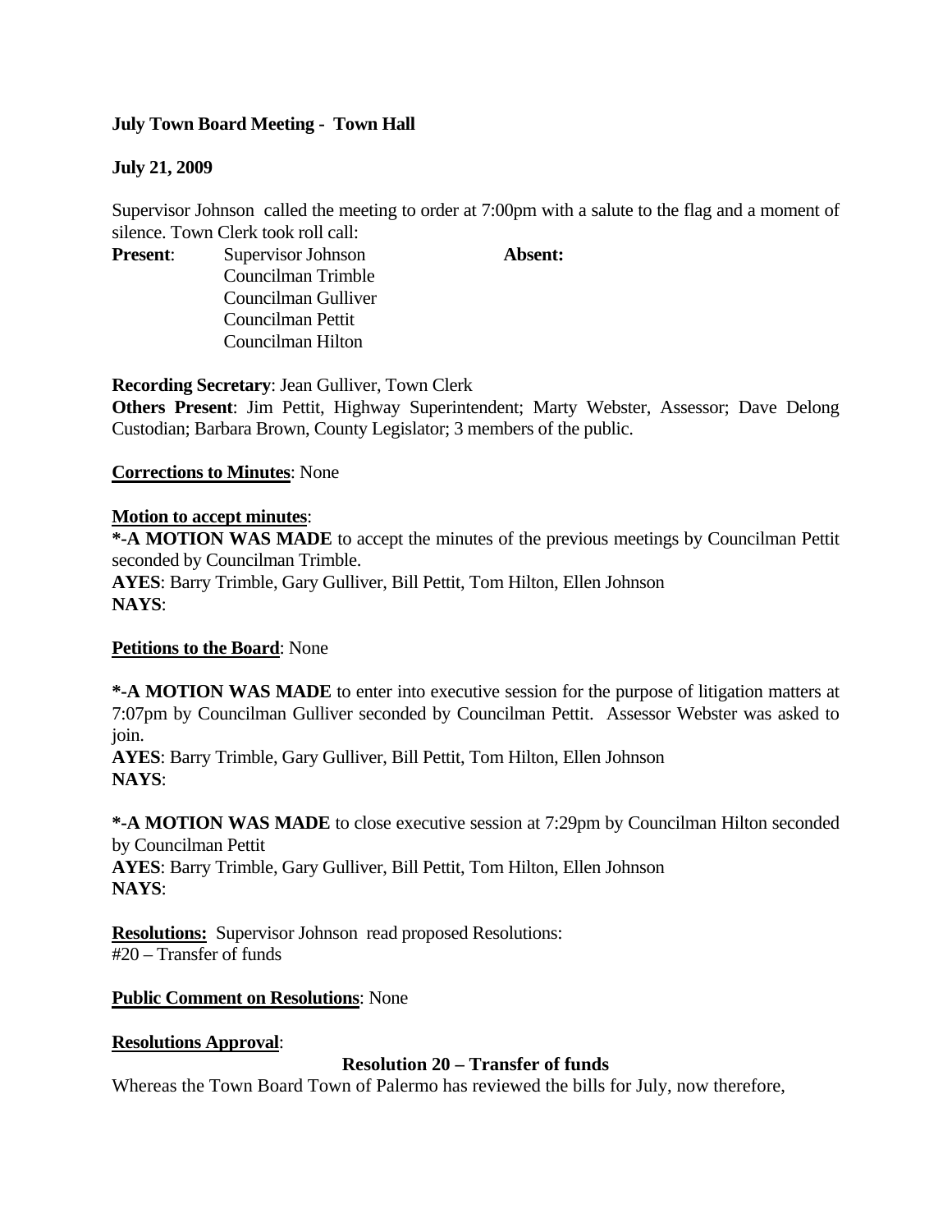**July Town Board Meeting - Town Hall**

**July 21, 2009**

Supervisor Johnson called the meeting to order at 7:00pm with a salute to the flag and a moment of silence. Town Clerk took roll call:

**Present**: Supervisor Johnson
Councilman Trimble
Councilman Gulliver
Councilman Pettit
Councilman Hilton

**Absent:**

**Recording Secretary**: Jean Gulliver, Town Clerk

**Others Present**: Jim Pettit, Highway Superintendent; Marty Webster, Assessor; Dave Delong Custodian; Barbara Brown, County Legislator; 3 members of the public.

**Corrections to Minutes**: None

**Motion to accept minutes**:

***-A MOTION WAS MADE** to accept the minutes of the previous meetings by Councilman Pettit seconded by Councilman Trimble.

**AYES**: Barry Trimble, Gary Gulliver, Bill Pettit, Tom Hilton, Ellen Johnson

**NAYS**:

**Petitions to the Board**: None

***-A MOTION WAS MADE** to enter into executive session for the purpose of litigation matters at 7:07pm by Councilman Gulliver seconded by Councilman Pettit. Assessor Webster was asked to join.

**AYES**: Barry Trimble, Gary Gulliver, Bill Pettit, Tom Hilton, Ellen Johnson

**NAYS**:

***-A MOTION WAS MADE** to close executive session at 7:29pm by Councilman Hilton seconded by Councilman Pettit

**AYES**: Barry Trimble, Gary Gulliver, Bill Pettit, Tom Hilton, Ellen Johnson

**NAYS**:

**Resolutions:** Supervisor Johnson read proposed Resolutions:
#20 – Transfer of funds

**Public Comment on Resolutions**: None

**Resolutions Approval**:

**Resolution 20 – Transfer of funds**

Whereas the Town Board Town of Palermo has reviewed the bills for July, now therefore,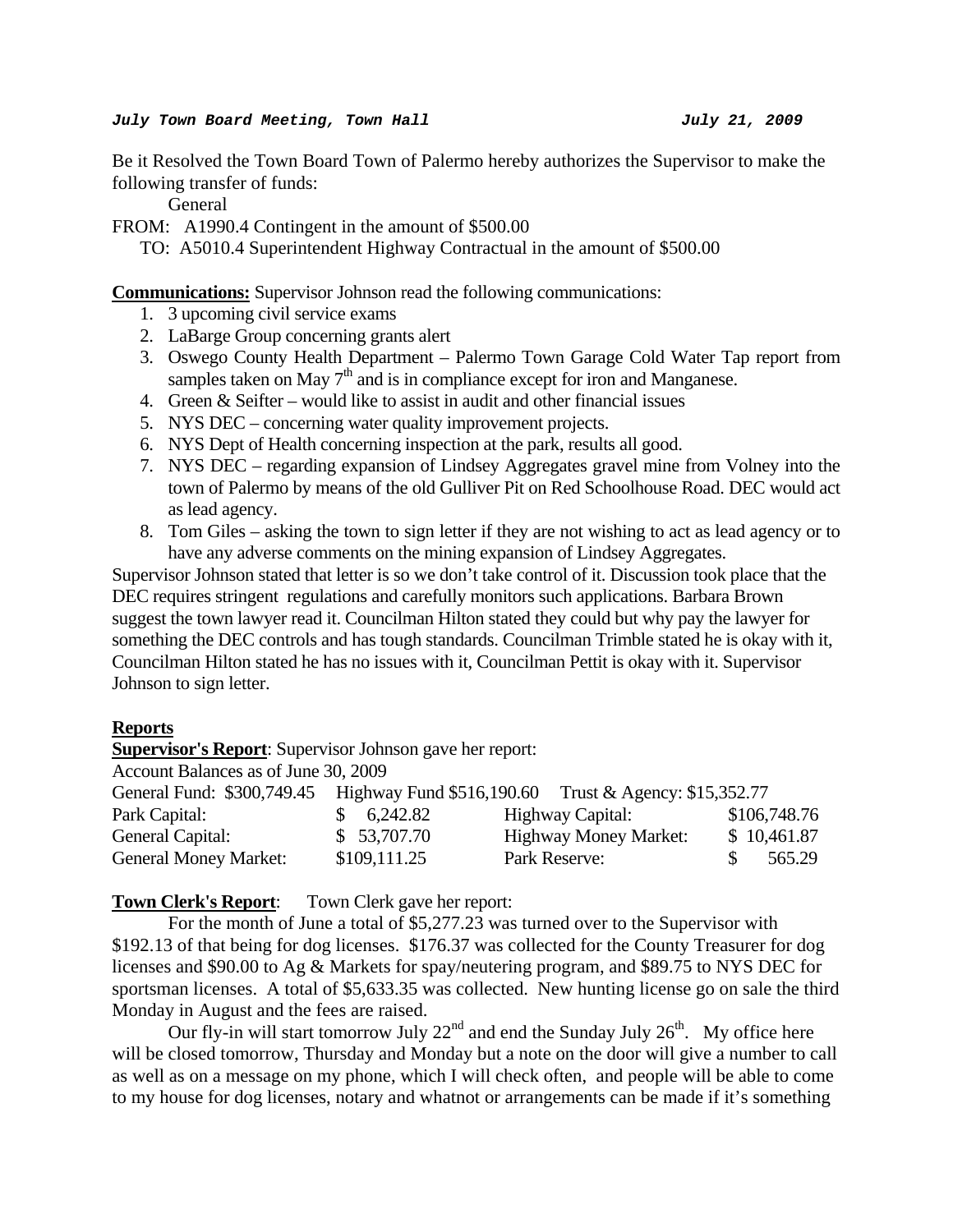***July Town Board Meeting, Town Hall*** ***July 21, 2009***

Be it Resolved the Town Board Town of Palermo hereby authorizes the Supervisor to make the following transfer of funds:

General

FROM: A1990.4 Contingent in the amount of $500.00

TO: A5010.4 Superintendent Highway Contractual in the amount of $500.00

**Communications:** Supervisor Johnson read the following communications:

1. 3 upcoming civil service exams
2. LaBarge Group concerning grants alert
3. Oswego County Health Department – Palermo Town Garage Cold Water Tap report from samples taken on May 7th and is in compliance except for iron and Manganese.
4. Green & Seifter – would like to assist in audit and other financial issues
5. NYS DEC – concerning water quality improvement projects.
6. NYS Dept of Health concerning inspection at the park, results all good.
7. NYS DEC – regarding expansion of Lindsey Aggregates gravel mine from Volney into the town of Palermo by means of the old Gulliver Pit on Red Schoolhouse Road. DEC would act as lead agency.
8. Tom Giles – asking the town to sign letter if they are not wishing to act as lead agency or to have any adverse comments on the mining expansion of Lindsey Aggregates.

Supervisor Johnson stated that letter is so we don't take control of it. Discussion took place that the DEC requires stringent regulations and carefully monitors such applications. Barbara Brown suggest the town lawyer read it. Councilman Hilton stated they could but why pay the lawyer for something the DEC controls and has tough standards. Councilman Trimble stated he is okay with it, Councilman Hilton stated he has no issues with it, Councilman Pettit is okay with it. Supervisor Johnson to sign letter.

**Reports**

**Supervisor's Report**: Supervisor Johnson gave her report:

Account Balances as of June 30, 2009

General Fund: $300,749.45 Highway Fund $516,190.60 Trust & Agency: $15,352.77

| | | | |
|---|---|---|---|
| Park Capital: | $ 6,242.82 | Highway Capital: | $106,748.76 |
| General Capital: | $ 53,707.70 | Highway Money Market: | $ 10,461.87 |
| General Money Market: | $109,111.25 | Park Reserve: | $ 565.29 |

**Town Clerk's Report**: Town Clerk gave her report:

For the month of June a total of $5,277.23 was turned over to the Supervisor with $192.13 of that being for dog licenses. $176.37 was collected for the County Treasurer for dog licenses and $90.00 to Ag & Markets for spay/neutering program, and $89.75 to NYS DEC for sportsman licenses. A total of $5,633.35 was collected. New hunting license go on sale the third Monday in August and the fees are raised.

Our fly-in will start tomorrow July 22nd and end the Sunday July 26th. My office here will be closed tomorrow, Thursday and Monday but a note on the door will give a number to call as well as on a message on my phone, which I will check often, and people will be able to come to my house for dog licenses, notary and whatnot or arrangements can be made if it's something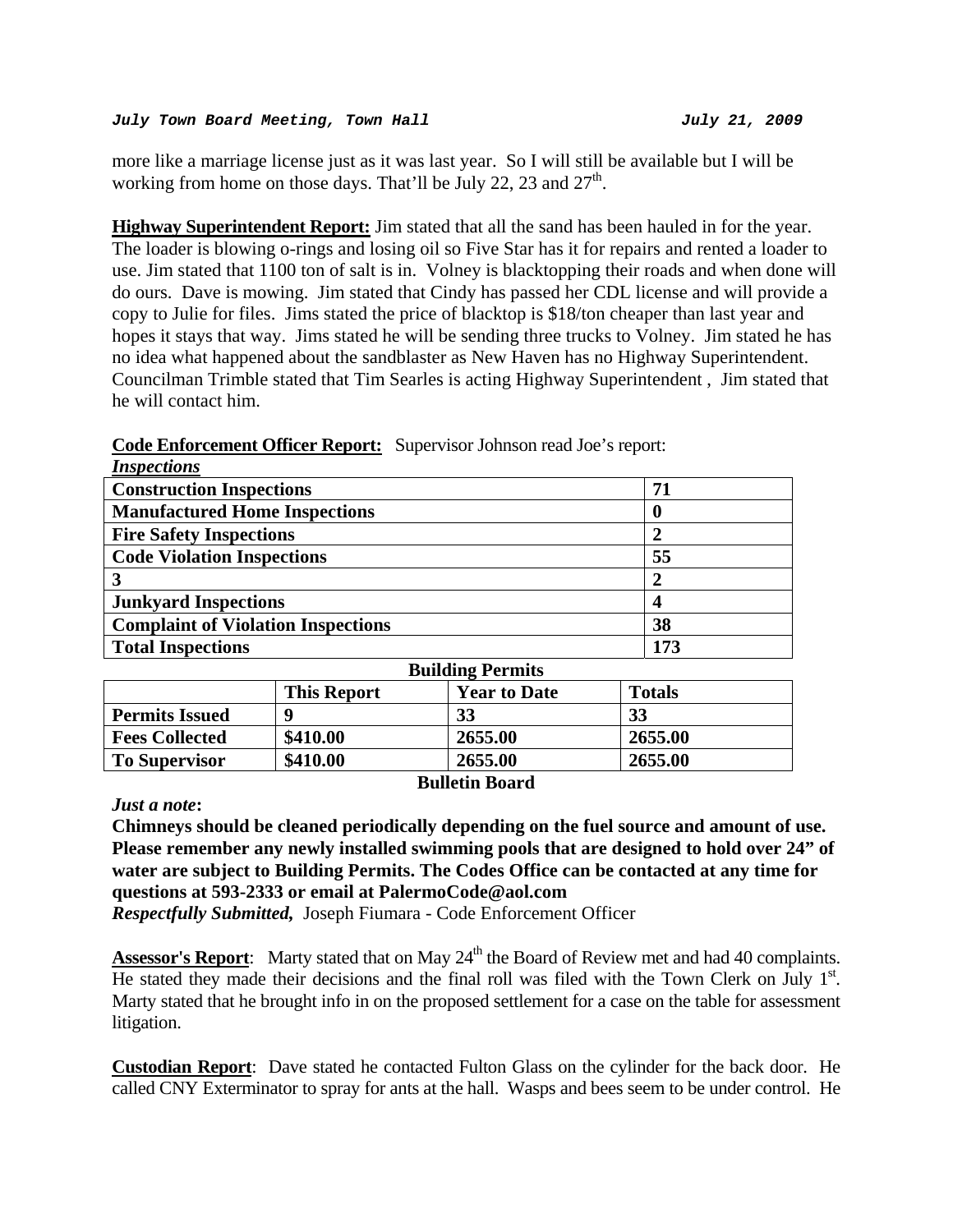more like a marriage license just as it was last year. So I will still be available but I will be working from home on those days. That'll be July 22, 23 and 27th.

**Highway Superintendent Report:** Jim stated that all the sand has been hauled in for the year. The loader is blowing o-rings and losing oil so Five Star has it for repairs and rented a loader to use. Jim stated that 1100 ton of salt is in. Volney is blacktopping their roads and when done will do ours. Dave is mowing. Jim stated that Cindy has passed her CDL license and will provide a copy to Julie for files. Jims stated the price of blacktop is $18/ton cheaper than last year and hopes it stays that way. Jims stated he will be sending three trucks to Volney. Jim stated he has no idea what happened about the sandblaster as New Haven has no Highway Superintendent. Councilman Trimble stated that Tim Searles is acting Highway Superintendent , Jim stated that he will contact him.

**Code Enforcement Officer Report:** Supervisor Johnson read Joe's report:

***Inspections***

| | |
|---|---|
| **Construction Inspections** | **71** |
| **Manufactured Home Inspections** | **0** |
| **Fire Safety Inspections** | **2** |
| **Code Violation Inspections** | **55** |
| **3** | **2** |
| **Junkyard Inspections** | **4** |
| **Complaint of Violation Inspections** | **38** |
| **Total Inspections** | **173** |

**Building Permits**

| | This Report | Year to Date | Totals |
|---|---|---|---|
| **Permits Issued** | **9** | **33** | **33** |
| **Fees Collected** | **$410.00** | **2655.00** | **2655.00** |
| **To Supervisor** | **$410.00** | **2655.00** | **2655.00** |

**Bulletin Board**

***Just a note*:**

**Chimneys should be cleaned periodically depending on the fuel source and amount of use. Please remember any newly installed swimming pools that are designed to hold over 24" of water are subject to Building Permits. The Codes Office can be contacted at any time for questions at 593-2333 or email at PalermoCode@aol.com**

***Respectfully Submitted,*** Joseph Fiumara - Code Enforcement Officer

**Assessor's Report**: Marty stated that on May 24th the Board of Review met and had 40 complaints. He stated they made their decisions and the final roll was filed with the Town Clerk on July 1st. Marty stated that he brought info in on the proposed settlement for a case on the table for assessment litigation.

**Custodian Report**: Dave stated he contacted Fulton Glass on the cylinder for the back door. He called CNY Exterminator to spray for ants at the hall. Wasps and bees seem to be under control. He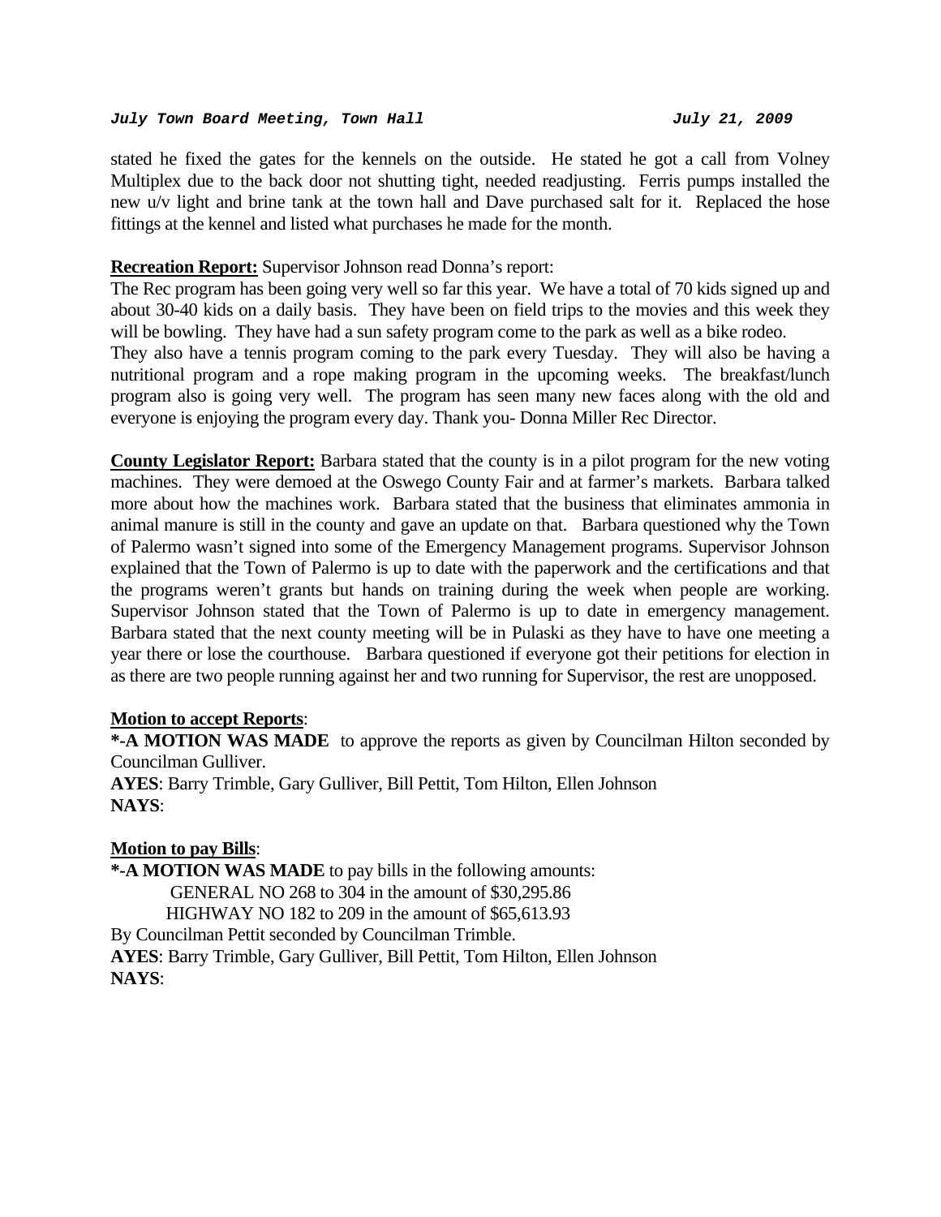stated he fixed the gates for the kennels on the outside. He stated he got a call from Volney Multiplex due to the back door not shutting tight, needed readjusting. Ferris pumps installed the new u/v light and brine tank at the town hall and Dave purchased salt for it. Replaced the hose fittings at the kennel and listed what purchases he made for the month.

**Recreation Report:** Supervisor Johnson read Donna's report:
The Rec program has been going very well so far this year. We have a total of 70 kids signed up and about 30-40 kids on a daily basis. They have been on field trips to the movies and this week they will be bowling. They have had a sun safety program come to the park as well as a bike rodeo.
They also have a tennis program coming to the park every Tuesday. They will also be having a nutritional program and a rope making program in the upcoming weeks. The breakfast/lunch program also is going very well. The program has seen many new faces along with the old and everyone is enjoying the program every day. Thank you- Donna Miller Rec Director.

**County Legislator Report:** Barbara stated that the county is in a pilot program for the new voting machines. They were demoed at the Oswego County Fair and at farmer's markets. Barbara talked more about how the machines work. Barbara stated that the business that eliminates ammonia in animal manure is still in the county and gave an update on that. Barbara questioned why the Town of Palermo wasn't signed into some of the Emergency Management programs. Supervisor Johnson explained that the Town of Palermo is up to date with the paperwork and the certifications and that the programs weren't grants but hands on training during the week when people are working. Supervisor Johnson stated that the Town of Palermo is up to date in emergency management. Barbara stated that the next county meeting will be in Pulaski as they have to have one meeting a year there or lose the courthouse. Barbara questioned if everyone got their petitions for election in as there are two people running against her and two running for Supervisor, the rest are unopposed.

**Motion to accept Reports**:
**\*-A MOTION WAS MADE** to approve the reports as given by Councilman Hilton seconded by Councilman Gulliver.
**AYES**: Barry Trimble, Gary Gulliver, Bill Pettit, Tom Hilton, Ellen Johnson
**NAYS**:

**Motion to pay Bills**:
**\*-A MOTION WAS MADE** to pay bills in the following amounts:
GENERAL NO 268 to 304 in the amount of $30,295.86
HIGHWAY NO 182 to 209 in the amount of $65,613.93
By Councilman Pettit seconded by Councilman Trimble.
**AYES**: Barry Trimble, Gary Gulliver, Bill Pettit, Tom Hilton, Ellen Johnson
**NAYS**: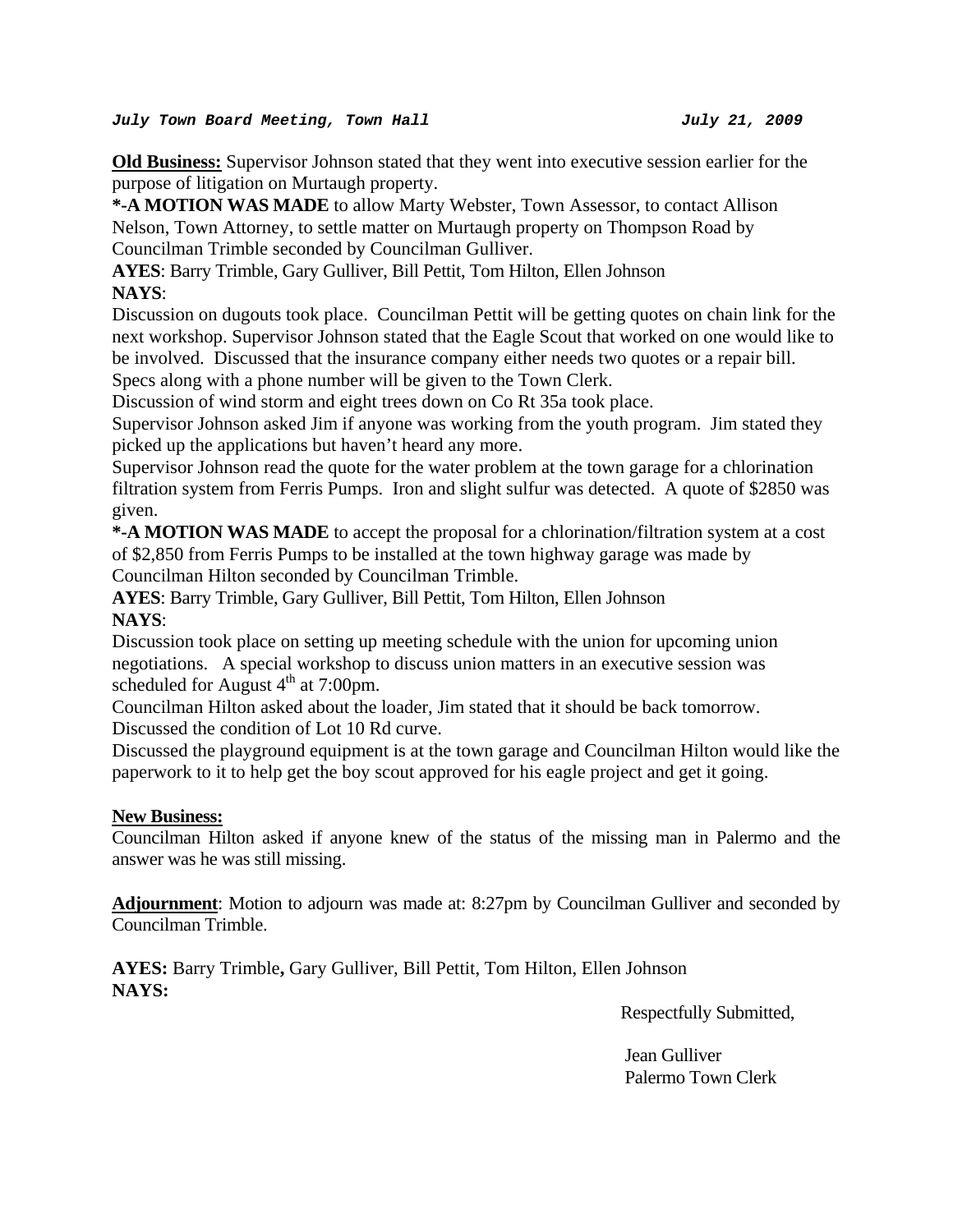***July Town Board Meeting, Town Hall*** ***July 21, 2009***

**Old Business:** Supervisor Johnson stated that they went into executive session earlier for the purpose of litigation on Murtaugh property.

***-A MOTION WAS MADE** to allow Marty Webster, Town Assessor, to contact Allison Nelson, Town Attorney, to settle matter on Murtaugh property on Thompson Road by Councilman Trimble seconded by Councilman Gulliver.

**AYES**: Barry Trimble, Gary Gulliver, Bill Pettit, Tom Hilton, Ellen Johnson
**NAYS**:

Discussion on dugouts took place. Councilman Pettit will be getting quotes on chain link for the next workshop. Supervisor Johnson stated that the Eagle Scout that worked on one would like to be involved. Discussed that the insurance company either needs two quotes or a repair bill. Specs along with a phone number will be given to the Town Clerk.

Discussion of wind storm and eight trees down on Co Rt 35a took place.

Supervisor Johnson asked Jim if anyone was working from the youth program. Jim stated they picked up the applications but haven't heard any more.

Supervisor Johnson read the quote for the water problem at the town garage for a chlorination filtration system from Ferris Pumps. Iron and slight sulfur was detected. A quote of $2850 was given.

***-A MOTION WAS MADE** to accept the proposal for a chlorination/filtration system at a cost of $2,850 from Ferris Pumps to be installed at the town highway garage was made by Councilman Hilton seconded by Councilman Trimble.

**AYES**: Barry Trimble, Gary Gulliver, Bill Pettit, Tom Hilton, Ellen Johnson
**NAYS**:

Discussion took place on setting up meeting schedule with the union for upcoming union negotiations. A special workshop to discuss union matters in an executive session was scheduled for August 4th at 7:00pm.

Councilman Hilton asked about the loader, Jim stated that it should be back tomorrow.

Discussed the condition of Lot 10 Rd curve.

Discussed the playground equipment is at the town garage and Councilman Hilton would like the paperwork to it to help get the boy scout approved for his eagle project and get it going.

**New Business:**

Councilman Hilton asked if anyone knew of the status of the missing man in Palermo and the answer was he was still missing.

**Adjournment**: Motion to adjourn was made at: 8:27pm by Councilman Gulliver and seconded by Councilman Trimble.

**AYES:** Barry Trimble**,** Gary Gulliver, Bill Pettit, Tom Hilton, Ellen Johnson
**NAYS:**

Respectfully Submitted,

Jean Gulliver
Palermo Town Clerk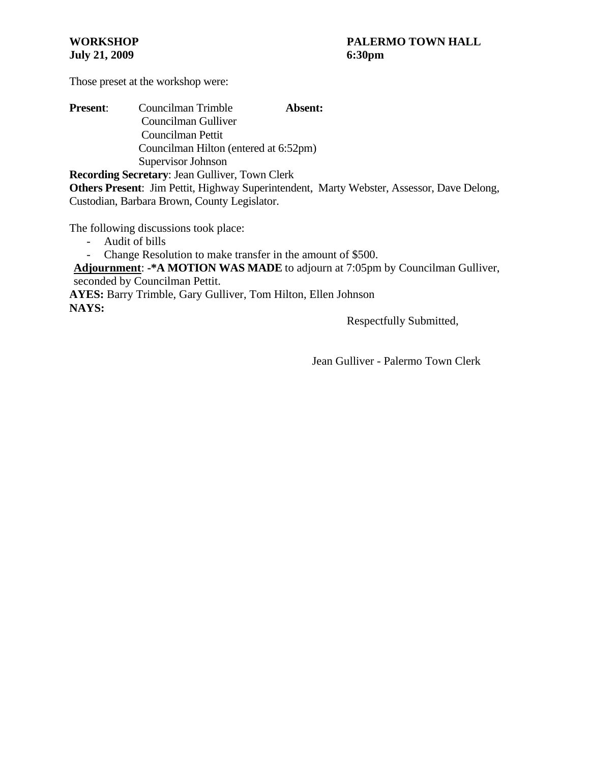**WORKSHOP** **PALERMO TOWN HALL**
**July 21, 2009** **6:30pm**

Those preset at the workshop were:

**Present**: Councilman Trimble **Absent:**
Councilman Gulliver
Councilman Pettit
Councilman Hilton (entered at 6:52pm)
Supervisor Johnson

**Recording Secretary**: Jean Gulliver, Town Clerk
**Others Present**: Jim Pettit, Highway Superintendent, Marty Webster, Assessor, Dave Delong, Custodian, Barbara Brown, County Legislator.

The following discussions took place:

- Audit of bills
- Change Resolution to make transfer in the amount of $500.

**Adjournment**: **-*A MOTION WAS MADE** to adjourn at 7:05pm by Councilman Gulliver, seconded by Councilman Pettit.
**AYES:** Barry Trimble, Gary Gulliver, Tom Hilton, Ellen Johnson
**NAYS:**

Respectfully Submitted,

Jean Gulliver - Palermo Town Clerk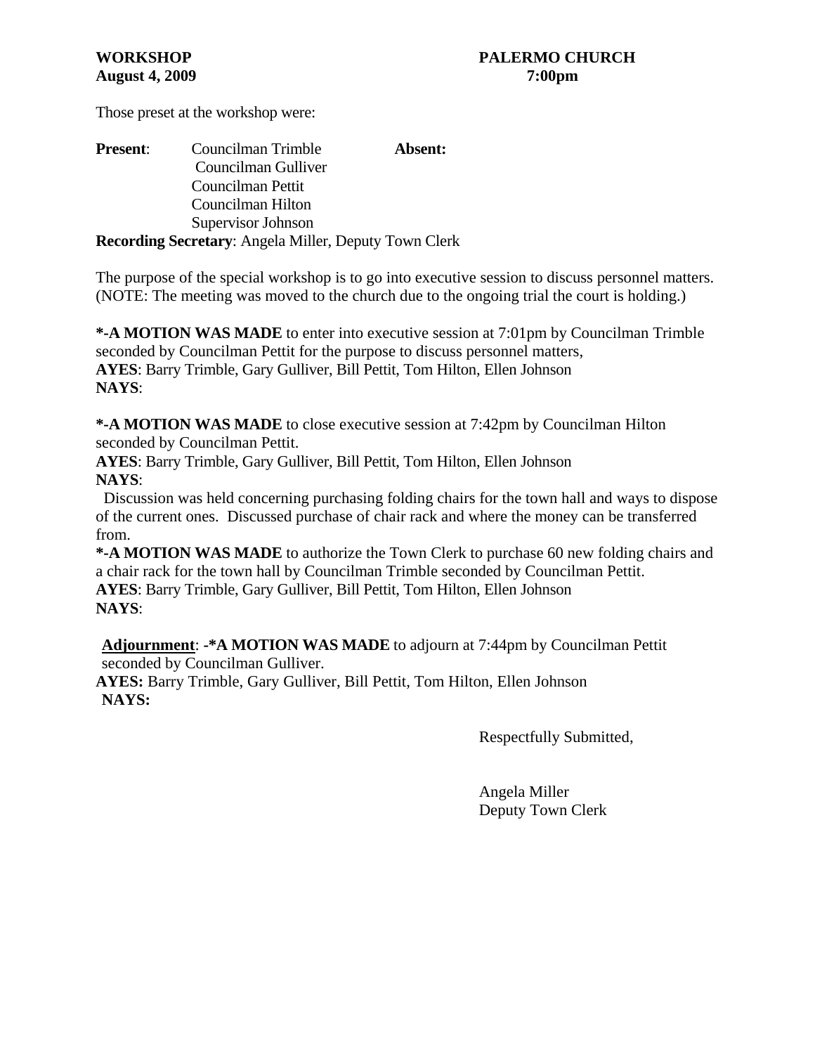**WORKSHOP** **PALERMO CHURCH**
**August 4, 2009** **7:00pm**

Those preset at the workshop were:

| **Present**: | | **Absent:** |
|---|---|---|
| | Councilman Trimble | |
| | Councilman Gulliver | |
| | Councilman Pettit | |
| | Councilman Hilton | |
| | Supervisor Johnson | |

**Recording Secretary**: Angela Miller, Deputy Town Clerk

The purpose of the special workshop is to go into executive session to discuss personnel matters. (NOTE: The meeting was moved to the church due to the ongoing trial the court is holding.)

**\*-A MOTION WAS MADE** to enter into executive session at 7:01pm by Councilman Trimble seconded by Councilman Pettit for the purpose to discuss personnel matters,
**AYES**: Barry Trimble, Gary Gulliver, Bill Pettit, Tom Hilton, Ellen Johnson
**NAYS**:

**\*-A MOTION WAS MADE** to close executive session at 7:42pm by Councilman Hilton seconded by Councilman Pettit.
**AYES**: Barry Trimble, Gary Gulliver, Bill Pettit, Tom Hilton, Ellen Johnson
**NAYS**:

Discussion was held concerning purchasing folding chairs for the town hall and ways to dispose of the current ones. Discussed purchase of chair rack and where the money can be transferred from.

**\*-A MOTION WAS MADE** to authorize the Town Clerk to purchase 60 new folding chairs and a chair rack for the town hall by Councilman Trimble seconded by Councilman Pettit.
**AYES**: Barry Trimble, Gary Gulliver, Bill Pettit, Tom Hilton, Ellen Johnson
**NAYS**:

**Adjournment**: **-\*A MOTION WAS MADE** to adjourn at 7:44pm by Councilman Pettit seconded by Councilman Gulliver.
**AYES:** Barry Trimble, Gary Gulliver, Bill Pettit, Tom Hilton, Ellen Johnson
**NAYS:**

Respectfully Submitted,

Angela Miller
Deputy Town Clerk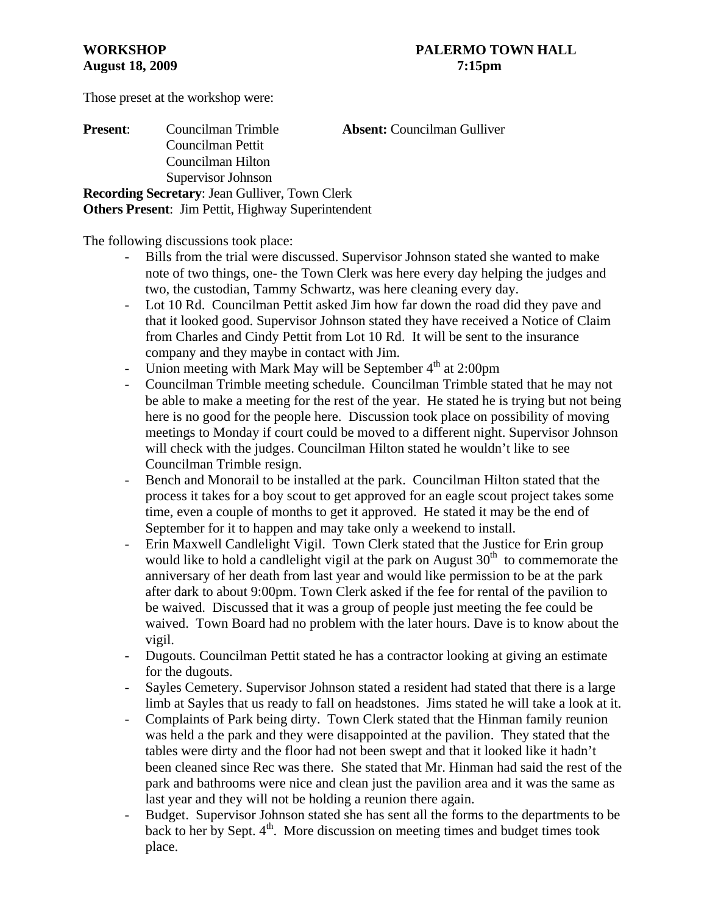**WORKSHOP** **PALERMO TOWN HALL**
**August 18, 2009** **7:15pm**

Those preset at the workshop were:

**Present**: Councilman Trimble
Councilman Pettit
Councilman Hilton
Supervisor Johnson

**Absent:** Councilman Gulliver

**Recording Secretary**: Jean Gulliver, Town Clerk
**Others Present**: Jim Pettit, Highway Superintendent

The following discussions took place:

- Bills from the trial were discussed. Supervisor Johnson stated she wanted to make note of two things, one- the Town Clerk was here every day helping the judges and two, the custodian, Tammy Schwartz, was here cleaning every day.
- Lot 10 Rd. Councilman Pettit asked Jim how far down the road did they pave and that it looked good. Supervisor Johnson stated they have received a Notice of Claim from Charles and Cindy Pettit from Lot 10 Rd. It will be sent to the insurance company and they maybe in contact with Jim.
- Union meeting with Mark May will be September 4th at 2:00pm
- Councilman Trimble meeting schedule. Councilman Trimble stated that he may not be able to make a meeting for the rest of the year. He stated he is trying but not being here is no good for the people here. Discussion took place on possibility of moving meetings to Monday if court could be moved to a different night. Supervisor Johnson will check with the judges. Councilman Hilton stated he wouldn't like to see Councilman Trimble resign.
- Bench and Monorail to be installed at the park. Councilman Hilton stated that the process it takes for a boy scout to get approved for an eagle scout project takes some time, even a couple of months to get it approved. He stated it may be the end of September for it to happen and may take only a weekend to install.
- Erin Maxwell Candlelight Vigil. Town Clerk stated that the Justice for Erin group would like to hold a candlelight vigil at the park on August 30th to commemorate the anniversary of her death from last year and would like permission to be at the park after dark to about 9:00pm. Town Clerk asked if the fee for rental of the pavilion to be waived. Discussed that it was a group of people just meeting the fee could be waived. Town Board had no problem with the later hours. Dave is to know about the vigil.
- Dugouts. Councilman Pettit stated he has a contractor looking at giving an estimate for the dugouts.
- Sayles Cemetery. Supervisor Johnson stated a resident had stated that there is a large limb at Sayles that us ready to fall on headstones. Jims stated he will take a look at it.
- Complaints of Park being dirty. Town Clerk stated that the Hinman family reunion was held a the park and they were disappointed at the pavilion. They stated that the tables were dirty and the floor had not been swept and that it looked like it hadn't been cleaned since Rec was there. She stated that Mr. Hinman had said the rest of the park and bathrooms were nice and clean just the pavilion area and it was the same as last year and they will not be holding a reunion there again.
- Budget. Supervisor Johnson stated she has sent all the forms to the departments to be back to her by Sept. 4th. More discussion on meeting times and budget times took place.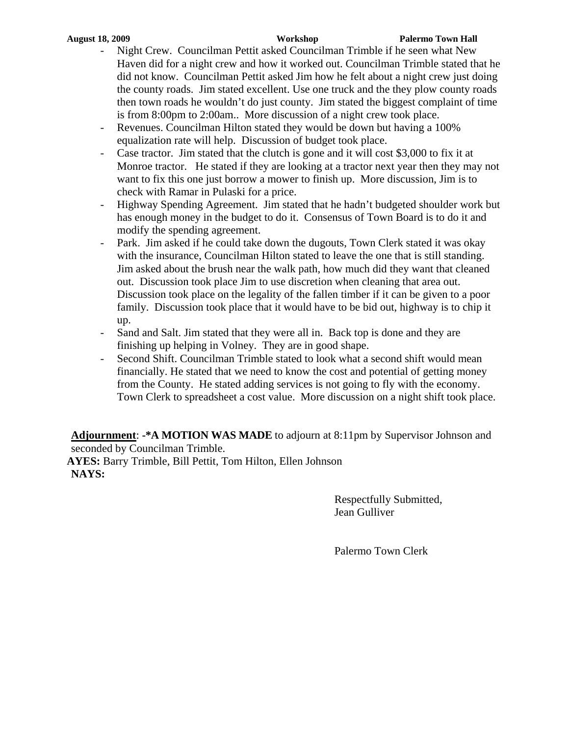- Night Crew. Councilman Pettit asked Councilman Trimble if he seen what New Haven did for a night crew and how it worked out. Councilman Trimble stated that he did not know. Councilman Pettit asked Jim how he felt about a night crew just doing the county roads. Jim stated excellent. Use one truck and the they plow county roads then town roads he wouldn't do just county. Jim stated the biggest complaint of time is from 8:00pm to 2:00am.. More discussion of a night crew took place.
- Revenues. Councilman Hilton stated they would be down but having a 100% equalization rate will help. Discussion of budget took place.
- Case tractor. Jim stated that the clutch is gone and it will cost $3,000 to fix it at Monroe tractor. He stated if they are looking at a tractor next year then they may not want to fix this one just borrow a mower to finish up. More discussion, Jim is to check with Ramar in Pulaski for a price.
- Highway Spending Agreement. Jim stated that he hadn't budgeted shoulder work but has enough money in the budget to do it. Consensus of Town Board is to do it and modify the spending agreement.
- Park. Jim asked if he could take down the dugouts, Town Clerk stated it was okay with the insurance, Councilman Hilton stated to leave the one that is still standing. Jim asked about the brush near the walk path, how much did they want that cleaned out. Discussion took place Jim to use discretion when cleaning that area out. Discussion took place on the legality of the fallen timber if it can be given to a poor family. Discussion took place that it would have to be bid out, highway is to chip it up.
- Sand and Salt. Jim stated that they were all in. Back top is done and they are finishing up helping in Volney. They are in good shape.
- Second Shift. Councilman Trimble stated to look what a second shift would mean financially. He stated that we need to know the cost and potential of getting money from the County. He stated adding services is not going to fly with the economy. Town Clerk to spreadsheet a cost value. More discussion on a night shift took place.

**Adjournment**: **-*A MOTION WAS MADE** to adjourn at 8:11pm by Supervisor Johnson and seconded by Councilman Trimble.

**AYES:** Barry Trimble, Bill Pettit, Tom Hilton, Ellen Johnson

**NAYS:**

Respectfully Submitted,
Jean Gulliver

Palermo Town Clerk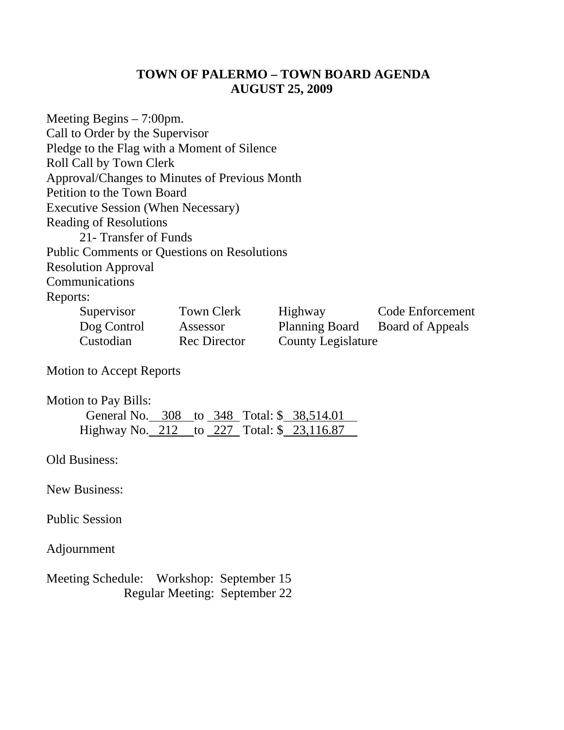# TOWN OF PALERMO – TOWN BOARD AGENDA
## AUGUST 25, 2009

Meeting Begins – 7:00pm.
Call to Order by the Supervisor
Pledge to the Flag with a Moment of Silence
Roll Call by Town Clerk
Approval/Changes to Minutes of Previous Month
Petition to the Town Board
Executive Session (When Necessary)
Reading of Resolutions
    21- Transfer of Funds
Public Comments or Questions on Resolutions
Resolution Approval
Communications
Reports:

| | | | |
|---|---|---|---|
| Supervisor | Town Clerk | Highway | Code Enforcement |
| Dog Control | Assessor | Planning Board | Board of Appeals |
| Custodian | Rec Director | County Legislature | |

Motion to Accept Reports

Motion to Pay Bills:
    General No. 308 to 348 Total: $ 38,514.01
    Highway No. 212 to 227 Total: $ 23,116.87

Old Business:

New Business:

Public Session

Adjournment

Meeting Schedule: Workshop: September 15
    Regular Meeting: September 22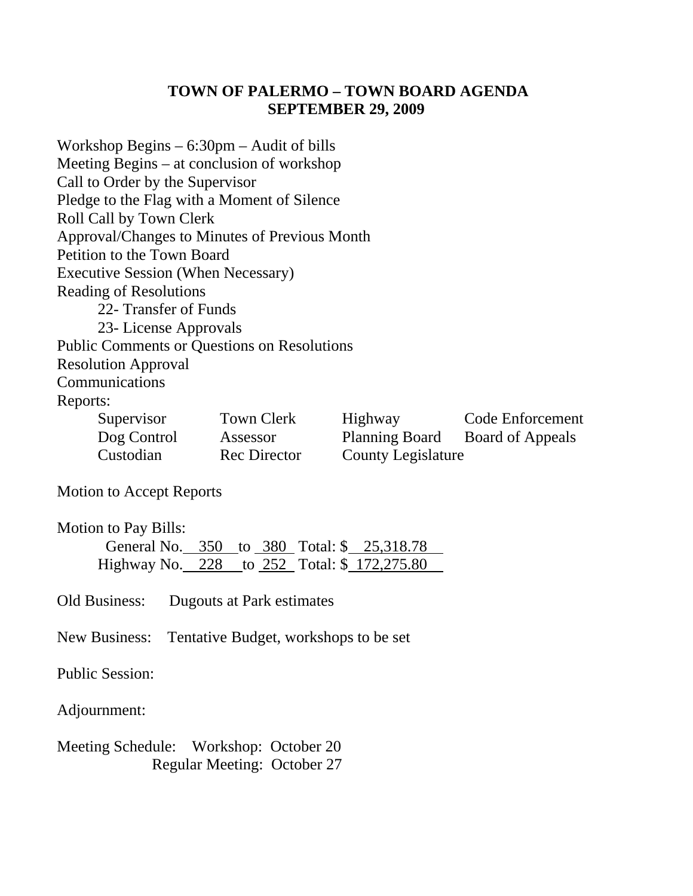# TOWN OF PALERMO – TOWN BOARD AGENDA
## SEPTEMBER 29, 2009

Workshop Begins – 6:30pm – Audit of bills
Meeting Begins – at conclusion of workshop
Call to Order by the Supervisor
Pledge to the Flag with a Moment of Silence
Roll Call by Town Clerk
Approval/Changes to Minutes of Previous Month
Petition to the Town Board
Executive Session (When Necessary)
Reading of Resolutions

- 22- Transfer of Funds
- 23- License Approvals

Public Comments or Questions on Resolutions
Resolution Approval
Communications
Reports:

| | | | |
|---|---|---|---|
| Supervisor | Town Clerk | Highway | Code Enforcement |
| Dog Control | Assessor | Planning Board | Board of Appeals |
| Custodian | Rec Director | County Legislature | |

Motion to Accept Reports

Motion to Pay Bills:

General No. 350 to 380 Total: $ 25,318.78
Highway No. 228 to 252 Total: $ 172,275.80

Old Business: Dugouts at Park estimates

New Business: Tentative Budget, workshops to be set

Public Session:

Adjournment:

Meeting Schedule: Workshop: October 20
Regular Meeting: October 27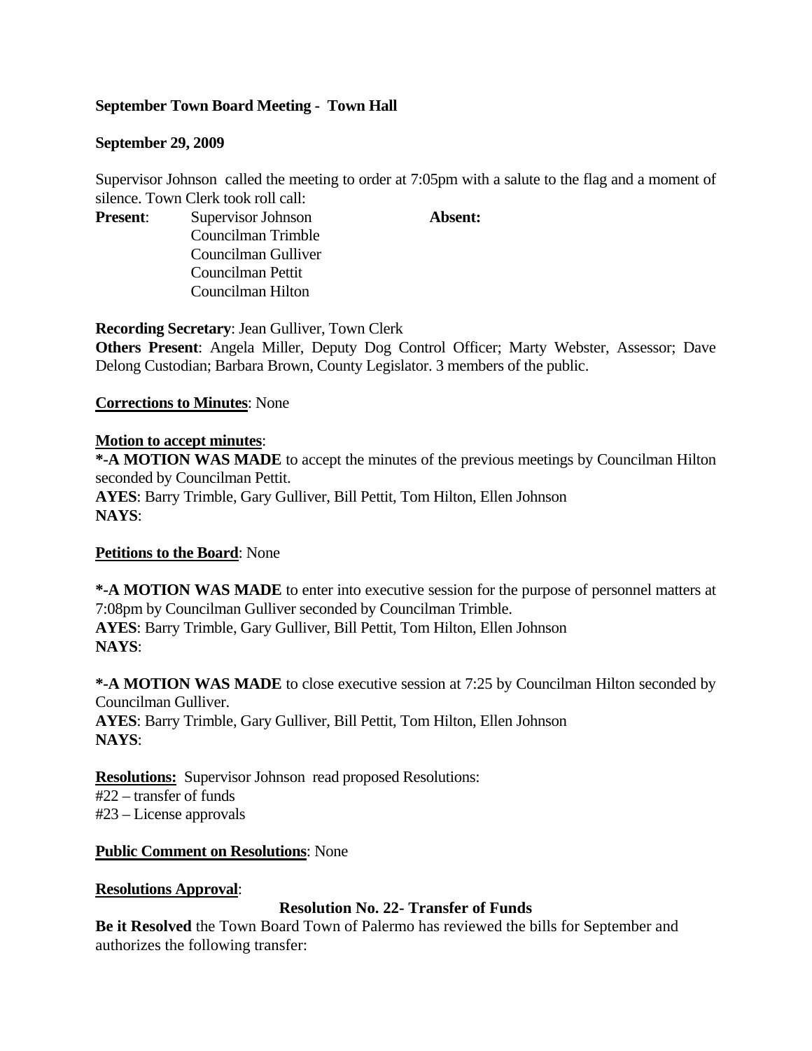**September Town Board Meeting - Town Hall**

**September 29, 2009**

Supervisor Johnson called the meeting to order at 7:05pm with a salute to the flag and a moment of silence. Town Clerk took roll call:

**Present**: Supervisor Johnson
Councilman Trimble
Councilman Gulliver
Councilman Pettit
Councilman Hilton

**Absent:**

**Recording Secretary**: Jean Gulliver, Town Clerk

**Others Present**: Angela Miller, Deputy Dog Control Officer; Marty Webster, Assessor; Dave Delong Custodian; Barbara Brown, County Legislator. 3 members of the public.

**Corrections to Minutes**: None

**Motion to accept minutes**:

***-A MOTION WAS MADE** to accept the minutes of the previous meetings by Councilman Hilton seconded by Councilman Pettit.
**AYES**: Barry Trimble, Gary Gulliver, Bill Pettit, Tom Hilton, Ellen Johnson
**NAYS**:

**Petitions to the Board**: None

***-A MOTION WAS MADE** to enter into executive session for the purpose of personnel matters at 7:08pm by Councilman Gulliver seconded by Councilman Trimble.
**AYES**: Barry Trimble, Gary Gulliver, Bill Pettit, Tom Hilton, Ellen Johnson
**NAYS**:

***-A MOTION WAS MADE** to close executive session at 7:25 by Councilman Hilton seconded by Councilman Gulliver.
**AYES**: Barry Trimble, Gary Gulliver, Bill Pettit, Tom Hilton, Ellen Johnson
**NAYS**:

**Resolutions:** Supervisor Johnson read proposed Resolutions:
#22 – transfer of funds
#23 – License approvals

**Public Comment on Resolutions**: None

**Resolutions Approval**:

**Resolution No. 22- Transfer of Funds**

**Be it Resolved** the Town Board Town of Palermo has reviewed the bills for September and authorizes the following transfer: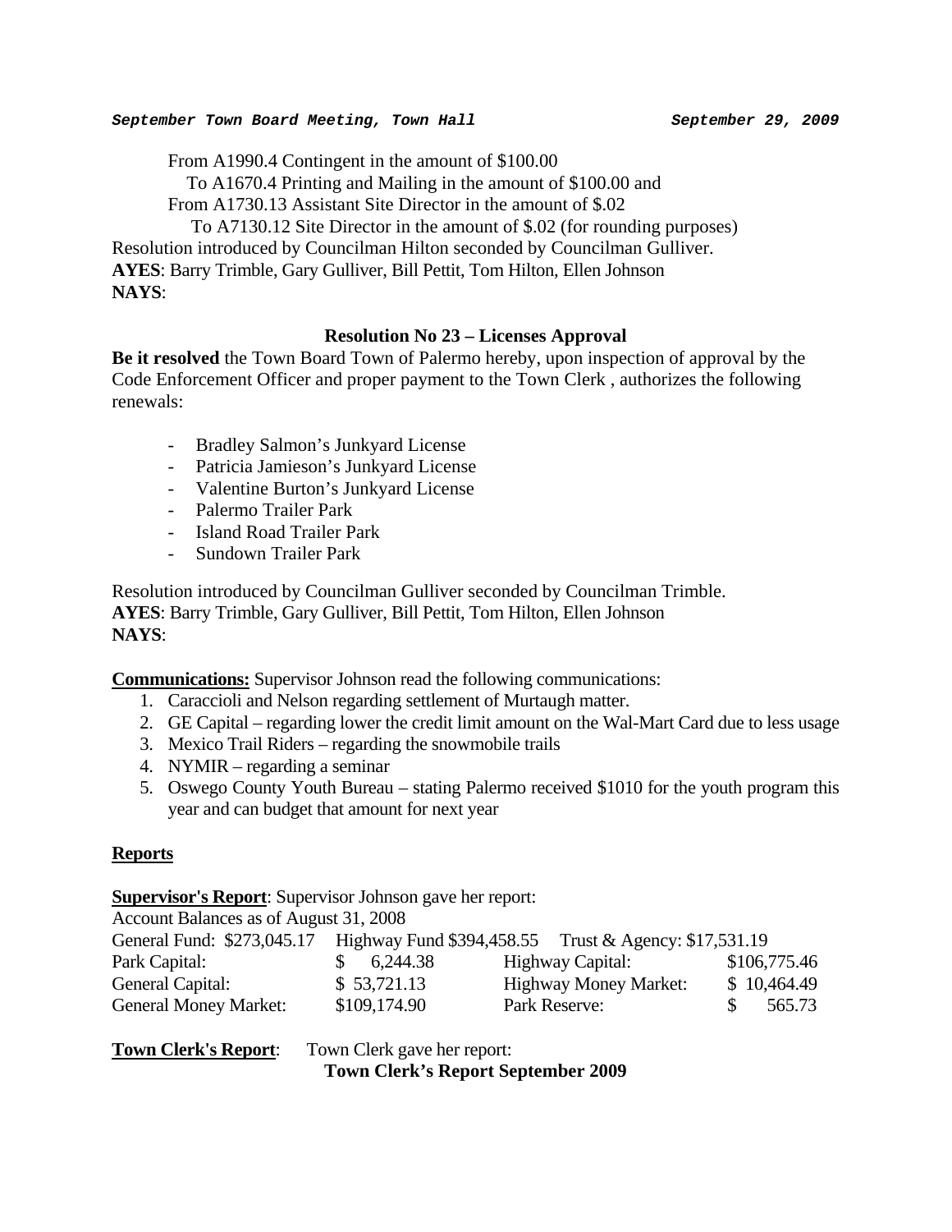From A1990.4 Contingent in the amount of $100.00

To A1670.4 Printing and Mailing in the amount of $100.00 and

From A1730.13 Assistant Site Director in the amount of $.02

To A7130.12 Site Director in the amount of $.02 (for rounding purposes)

Resolution introduced by Councilman Hilton seconded by Councilman Gulliver.

**AYES**: Barry Trimble, Gary Gulliver, Bill Pettit, Tom Hilton, Ellen Johnson

**NAYS**:

### Resolution No 23 – Licenses Approval

**Be it resolved** the Town Board Town of Palermo hereby, upon inspection of approval by the Code Enforcement Officer and proper payment to the Town Clerk , authorizes the following renewals:

- Bradley Salmon's Junkyard License
- Patricia Jamieson's Junkyard License
- Valentine Burton's Junkyard License
- Palermo Trailer Park
- Island Road Trailer Park
- Sundown Trailer Park

Resolution introduced by Councilman Gulliver seconded by Councilman Trimble.

**AYES**: Barry Trimble, Gary Gulliver, Bill Pettit, Tom Hilton, Ellen Johnson

**NAYS**:

**Communications:** Supervisor Johnson read the following communications:

1. Caraccioli and Nelson regarding settlement of Murtaugh matter.
2. GE Capital – regarding lower the credit limit amount on the Wal-Mart Card due to less usage
3. Mexico Trail Riders – regarding the snowmobile trails
4. NYMIR – regarding a seminar
5. Oswego County Youth Bureau – stating Palermo received $1010 for the youth program this year and can budget that amount for next year

**Reports**

**Supervisor's Report**: Supervisor Johnson gave her report:

Account Balances as of August 31, 2008

General Fund: $273,045.17 Highway Fund $394,458.55 Trust & Agency: $17,531.19

| | | | |
|---|---|---|---|
| Park Capital: | $ 6,244.38 | Highway Capital: | $106,775.46 |
| General Capital: | $ 53,721.13 | Highway Money Market: | $ 10,464.49 |
| General Money Market: | $109,174.90 | Park Reserve: | $ 565.73 |

**Town Clerk's Report**: Town Clerk gave her report:

**Town Clerk's Report September 2009**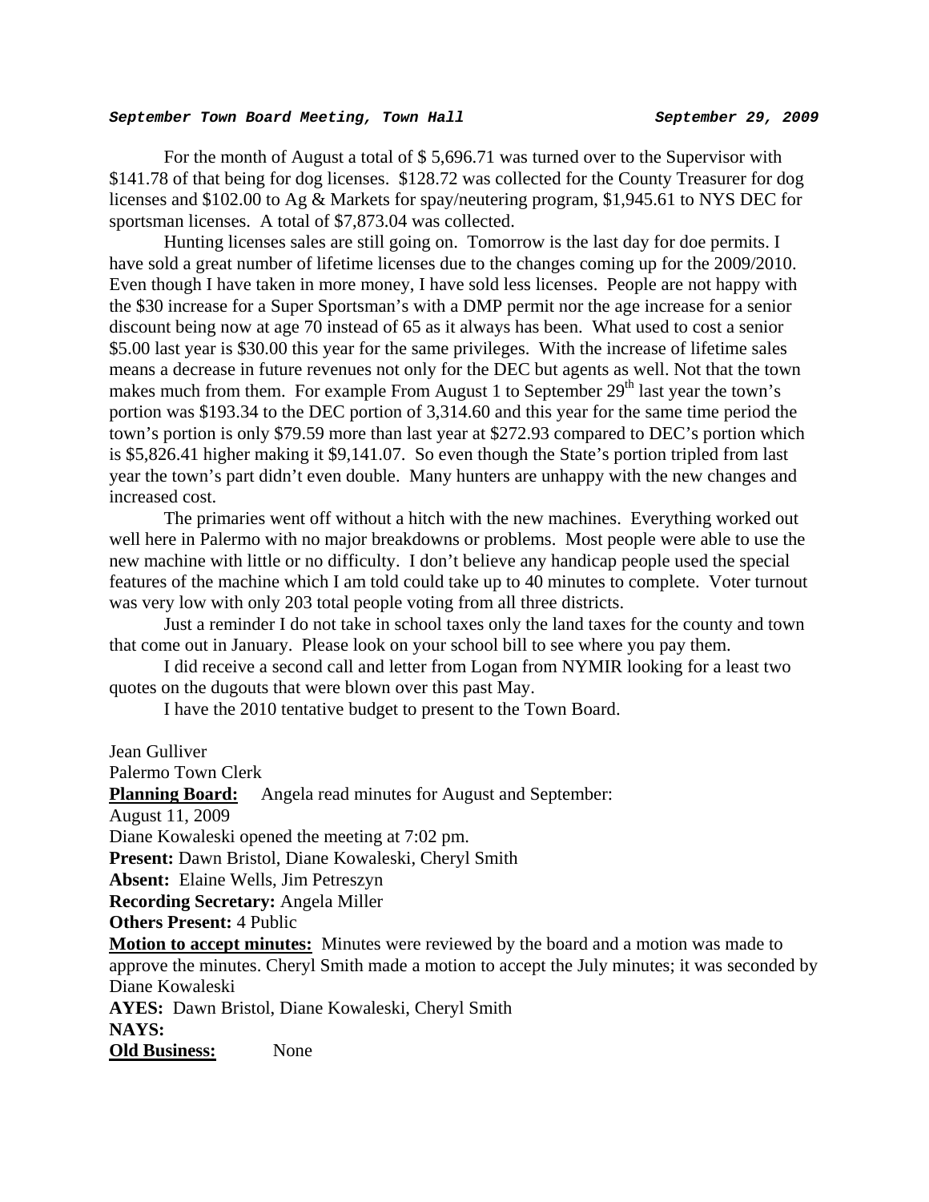For the month of August a total of $ 5,696.71 was turned over to the Supervisor with $141.78 of that being for dog licenses. $128.72 was collected for the County Treasurer for dog licenses and $102.00 to Ag & Markets for spay/neutering program, $1,945.61 to NYS DEC for sportsman licenses. A total of $7,873.04 was collected.

Hunting licenses sales are still going on. Tomorrow is the last day for doe permits. I have sold a great number of lifetime licenses due to the changes coming up for the 2009/2010. Even though I have taken in more money, I have sold less licenses. People are not happy with the $30 increase for a Super Sportsman's with a DMP permit nor the age increase for a senior discount being now at age 70 instead of 65 as it always has been. What used to cost a senior $5.00 last year is $30.00 this year for the same privileges. With the increase of lifetime sales means a decrease in future revenues not only for the DEC but agents as well. Not that the town makes much from them. For example From August 1 to September 29th last year the town's portion was $193.34 to the DEC portion of 3,314.60 and this year for the same time period the town's portion is only $79.59 more than last year at $272.93 compared to DEC's portion which is $5,826.41 higher making it $9,141.07. So even though the State's portion tripled from last year the town's part didn't even double. Many hunters are unhappy with the new changes and increased cost.

The primaries went off without a hitch with the new machines. Everything worked out well here in Palermo with no major breakdowns or problems. Most people were able to use the new machine with little or no difficulty. I don't believe any handicap people used the special features of the machine which I am told could take up to 40 minutes to complete. Voter turnout was very low with only 203 total people voting from all three districts.

Just a reminder I do not take in school taxes only the land taxes for the county and town that come out in January. Please look on your school bill to see where you pay them.

I did receive a second call and letter from Logan from NYMIR looking for a least two quotes on the dugouts that were blown over this past May.

I have the 2010 tentative budget to present to the Town Board.

Jean Gulliver
Palermo Town Clerk

**Planning Board:** Angela read minutes for August and September:

August 11, 2009

Diane Kowaleski opened the meeting at 7:02 pm.

**Present:** Dawn Bristol, Diane Kowaleski, Cheryl Smith

**Absent:** Elaine Wells, Jim Petreszyn

**Recording Secretary:** Angela Miller

**Others Present:** 4 Public

**Motion to accept minutes:** Minutes were reviewed by the board and a motion was made to approve the minutes. Cheryl Smith made a motion to accept the July minutes; it was seconded by Diane Kowaleski

**AYES:** Dawn Bristol, Diane Kowaleski, Cheryl Smith

**NAYS:**

**Old Business:** None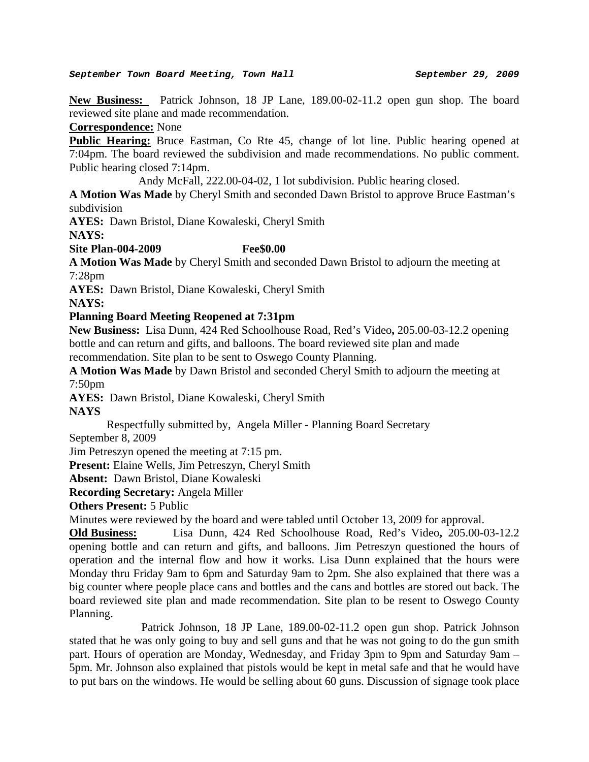***September Town Board Meeting, Town Hall*** ***September 29, 2009***

**New Business:** Patrick Johnson, 18 JP Lane, 189.00-02-11.2 open gun shop. The board reviewed site plane and made recommendation.

**Correspondence:** None

**Public Hearing:** Bruce Eastman, Co Rte 45, change of lot line. Public hearing opened at 7:04pm. The board reviewed the subdivision and made recommendations. No public comment. Public hearing closed 7:14pm.

Andy McFall, 222.00-04-02, 1 lot subdivision. Public hearing closed.

**A Motion Was Made** by Cheryl Smith and seconded Dawn Bristol to approve Bruce Eastman's subdivision

**AYES:** Dawn Bristol, Diane Kowaleski, Cheryl Smith

**NAYS:**

**Site Plan-004-2009 Fee$0.00**

**A Motion Was Made** by Cheryl Smith and seconded Dawn Bristol to adjourn the meeting at 7:28pm

**AYES:** Dawn Bristol, Diane Kowaleski, Cheryl Smith

**NAYS:**

**Planning Board Meeting Reopened at 7:31pm**

**New Business:** Lisa Dunn, 424 Red Schoolhouse Road, Red's Video**,** 205.00-03-12.2 opening bottle and can return and gifts, and balloons. The board reviewed site plan and made recommendation. Site plan to be sent to Oswego County Planning.

**A Motion Was Made** by Dawn Bristol and seconded Cheryl Smith to adjourn the meeting at 7:50pm

**AYES:** Dawn Bristol, Diane Kowaleski, Cheryl Smith

**NAYS**

Respectfully submitted by, Angela Miller - Planning Board Secretary

September 8, 2009

Jim Petreszyn opened the meeting at 7:15 pm.

**Present:** Elaine Wells, Jim Petreszyn, Cheryl Smith

**Absent:** Dawn Bristol, Diane Kowaleski

**Recording Secretary:** Angela Miller

**Others Present:** 5 Public

Minutes were reviewed by the board and were tabled until October 13, 2009 for approval.

**Old Business:** Lisa Dunn, 424 Red Schoolhouse Road, Red's Video**,** 205.00-03-12.2 opening bottle and can return and gifts, and balloons. Jim Petreszyn questioned the hours of operation and the internal flow and how it works. Lisa Dunn explained that the hours were Monday thru Friday 9am to 6pm and Saturday 9am to 2pm. She also explained that there was a big counter where people place cans and bottles and the cans and bottles are stored out back. The board reviewed site plan and made recommendation. Site plan to be resent to Oswego County Planning.

Patrick Johnson, 18 JP Lane, 189.00-02-11.2 open gun shop. Patrick Johnson stated that he was only going to buy and sell guns and that he was not going to do the gun smith part. Hours of operation are Monday, Wednesday, and Friday 3pm to 9pm and Saturday 9am – 5pm. Mr. Johnson also explained that pistols would be kept in metal safe and that he would have to put bars on the windows. He would be selling about 60 guns. Discussion of signage took place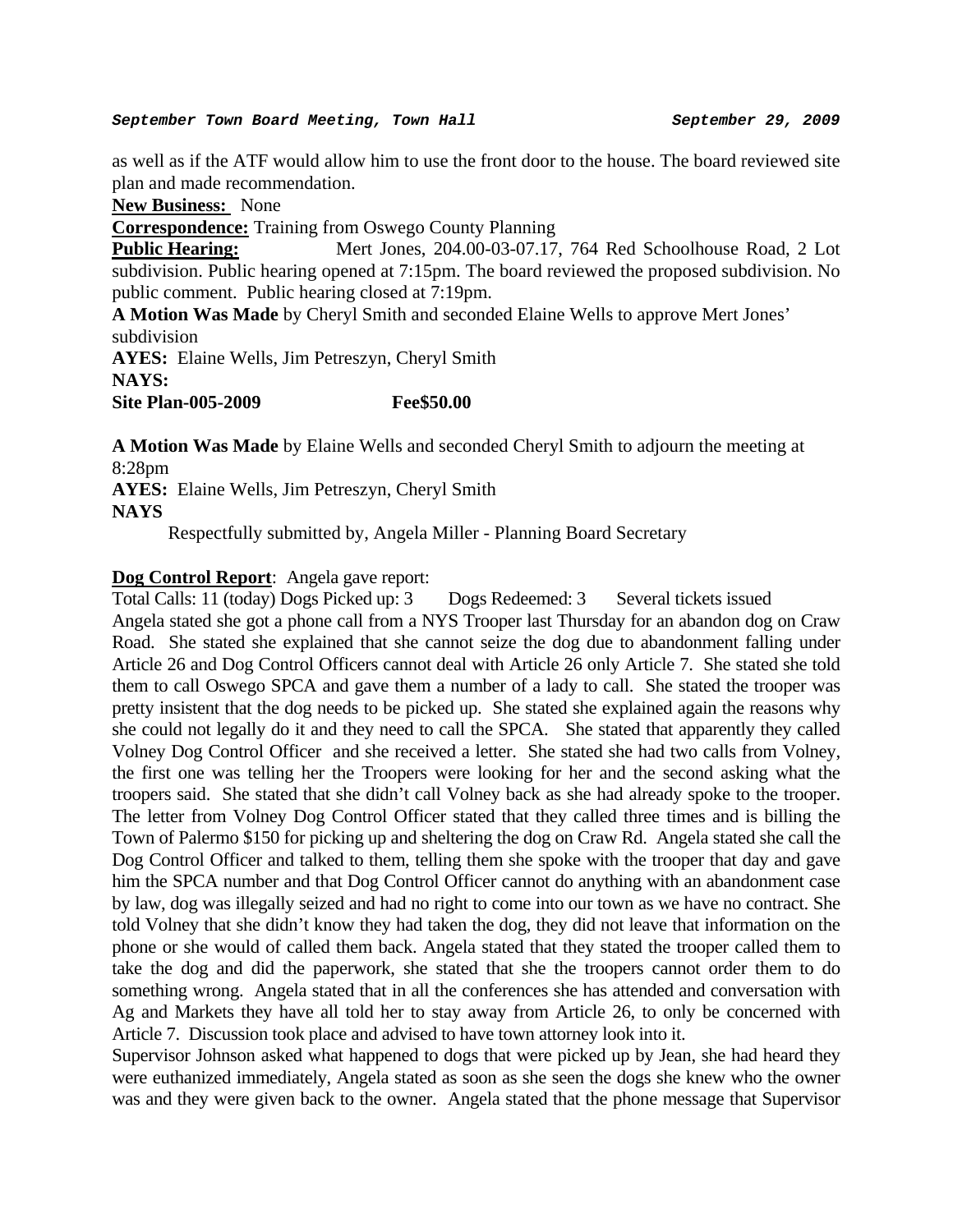as well as if the ATF would allow him to use the front door to the house. The board reviewed site plan and made recommendation.

**New Business:** None

**Correspondence:** Training from Oswego County Planning

**Public Hearing:** Mert Jones, 204.00-03-07.17, 764 Red Schoolhouse Road, 2 Lot subdivision. Public hearing opened at 7:15pm. The board reviewed the proposed subdivision. No public comment. Public hearing closed at 7:19pm.

**A Motion Was Made** by Cheryl Smith and seconded Elaine Wells to approve Mert Jones' subdivision

**AYES:** Elaine Wells, Jim Petreszyn, Cheryl Smith

**NAYS:**

**Site Plan-005-2009 Fee$50.00**

**A Motion Was Made** by Elaine Wells and seconded Cheryl Smith to adjourn the meeting at 8:28pm

**AYES:** Elaine Wells, Jim Petreszyn, Cheryl Smith

**NAYS**

Respectfully submitted by, Angela Miller - Planning Board Secretary

**Dog Control Report**: Angela gave report:

Total Calls: 11 (today) Dogs Picked up: 3 Dogs Redeemed: 3 Several tickets issued

Angela stated she got a phone call from a NYS Trooper last Thursday for an abandon dog on Craw Road. She stated she explained that she cannot seize the dog due to abandonment falling under Article 26 and Dog Control Officers cannot deal with Article 26 only Article 7. She stated she told them to call Oswego SPCA and gave them a number of a lady to call. She stated the trooper was pretty insistent that the dog needs to be picked up. She stated she explained again the reasons why she could not legally do it and they need to call the SPCA. She stated that apparently they called Volney Dog Control Officer and she received a letter. She stated she had two calls from Volney, the first one was telling her the Troopers were looking for her and the second asking what the troopers said. She stated that she didn't call Volney back as she had already spoke to the trooper. The letter from Volney Dog Control Officer stated that they called three times and is billing the Town of Palermo $150 for picking up and sheltering the dog on Craw Rd. Angela stated she call the Dog Control Officer and talked to them, telling them she spoke with the trooper that day and gave him the SPCA number and that Dog Control Officer cannot do anything with an abandonment case by law, dog was illegally seized and had no right to come into our town as we have no contract. She told Volney that she didn't know they had taken the dog, they did not leave that information on the phone or she would of called them back. Angela stated that they stated the trooper called them to take the dog and did the paperwork, she stated that she the troopers cannot order them to do something wrong. Angela stated that in all the conferences she has attended and conversation with Ag and Markets they have all told her to stay away from Article 26, to only be concerned with Article 7. Discussion took place and advised to have town attorney look into it.

Supervisor Johnson asked what happened to dogs that were picked up by Jean, she had heard they were euthanized immediately, Angela stated as soon as she seen the dogs she knew who the owner was and they were given back to the owner. Angela stated that the phone message that Supervisor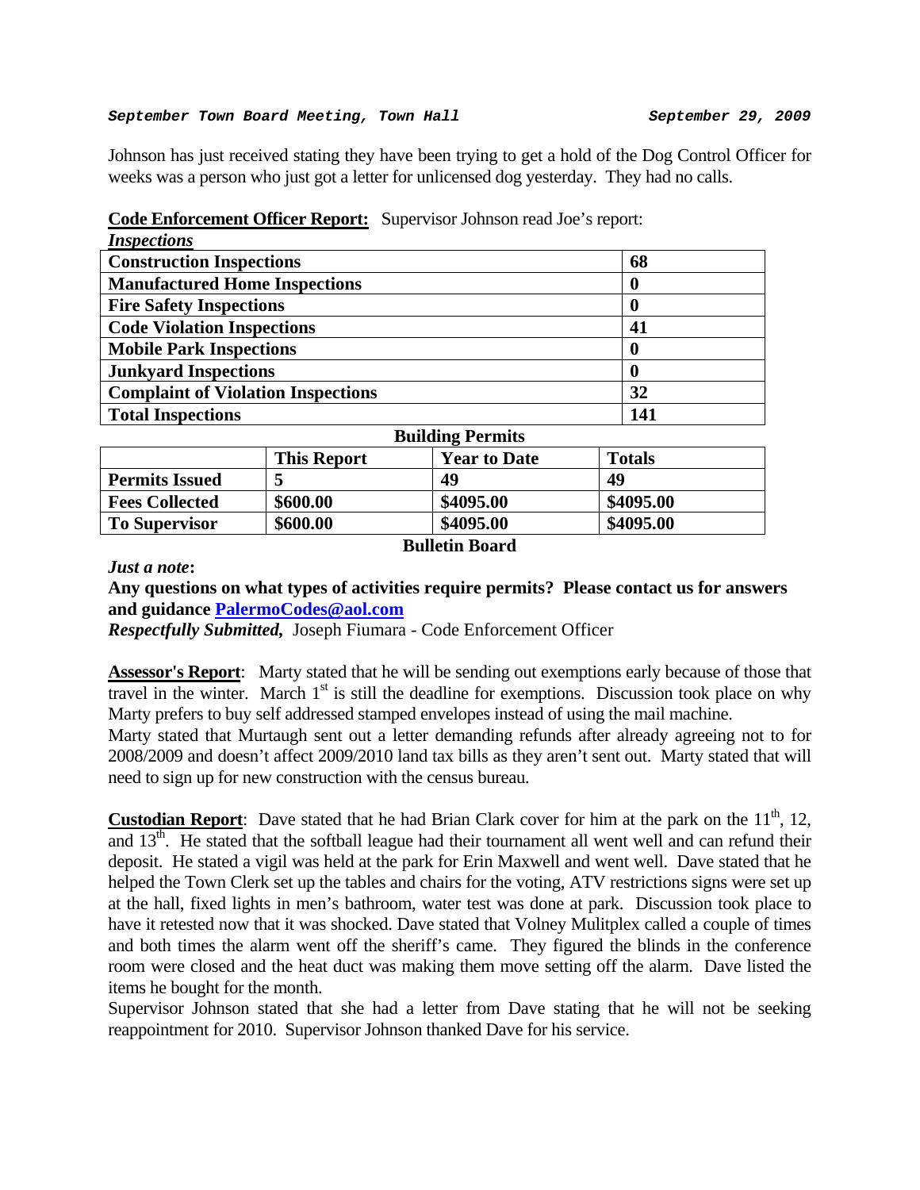Johnson has just received stating they have been trying to get a hold of the Dog Control Officer for weeks was a person who just got a letter for unlicensed dog yesterday. They had no calls.

**Code Enforcement Officer Report:** Supervisor Johnson read Joe's report:

***Inspections***

| Construction Inspections | 68 |
|---|---|
| Manufactured Home Inspections | 0 |
| Fire Safety Inspections | 0 |
| Code Violation Inspections | 41 |
| Mobile Park Inspections | 0 |
| Junkyard Inspections | 0 |
| Complaint of Violation Inspections | 32 |
| Total Inspections | 141 |

**Building Permits**

| | This Report | Year to Date | Totals |
|---|---|---|---|
| Permits Issued | 5 | 49 | 49 |
| Fees Collected | $600.00 | $4095.00 | $4095.00 |
| To Supervisor | $600.00 | $4095.00 | $4095.00 |

**Bulletin Board**

***Just a note*:**

**Any questions on what types of activities require permits? Please contact us for answers and guidance PalermoCodes@aol.com**

***Respectfully Submitted,*** Joseph Fiumara - Code Enforcement Officer

**Assessor's Report**: Marty stated that he will be sending out exemptions early because of those that travel in the winter. March 1st is still the deadline for exemptions. Discussion took place on why Marty prefers to buy self addressed stamped envelopes instead of using the mail machine.
Marty stated that Murtaugh sent out a letter demanding refunds after already agreeing not to for 2008/2009 and doesn't affect 2009/2010 land tax bills as they aren't sent out. Marty stated that will need to sign up for new construction with the census bureau.

**Custodian Report**: Dave stated that he had Brian Clark cover for him at the park on the 11th, 12, and 13th. He stated that the softball league had their tournament all went well and can refund their deposit. He stated a vigil was held at the park for Erin Maxwell and went well. Dave stated that he helped the Town Clerk set up the tables and chairs for the voting, ATV restrictions signs were set up at the hall, fixed lights in men's bathroom, water test was done at park. Discussion took place to have it retested now that it was shocked. Dave stated that Volney Mulitplex called a couple of times and both times the alarm went off the sheriff's came. They figured the blinds in the conference room were closed and the heat duct was making them move setting off the alarm. Dave listed the items he bought for the month.
Supervisor Johnson stated that she had a letter from Dave stating that he will not be seeking reappointment for 2010. Supervisor Johnson thanked Dave for his service.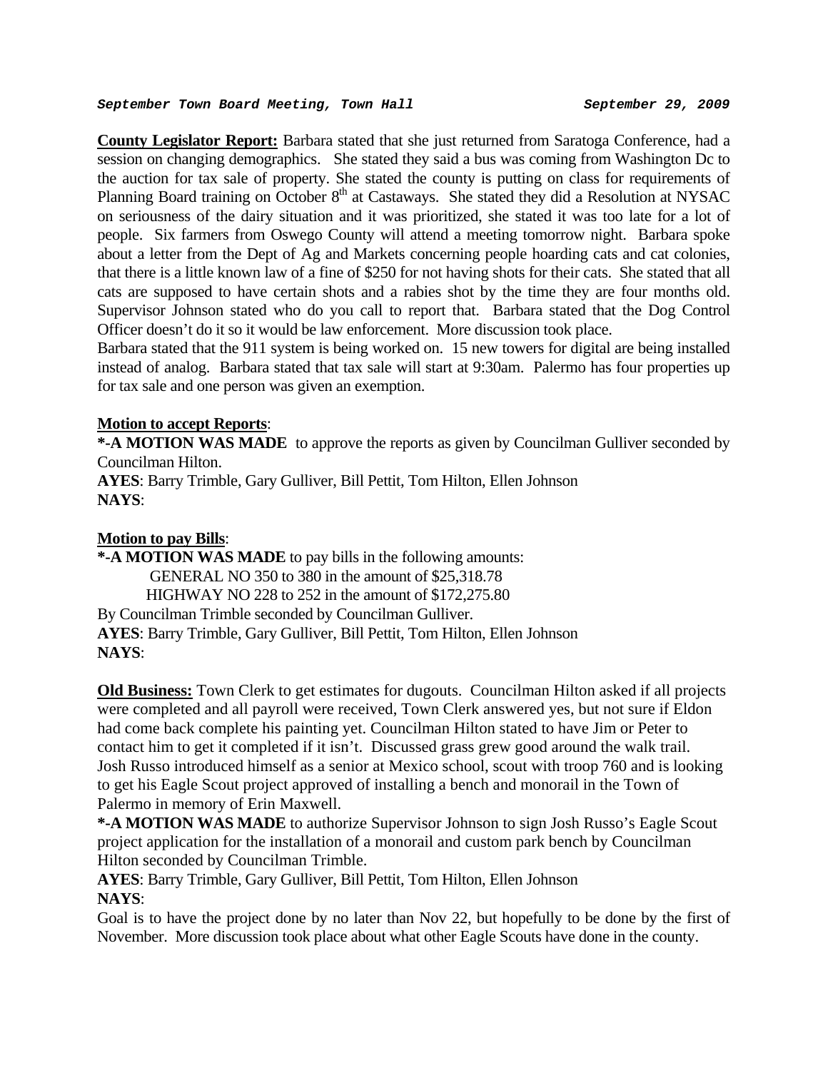**County Legislator Report:** Barbara stated that she just returned from Saratoga Conference, had a session on changing demographics. She stated they said a bus was coming from Washington Dc to the auction for tax sale of property. She stated the county is putting on class for requirements of Planning Board training on October 8th at Castaways. She stated they did a Resolution at NYSAC on seriousness of the dairy situation and it was prioritized, she stated it was too late for a lot of people. Six farmers from Oswego County will attend a meeting tomorrow night. Barbara spoke about a letter from the Dept of Ag and Markets concerning people hoarding cats and cat colonies, that there is a little known law of a fine of $250 for not having shots for their cats. She stated that all cats are supposed to have certain shots and a rabies shot by the time they are four months old. Supervisor Johnson stated who do you call to report that. Barbara stated that the Dog Control Officer doesn't do it so it would be law enforcement. More discussion took place.

Barbara stated that the 911 system is being worked on. 15 new towers for digital are being installed instead of analog. Barbara stated that tax sale will start at 9:30am. Palermo has four properties up for tax sale and one person was given an exemption.

**Motion to accept Reports**:

**\*-A MOTION WAS MADE** to approve the reports as given by Councilman Gulliver seconded by Councilman Hilton.

**AYES**: Barry Trimble, Gary Gulliver, Bill Pettit, Tom Hilton, Ellen Johnson

**NAYS**:

**Motion to pay Bills**:

**\*-A MOTION WAS MADE** to pay bills in the following amounts:

GENERAL NO 350 to 380 in the amount of $25,318.78

HIGHWAY NO 228 to 252 in the amount of $172,275.80

By Councilman Trimble seconded by Councilman Gulliver.

**AYES**: Barry Trimble, Gary Gulliver, Bill Pettit, Tom Hilton, Ellen Johnson

**NAYS**:

**Old Business:** Town Clerk to get estimates for dugouts. Councilman Hilton asked if all projects were completed and all payroll were received, Town Clerk answered yes, but not sure if Eldon had come back complete his painting yet. Councilman Hilton stated to have Jim or Peter to contact him to get it completed if it isn't. Discussed grass grew good around the walk trail. Josh Russo introduced himself as a senior at Mexico school, scout with troop 760 and is looking to get his Eagle Scout project approved of installing a bench and monorail in the Town of Palermo in memory of Erin Maxwell.

**\*-A MOTION WAS MADE** to authorize Supervisor Johnson to sign Josh Russo's Eagle Scout project application for the installation of a monorail and custom park bench by Councilman Hilton seconded by Councilman Trimble.

**AYES**: Barry Trimble, Gary Gulliver, Bill Pettit, Tom Hilton, Ellen Johnson

**NAYS**:

Goal is to have the project done by no later than Nov 22, but hopefully to be done by the first of November. More discussion took place about what other Eagle Scouts have done in the county.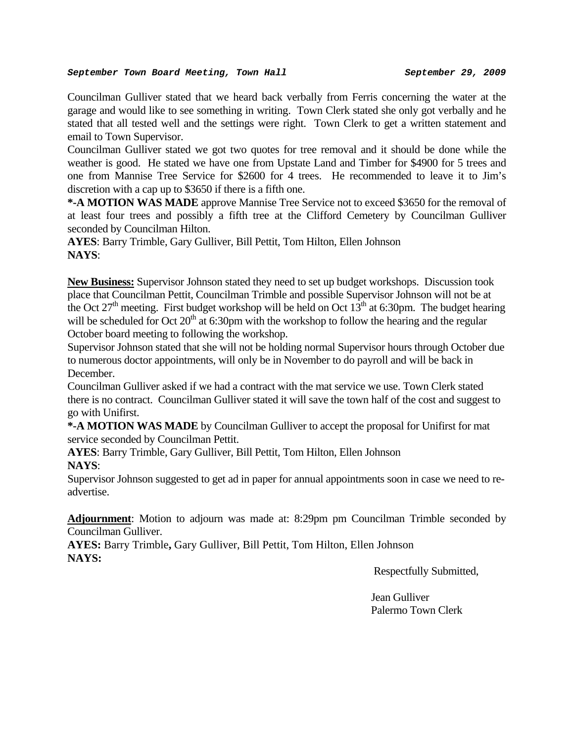Councilman Gulliver stated that we heard back verbally from Ferris concerning the water at the garage and would like to see something in writing. Town Clerk stated she only got verbally and he stated that all tested well and the settings were right. Town Clerk to get a written statement and email to Town Supervisor.

Councilman Gulliver stated we got two quotes for tree removal and it should be done while the weather is good. He stated we have one from Upstate Land and Timber for $4900 for 5 trees and one from Mannise Tree Service for $2600 for 4 trees. He recommended to leave it to Jim's discretion with a cap up to $3650 if there is a fifth one.

**\*-A MOTION WAS MADE** approve Mannise Tree Service not to exceed $3650 for the removal of at least four trees and possibly a fifth tree at the Clifford Cemetery by Councilman Gulliver seconded by Councilman Hilton.

**AYES**: Barry Trimble, Gary Gulliver, Bill Pettit, Tom Hilton, Ellen Johnson
**NAYS**:

**New Business:** Supervisor Johnson stated they need to set up budget workshops. Discussion took place that Councilman Pettit, Councilman Trimble and possible Supervisor Johnson will not be at the Oct 27th meeting. First budget workshop will be held on Oct 13th at 6:30pm. The budget hearing will be scheduled for Oct 20th at 6:30pm with the workshop to follow the hearing and the regular October board meeting to following the workshop.

Supervisor Johnson stated that she will not be holding normal Supervisor hours through October due to numerous doctor appointments, will only be in November to do payroll and will be back in December.

Councilman Gulliver asked if we had a contract with the mat service we use. Town Clerk stated there is no contract. Councilman Gulliver stated it will save the town half of the cost and suggest to go with Unifirst.

**\*-A MOTION WAS MADE** by Councilman Gulliver to accept the proposal for Unifirst for mat service seconded by Councilman Pettit.

**AYES**: Barry Trimble, Gary Gulliver, Bill Pettit, Tom Hilton, Ellen Johnson
**NAYS**:

Supervisor Johnson suggested to get ad in paper for annual appointments soon in case we need to re-advertise.

**Adjournment**: Motion to adjourn was made at: 8:29pm pm Councilman Trimble seconded by Councilman Gulliver.

**AYES:** Barry Trimble**,** Gary Gulliver, Bill Pettit, Tom Hilton, Ellen Johnson
**NAYS:**

Respectfully Submitted,

Jean Gulliver
Palermo Town Clerk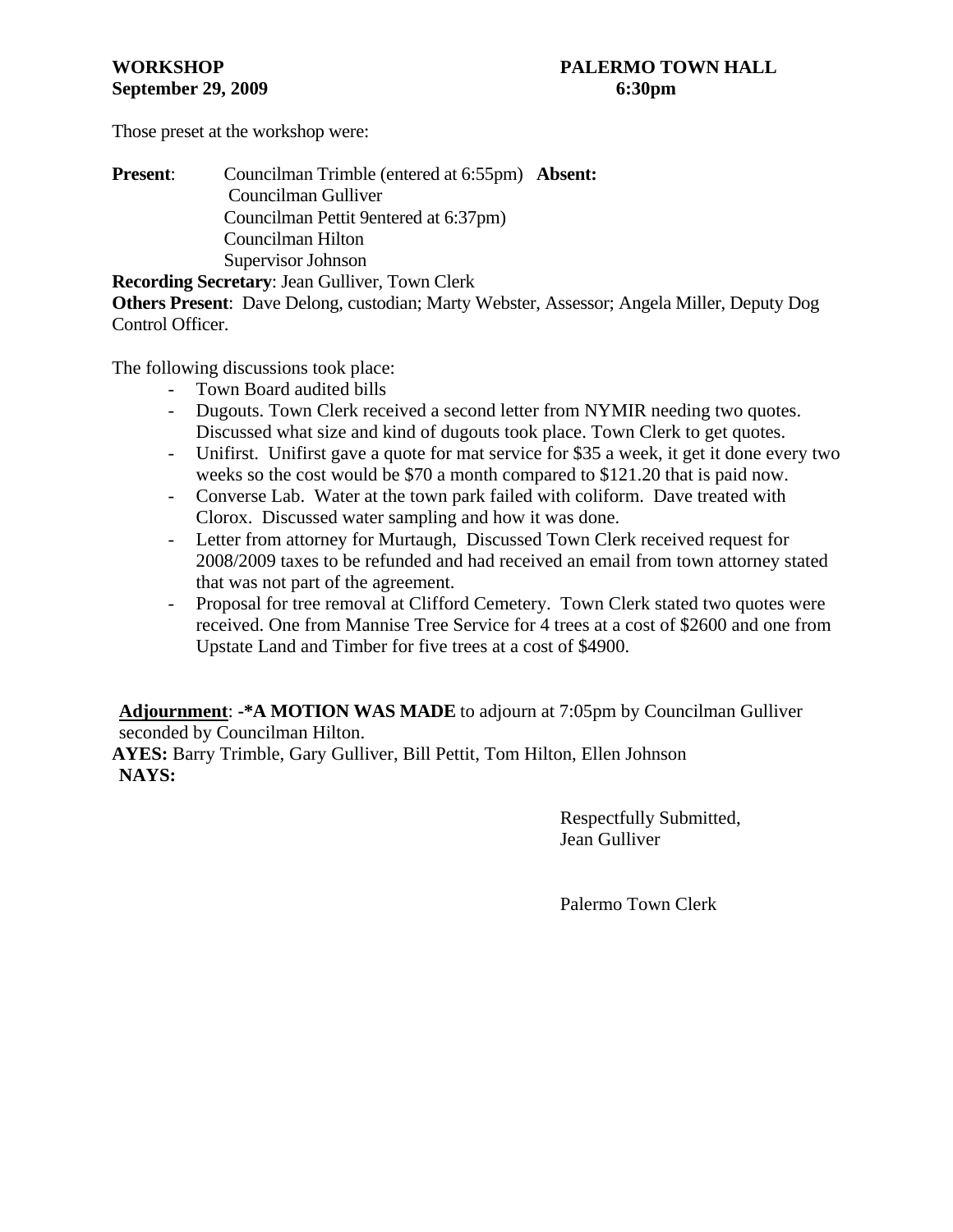**WORKSHOP** **PALERMO TOWN HALL**
**September 29, 2009** **6:30pm**

Those preset at the workshop were:

**Present**: Councilman Trimble (entered at 6:55pm) **Absent:**
Councilman Gulliver
Councilman Pettit 9entered at 6:37pm)
Councilman Hilton
Supervisor Johnson

**Recording Secretary**: Jean Gulliver, Town Clerk
**Others Present**: Dave Delong, custodian; Marty Webster, Assessor; Angela Miller, Deputy Dog Control Officer.

The following discussions took place:

- Town Board audited bills
- Dugouts. Town Clerk received a second letter from NYMIR needing two quotes. Discussed what size and kind of dugouts took place. Town Clerk to get quotes.
- Unifirst. Unifirst gave a quote for mat service for $35 a week, it get it done every two weeks so the cost would be $70 a month compared to $121.20 that is paid now.
- Converse Lab. Water at the town park failed with coliform. Dave treated with Clorox. Discussed water sampling and how it was done.
- Letter from attorney for Murtaugh, Discussed Town Clerk received request for 2008/2009 taxes to be refunded and had received an email from town attorney stated that was not part of the agreement.
- Proposal for tree removal at Clifford Cemetery. Town Clerk stated two quotes were received. One from Mannise Tree Service for 4 trees at a cost of $2600 and one from Upstate Land and Timber for five trees at a cost of $4900.

**Adjournment**: **-*A MOTION WAS MADE** to adjourn at 7:05pm by Councilman Gulliver seconded by Councilman Hilton.
**AYES:** Barry Trimble, Gary Gulliver, Bill Pettit, Tom Hilton, Ellen Johnson
**NAYS:**

Respectfully Submitted,
Jean Gulliver

Palermo Town Clerk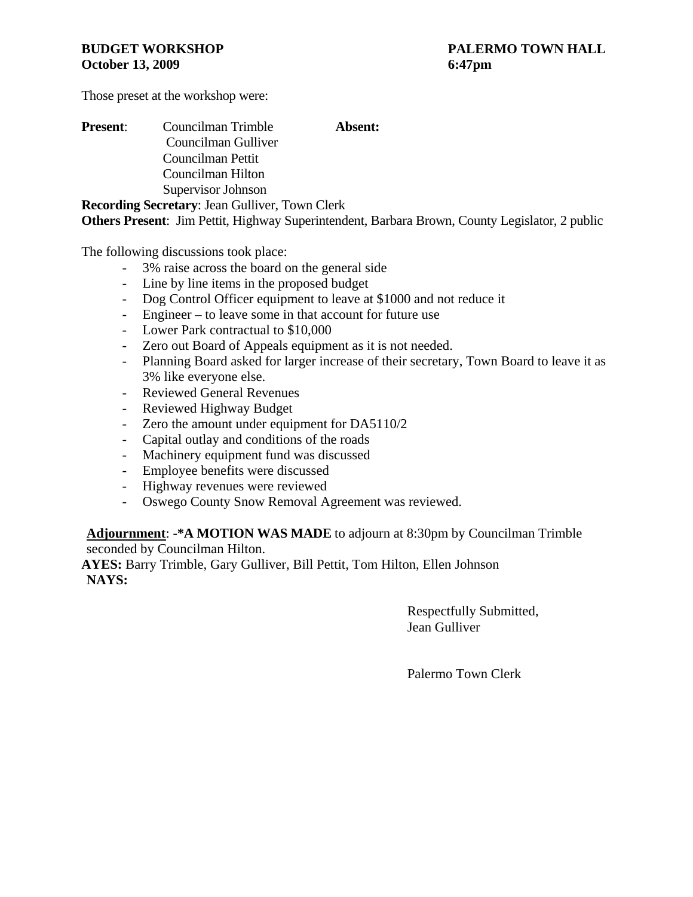**BUDGET WORKSHOP** **PALERMO TOWN HALL**
**October 13, 2009** **6:47pm**

Those preset at the workshop were:

**Present**: Councilman Trimble **Absent:**
Councilman Gulliver
Councilman Pettit
Councilman Hilton
Supervisor Johnson

**Recording Secretary**: Jean Gulliver, Town Clerk
**Others Present**: Jim Pettit, Highway Superintendent, Barbara Brown, County Legislator, 2 public

The following discussions took place:

- 3% raise across the board on the general side
- Line by line items in the proposed budget
- Dog Control Officer equipment to leave at $1000 and not reduce it
- Engineer – to leave some in that account for future use
- Lower Park contractual to $10,000
- Zero out Board of Appeals equipment as it is not needed.
- Planning Board asked for larger increase of their secretary, Town Board to leave it as 3% like everyone else.
- Reviewed General Revenues
- Reviewed Highway Budget
- Zero the amount under equipment for DA5110/2
- Capital outlay and conditions of the roads
- Machinery equipment fund was discussed
- Employee benefits were discussed
- Highway revenues were reviewed
- Oswego County Snow Removal Agreement was reviewed.

**Adjournment**: **-*A MOTION WAS MADE** to adjourn at 8:30pm by Councilman Trimble seconded by Councilman Hilton.
**AYES:** Barry Trimble, Gary Gulliver, Bill Pettit, Tom Hilton, Ellen Johnson
**NAYS:**

Respectfully Submitted,
Jean Gulliver

Palermo Town Clerk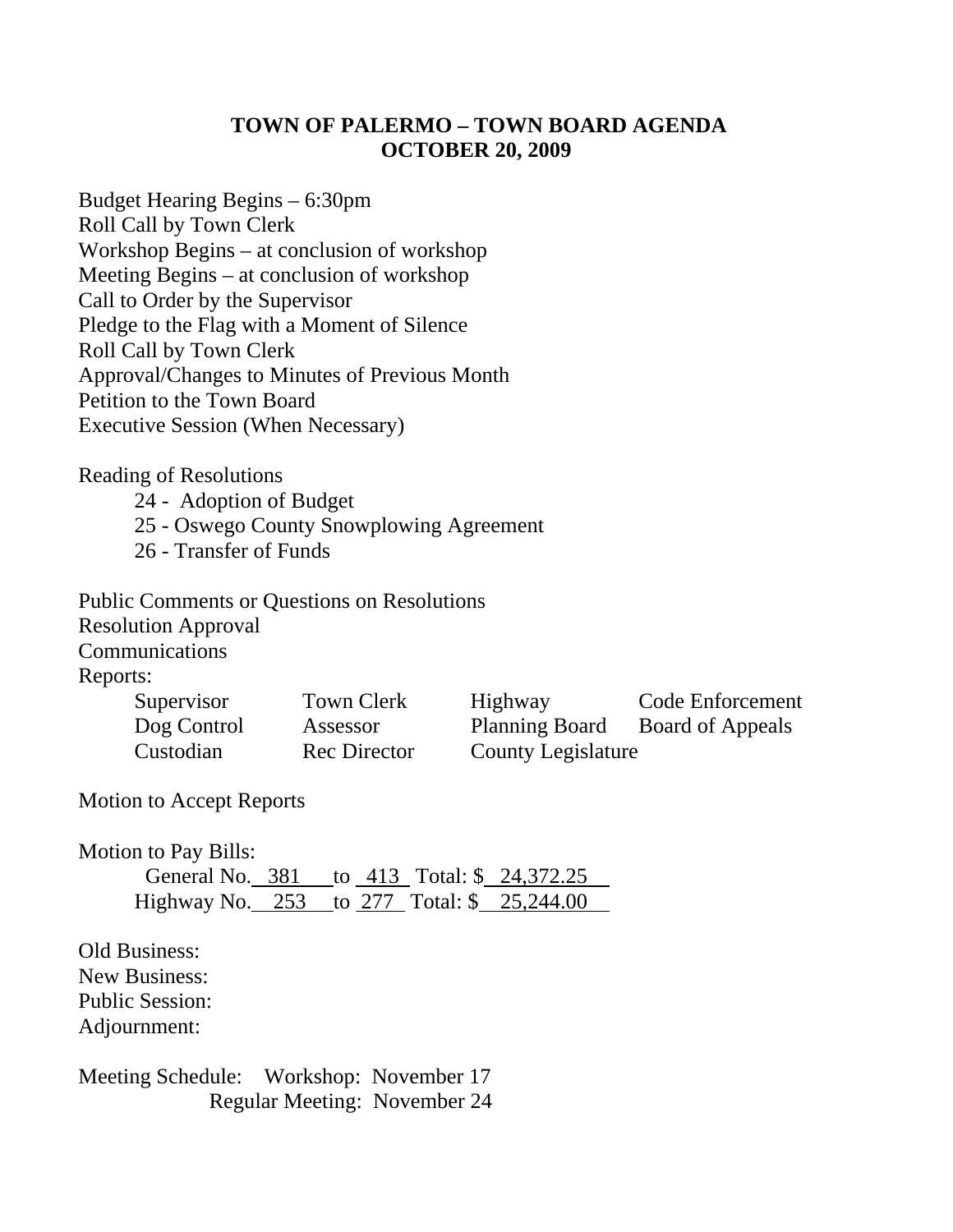# TOWN OF PALERMO – TOWN BOARD AGENDA
# OCTOBER 20, 2009

Budget Hearing Begins – 6:30pm
Roll Call by Town Clerk
Workshop Begins – at conclusion of workshop
Meeting Begins – at conclusion of workshop
Call to Order by the Supervisor
Pledge to the Flag with a Moment of Silence
Roll Call by Town Clerk
Approval/Changes to Minutes of Previous Month
Petition to the Town Board
Executive Session (When Necessary)

Reading of Resolutions

- 24 - Adoption of Budget
- 25 - Oswego County Snowplowing Agreement
- 26 - Transfer of Funds

Public Comments or Questions on Resolutions
Resolution Approval
Communications
Reports:

| | | | |
|---|---|---|---|
| Supervisor | Town Clerk | Highway | Code Enforcement |
| Dog Control | Assessor | Planning Board | Board of Appeals |
| Custodian | Rec Director | County Legislature | |

Motion to Accept Reports

Motion to Pay Bills:

General No. 381 to 413 Total: $ 24,372.25
Highway No. 253 to 277 Total: $ 25,244.00

Old Business:
New Business:
Public Session:
Adjournment:

Meeting Schedule: Workshop: November 17
Regular Meeting: November 24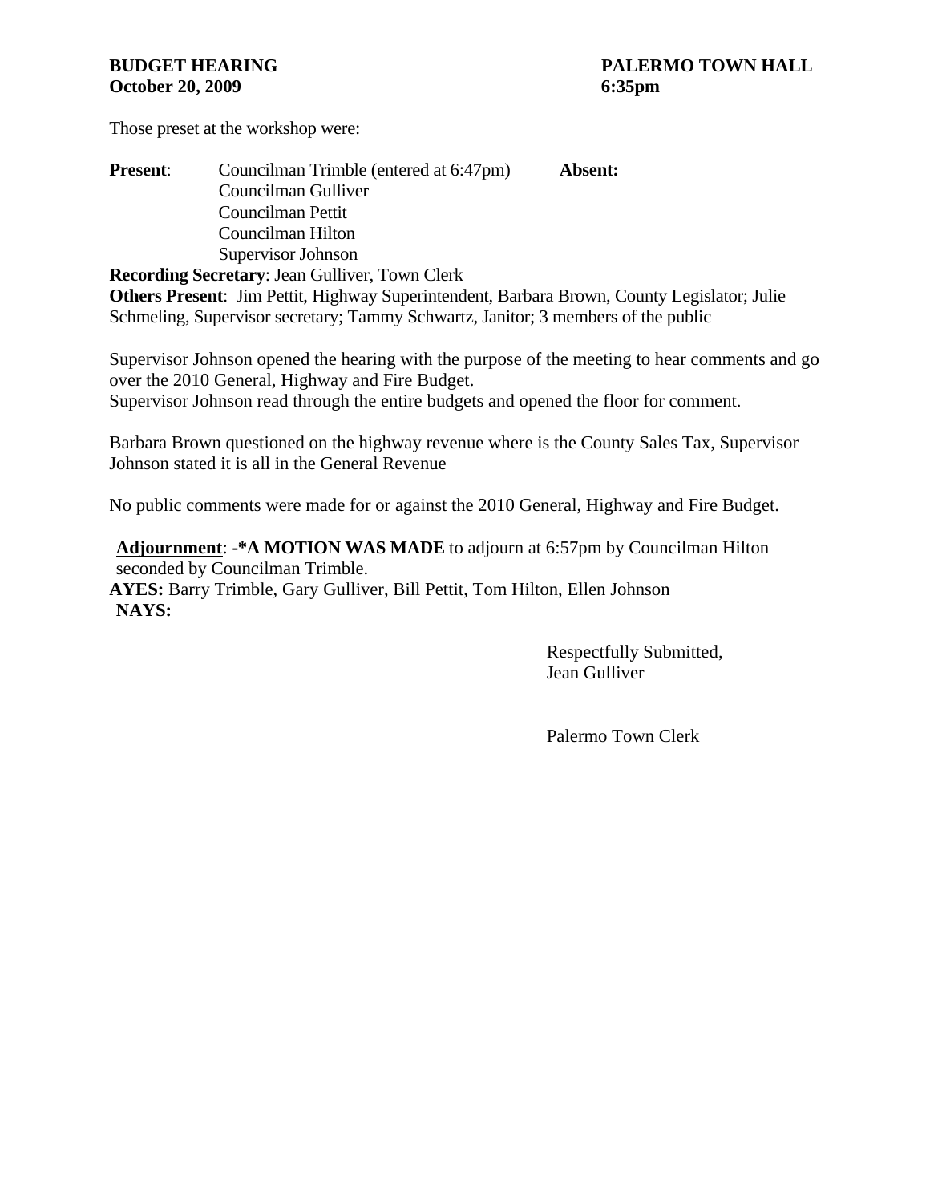**BUDGET HEARING** **PALERMO TOWN HALL**
**October 20, 2009** **6:35pm**

Those preset at the workshop were:

**Present**: Councilman Trimble (entered at 6:47pm) **Absent:**
Councilman Gulliver
Councilman Pettit
Councilman Hilton
Supervisor Johnson

**Recording Secretary**: Jean Gulliver, Town Clerk
**Others Present**: Jim Pettit, Highway Superintendent, Barbara Brown, County Legislator; Julie Schmeling, Supervisor secretary; Tammy Schwartz, Janitor; 3 members of the public

Supervisor Johnson opened the hearing with the purpose of the meeting to hear comments and go over the 2010 General, Highway and Fire Budget.
Supervisor Johnson read through the entire budgets and opened the floor for comment.

Barbara Brown questioned on the highway revenue where is the County Sales Tax, Supervisor Johnson stated it is all in the General Revenue

No public comments were made for or against the 2010 General, Highway and Fire Budget.

**Adjournment**: **-*A MOTION WAS MADE** to adjourn at 6:57pm by Councilman Hilton seconded by Councilman Trimble.
**AYES:** Barry Trimble, Gary Gulliver, Bill Pettit, Tom Hilton, Ellen Johnson
**NAYS:**

Respectfully Submitted,
Jean Gulliver

Palermo Town Clerk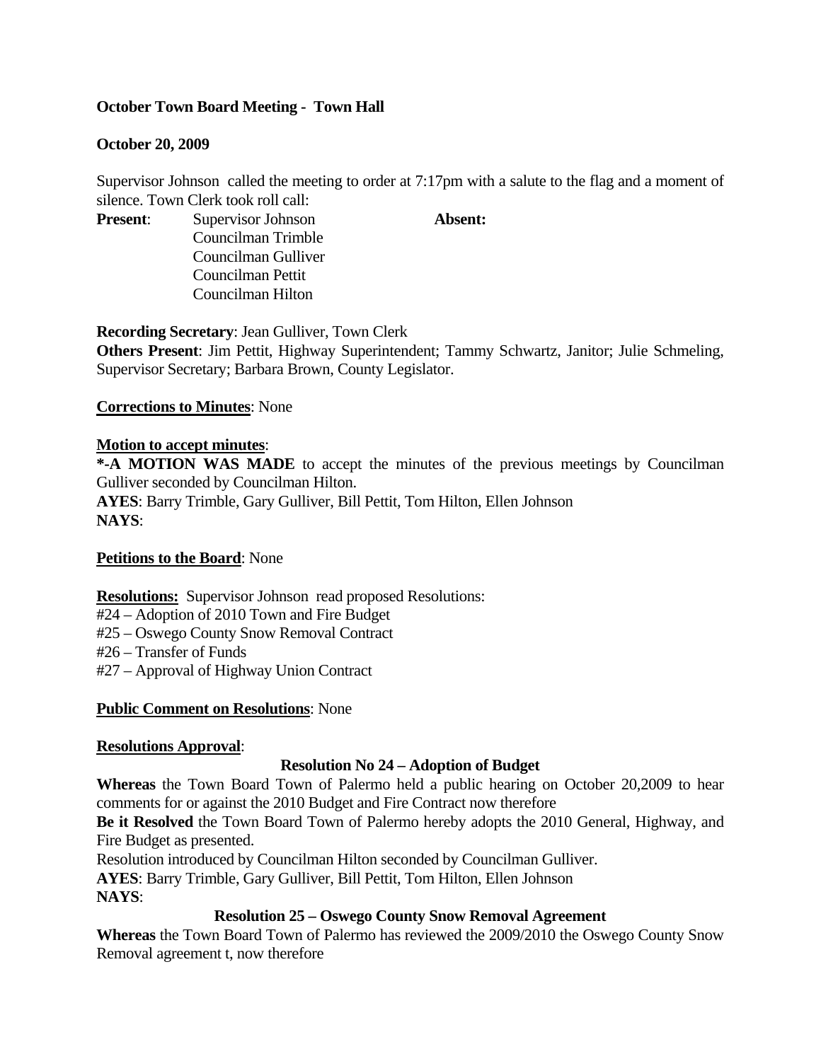**October Town Board Meeting - Town Hall**

**October 20, 2009**

Supervisor Johnson called the meeting to order at 7:17pm with a salute to the flag and a moment of silence. Town Clerk took roll call:

**Present**: Supervisor Johnson
Councilman Trimble
Councilman Gulliver
Councilman Pettit
Councilman Hilton

**Absent:**

**Recording Secretary**: Jean Gulliver, Town Clerk

**Others Present**: Jim Pettit, Highway Superintendent; Tammy Schwartz, Janitor; Julie Schmeling, Supervisor Secretary; Barbara Brown, County Legislator.

**Corrections to Minutes**: None

**Motion to accept minutes**:

**\*-A MOTION WAS MADE** to accept the minutes of the previous meetings by Councilman Gulliver seconded by Councilman Hilton.

**AYES**: Barry Trimble, Gary Gulliver, Bill Pettit, Tom Hilton, Ellen Johnson

**NAYS**:

**Petitions to the Board**: None

**Resolutions:** Supervisor Johnson read proposed Resolutions:

#24 – Adoption of 2010 Town and Fire Budget

#25 – Oswego County Snow Removal Contract

#26 – Transfer of Funds

#27 – Approval of Highway Union Contract

**Public Comment on Resolutions**: None

**Resolutions Approval**:

**Resolution No 24 – Adoption of Budget**

**Whereas** the Town Board Town of Palermo held a public hearing on October 20,2009 to hear comments for or against the 2010 Budget and Fire Contract now therefore

**Be it Resolved** the Town Board Town of Palermo hereby adopts the 2010 General, Highway, and Fire Budget as presented.

Resolution introduced by Councilman Hilton seconded by Councilman Gulliver.

**AYES**: Barry Trimble, Gary Gulliver, Bill Pettit, Tom Hilton, Ellen Johnson

**NAYS**:

**Resolution 25 – Oswego County Snow Removal Agreement**

**Whereas** the Town Board Town of Palermo has reviewed the 2009/2010 the Oswego County Snow Removal agreement t, now therefore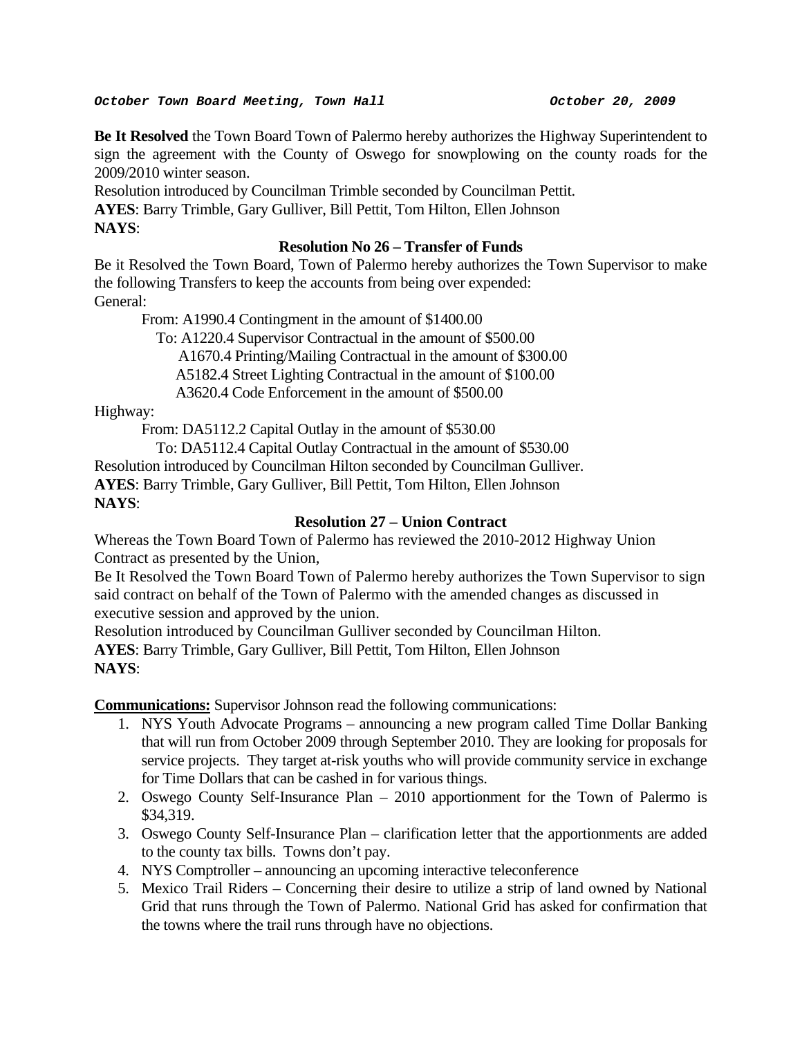*October Town Board Meeting, Town Hall* *October 20, 2009*

**Be It Resolved** the Town Board Town of Palermo hereby authorizes the Highway Superintendent to sign the agreement with the County of Oswego for snowplowing on the county roads for the 2009/2010 winter season.

Resolution introduced by Councilman Trimble seconded by Councilman Pettit.

**AYES**: Barry Trimble, Gary Gulliver, Bill Pettit, Tom Hilton, Ellen Johnson

**NAYS**:

### Resolution No 26 – Transfer of Funds

Be it Resolved the Town Board, Town of Palermo hereby authorizes the Town Supervisor to make the following Transfers to keep the accounts from being over expended:

General:

From: A1990.4 Contingment in the amount of $1400.00

To: A1220.4 Supervisor Contractual in the amount of $500.00

A1670.4 Printing/Mailing Contractual in the amount of $300.00

A5182.4 Street Lighting Contractual in the amount of $100.00

A3620.4 Code Enforcement in the amount of $500.00

Highway:

From: DA5112.2 Capital Outlay in the amount of $530.00

To: DA5112.4 Capital Outlay Contractual in the amount of $530.00

Resolution introduced by Councilman Hilton seconded by Councilman Gulliver.

**AYES**: Barry Trimble, Gary Gulliver, Bill Pettit, Tom Hilton, Ellen Johnson

**NAYS**:

### Resolution 27 – Union Contract

Whereas the Town Board Town of Palermo has reviewed the 2010-2012 Highway Union Contract as presented by the Union,

Be It Resolved the Town Board Town of Palermo hereby authorizes the Town Supervisor to sign said contract on behalf of the Town of Palermo with the amended changes as discussed in executive session and approved by the union.

Resolution introduced by Councilman Gulliver seconded by Councilman Hilton.

**AYES**: Barry Trimble, Gary Gulliver, Bill Pettit, Tom Hilton, Ellen Johnson

**NAYS**:

**Communications:** Supervisor Johnson read the following communications:

1. NYS Youth Advocate Programs – announcing a new program called Time Dollar Banking that will run from October 2009 through September 2010. They are looking for proposals for service projects. They target at-risk youths who will provide community service in exchange for Time Dollars that can be cashed in for various things.
2. Oswego County Self-Insurance Plan – 2010 apportionment for the Town of Palermo is $34,319.
3. Oswego County Self-Insurance Plan – clarification letter that the apportionments are added to the county tax bills. Towns don't pay.
4. NYS Comptroller – announcing an upcoming interactive teleconference
5. Mexico Trail Riders – Concerning their desire to utilize a strip of land owned by National Grid that runs through the Town of Palermo. National Grid has asked for confirmation that the towns where the trail runs through have no objections.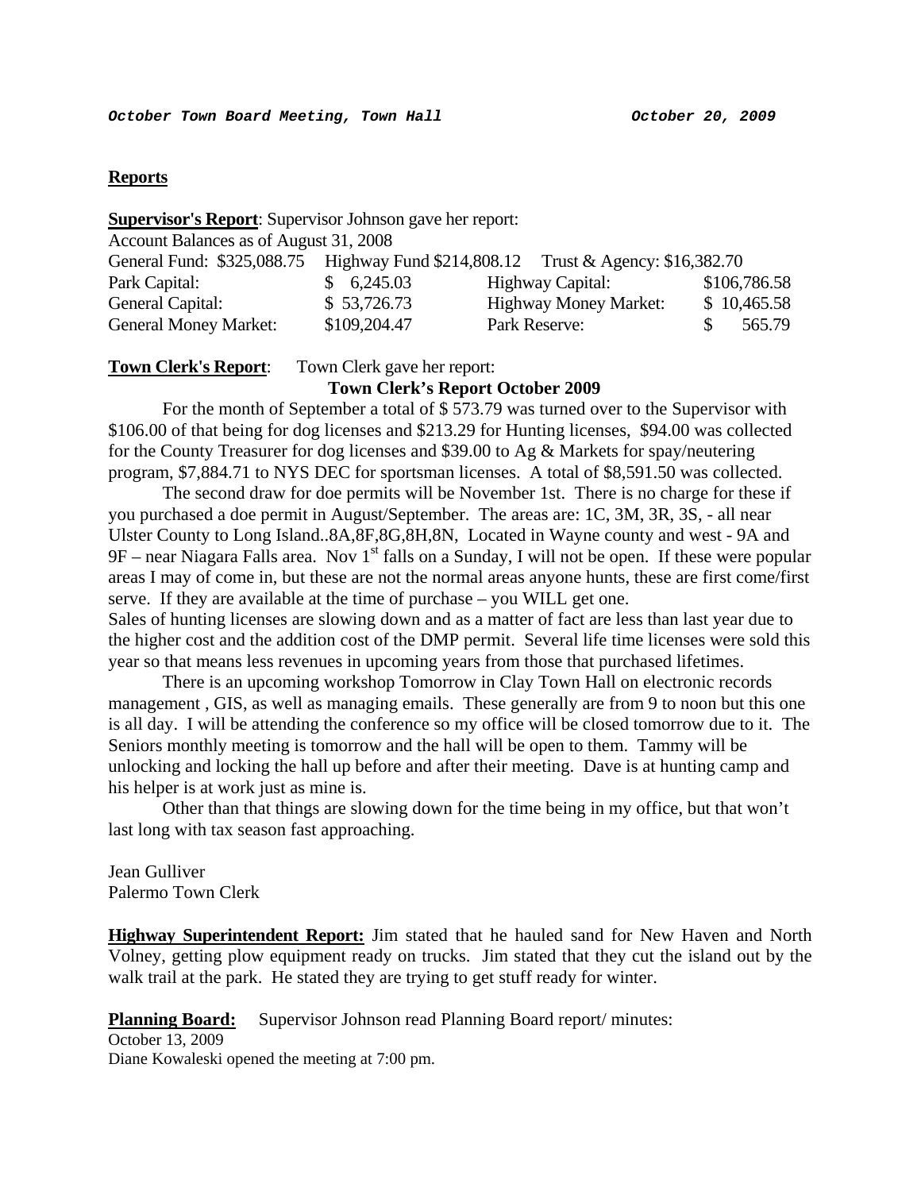***October Town Board Meeting, Town Hall October 20, 2009***

**Reports**

**Supervisor's Report**: Supervisor Johnson gave her report:

Account Balances as of August 31, 2008

General Fund: $325,088.75 Highway Fund $214,808.12 Trust & Agency: $16,382.70

| | | | |
|---|---|---|---|
| Park Capital: | $ 6,245.03 | Highway Capital: | $106,786.58 |
| General Capital: | $ 53,726.73 | Highway Money Market: | $ 10,465.58 |
| General Money Market: | $109,204.47 | Park Reserve: | $ 565.79 |

**Town Clerk's Report**: Town Clerk gave her report:

**Town Clerk's Report October 2009**

For the month of September a total of $ 573.79 was turned over to the Supervisor with $106.00 of that being for dog licenses and $213.29 for Hunting licenses, $94.00 was collected for the County Treasurer for dog licenses and $39.00 to Ag & Markets for spay/neutering program, $7,884.71 to NYS DEC for sportsman licenses. A total of $8,591.50 was collected.

The second draw for doe permits will be November 1st. There is no charge for these if you purchased a doe permit in August/September. The areas are: 1C, 3M, 3R, 3S, - all near Ulster County to Long Island..8A,8F,8G,8H,8N, Located in Wayne county and west - 9A and 9F – near Niagara Falls area. Nov 1st falls on a Sunday, I will not be open. If these were popular areas I may of come in, but these are not the normal areas anyone hunts, these are first come/first serve. If they are available at the time of purchase – you WILL get one.

Sales of hunting licenses are slowing down and as a matter of fact are less than last year due to the higher cost and the addition cost of the DMP permit. Several life time licenses were sold this year so that means less revenues in upcoming years from those that purchased lifetimes.

There is an upcoming workshop Tomorrow in Clay Town Hall on electronic records management , GIS, as well as managing emails. These generally are from 9 to noon but this one is all day. I will be attending the conference so my office will be closed tomorrow due to it. The Seniors monthly meeting is tomorrow and the hall will be open to them. Tammy will be unlocking and locking the hall up before and after their meeting. Dave is at hunting camp and his helper is at work just as mine is.

Other than that things are slowing down for the time being in my office, but that won't last long with tax season fast approaching.

Jean Gulliver
Palermo Town Clerk

**Highway Superintendent Report:** Jim stated that he hauled sand for New Haven and North Volney, getting plow equipment ready on trucks. Jim stated that they cut the island out by the walk trail at the park. He stated they are trying to get stuff ready for winter.

**Planning Board:** Supervisor Johnson read Planning Board report/ minutes:

October 13, 2009
Diane Kowaleski opened the meeting at 7:00 pm.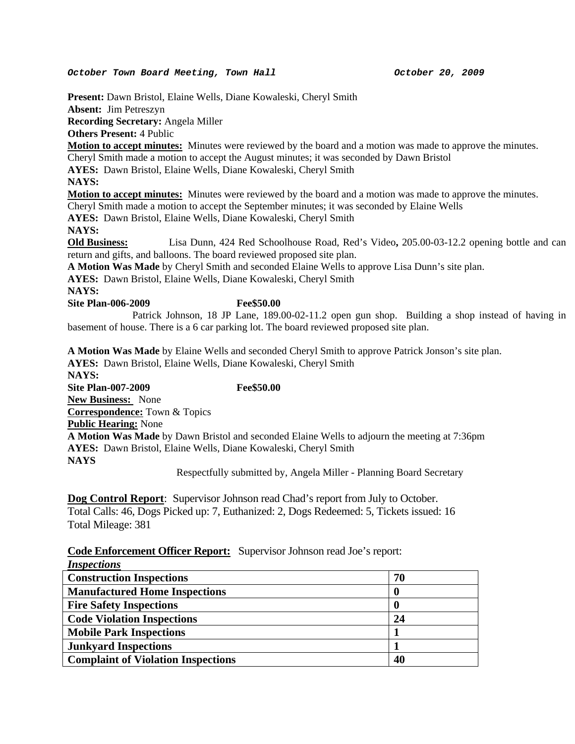***October Town Board Meeting, Town Hall*** ***October 20, 2009***

**Present:** Dawn Bristol, Elaine Wells, Diane Kowaleski, Cheryl Smith
**Absent:** Jim Petreszyn
**Recording Secretary:** Angela Miller
**Others Present:** 4 Public

**Motion to accept minutes:** Minutes were reviewed by the board and a motion was made to approve the minutes.
Cheryl Smith made a motion to accept the August minutes; it was seconded by Dawn Bristol
**AYES:** Dawn Bristol, Elaine Wells, Diane Kowaleski, Cheryl Smith
**NAYS:**

**Motion to accept minutes:** Minutes were reviewed by the board and a motion was made to approve the minutes.
Cheryl Smith made a motion to accept the September minutes; it was seconded by Elaine Wells
**AYES:** Dawn Bristol, Elaine Wells, Diane Kowaleski, Cheryl Smith
**NAYS:**

**Old Business:** Lisa Dunn, 424 Red Schoolhouse Road, Red's Video**,** 205.00-03-12.2 opening bottle and can return and gifts, and balloons. The board reviewed proposed site plan.
**A Motion Was Made** by Cheryl Smith and seconded Elaine Wells to approve Lisa Dunn's site plan.
**AYES:** Dawn Bristol, Elaine Wells, Diane Kowaleski, Cheryl Smith
**NAYS:**
**Site Plan-006-2009** **Fee$50.00**

Patrick Johnson, 18 JP Lane, 189.00-02-11.2 open gun shop. Building a shop instead of having in basement of house. There is a 6 car parking lot. The board reviewed proposed site plan.

**A Motion Was Made** by Elaine Wells and seconded Cheryl Smith to approve Patrick Jonson's site plan.
**AYES:** Dawn Bristol, Elaine Wells, Diane Kowaleski, Cheryl Smith
**NAYS:**
**Site Plan-007-2009** **Fee$50.00**

**New Business:** None
**Correspondence:** Town & Topics
**Public Hearing:** None
**A Motion Was Made** by Dawn Bristol and seconded Elaine Wells to adjourn the meeting at 7:36pm
**AYES:** Dawn Bristol, Elaine Wells, Diane Kowaleski, Cheryl Smith
**NAYS**

Respectfully submitted by, Angela Miller - Planning Board Secretary

**Dog Control Report**: Supervisor Johnson read Chad's report from July to October.
Total Calls: 46, Dogs Picked up: 7, Euthanized: 2, Dogs Redeemed: 5, Tickets issued: 16
Total Mileage: 381

**Code Enforcement Officer Report:** Supervisor Johnson read Joe's report:

***Inspections***

| | |
|---|---|
| **Construction Inspections** | **70** |
| **Manufactured Home Inspections** | **0** |
| **Fire Safety Inspections** | **0** |
| **Code Violation Inspections** | **24** |
| **Mobile Park Inspections** | **1** |
| **Junkyard Inspections** | **1** |
| **Complaint of Violation Inspections** | **40** |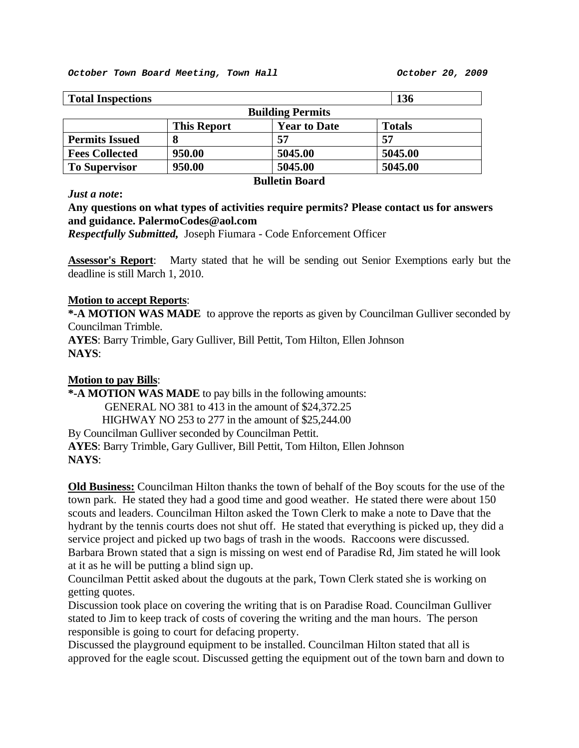*October Town Board Meeting, Town Hall* *October 20, 2009*

| **Total Inspections** | | | **136** |
|---|---|---|---|
| **Building Permits** | | | |
| | **This Report** | **Year to Date** | **Totals** |
| **Permits Issued** | **8** | **57** | **57** |
| **Fees Collected** | **950.00** | **5045.00** | **5045.00** |
| **To Supervisor** | **950.00** | **5045.00** | **5045.00** |

**Bulletin Board**

***Just a note*:**

**Any questions on what types of activities require permits? Please contact us for answers and guidance. PalermoCodes@aol.com**

***Respectfully Submitted,*** Joseph Fiumara - Code Enforcement Officer

**Assessor's Report**: Marty stated that he will be sending out Senior Exemptions early but the deadline is still March 1, 2010.

**Motion to accept Reports**:

**\*-A MOTION WAS MADE** to approve the reports as given by Councilman Gulliver seconded by Councilman Trimble.

**AYES**: Barry Trimble, Gary Gulliver, Bill Pettit, Tom Hilton, Ellen Johnson

**NAYS**:

**Motion to pay Bills**:

**\*-A MOTION WAS MADE** to pay bills in the following amounts:

GENERAL NO 381 to 413 in the amount of $24,372.25

HIGHWAY NO 253 to 277 in the amount of $25,244.00

By Councilman Gulliver seconded by Councilman Pettit.

**AYES**: Barry Trimble, Gary Gulliver, Bill Pettit, Tom Hilton, Ellen Johnson

**NAYS**:

**Old Business:** Councilman Hilton thanks the town of behalf of the Boy scouts for the use of the town park. He stated they had a good time and good weather. He stated there were about 150 scouts and leaders. Councilman Hilton asked the Town Clerk to make a note to Dave that the hydrant by the tennis courts does not shut off. He stated that everything is picked up, they did a service project and picked up two bags of trash in the woods. Raccoons were discussed. Barbara Brown stated that a sign is missing on west end of Paradise Rd, Jim stated he will look at it as he will be putting a blind sign up.

Councilman Pettit asked about the dugouts at the park, Town Clerk stated she is working on getting quotes.

Discussion took place on covering the writing that is on Paradise Road. Councilman Gulliver stated to Jim to keep track of costs of covering the writing and the man hours. The person responsible is going to court for defacing property.

Discussed the playground equipment to be installed. Councilman Hilton stated that all is approved for the eagle scout. Discussed getting the equipment out of the town barn and down to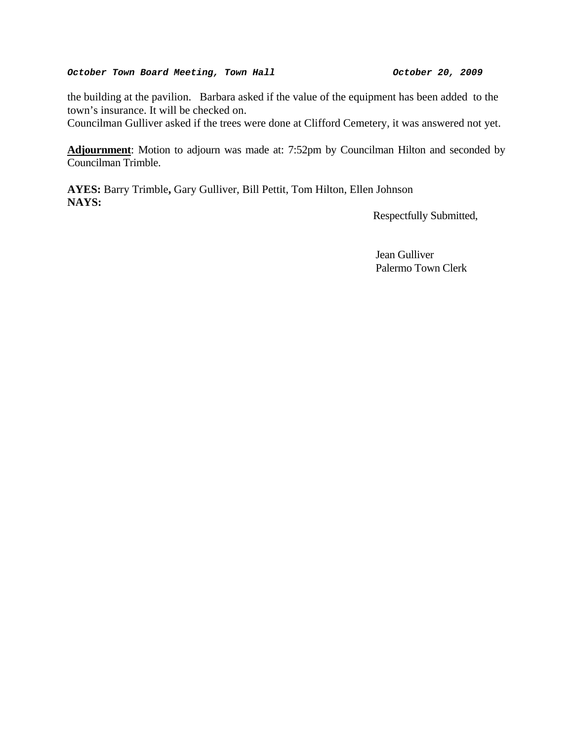the building at the pavilion. Barbara asked if the value of the equipment has been added to the town's insurance. It will be checked on.
Councilman Gulliver asked if the trees were done at Clifford Cemetery, it was answered not yet.

**Adjournment**: Motion to adjourn was made at: 7:52pm by Councilman Hilton and seconded by Councilman Trimble.

**AYES:** Barry Trimble**,** Gary Gulliver, Bill Pettit, Tom Hilton, Ellen Johnson
**NAYS:**

Respectfully Submitted,

Jean Gulliver
Palermo Town Clerk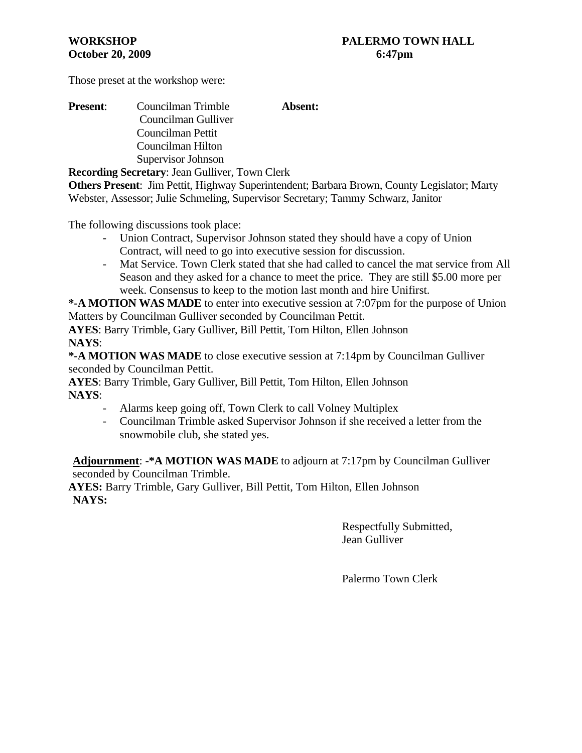**WORKSHOP** **PALERMO TOWN HALL**
**October 20, 2009** **6:47pm**

Those preset at the workshop were:

**Present**: Councilman Trimble
Councilman Gulliver
Councilman Pettit
Councilman Hilton
Supervisor Johnson

**Absent:**

**Recording Secretary**: Jean Gulliver, Town Clerk
**Others Present**: Jim Pettit, Highway Superintendent; Barbara Brown, County Legislator; Marty Webster, Assessor; Julie Schmeling, Supervisor Secretary; Tammy Schwarz, Janitor

The following discussions took place:

- Union Contract, Supervisor Johnson stated they should have a copy of Union Contract, will need to go into executive session for discussion.
- Mat Service. Town Clerk stated that she had called to cancel the mat service from All Season and they asked for a chance to meet the price. They are still $5.00 more per week. Consensus to keep to the motion last month and hire Unifirst.

**\*-A MOTION WAS MADE** to enter into executive session at 7:07pm for the purpose of Union Matters by Councilman Gulliver seconded by Councilman Pettit.
**AYES**: Barry Trimble, Gary Gulliver, Bill Pettit, Tom Hilton, Ellen Johnson
**NAYS**:
**\*-A MOTION WAS MADE** to close executive session at 7:14pm by Councilman Gulliver seconded by Councilman Pettit.
**AYES**: Barry Trimble, Gary Gulliver, Bill Pettit, Tom Hilton, Ellen Johnson
**NAYS**:

- Alarms keep going off, Town Clerk to call Volney Multiplex
- Councilman Trimble asked Supervisor Johnson if she received a letter from the snowmobile club, she stated yes.

**Adjournment**: **-\*A MOTION WAS MADE** to adjourn at 7:17pm by Councilman Gulliver seconded by Councilman Trimble.
**AYES:** Barry Trimble, Gary Gulliver, Bill Pettit, Tom Hilton, Ellen Johnson
**NAYS:**

Respectfully Submitted,
Jean Gulliver

Palermo Town Clerk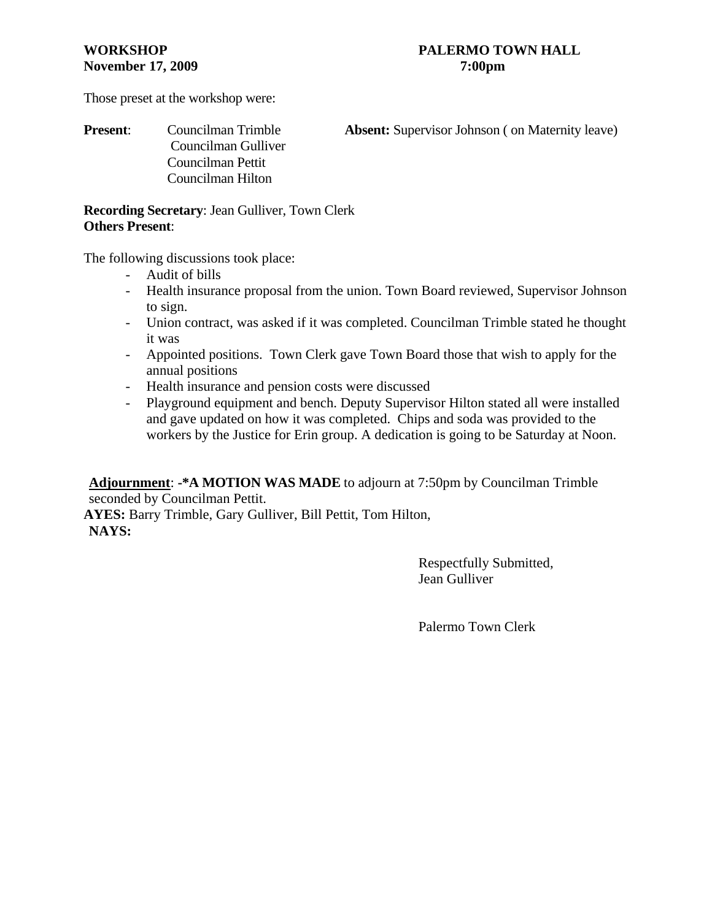**WORKSHOP** **PALERMO TOWN HALL**
**November 17, 2009** **7:00pm**

Those preset at the workshop were:

**Present**: Councilman Trimble
Councilman Gulliver
Councilman Pettit
Councilman Hilton

**Absent:** Supervisor Johnson ( on Maternity leave)

**Recording Secretary**: Jean Gulliver, Town Clerk
**Others Present**:

The following discussions took place:

- Audit of bills
- Health insurance proposal from the union. Town Board reviewed, Supervisor Johnson to sign.
- Union contract, was asked if it was completed. Councilman Trimble stated he thought it was
- Appointed positions. Town Clerk gave Town Board those that wish to apply for the annual positions
- Health insurance and pension costs were discussed
- Playground equipment and bench. Deputy Supervisor Hilton stated all were installed and gave updated on how it was completed. Chips and soda was provided to the workers by the Justice for Erin group. A dedication is going to be Saturday at Noon.

**Adjournment**: **-*A MOTION WAS MADE** to adjourn at 7:50pm by Councilman Trimble seconded by Councilman Pettit.
**AYES:** Barry Trimble, Gary Gulliver, Bill Pettit, Tom Hilton,
**NAYS:**

Respectfully Submitted,
Jean Gulliver

Palermo Town Clerk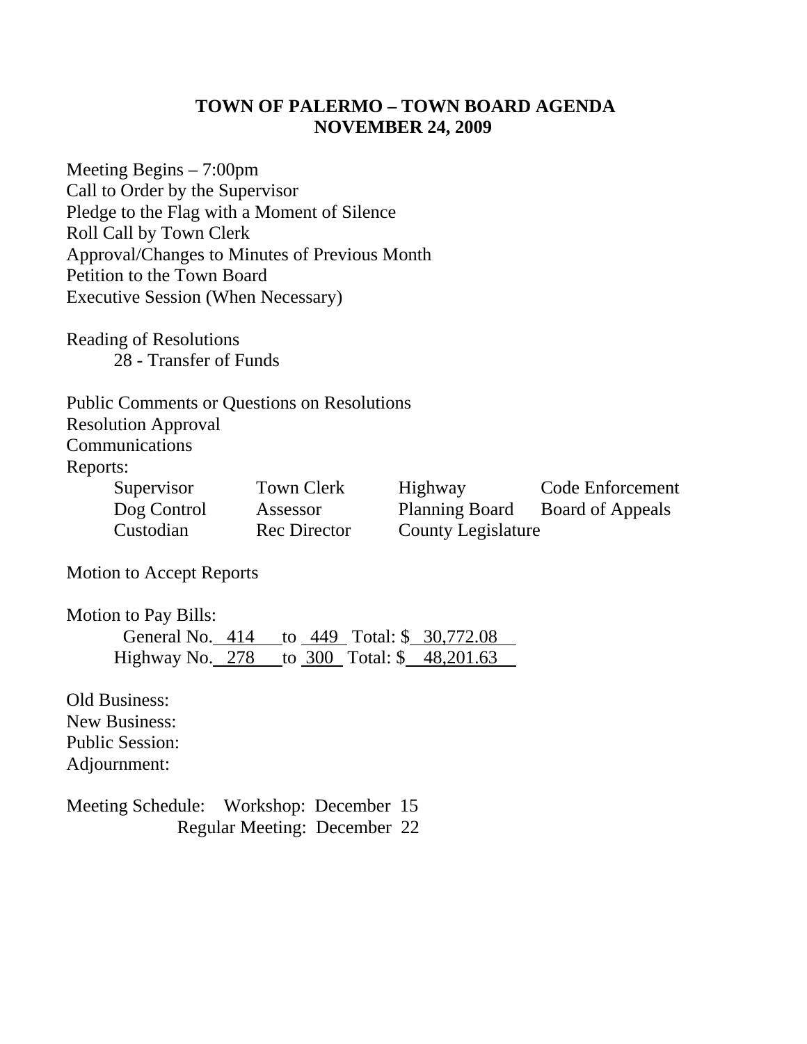# TOWN OF PALERMO – TOWN BOARD AGENDA
# NOVEMBER 24, 2009

Meeting Begins – 7:00pm
Call to Order by the Supervisor
Pledge to the Flag with a Moment of Silence
Roll Call by Town Clerk
Approval/Changes to Minutes of Previous Month
Petition to the Town Board
Executive Session (When Necessary)

Reading of Resolutions
28 - Transfer of Funds

Public Comments or Questions on Resolutions
Resolution Approval
Communications
Reports:

| | | | |
|---|---|---|---|
| Supervisor | Town Clerk | Highway | Code Enforcement |
| Dog Control | Assessor | Planning Board | Board of Appeals |
| Custodian | Rec Director | County Legislature | |

Motion to Accept Reports

Motion to Pay Bills:
General No. 414 to 449 Total: $ 30,772.08
Highway No. 278 to 300 Total: $ 48,201.63

Old Business:
New Business:
Public Session:
Adjournment:

Meeting Schedule: Workshop: December 15
Regular Meeting: December 22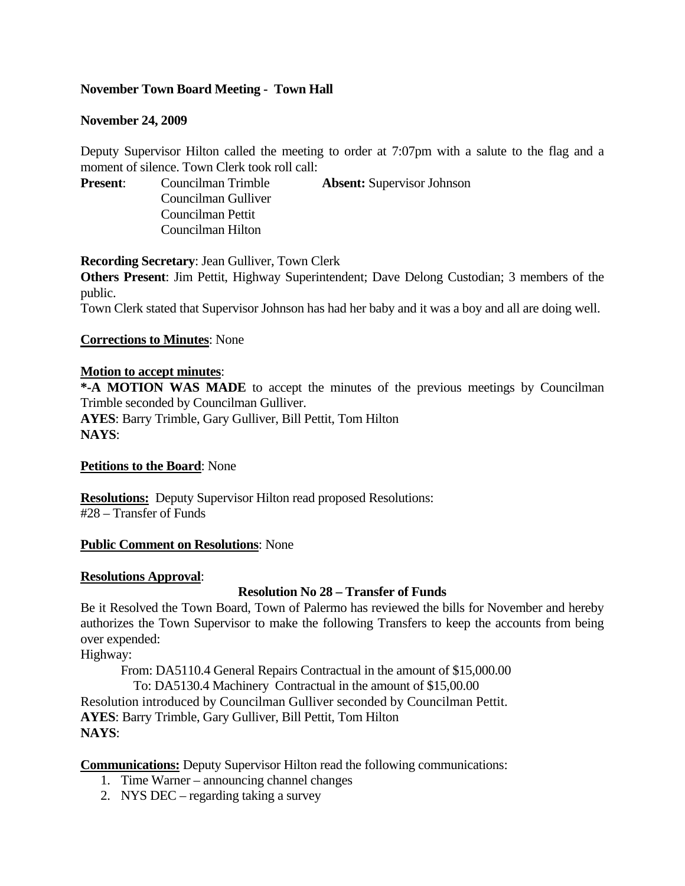**November Town Board Meeting - Town Hall**

**November 24, 2009**

Deputy Supervisor Hilton called the meeting to order at 7:07pm with a salute to the flag and a moment of silence. Town Clerk took roll call:

**Present**: Councilman Trimble
Councilman Gulliver
Councilman Pettit
Councilman Hilton

**Absent:** Supervisor Johnson

**Recording Secretary**: Jean Gulliver, Town Clerk

**Others Present**: Jim Pettit, Highway Superintendent; Dave Delong Custodian; 3 members of the public.

Town Clerk stated that Supervisor Johnson has had her baby and it was a boy and all are doing well.

**Corrections to Minutes**: None

**Motion to accept minutes**:

***-A MOTION WAS MADE** to accept the minutes of the previous meetings by Councilman Trimble seconded by Councilman Gulliver.

**AYES**: Barry Trimble, Gary Gulliver, Bill Pettit, Tom Hilton

**NAYS**:

**Petitions to the Board**: None

**Resolutions:** Deputy Supervisor Hilton read proposed Resolutions:

#28 – Transfer of Funds

**Public Comment on Resolutions**: None

**Resolutions Approval**:

**Resolution No 28 – Transfer of Funds**

Be it Resolved the Town Board, Town of Palermo has reviewed the bills for November and hereby authorizes the Town Supervisor to make the following Transfers to keep the accounts from being over expended:

Highway:

From: DA5110.4 General Repairs Contractual in the amount of $15,000.00
To: DA5130.4 Machinery Contractual in the amount of $15,00.00

Resolution introduced by Councilman Gulliver seconded by Councilman Pettit.

**AYES**: Barry Trimble, Gary Gulliver, Bill Pettit, Tom Hilton

**NAYS**:

**Communications:** Deputy Supervisor Hilton read the following communications:

1. Time Warner – announcing channel changes
2. NYS DEC – regarding taking a survey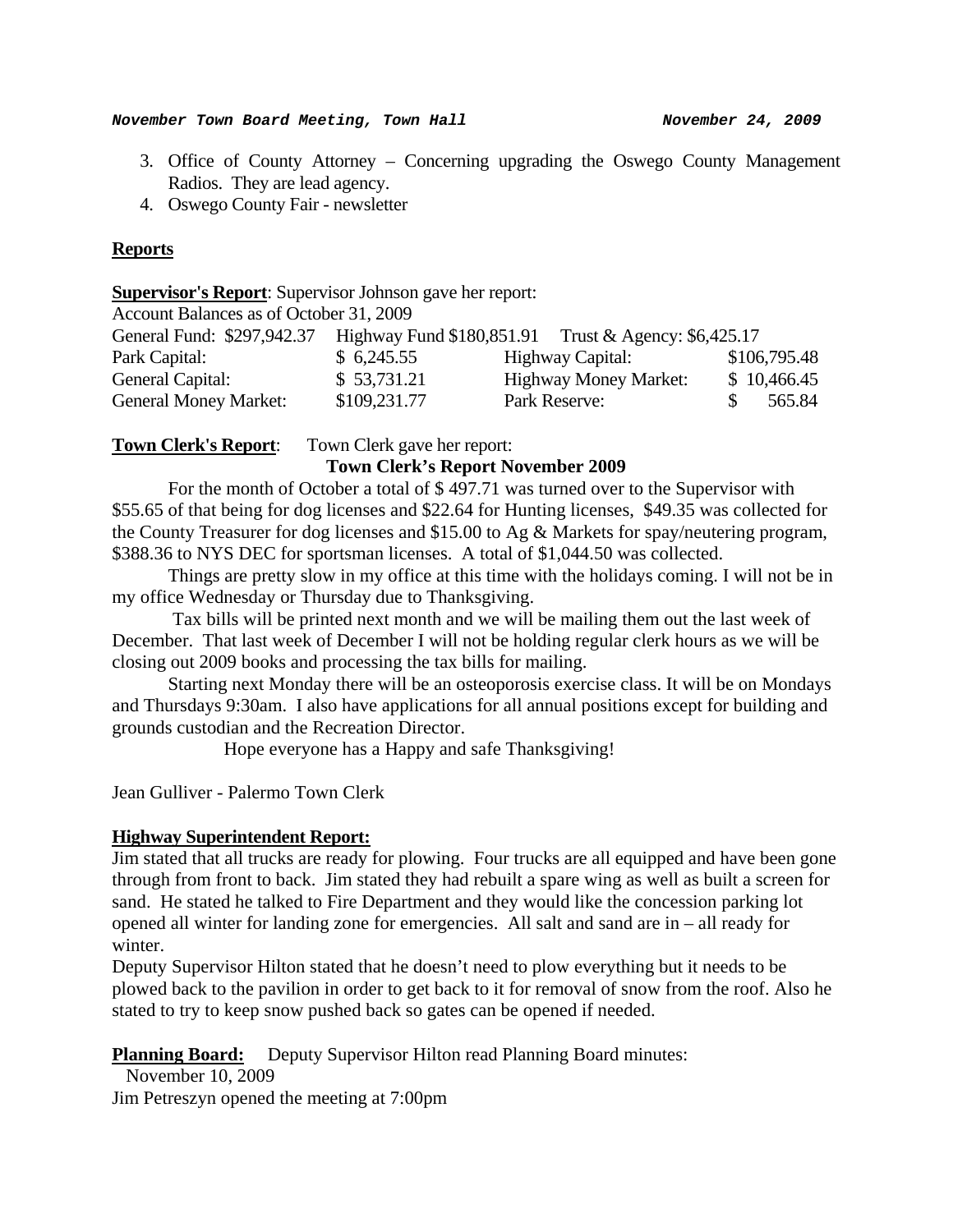3. Office of County Attorney – Concerning upgrading the Oswego County Management Radios. They are lead agency.
4. Oswego County Fair - newsletter

## Reports

**Supervisor's Report**: Supervisor Johnson gave her report:

Account Balances as of October 31, 2009

General Fund: $297,942.37 Highway Fund $180,851.91 Trust & Agency: $6,425.17

| | | | |
|---|---|---|---|
| Park Capital: | $ 6,245.55 | Highway Capital: | $106,795.48 |
| General Capital: | $ 53,731.21 | Highway Money Market: | $ 10,466.45 |
| General Money Market: | $109,231.77 | Park Reserve: | $ 565.84 |

**Town Clerk's Report**: Town Clerk gave her report:

**Town Clerk's Report November 2009**

For the month of October a total of $ 497.71 was turned over to the Supervisor with $55.65 of that being for dog licenses and $22.64 for Hunting licenses, $49.35 was collected for the County Treasurer for dog licenses and $15.00 to Ag & Markets for spay/neutering program, $388.36 to NYS DEC for sportsman licenses. A total of $1,044.50 was collected.

Things are pretty slow in my office at this time with the holidays coming. I will not be in my office Wednesday or Thursday due to Thanksgiving.

Tax bills will be printed next month and we will be mailing them out the last week of December. That last week of December I will not be holding regular clerk hours as we will be closing out 2009 books and processing the tax bills for mailing.

Starting next Monday there will be an osteoporosis exercise class. It will be on Mondays and Thursdays 9:30am. I also have applications for all annual positions except for building and grounds custodian and the Recreation Director.

Hope everyone has a Happy and safe Thanksgiving!

Jean Gulliver - Palermo Town Clerk

**Highway Superintendent Report:**

Jim stated that all trucks are ready for plowing. Four trucks are all equipped and have been gone through from front to back. Jim stated they had rebuilt a spare wing as well as built a screen for sand. He stated he talked to Fire Department and they would like the concession parking lot opened all winter for landing zone for emergencies. All salt and sand are in – all ready for winter.

Deputy Supervisor Hilton stated that he doesn't need to plow everything but it needs to be plowed back to the pavilion in order to get back to it for removal of snow from the roof. Also he stated to try to keep snow pushed back so gates can be opened if needed.

**Planning Board:** Deputy Supervisor Hilton read Planning Board minutes:

November 10, 2009

Jim Petreszyn opened the meeting at 7:00pm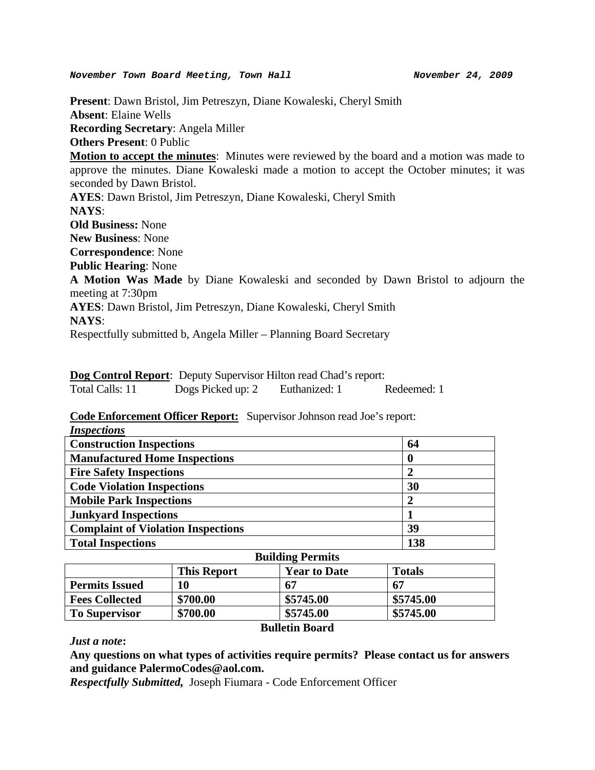***November Town Board Meeting, Town Hall*** ***November 24, 2009***

**Present**: Dawn Bristol, Jim Petreszyn, Diane Kowaleski, Cheryl Smith
**Absent**: Elaine Wells
**Recording Secretary**: Angela Miller
**Others Present**: 0 Public
**Motion to accept the minutes**: Minutes were reviewed by the board and a motion was made to approve the minutes. Diane Kowaleski made a motion to accept the October minutes; it was seconded by Dawn Bristol.
**AYES**: Dawn Bristol, Jim Petreszyn, Diane Kowaleski, Cheryl Smith
**NAYS**:
**Old Business:** None
**New Business**: None
**Correspondence**: None
**Public Hearing**: None
**A Motion Was Made** by Diane Kowaleski and seconded by Dawn Bristol to adjourn the meeting at 7:30pm
**AYES**: Dawn Bristol, Jim Petreszyn, Diane Kowaleski, Cheryl Smith
**NAYS**:
Respectfully submitted b, Angela Miller – Planning Board Secretary

**Dog Control Report**: Deputy Supervisor Hilton read Chad's report:
Total Calls: 11 Dogs Picked up: 2 Euthanized: 1 Redeemed: 1

**Code Enforcement Officer Report:** Supervisor Johnson read Joe's report:

***Inspections***

| **Construction Inspections** | **64** |
|---|---|
| **Manufactured Home Inspections** | **0** |
| **Fire Safety Inspections** | **2** |
| **Code Violation Inspections** | **30** |
| **Mobile Park Inspections** | **2** |
| **Junkyard Inspections** | **1** |
| **Complaint of Violation Inspections** | **39** |
| **Total Inspections** | **138** |

**Building Permits**

| | **This Report** | **Year to Date** | **Totals** |
|---|---|---|---|
| **Permits Issued** | **10** | **67** | **67** |
| **Fees Collected** | **$700.00** | **$5745.00** | **$5745.00** |
| **To Supervisor** | **$700.00** | **$5745.00** | **$5745.00** |

**Bulletin Board**

***Just a note*:**

**Any questions on what types of activities require permits? Please contact us for answers and guidance PalermoCodes@aol.com.**

***Respectfully Submitted,*** Joseph Fiumara - Code Enforcement Officer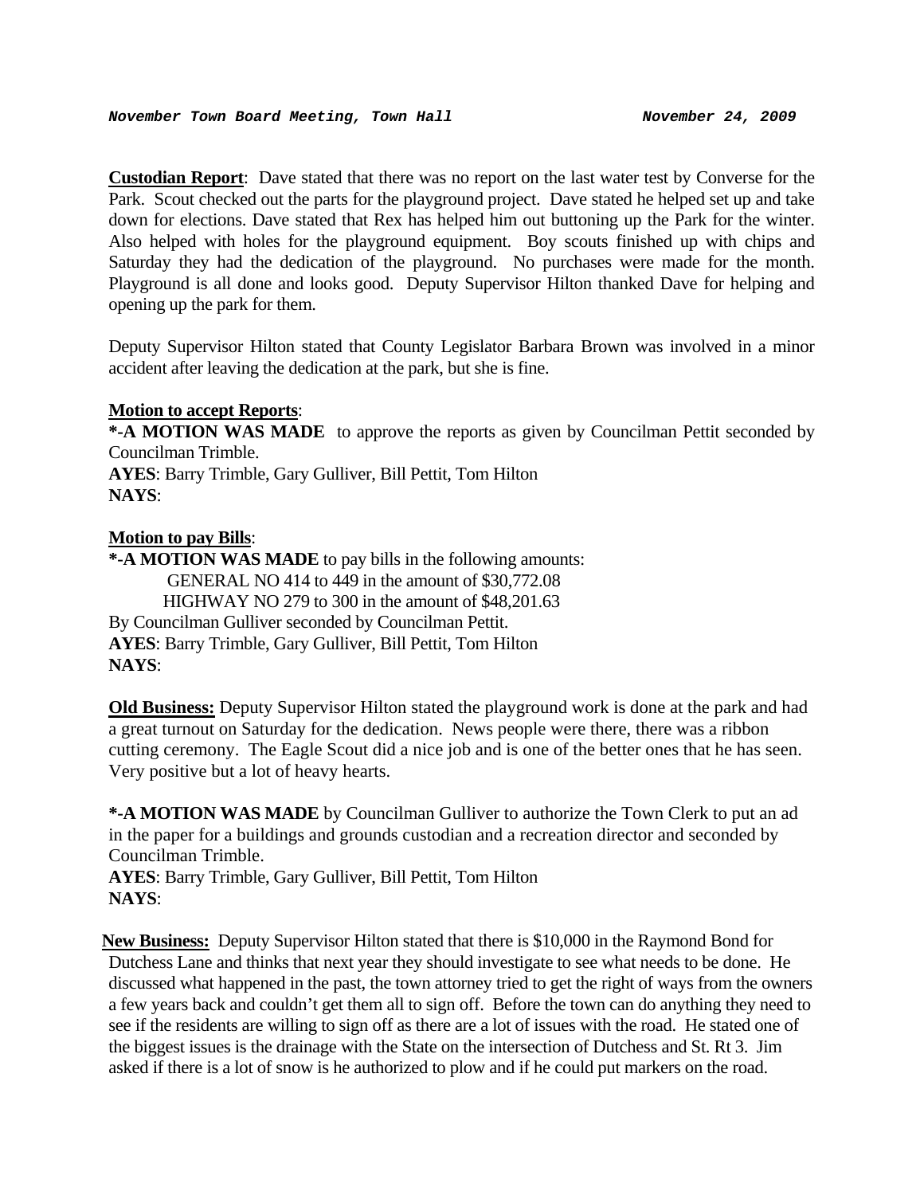*November Town Board Meeting, Town Hall November 24, 2009*

**Custodian Report**: Dave stated that there was no report on the last water test by Converse for the Park. Scout checked out the parts for the playground project. Dave stated he helped set up and take down for elections. Dave stated that Rex has helped him out buttoning up the Park for the winter. Also helped with holes for the playground equipment. Boy scouts finished up with chips and Saturday they had the dedication of the playground. No purchases were made for the month. Playground is all done and looks good. Deputy Supervisor Hilton thanked Dave for helping and opening up the park for them.

Deputy Supervisor Hilton stated that County Legislator Barbara Brown was involved in a minor accident after leaving the dedication at the park, but she is fine.

**Motion to accept Reports**:
**\*-A MOTION WAS MADE** to approve the reports as given by Councilman Pettit seconded by Councilman Trimble.
**AYES**: Barry Trimble, Gary Gulliver, Bill Pettit, Tom Hilton
**NAYS**:

**Motion to pay Bills**:
**\*-A MOTION WAS MADE** to pay bills in the following amounts:
GENERAL NO 414 to 449 in the amount of $30,772.08
HIGHWAY NO 279 to 300 in the amount of $48,201.63
By Councilman Gulliver seconded by Councilman Pettit.
**AYES**: Barry Trimble, Gary Gulliver, Bill Pettit, Tom Hilton
**NAYS**:

**Old Business:** Deputy Supervisor Hilton stated the playground work is done at the park and had a great turnout on Saturday for the dedication. News people were there, there was a ribbon cutting ceremony. The Eagle Scout did a nice job and is one of the better ones that he has seen. Very positive but a lot of heavy hearts.

**\*-A MOTION WAS MADE** by Councilman Gulliver to authorize the Town Clerk to put an ad in the paper for a buildings and grounds custodian and a recreation director and seconded by Councilman Trimble.
**AYES**: Barry Trimble, Gary Gulliver, Bill Pettit, Tom Hilton
**NAYS**:

**New Business:** Deputy Supervisor Hilton stated that there is $10,000 in the Raymond Bond for Dutchess Lane and thinks that next year they should investigate to see what needs to be done. He discussed what happened in the past, the town attorney tried to get the right of ways from the owners a few years back and couldn't get them all to sign off. Before the town can do anything they need to see if the residents are willing to sign off as there are a lot of issues with the road. He stated one of the biggest issues is the drainage with the State on the intersection of Dutchess and St. Rt 3. Jim asked if there is a lot of snow is he authorized to plow and if he could put markers on the road.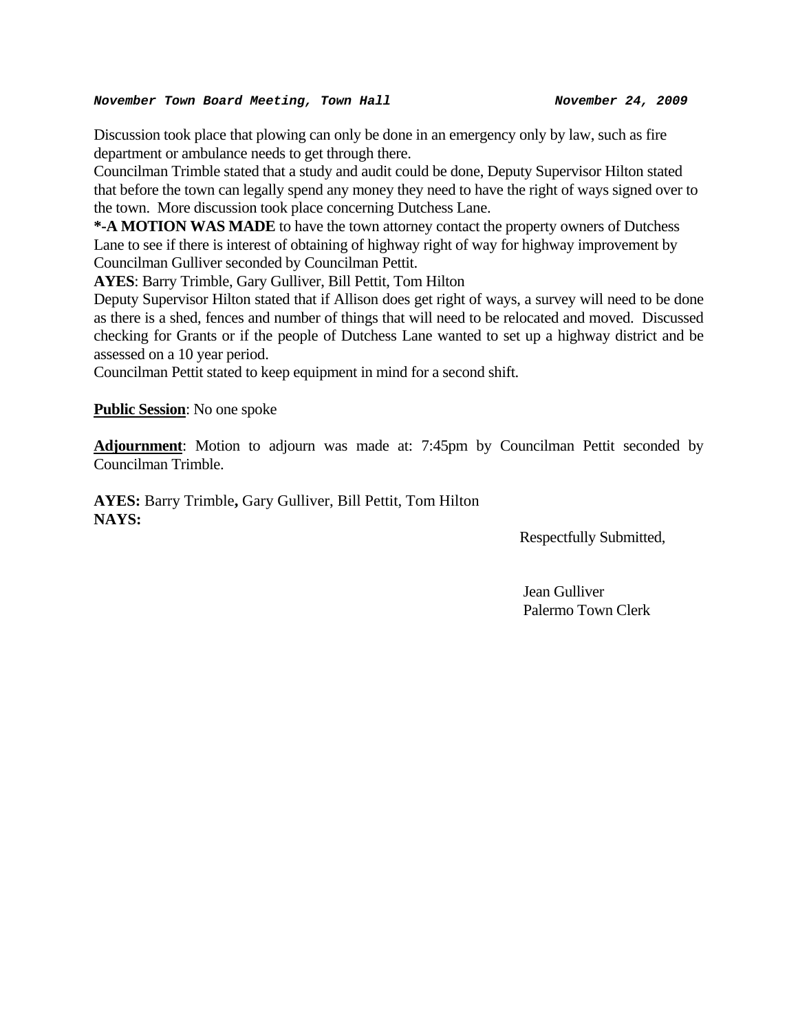Discussion took place that plowing can only be done in an emergency only by law, such as fire department or ambulance needs to get through there.

Councilman Trimble stated that a study and audit could be done, Deputy Supervisor Hilton stated that before the town can legally spend any money they need to have the right of ways signed over to the town. More discussion took place concerning Dutchess Lane.

**\*-A MOTION WAS MADE** to have the town attorney contact the property owners of Dutchess Lane to see if there is interest of obtaining of highway right of way for highway improvement by Councilman Gulliver seconded by Councilman Pettit.

**AYES**: Barry Trimble, Gary Gulliver, Bill Pettit, Tom Hilton

Deputy Supervisor Hilton stated that if Allison does get right of ways, a survey will need to be done as there is a shed, fences and number of things that will need to be relocated and moved. Discussed checking for Grants or if the people of Dutchess Lane wanted to set up a highway district and be assessed on a 10 year period.

Councilman Pettit stated to keep equipment in mind for a second shift.

**Public Session**: No one spoke

**Adjournment**: Motion to adjourn was made at: 7:45pm by Councilman Pettit seconded by Councilman Trimble.

**AYES:** Barry Trimble**,** Gary Gulliver, Bill Pettit, Tom Hilton
**NAYS:**

Respectfully Submitted,

Jean Gulliver
Palermo Town Clerk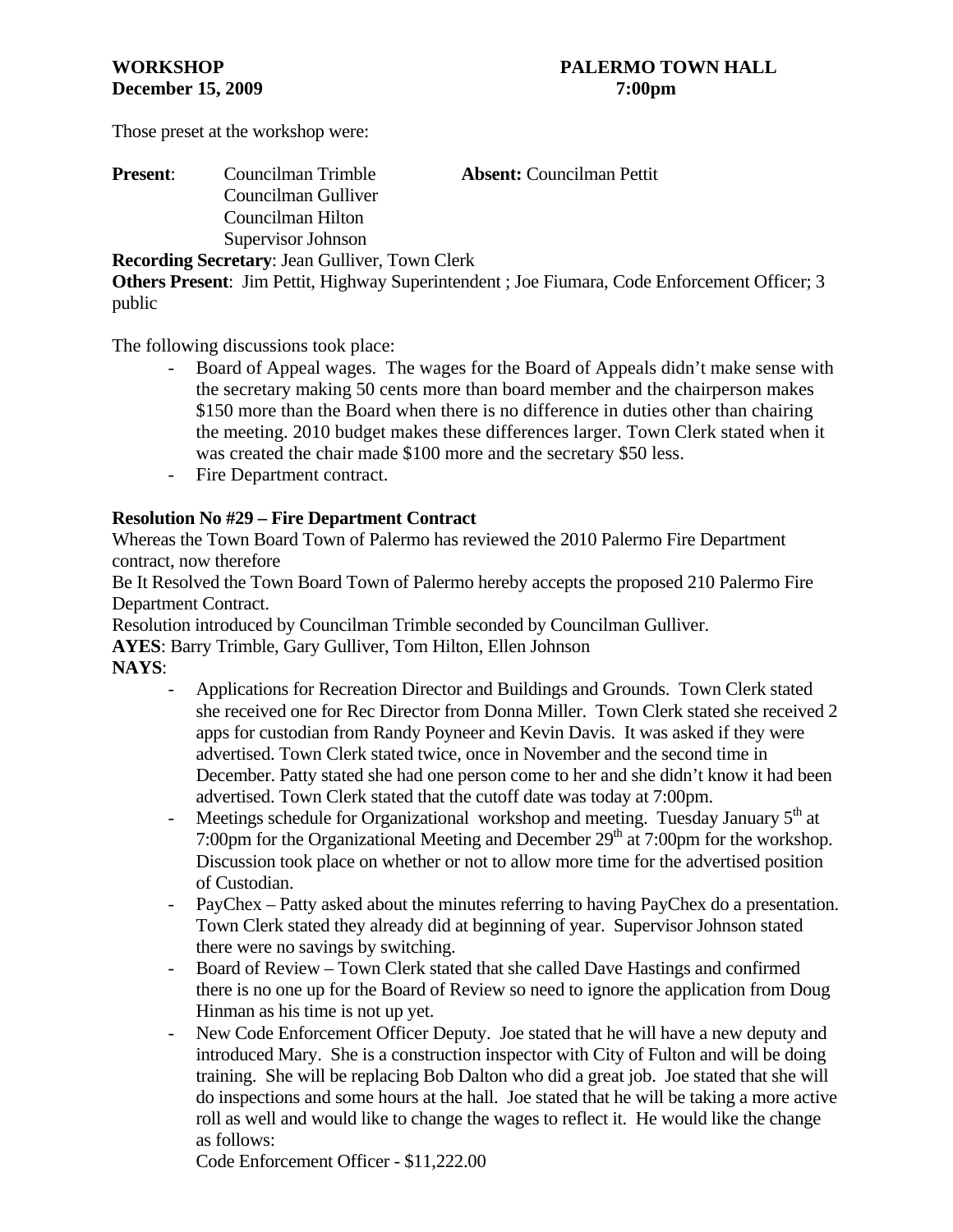**WORKSHOP** **PALERMO TOWN HALL**
**December 15, 2009** **7:00pm**

Those preset at the workshop were:

**Present**: Councilman Trimble **Absent:** Councilman Pettit
Councilman Gulliver
Councilman Hilton
Supervisor Johnson

**Recording Secretary**: Jean Gulliver, Town Clerk
**Others Present**: Jim Pettit, Highway Superintendent ; Joe Fiumara, Code Enforcement Officer; 3 public

The following discussions took place:

- Board of Appeal wages. The wages for the Board of Appeals didn't make sense with the secretary making 50 cents more than board member and the chairperson makes $150 more than the Board when there is no difference in duties other than chairing the meeting. 2010 budget makes these differences larger. Town Clerk stated when it was created the chair made $100 more and the secretary $50 less.
- Fire Department contract.

**Resolution No #29 – Fire Department Contract**

Whereas the Town Board Town of Palermo has reviewed the 2010 Palermo Fire Department contract, now therefore

Be It Resolved the Town Board Town of Palermo hereby accepts the proposed 210 Palermo Fire Department Contract.

Resolution introduced by Councilman Trimble seconded by Councilman Gulliver.

**AYES**: Barry Trimble, Gary Gulliver, Tom Hilton, Ellen Johnson
**NAYS**:

- Applications for Recreation Director and Buildings and Grounds. Town Clerk stated she received one for Rec Director from Donna Miller. Town Clerk stated she received 2 apps for custodian from Randy Poyneer and Kevin Davis. It was asked if they were advertised. Town Clerk stated twice, once in November and the second time in December. Patty stated she had one person come to her and she didn't know it had been advertised. Town Clerk stated that the cutoff date was today at 7:00pm.
- Meetings schedule for Organizational workshop and meeting. Tuesday January 5th at 7:00pm for the Organizational Meeting and December 29th at 7:00pm for the workshop. Discussion took place on whether or not to allow more time for the advertised position of Custodian.
- PayChex – Patty asked about the minutes referring to having PayChex do a presentation. Town Clerk stated they already did at beginning of year. Supervisor Johnson stated there were no savings by switching.
- Board of Review – Town Clerk stated that she called Dave Hastings and confirmed there is no one up for the Board of Review so need to ignore the application from Doug Hinman as his time is not up yet.
- New Code Enforcement Officer Deputy. Joe stated that he will have a new deputy and introduced Mary. She is a construction inspector with City of Fulton and will be doing training. She will be replacing Bob Dalton who did a great job. Joe stated that she will do inspections and some hours at the hall. Joe stated that he will be taking a more active roll as well and would like to change the wages to reflect it. He would like the change as follows:

  Code Enforcement Officer - $11,222.00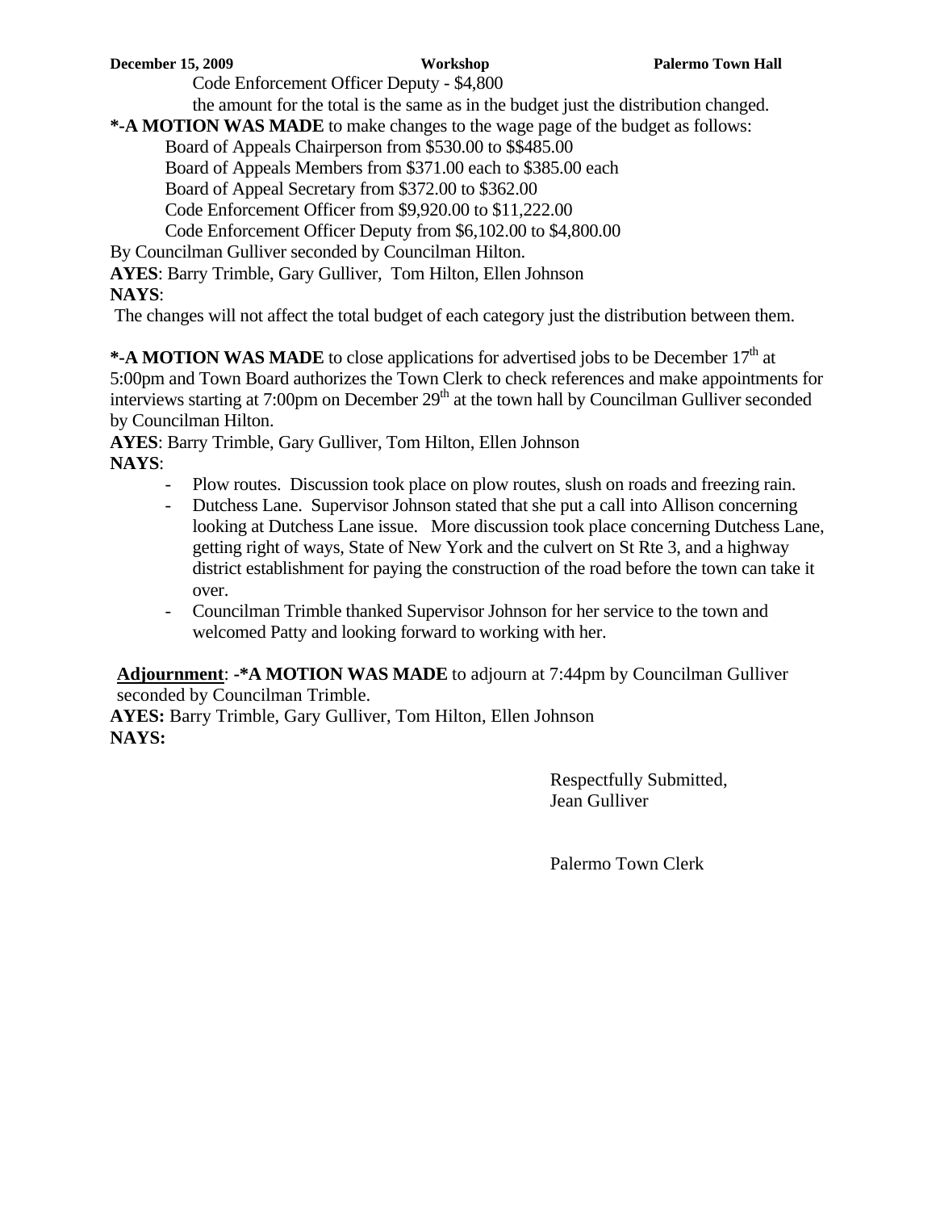Code Enforcement Officer Deputy - $4,800

the amount for the total is the same as in the budget just the distribution changed.

**\*-A MOTION WAS MADE** to make changes to the wage page of the budget as follows:

Board of Appeals Chairperson from $530.00 to $$485.00
Board of Appeals Members from $371.00 each to $385.00 each
Board of Appeal Secretary from $372.00 to $362.00
Code Enforcement Officer from $9,920.00 to $11,222.00
Code Enforcement Officer Deputy from $6,102.00 to $4,800.00

By Councilman Gulliver seconded by Councilman Hilton.

**AYES**: Barry Trimble, Gary Gulliver, Tom Hilton, Ellen Johnson
**NAYS**:

The changes will not affect the total budget of each category just the distribution between them.

**\*-A MOTION WAS MADE** to close applications for advertised jobs to be December 17th at 5:00pm and Town Board authorizes the Town Clerk to check references and make appointments for interviews starting at 7:00pm on December 29th at the town hall by Councilman Gulliver seconded by Councilman Hilton.

**AYES**: Barry Trimble, Gary Gulliver, Tom Hilton, Ellen Johnson
**NAYS**:

- Plow routes. Discussion took place on plow routes, slush on roads and freezing rain.
- Dutchess Lane. Supervisor Johnson stated that she put a call into Allison concerning looking at Dutchess Lane issue. More discussion took place concerning Dutchess Lane, getting right of ways, State of New York and the culvert on St Rte 3, and a highway district establishment for paying the construction of the road before the town can take it over.
- Councilman Trimble thanked Supervisor Johnson for her service to the town and welcomed Patty and looking forward to working with her.

**Adjournment**: **-\*A MOTION WAS MADE** to adjourn at 7:44pm by Councilman Gulliver seconded by Councilman Trimble.

**AYES:** Barry Trimble, Gary Gulliver, Tom Hilton, Ellen Johnson
**NAYS:**

Respectfully Submitted,
Jean Gulliver

Palermo Town Clerk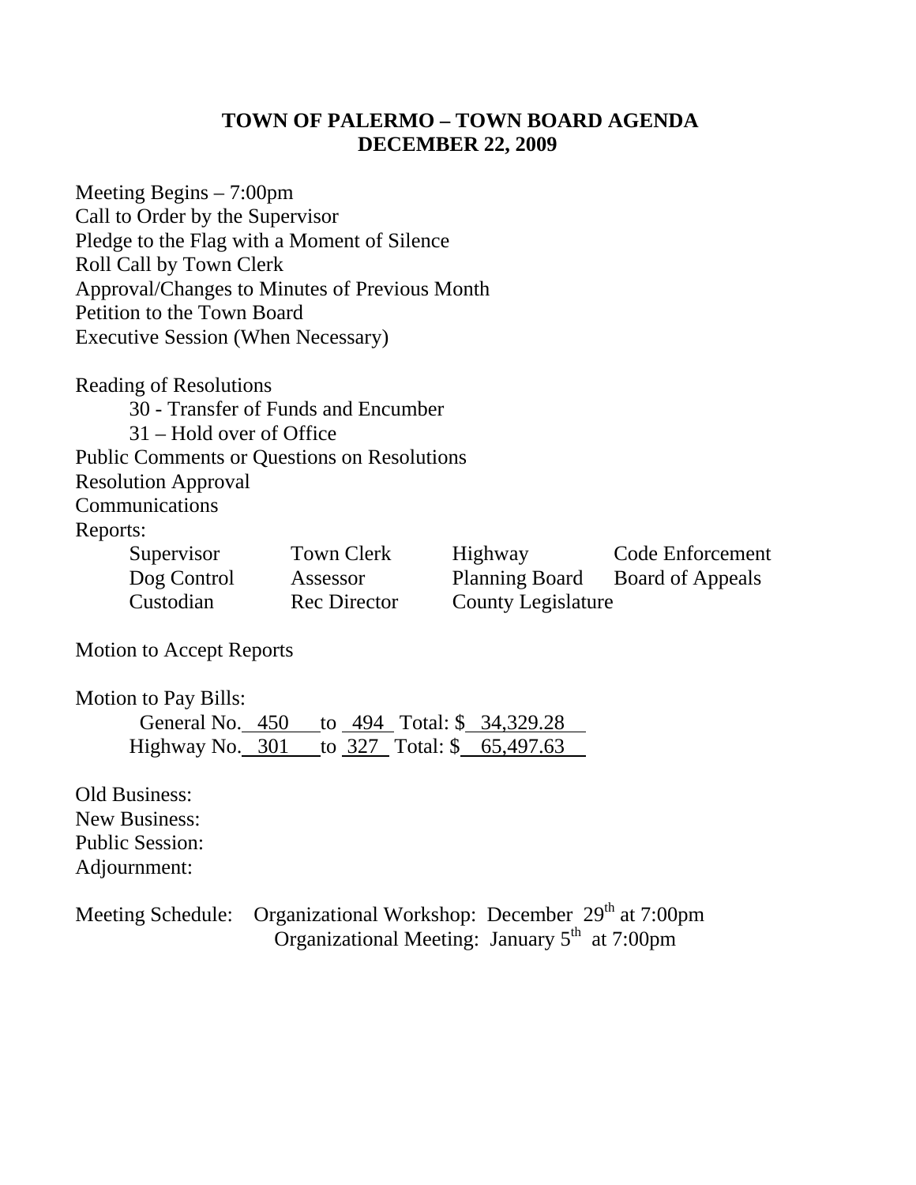# TOWN OF PALERMO – TOWN BOARD AGENDA
## DECEMBER 22, 2009

Meeting Begins – 7:00pm
Call to Order by the Supervisor
Pledge to the Flag with a Moment of Silence
Roll Call by Town Clerk
Approval/Changes to Minutes of Previous Month
Petition to the Town Board
Executive Session (When Necessary)

Reading of Resolutions
- 30 - Transfer of Funds and Encumber
- 31 – Hold over of Office

Public Comments or Questions on Resolutions
Resolution Approval
Communications
Reports:

| | | | |
|---|---|---|---|
| Supervisor | Town Clerk | Highway | Code Enforcement |
| Dog Control | Assessor | Planning Board | Board of Appeals |
| Custodian | Rec Director | County Legislature | |

Motion to Accept Reports

Motion to Pay Bills:
- General No. 450 to 494 Total: $ 34,329.28
- Highway No. 301 to 327 Total: $ 65,497.63

Old Business:
New Business:
Public Session:
Adjournment:

Meeting Schedule: Organizational Workshop: December 29th at 7:00pm
Organizational Meeting: January 5th at 7:00pm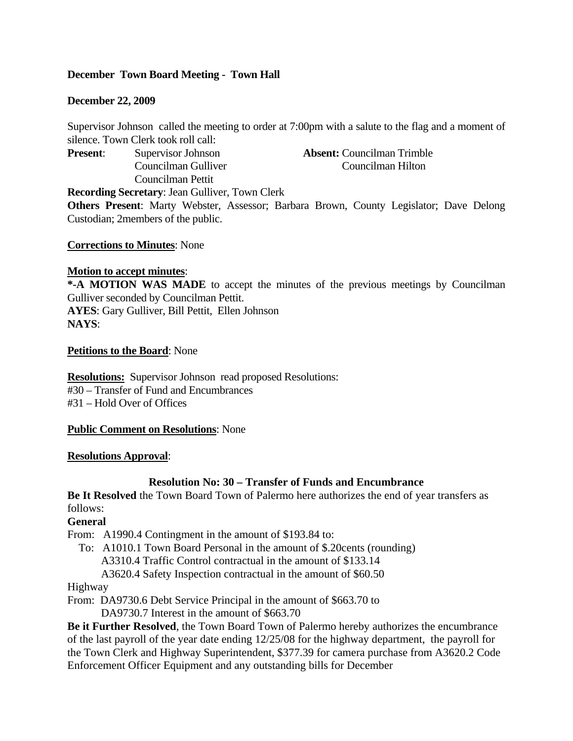**December Town Board Meeting - Town Hall**

**December 22, 2009**

Supervisor Johnson called the meeting to order at 7:00pm with a salute to the flag and a moment of silence. Town Clerk took roll call:

**Present**: Supervisor Johnson, Councilman Gulliver, Councilman Pettit

**Absent:** Councilman Trimble, Councilman Hilton

**Recording Secretary**: Jean Gulliver, Town Clerk

**Others Present**: Marty Webster, Assessor; Barbara Brown, County Legislator; Dave Delong Custodian; 2members of the public.

**Corrections to Minutes**: None

**Motion to accept minutes**:

***-A MOTION WAS MADE** to accept the minutes of the previous meetings by Councilman Gulliver seconded by Councilman Pettit.

**AYES**: Gary Gulliver, Bill Pettit, Ellen Johnson

**NAYS**:

**Petitions to the Board**: None

**Resolutions:** Supervisor Johnson read proposed Resolutions:

#30 – Transfer of Fund and Encumbrances

#31 – Hold Over of Offices

**Public Comment on Resolutions**: None

**Resolutions Approval**:

**Resolution No: 30 – Transfer of Funds and Encumbrance**

**Be It Resolved** the Town Board Town of Palermo here authorizes the end of year transfers as follows:

**General**

From: A1990.4 Contingment in the amount of $193.84 to:

To: A1010.1 Town Board Personal in the amount of $.20cents (rounding)

A3310.4 Traffic Control contractual in the amount of $133.14

A3620.4 Safety Inspection contractual in the amount of $60.50

Highway

From: DA9730.6 Debt Service Principal in the amount of $663.70 to

DA9730.7 Interest in the amount of $663.70

**Be it Further Resolved**, the Town Board Town of Palermo hereby authorizes the encumbrance of the last payroll of the year date ending 12/25/08 for the highway department, the payroll for the Town Clerk and Highway Superintendent, $377.39 for camera purchase from A3620.2 Code Enforcement Officer Equipment and any outstanding bills for December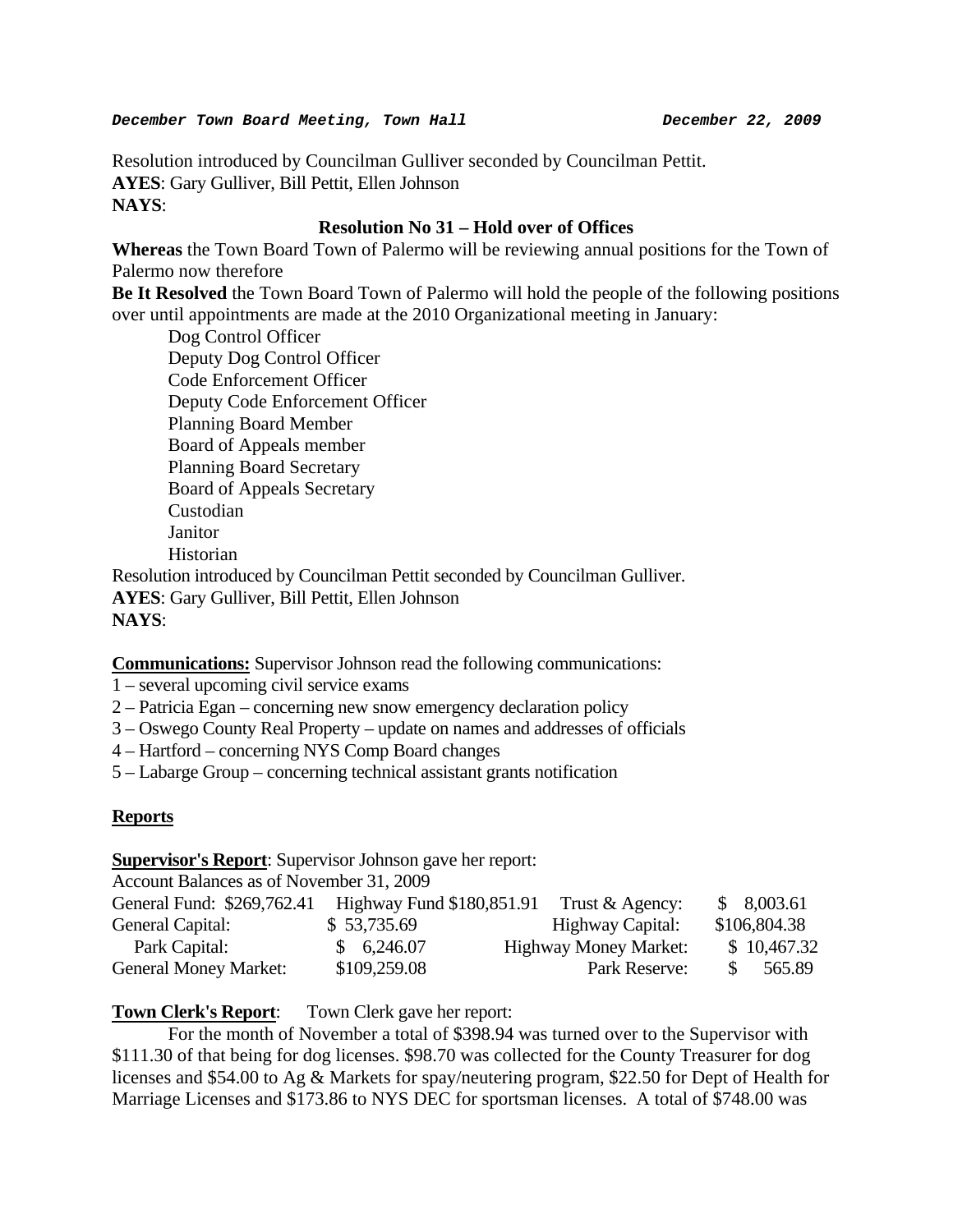**_December Town Board Meeting, Town Hall_** **_December 22, 2009_**

Resolution introduced by Councilman Gulliver seconded by Councilman Pettit.
**AYES**: Gary Gulliver, Bill Pettit, Ellen Johnson
**NAYS**:

**Resolution No 31 – Hold over of Offices**

**Whereas** the Town Board Town of Palermo will be reviewing annual positions for the Town of Palermo now therefore

**Be It Resolved** the Town Board Town of Palermo will hold the people of the following positions over until appointments are made at the 2010 Organizational meeting in January:

Dog Control Officer
Deputy Dog Control Officer
Code Enforcement Officer
Deputy Code Enforcement Officer
Planning Board Member
Board of Appeals member
Planning Board Secretary
Board of Appeals Secretary
Custodian
Janitor
Historian

Resolution introduced by Councilman Pettit seconded by Councilman Gulliver.
**AYES**: Gary Gulliver, Bill Pettit, Ellen Johnson
**NAYS**:

**Communications:** Supervisor Johnson read the following communications:
1 – several upcoming civil service exams
2 – Patricia Egan – concerning new snow emergency declaration policy
3 – Oswego County Real Property – update on names and addresses of officials
4 – Hartford – concerning NYS Comp Board changes
5 – Labarge Group – concerning technical assistant grants notification

**Reports**

**Supervisor's Report**: Supervisor Johnson gave her report:
Account Balances as of November 31, 2009

| | | | |
|---|---|---|---|
| General Fund: $269,762.41 | Highway Fund $180,851.91 | Trust & Agency: | $ 8,003.61 |
| General Capital: | $ 53,735.69 | Highway Capital: | $106,804.38 |
| Park Capital: | $ 6,246.07 | Highway Money Market: | $ 10,467.32 |
| General Money Market: | $109,259.08 | Park Reserve: | $ 565.89 |

**Town Clerk's Report**: Town Clerk gave her report:

For the month of November a total of $398.94 was turned over to the Supervisor with $111.30 of that being for dog licenses. $98.70 was collected for the County Treasurer for dog licenses and $54.00 to Ag & Markets for spay/neutering program, $22.50 for Dept of Health for Marriage Licenses and $173.86 to NYS DEC for sportsman licenses. A total of $748.00 was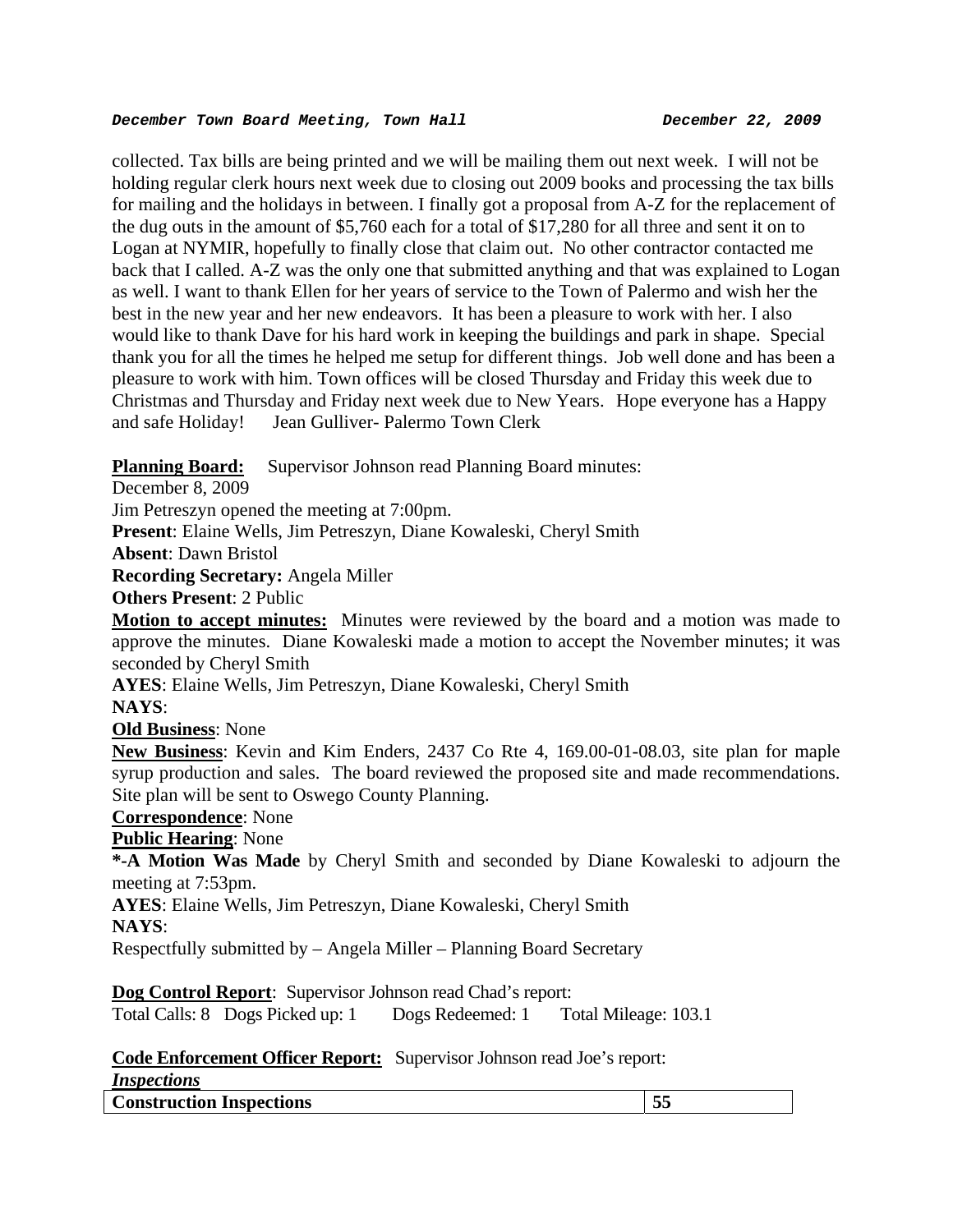collected. Tax bills are being printed and we will be mailing them out next week. I will not be holding regular clerk hours next week due to closing out 2009 books and processing the tax bills for mailing and the holidays in between. I finally got a proposal from A-Z for the replacement of the dug outs in the amount of $5,760 each for a total of $17,280 for all three and sent it on to Logan at NYMIR, hopefully to finally close that claim out. No other contractor contacted me back that I called. A-Z was the only one that submitted anything and that was explained to Logan as well. I want to thank Ellen for her years of service to the Town of Palermo and wish her the best in the new year and her new endeavors. It has been a pleasure to work with her. I also would like to thank Dave for his hard work in keeping the buildings and park in shape. Special thank you for all the times he helped me setup for different things. Job well done and has been a pleasure to work with him. Town offices will be closed Thursday and Friday this week due to Christmas and Thursday and Friday next week due to New Years. Hope everyone has a Happy and safe Holiday! Jean Gulliver- Palermo Town Clerk

**Planning Board:** Supervisor Johnson read Planning Board minutes:

December 8, 2009

Jim Petreszyn opened the meeting at 7:00pm.

**Present**: Elaine Wells, Jim Petreszyn, Diane Kowaleski, Cheryl Smith

**Absent**: Dawn Bristol

**Recording Secretary:** Angela Miller

**Others Present**: 2 Public

**Motion to accept minutes:** Minutes were reviewed by the board and a motion was made to approve the minutes. Diane Kowaleski made a motion to accept the November minutes; it was seconded by Cheryl Smith

**AYES**: Elaine Wells, Jim Petreszyn, Diane Kowaleski, Cheryl Smith

**NAYS**:

**Old Business**: None

**New Business**: Kevin and Kim Enders, 2437 Co Rte 4, 169.00-01-08.03, site plan for maple syrup production and sales. The board reviewed the proposed site and made recommendations. Site plan will be sent to Oswego County Planning.

**Correspondence**: None

**Public Hearing**: None

***-A Motion Was Made** by Cheryl Smith and seconded by Diane Kowaleski to adjourn the meeting at 7:53pm.

**AYES**: Elaine Wells, Jim Petreszyn, Diane Kowaleski, Cheryl Smith

**NAYS**:

Respectfully submitted by – Angela Miller – Planning Board Secretary

**Dog Control Report**: Supervisor Johnson read Chad's report:

Total Calls: 8 Dogs Picked up: 1 Dogs Redeemed: 1 Total Mileage: 103.1

**Code Enforcement Officer Report:** Supervisor Johnson read Joe's report:

***Inspections***

| **Construction Inspections** | **55** |
|---|---|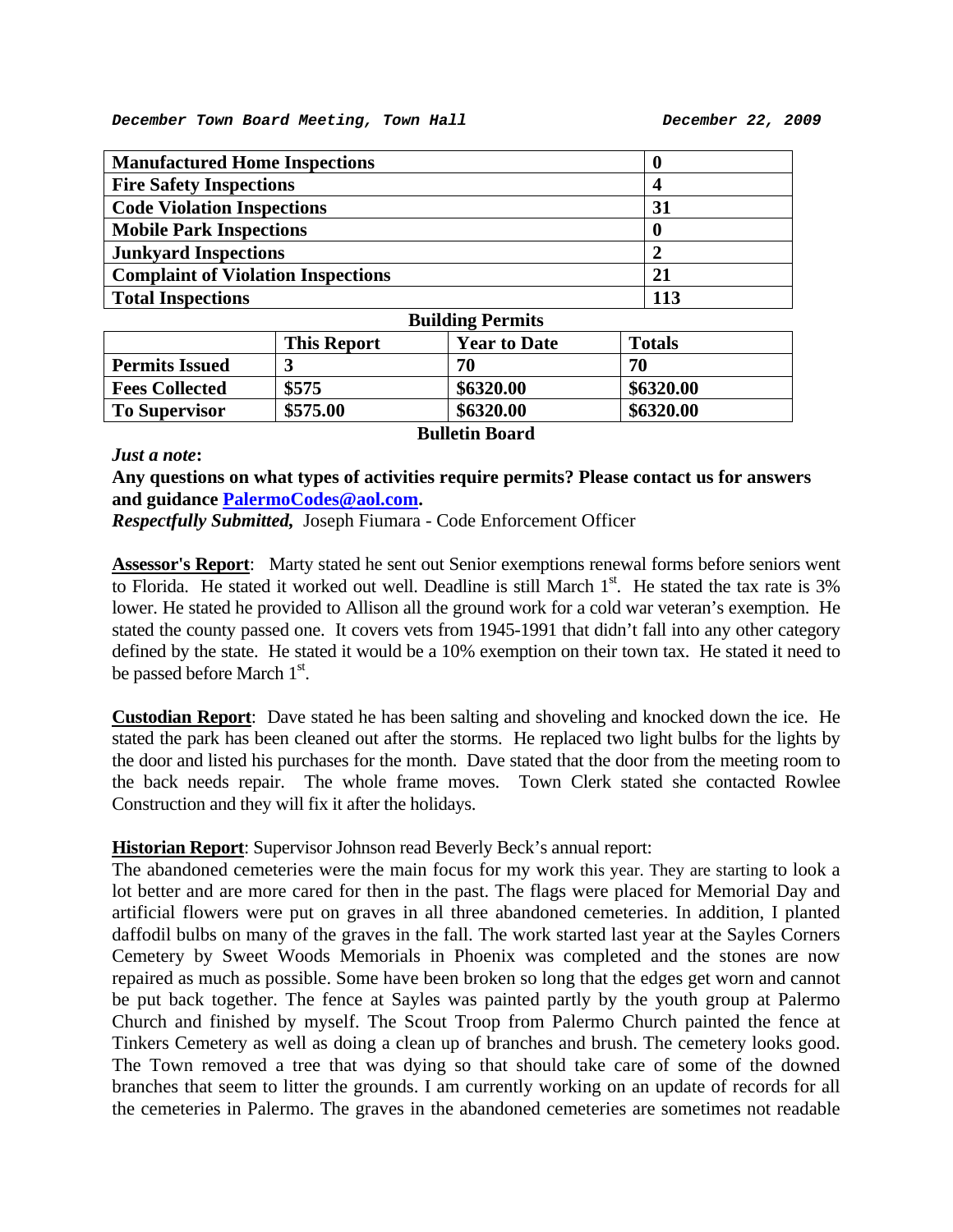*December Town Board Meeting, Town Hall* *December 22, 2009*

| **Manufactured Home Inspections** | **0** |
|---|---|
| **Fire Safety Inspections** | **4** |
| **Code Violation Inspections** | **31** |
| **Mobile Park Inspections** | **0** |
| **Junkyard Inspections** | **2** |
| **Complaint of Violation Inspections** | **21** |
| **Total Inspections** | **113** |

**Building Permits**

| | **This Report** | **Year to Date** | **Totals** |
|---|---|---|---|
| **Permits Issued** | **3** | **70** | **70** |
| **Fees Collected** | **$575** | **$6320.00** | **$6320.00** |
| **To Supervisor** | **$575.00** | **$6320.00** | **$6320.00** |

**Bulletin Board**

***Just a note*:**

**Any questions on what types of activities require permits? Please contact us for answers and guidance PalermoCodes@aol.com.**

***Respectfully Submitted,*** Joseph Fiumara - Code Enforcement Officer

**Assessor's Report**: Marty stated he sent out Senior exemptions renewal forms before seniors went to Florida. He stated it worked out well. Deadline is still March 1st. He stated the tax rate is 3% lower. He stated he provided to Allison all the ground work for a cold war veteran's exemption. He stated the county passed one. It covers vets from 1945-1991 that didn't fall into any other category defined by the state. He stated it would be a 10% exemption on their town tax. He stated it need to be passed before March 1st.

**Custodian Report**: Dave stated he has been salting and shoveling and knocked down the ice. He stated the park has been cleaned out after the storms. He replaced two light bulbs for the lights by the door and listed his purchases for the month. Dave stated that the door from the meeting room to the back needs repair. The whole frame moves. Town Clerk stated she contacted Rowlee Construction and they will fix it after the holidays.

**Historian Report**: Supervisor Johnson read Beverly Beck's annual report:

The abandoned cemeteries were the main focus for my work this year. They are starting to look a lot better and are more cared for then in the past. The flags were placed for Memorial Day and artificial flowers were put on graves in all three abandoned cemeteries. In addition, I planted daffodil bulbs on many of the graves in the fall. The work started last year at the Sayles Corners Cemetery by Sweet Woods Memorials in Phoenix was completed and the stones are now repaired as much as possible. Some have been broken so long that the edges get worn and cannot be put back together. The fence at Sayles was painted partly by the youth group at Palermo Church and finished by myself. The Scout Troop from Palermo Church painted the fence at Tinkers Cemetery as well as doing a clean up of branches and brush. The cemetery looks good. The Town removed a tree that was dying so that should take care of some of the downed branches that seem to litter the grounds. I am currently working on an update of records for all the cemeteries in Palermo. The graves in the abandoned cemeteries are sometimes not readable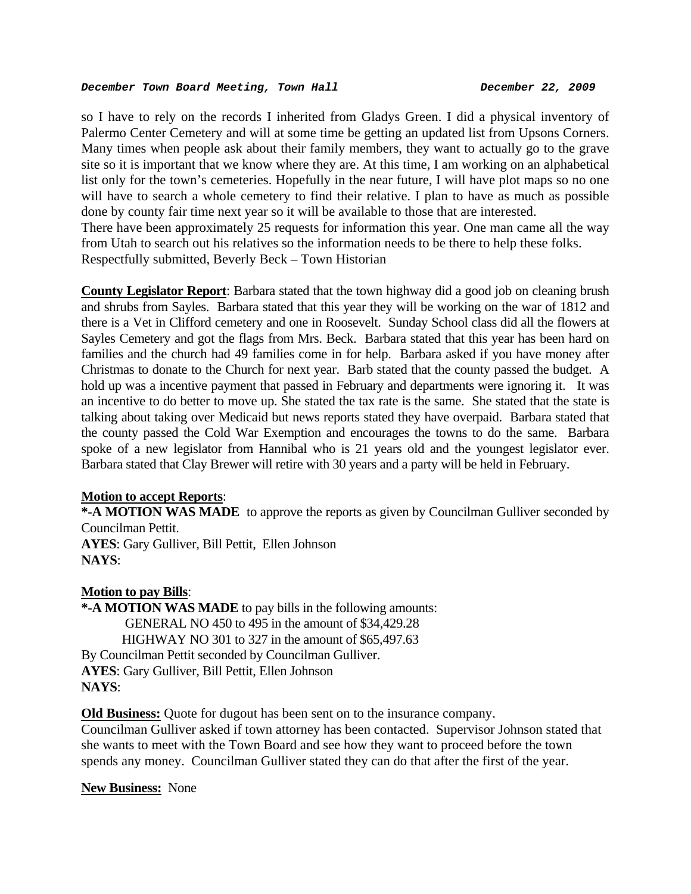so I have to rely on the records I inherited from Gladys Green. I did a physical inventory of Palermo Center Cemetery and will at some time be getting an updated list from Upsons Corners. Many times when people ask about their family members, they want to actually go to the grave site so it is important that we know where they are. At this time, I am working on an alphabetical list only for the town's cemeteries. Hopefully in the near future, I will have plot maps so no one will have to search a whole cemetery to find their relative. I plan to have as much as possible done by county fair time next year so it will be available to those that are interested.
There have been approximately 25 requests for information this year. One man came all the way from Utah to search out his relatives so the information needs to be there to help these folks.
Respectfully submitted, Beverly Beck – Town Historian

**County Legislator Report**: Barbara stated that the town highway did a good job on cleaning brush and shrubs from Sayles. Barbara stated that this year they will be working on the war of 1812 and there is a Vet in Clifford cemetery and one in Roosevelt. Sunday School class did all the flowers at Sayles Cemetery and got the flags from Mrs. Beck. Barbara stated that this year has been hard on families and the church had 49 families come in for help. Barbara asked if you have money after Christmas to donate to the Church for next year. Barb stated that the county passed the budget. A hold up was a incentive payment that passed in February and departments were ignoring it. It was an incentive to do better to move up. She stated the tax rate is the same. She stated that the state is talking about taking over Medicaid but news reports stated they have overpaid. Barbara stated that the county passed the Cold War Exemption and encourages the towns to do the same. Barbara spoke of a new legislator from Hannibal who is 21 years old and the youngest legislator ever. Barbara stated that Clay Brewer will retire with 30 years and a party will be held in February.

**Motion to accept Reports**:
**\*-A MOTION WAS MADE** to approve the reports as given by Councilman Gulliver seconded by Councilman Pettit.
**AYES**: Gary Gulliver, Bill Pettit, Ellen Johnson
**NAYS**:

**Motion to pay Bills**:
**\*-A MOTION WAS MADE** to pay bills in the following amounts:
GENERAL NO 450 to 495 in the amount of $34,429.28
HIGHWAY NO 301 to 327 in the amount of $65,497.63
By Councilman Pettit seconded by Councilman Gulliver.
**AYES**: Gary Gulliver, Bill Pettit, Ellen Johnson
**NAYS**:

**Old Business:** Quote for dugout has been sent on to the insurance company.
Councilman Gulliver asked if town attorney has been contacted. Supervisor Johnson stated that she wants to meet with the Town Board and see how they want to proceed before the town spends any money. Councilman Gulliver stated they can do that after the first of the year.

**New Business:** None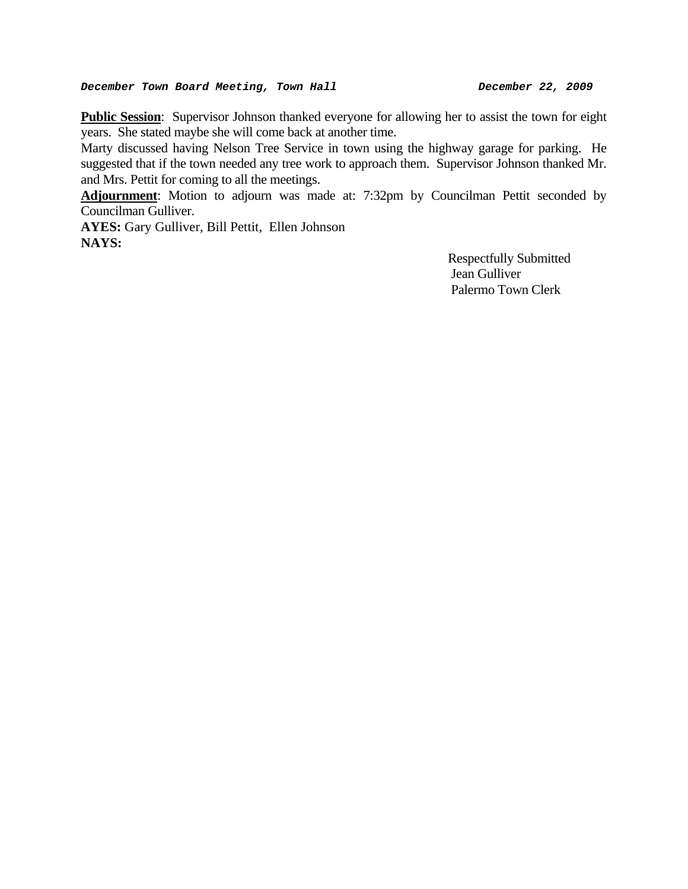***December Town Board Meeting, Town Hall*** ***December 22, 2009***

**Public Session**: Supervisor Johnson thanked everyone for allowing her to assist the town for eight years. She stated maybe she will come back at another time.

Marty discussed having Nelson Tree Service in town using the highway garage for parking. He suggested that if the town needed any tree work to approach them. Supervisor Johnson thanked Mr. and Mrs. Pettit for coming to all the meetings.

**Adjournment**: Motion to adjourn was made at: 7:32pm by Councilman Pettit seconded by Councilman Gulliver.

**AYES:** Gary Gulliver, Bill Pettit, Ellen Johnson

**NAYS:**

Respectfully Submitted
Jean Gulliver
Palermo Town Clerk